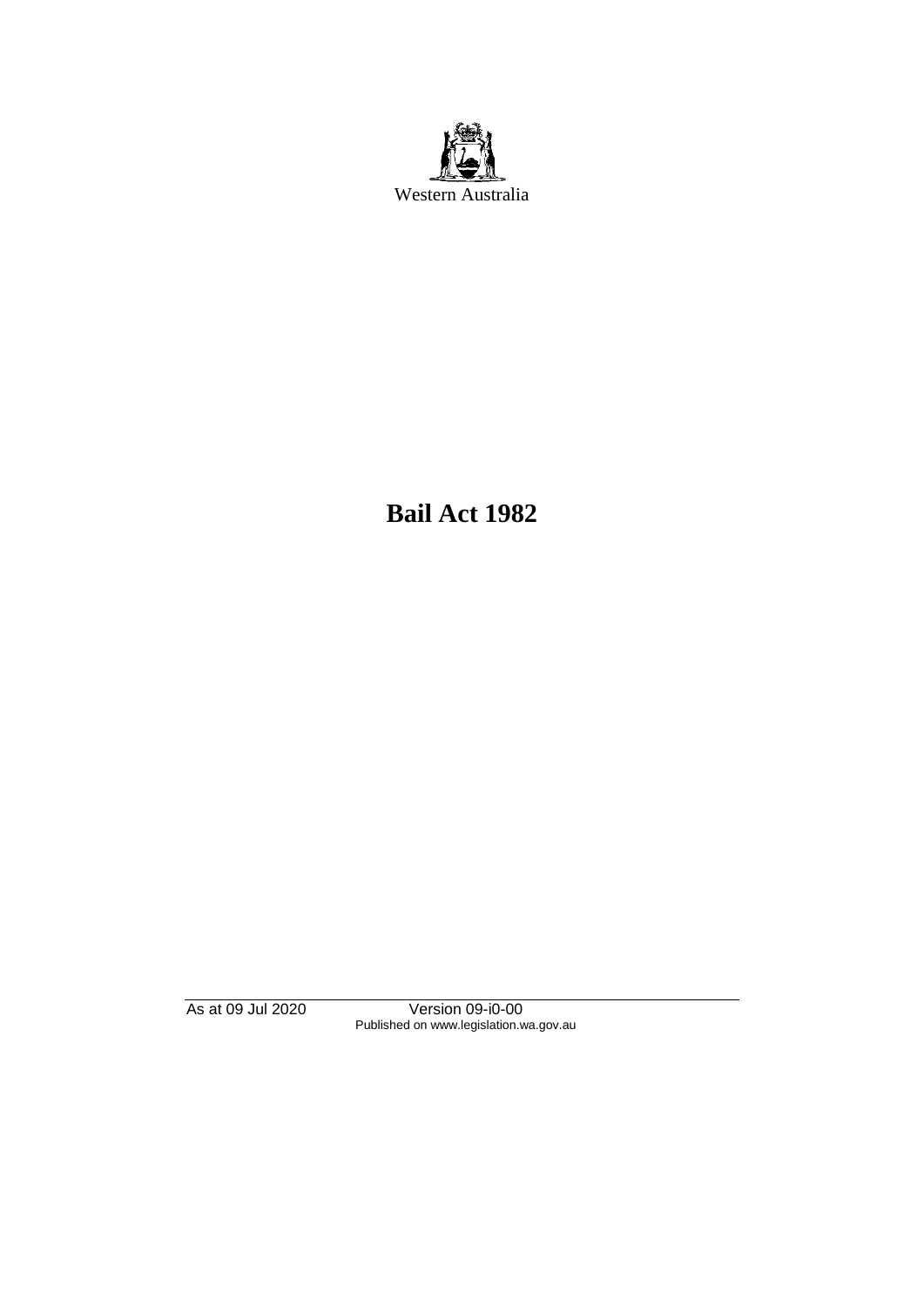Western Australia

# Bail Act 1982

As at 09 Jul 2020 Version 09-i0-00
Published on www.legislation.wa.gov.au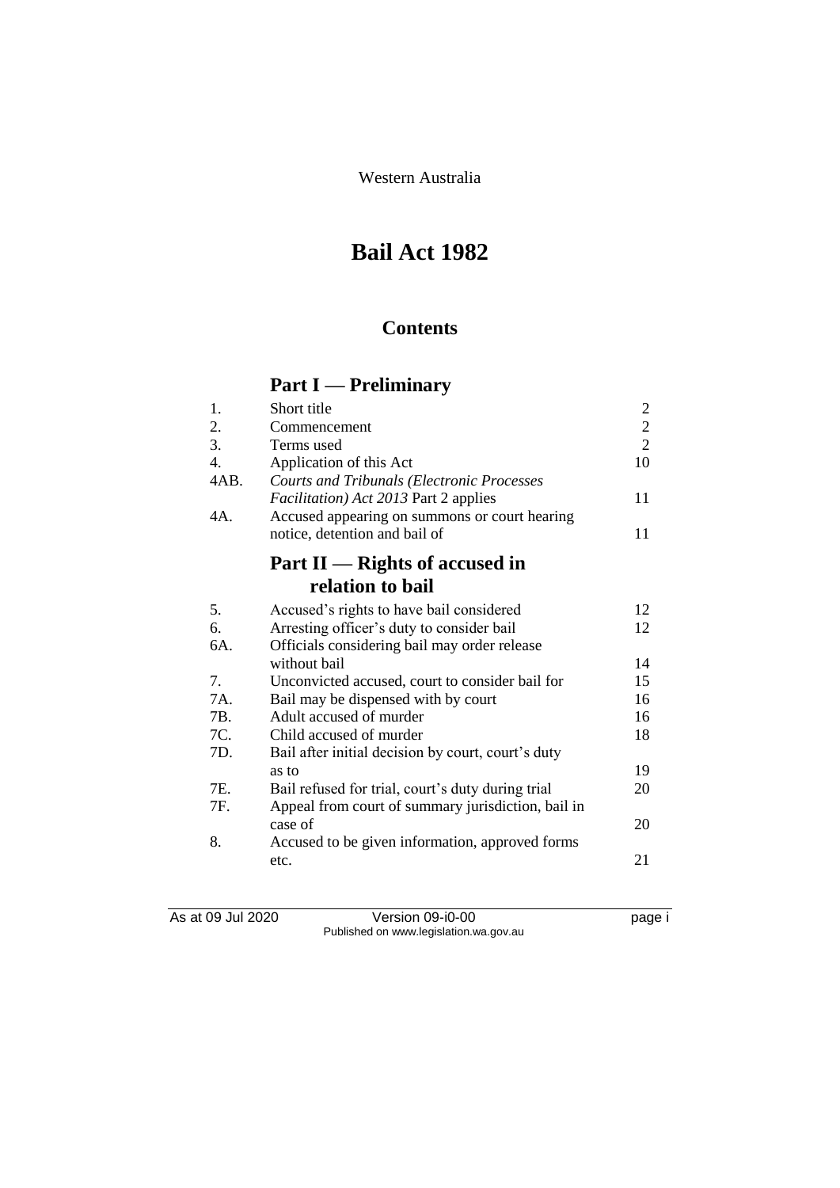Western Australia

# Bail Act 1982

## Contents

## Part I — Preliminary

| | | |
|---|---|---|
| 1. | Short title | 2 |
| 2. | Commencement | 2 |
| 3. | Terms used | 2 |
| 4. | Application of this Act | 10 |
| 4AB. | *Courts and Tribunals (Electronic Processes Facilitation) Act 2013* Part 2 applies | 11 |
| 4A. | Accused appearing on summons or court hearing notice, detention and bail of | 11 |

## Part II — Rights of accused in relation to bail

| | | |
|---|---|---|
| 5. | Accused's rights to have bail considered | 12 |
| 6. | Arresting officer's duty to consider bail | 12 |
| 6A. | Officials considering bail may order release without bail | 14 |
| 7. | Unconvicted accused, court to consider bail for | 15 |
| 7A. | Bail may be dispensed with by court | 16 |
| 7B. | Adult accused of murder | 16 |
| 7C. | Child accused of murder | 18 |
| 7D. | Bail after initial decision by court, court's duty as to | 19 |
| 7E. | Bail refused for trial, court's duty during trial | 20 |
| 7F. | Appeal from court of summary jurisdiction, bail in case of | 20 |
| 8. | Accused to be given information, approved forms etc. | 21 |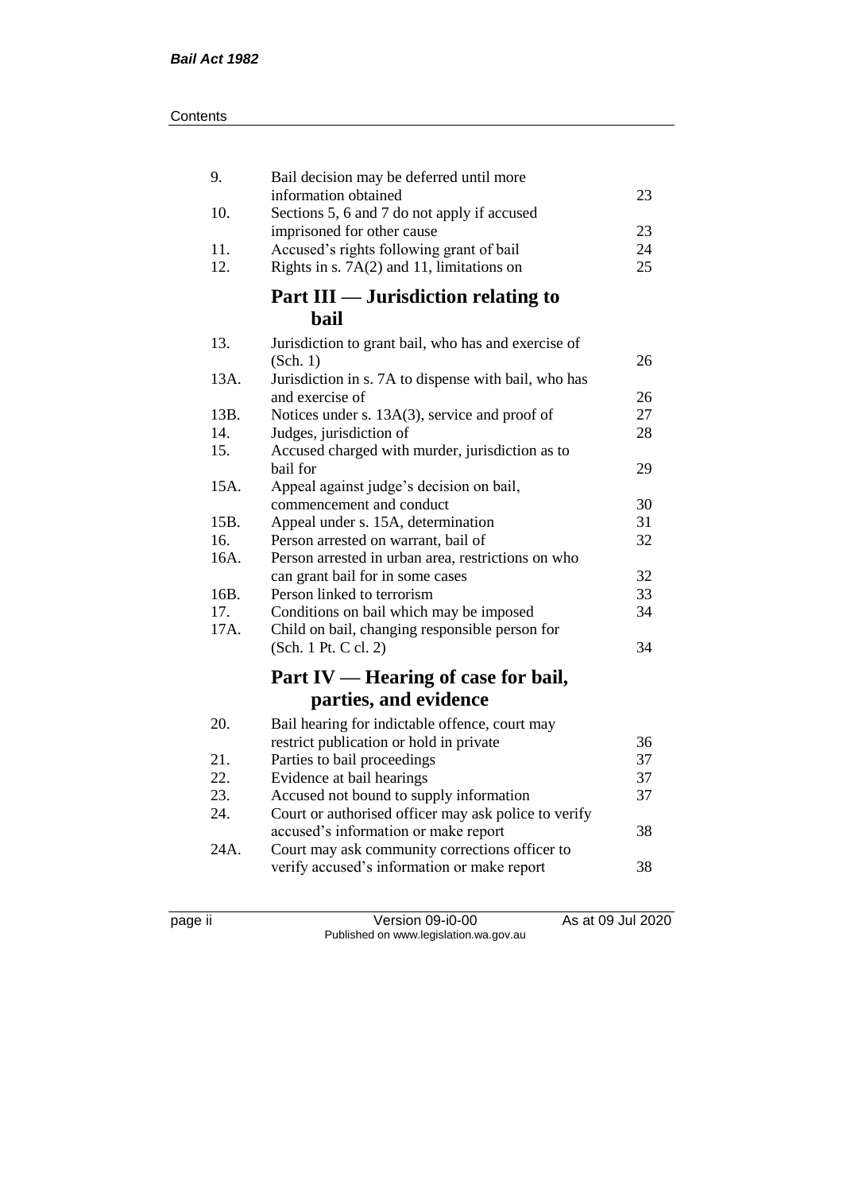| | | |
|---|---|---|
| 9. | Bail decision may be deferred until more information obtained | 23 |
| 10. | Sections 5, 6 and 7 do not apply if accused imprisoned for other cause | 23 |
| 11. | Accused's rights following grant of bail | 24 |
| 12. | Rights in s. 7A(2) and 11, limitations on | 25 |

## Part III — Jurisdiction relating to bail

| | | |
|---|---|---|
| 13. | Jurisdiction to grant bail, who has and exercise of (Sch. 1) | 26 |
| 13A. | Jurisdiction in s. 7A to dispense with bail, who has and exercise of | 26 |
| 13B. | Notices under s. 13A(3), service and proof of | 27 |
| 14. | Judges, jurisdiction of | 28 |
| 15. | Accused charged with murder, jurisdiction as to bail for | 29 |
| 15A. | Appeal against judge's decision on bail, commencement and conduct | 30 |
| 15B. | Appeal under s. 15A, determination | 31 |
| 16. | Person arrested on warrant, bail of | 32 |
| 16A. | Person arrested in urban area, restrictions on who can grant bail for in some cases | 32 |
| 16B. | Person linked to terrorism | 33 |
| 17. | Conditions on bail which may be imposed | 34 |
| 17A. | Child on bail, changing responsible person for (Sch. 1 Pt. C cl. 2) | 34 |

## Part IV — Hearing of case for bail, parties, and evidence

| | | |
|---|---|---|
| 20. | Bail hearing for indictable offence, court may restrict publication or hold in private | 36 |
| 21. | Parties to bail proceedings | 37 |
| 22. | Evidence at bail hearings | 37 |
| 23. | Accused not bound to supply information | 37 |
| 24. | Court or authorised officer may ask police to verify accused's information or make report | 38 |
| 24A. | Court may ask community corrections officer to verify accused's information or make report | 38 |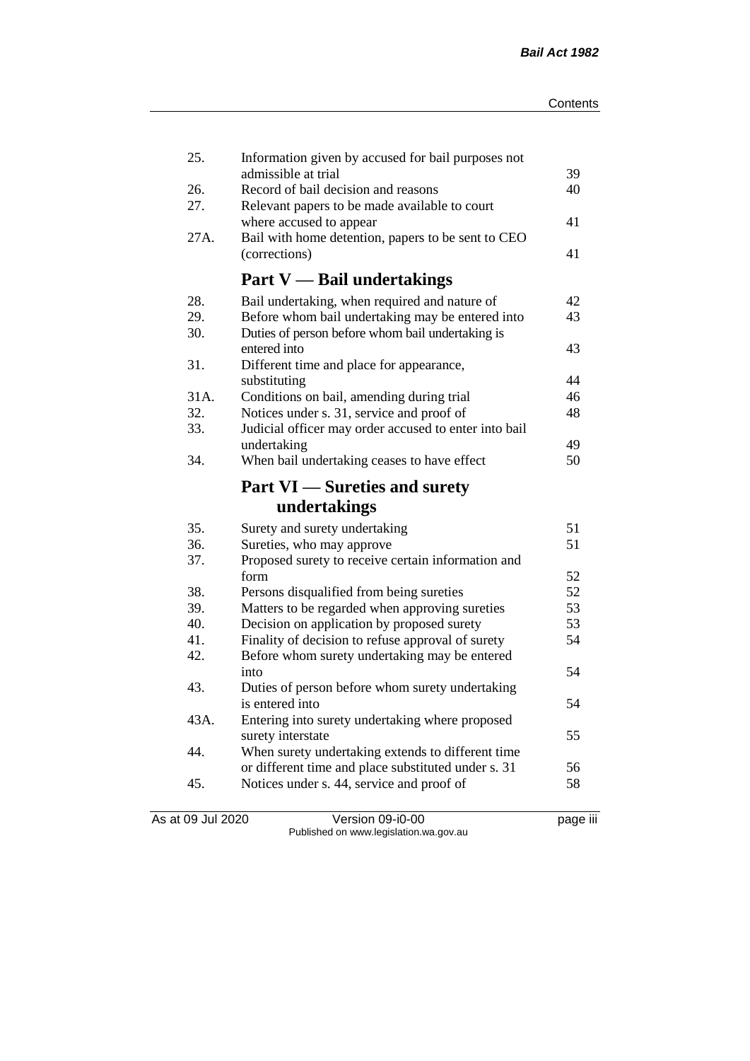| | | |
|---|---|---|
| 25. | Information given by accused for bail purposes not admissible at trial | 39 |
| 26. | Record of bail decision and reasons | 40 |
| 27. | Relevant papers to be made available to court where accused to appear | 41 |
| 27A. | Bail with home detention, papers to be sent to CEO (corrections) | 41 |

## Part V — Bail undertakings

| | | |
|---|---|---|
| 28. | Bail undertaking, when required and nature of | 42 |
| 29. | Before whom bail undertaking may be entered into | 43 |
| 30. | Duties of person before whom bail undertaking is entered into | 43 |
| 31. | Different time and place for appearance, substituting | 44 |
| 31A. | Conditions on bail, amending during trial | 46 |
| 32. | Notices under s. 31, service and proof of | 48 |
| 33. | Judicial officer may order accused to enter into bail undertaking | 49 |
| 34. | When bail undertaking ceases to have effect | 50 |

## Part VI — Sureties and surety undertakings

| | | |
|---|---|---|
| 35. | Surety and surety undertaking | 51 |
| 36. | Sureties, who may approve | 51 |
| 37. | Proposed surety to receive certain information and form | 52 |
| 38. | Persons disqualified from being sureties | 52 |
| 39. | Matters to be regarded when approving sureties | 53 |
| 40. | Decision on application by proposed surety | 53 |
| 41. | Finality of decision to refuse approval of surety | 54 |
| 42. | Before whom surety undertaking may be entered into | 54 |
| 43. | Duties of person before whom surety undertaking is entered into | 54 |
| 43A. | Entering into surety undertaking where proposed surety interstate | 55 |
| 44. | When surety undertaking extends to different time or different time and place substituted under s. 31 | 56 |
| 45. | Notices under s. 44, service and proof of | 58 |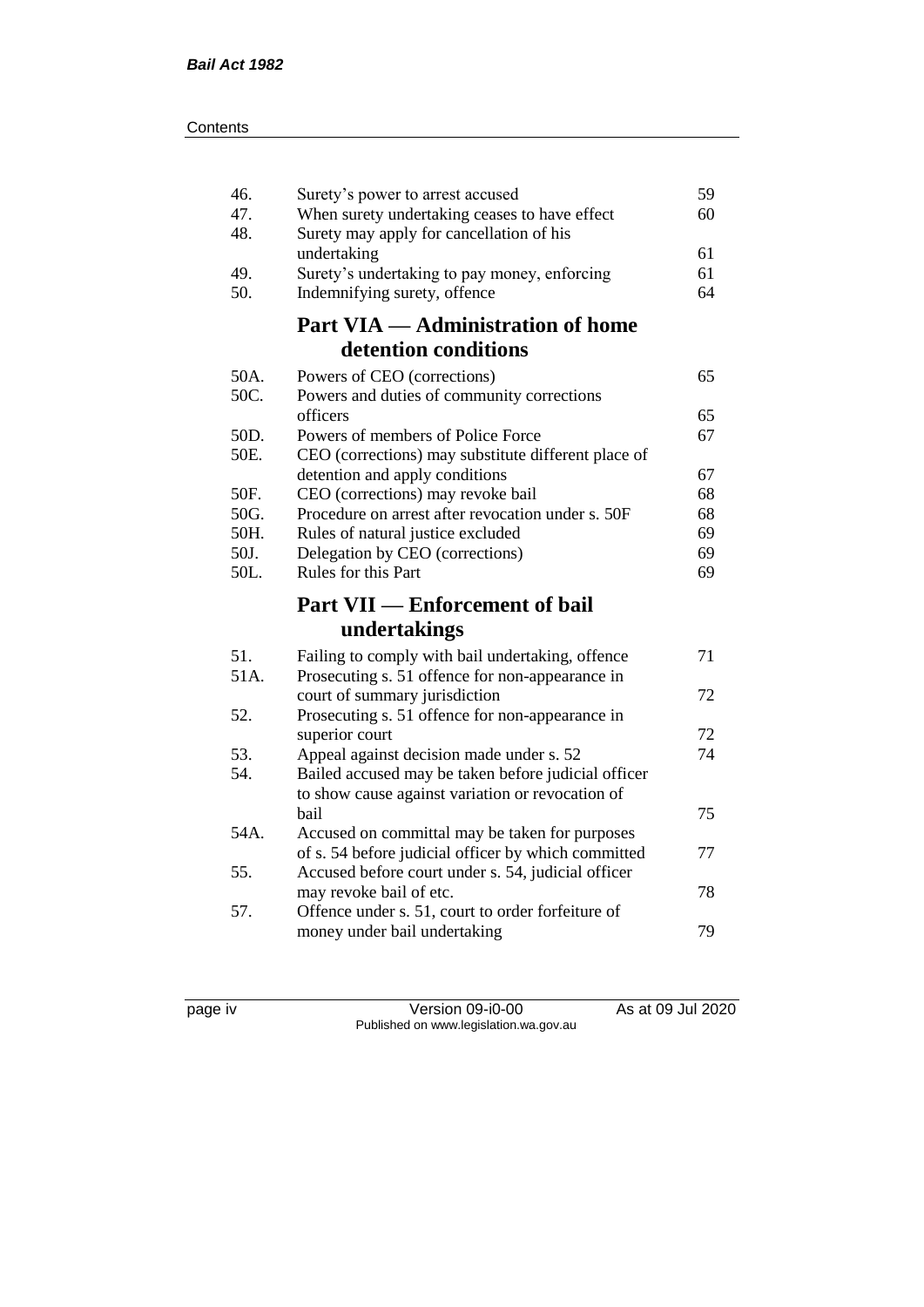| | | |
|---|---|---|
| 46. | Surety's power to arrest accused | 59 |
| 47. | When surety undertaking ceases to have effect | 60 |
| 48. | Surety may apply for cancellation of his undertaking | 61 |
| 49. | Surety's undertaking to pay money, enforcing | 61 |
| 50. | Indemnifying surety, offence | 64 |

## Part VIA — Administration of home detention conditions

| | | |
|---|---|---|
| 50A. | Powers of CEO (corrections) | 65 |
| 50C. | Powers and duties of community corrections officers | 65 |
| 50D. | Powers of members of Police Force | 67 |
| 50E. | CEO (corrections) may substitute different place of detention and apply conditions | 67 |
| 50F. | CEO (corrections) may revoke bail | 68 |
| 50G. | Procedure on arrest after revocation under s. 50F | 68 |
| 50H. | Rules of natural justice excluded | 69 |
| 50J. | Delegation by CEO (corrections) | 69 |
| 50L. | Rules for this Part | 69 |

## Part VII — Enforcement of bail undertakings

| | | |
|---|---|---|
| 51. | Failing to comply with bail undertaking, offence | 71 |
| 51A. | Prosecuting s. 51 offence for non-appearance in court of summary jurisdiction | 72 |
| 52. | Prosecuting s. 51 offence for non-appearance in superior court | 72 |
| 53. | Appeal against decision made under s. 52 | 74 |
| 54. | Bailed accused may be taken before judicial officer to show cause against variation or revocation of bail | 75 |
| 54A. | Accused on committal may be taken for purposes of s. 54 before judicial officer by which committed | 77 |
| 55. | Accused before court under s. 54, judicial officer may revoke bail of etc. | 78 |
| 57. | Offence under s. 51, court to order forfeiture of money under bail undertaking | 79 |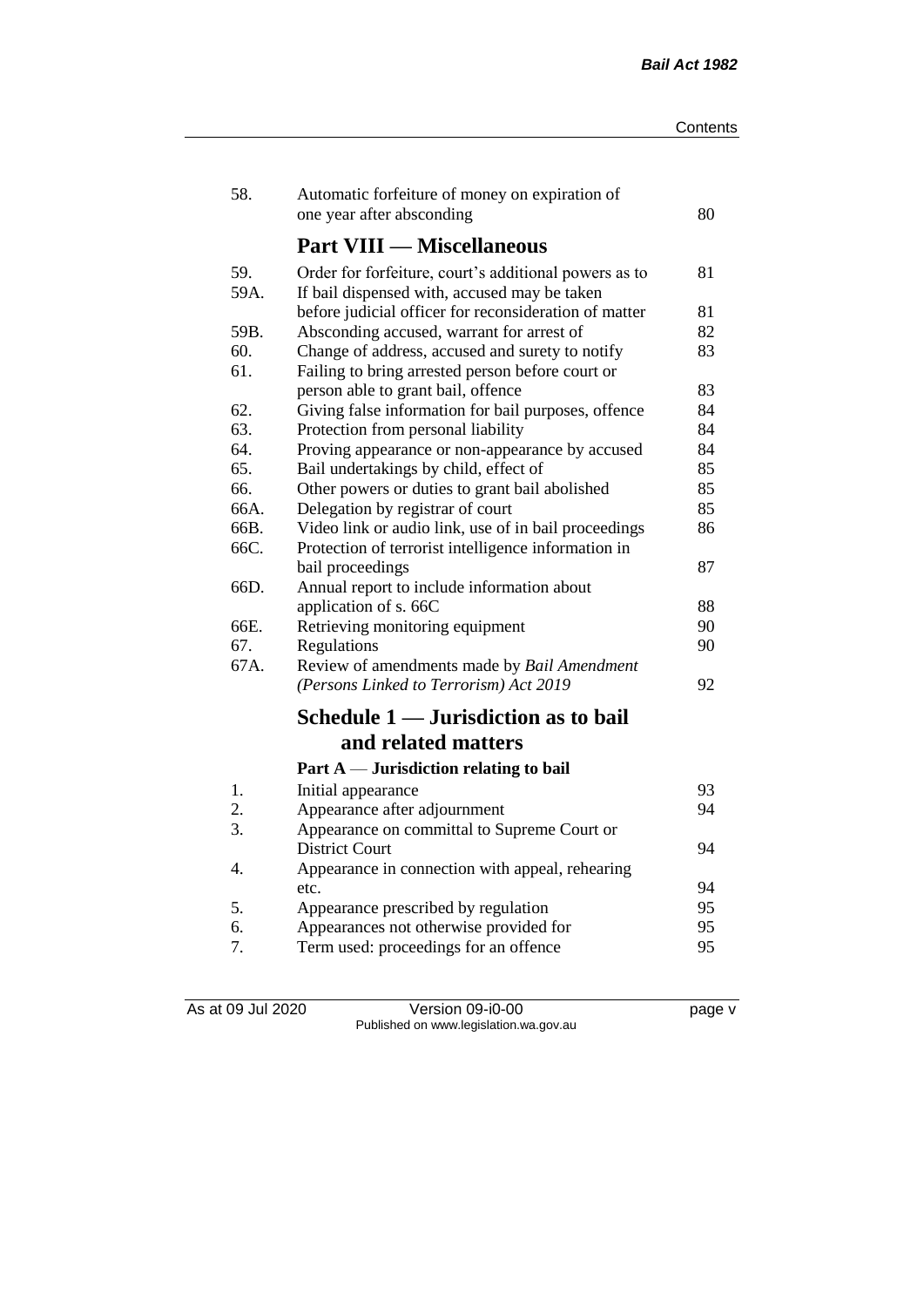| | | |
|---|---|---|
| 58. | Automatic forfeiture of money on expiration of one year after absconding | 80 |

## Part VIII — Miscellaneous

| | | |
|---|---|---|
| 59. | Order for forfeiture, court's additional powers as to | 81 |
| 59A. | If bail dispensed with, accused may be taken before judicial officer for reconsideration of matter | 81 |
| 59B. | Absconding accused, warrant for arrest of | 82 |
| 60. | Change of address, accused and surety to notify | 83 |
| 61. | Failing to bring arrested person before court or person able to grant bail, offence | 83 |
| 62. | Giving false information for bail purposes, offence | 84 |
| 63. | Protection from personal liability | 84 |
| 64. | Proving appearance or non-appearance by accused | 84 |
| 65. | Bail undertakings by child, effect of | 85 |
| 66. | Other powers or duties to grant bail abolished | 85 |
| 66A. | Delegation by registrar of court | 85 |
| 66B. | Video link or audio link, use of in bail proceedings | 86 |
| 66C. | Protection of terrorist intelligence information in bail proceedings | 87 |
| 66D. | Annual report to include information about application of s. 66C | 88 |
| 66E. | Retrieving monitoring equipment | 90 |
| 67. | Regulations | 90 |
| 67A. | Review of amendments made by *Bail Amendment (Persons Linked to Terrorism) Act 2019* | 92 |

## Schedule 1 — Jurisdiction as to bail and related matters

### Part A — Jurisdiction relating to bail

| | | |
|---|---|---|
| 1. | Initial appearance | 93 |
| 2. | Appearance after adjournment | 94 |
| 3. | Appearance on committal to Supreme Court or District Court | 94 |
| 4. | Appearance in connection with appeal, rehearing etc. | 94 |
| 5. | Appearance prescribed by regulation | 95 |
| 6. | Appearances not otherwise provided for | 95 |
| 7. | Term used: proceedings for an offence | 95 |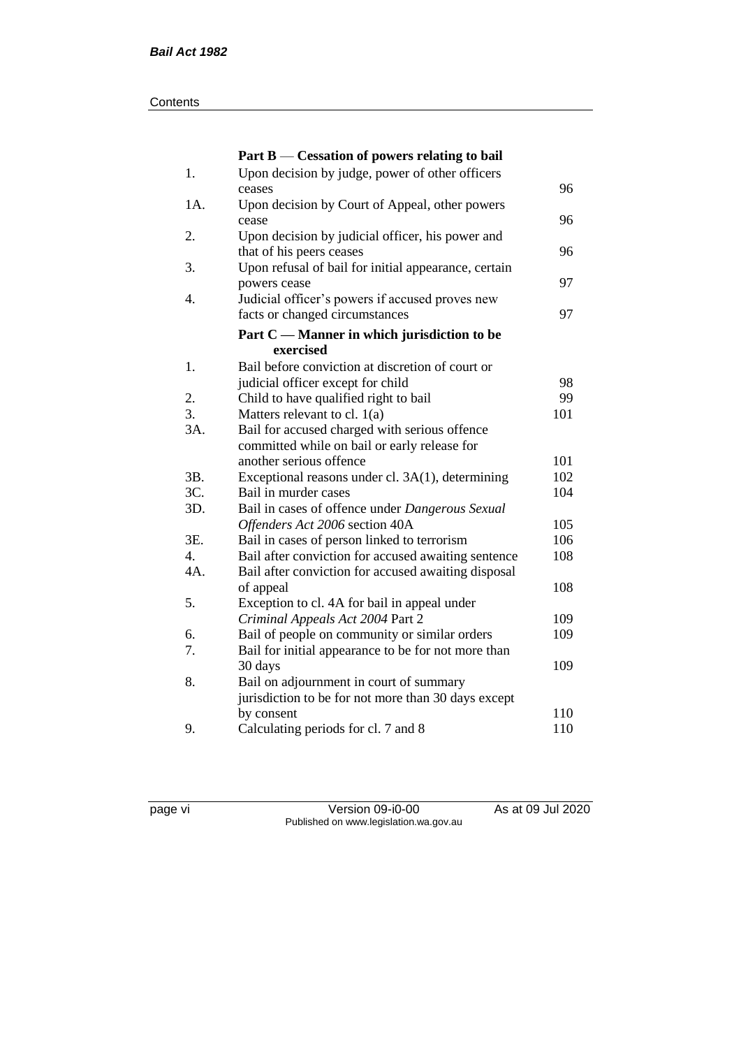## Part B — Cessation of powers relating to bail

| | | |
|---|---|---|
| 1. | Upon decision by judge, power of other officers ceases | 96 |
| 1A. | Upon decision by Court of Appeal, other powers cease | 96 |
| 2. | Upon decision by judicial officer, his power and that of his peers ceases | 96 |
| 3. | Upon refusal of bail for initial appearance, certain powers cease | 97 |
| 4. | Judicial officer's powers if accused proves new facts or changed circumstances | 97 |

## Part C — Manner in which jurisdiction to be exercised

| | | |
|---|---|---|
| 1. | Bail before conviction at discretion of court or judicial officer except for child | 98 |
| 2. | Child to have qualified right to bail | 99 |
| 3. | Matters relevant to cl. 1(a) | 101 |
| 3A. | Bail for accused charged with serious offence committed while on bail or early release for another serious offence | 101 |
| 3B. | Exceptional reasons under cl. 3A(1), determining | 102 |
| 3C. | Bail in murder cases | 104 |
| 3D. | Bail in cases of offence under *Dangerous Sexual Offenders Act 2006* section 40A | 105 |
| 3E. | Bail in cases of person linked to terrorism | 106 |
| 4. | Bail after conviction for accused awaiting sentence | 108 |
| 4A. | Bail after conviction for accused awaiting disposal of appeal | 108 |
| 5. | Exception to cl. 4A for bail in appeal under *Criminal Appeals Act 2004* Part 2 | 109 |
| 6. | Bail of people on community or similar orders | 109 |
| 7. | Bail for initial appearance to be for not more than 30 days | 109 |
| 8. | Bail on adjournment in court of summary jurisdiction to be for not more than 30 days except by consent | 110 |
| 9. | Calculating periods for cl. 7 and 8 | 110 |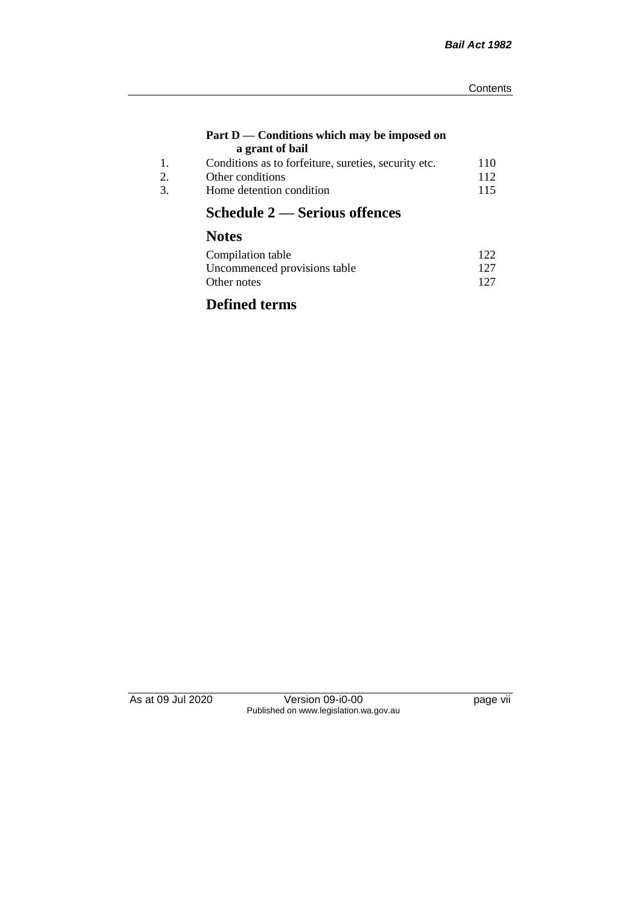**Part D — Conditions which may be imposed on a grant of bail**

| | | |
|---|---|---|
| 1. | Conditions as to forfeiture, sureties, security etc. | 110 |
| 2. | Other conditions | 112 |
| 3. | Home detention condition | 115 |

## Schedule 2 — Serious offences

## Notes

| | |
|---|---|
| Compilation table | 122 |
| Uncommenced provisions table | 127 |
| Other notes | 127 |

## Defined terms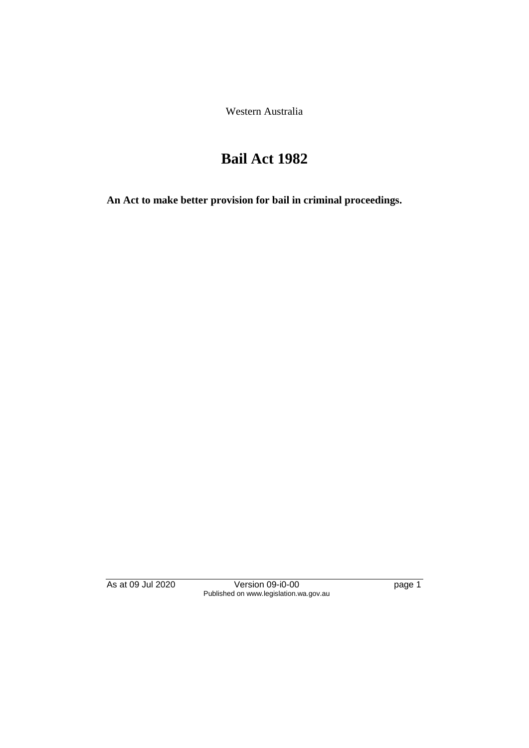Western Australia

# Bail Act 1982

**An Act to make better provision for bail in criminal proceedings.**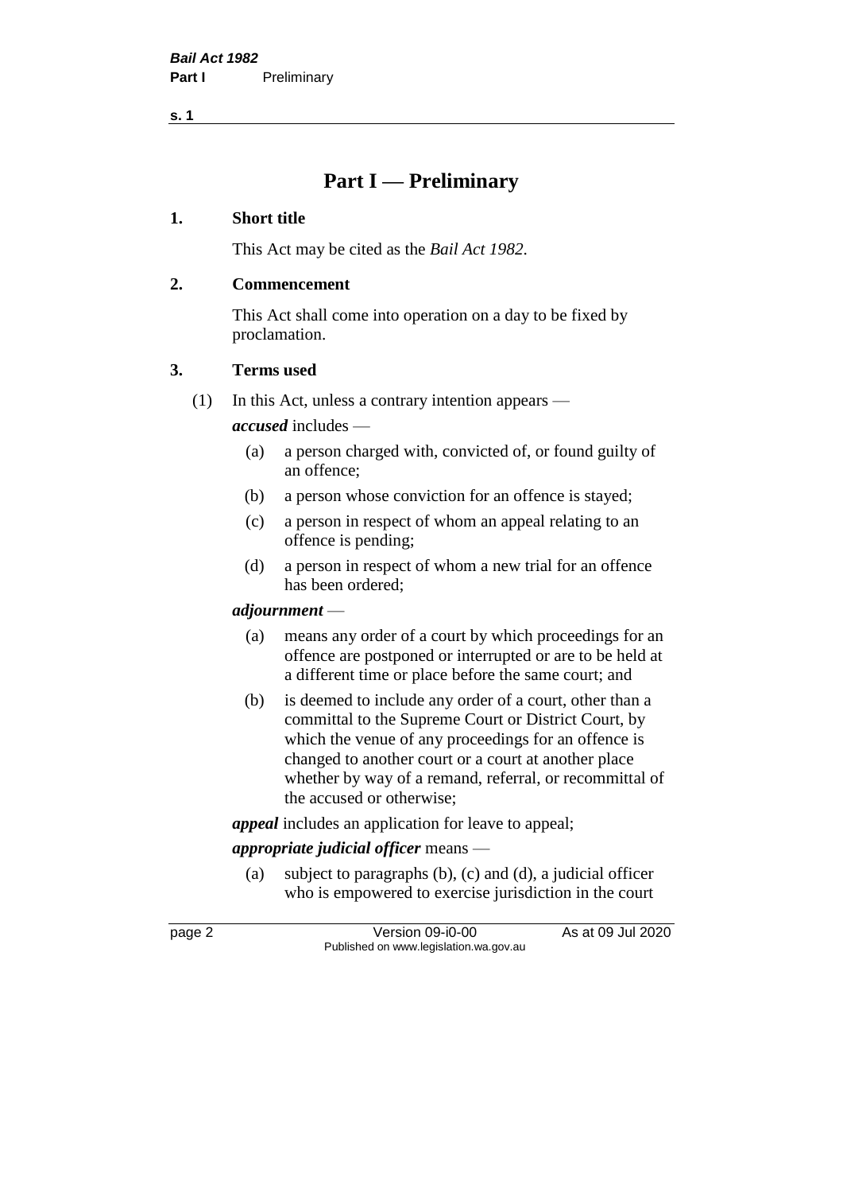# Part I — Preliminary

## 1. Short title

This Act may be cited as the *Bail Act 1982*.

## 2. Commencement

This Act shall come into operation on a day to be fixed by proclamation.

## 3. Terms used

(1) In this Act, unless a contrary intention appears —

***accused*** includes —

- (a) a person charged with, convicted of, or found guilty of an offence;
- (b) a person whose conviction for an offence is stayed;
- (c) a person in respect of whom an appeal relating to an offence is pending;
- (d) a person in respect of whom a new trial for an offence has been ordered;

***adjournment*** —

- (a) means any order of a court by which proceedings for an offence are postponed or interrupted or are to be held at a different time or place before the same court; and
- (b) is deemed to include any order of a court, other than a committal to the Supreme Court or District Court, by which the venue of any proceedings for an offence is changed to another court or a court at another place whether by way of a remand, referral, or recommittal of the accused or otherwise;

***appeal*** includes an application for leave to appeal;

***appropriate judicial officer*** means —

- (a) subject to paragraphs (b), (c) and (d), a judicial officer who is empowered to exercise jurisdiction in the court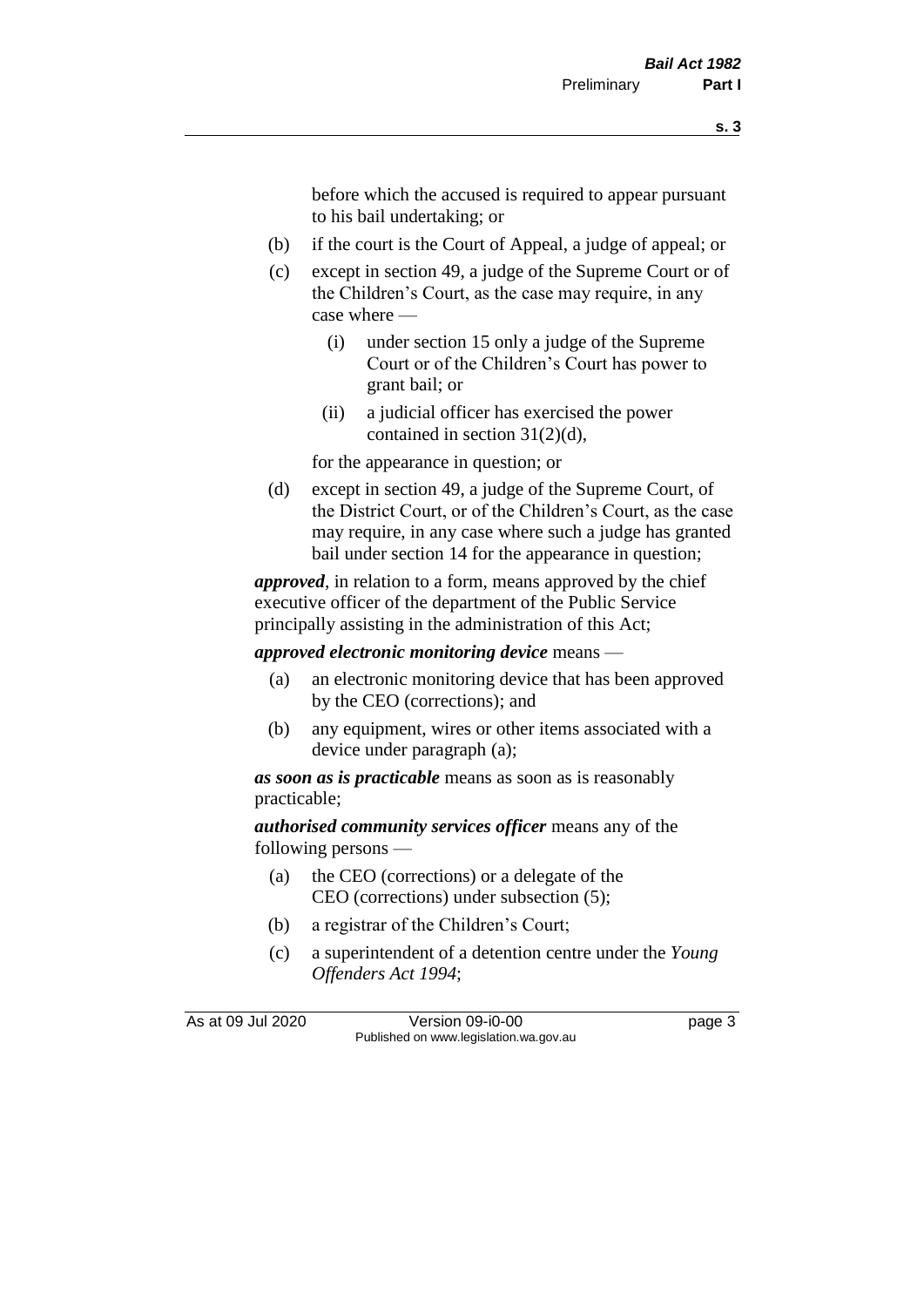before which the accused is required to appear pursuant to his bail undertaking; or

- (b) if the court is the Court of Appeal, a judge of appeal; or
- (c) except in section 49, a judge of the Supreme Court or of the Children's Court, as the case may require, in any case where —
  - (i) under section 15 only a judge of the Supreme Court or of the Children's Court has power to grant bail; or
  - (ii) a judicial officer has exercised the power contained in section 31(2)(d),

  for the appearance in question; or
- (d) except in section 49, a judge of the Supreme Court, of the District Court, or of the Children's Court, as the case may require, in any case where such a judge has granted bail under section 14 for the appearance in question;

***approved***, in relation to a form, means approved by the chief executive officer of the department of the Public Service principally assisting in the administration of this Act;

***approved electronic monitoring device*** means —

- (a) an electronic monitoring device that has been approved by the CEO (corrections); and
- (b) any equipment, wires or other items associated with a device under paragraph (a);

***as soon as is practicable*** means as soon as is reasonably practicable;

***authorised community services officer*** means any of the following persons —

- (a) the CEO (corrections) or a delegate of the CEO (corrections) under subsection (5);
- (b) a registrar of the Children's Court;
- (c) a superintendent of a detention centre under the *Young Offenders Act 1994*;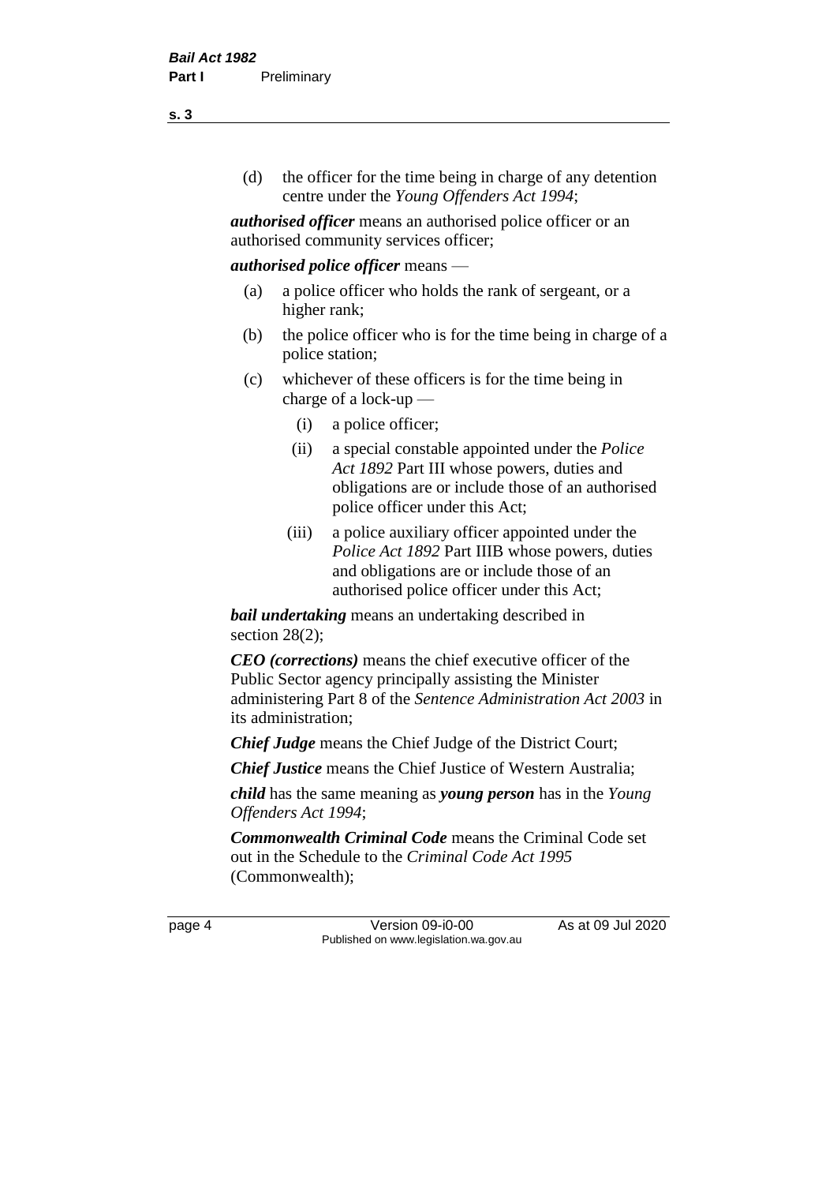(d) the officer for the time being in charge of any detention centre under the *Young Offenders Act 1994*;

***authorised officer*** means an authorised police officer or an authorised community services officer;

***authorised police officer*** means —

(a) a police officer who holds the rank of sergeant, or a higher rank;

(b) the police officer who is for the time being in charge of a police station;

(c) whichever of these officers is for the time being in charge of a lock-up —

   (i) a police officer;

   (ii) a special constable appointed under the *Police Act 1892* Part III whose powers, duties and obligations are or include those of an authorised police officer under this Act;

   (iii) a police auxiliary officer appointed under the *Police Act 1892* Part IIIB whose powers, duties and obligations are or include those of an authorised police officer under this Act;

***bail undertaking*** means an undertaking described in section 28(2);

***CEO (corrections)*** means the chief executive officer of the Public Sector agency principally assisting the Minister administering Part 8 of the *Sentence Administration Act 2003* in its administration;

***Chief Judge*** means the Chief Judge of the District Court;

***Chief Justice*** means the Chief Justice of Western Australia;

***child*** has the same meaning as ***young person*** has in the *Young Offenders Act 1994*;

***Commonwealth Criminal Code*** means the Criminal Code set out in the Schedule to the *Criminal Code Act 1995* (Commonwealth);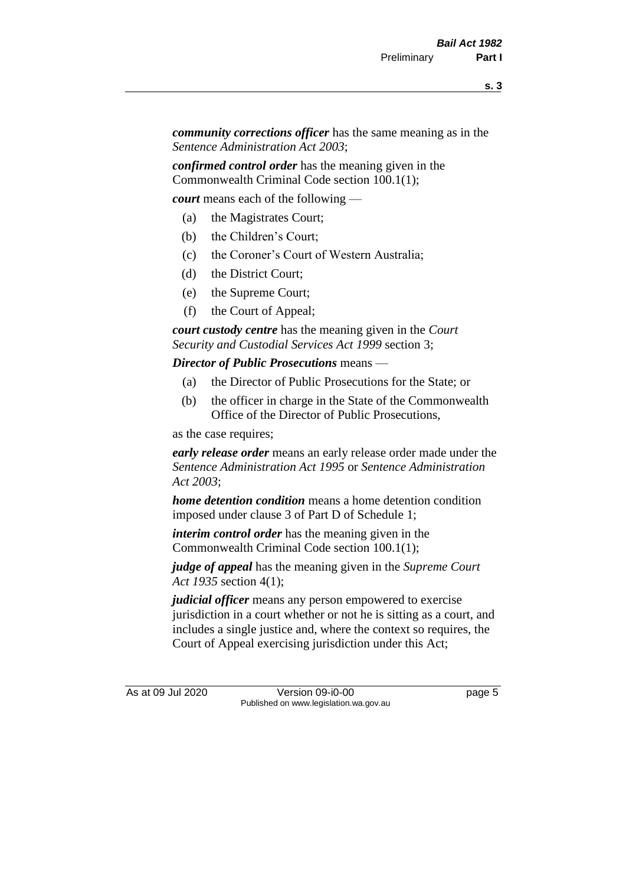***community corrections officer*** has the same meaning as in the *Sentence Administration Act 2003*;

***confirmed control order*** has the meaning given in the Commonwealth Criminal Code section 100.1(1);

***court*** means each of the following —

- (a) the Magistrates Court;
- (b) the Children's Court;
- (c) the Coroner's Court of Western Australia;
- (d) the District Court;
- (e) the Supreme Court;
- (f) the Court of Appeal;

***court custody centre*** has the meaning given in the *Court Security and Custodial Services Act 1999* section 3;

***Director of Public Prosecutions*** means —

- (a) the Director of Public Prosecutions for the State; or
- (b) the officer in charge in the State of the Commonwealth Office of the Director of Public Prosecutions,

as the case requires;

***early release order*** means an early release order made under the *Sentence Administration Act 1995* or *Sentence Administration Act 2003*;

***home detention condition*** means a home detention condition imposed under clause 3 of Part D of Schedule 1;

***interim control order*** has the meaning given in the Commonwealth Criminal Code section 100.1(1);

***judge of appeal*** has the meaning given in the *Supreme Court Act 1935* section 4(1);

***judicial officer*** means any person empowered to exercise jurisdiction in a court whether or not he is sitting as a court, and includes a single justice and, where the context so requires, the Court of Appeal exercising jurisdiction under this Act;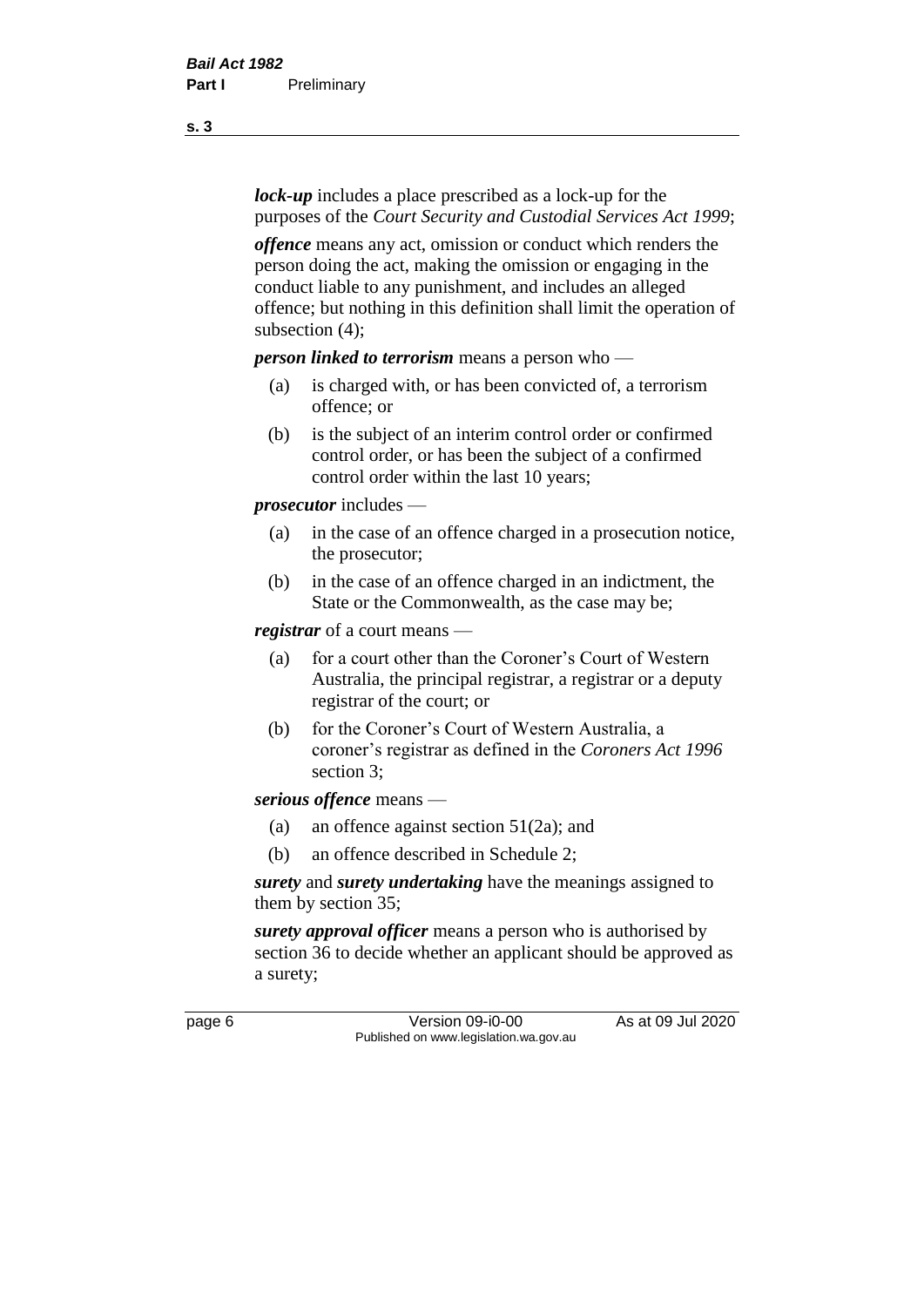***lock-up*** includes a place prescribed as a lock-up for the purposes of the *Court Security and Custodial Services Act 1999*;

***offence*** means any act, omission or conduct which renders the person doing the act, making the omission or engaging in the conduct liable to any punishment, and includes an alleged offence; but nothing in this definition shall limit the operation of subsection (4);

***person linked to terrorism*** means a person who —

- (a) is charged with, or has been convicted of, a terrorism offence; or
- (b) is the subject of an interim control order or confirmed control order, or has been the subject of a confirmed control order within the last 10 years;

***prosecutor*** includes —

- (a) in the case of an offence charged in a prosecution notice, the prosecutor;
- (b) in the case of an offence charged in an indictment, the State or the Commonwealth, as the case may be;

***registrar*** of a court means —

- (a) for a court other than the Coroner's Court of Western Australia, the principal registrar, a registrar or a deputy registrar of the court; or
- (b) for the Coroner's Court of Western Australia, a coroner's registrar as defined in the *Coroners Act 1996* section 3;

***serious offence*** means —

- (a) an offence against section 51(2a); and
- (b) an offence described in Schedule 2;

***surety*** and ***surety undertaking*** have the meanings assigned to them by section 35;

***surety approval officer*** means a person who is authorised by section 36 to decide whether an applicant should be approved as a surety;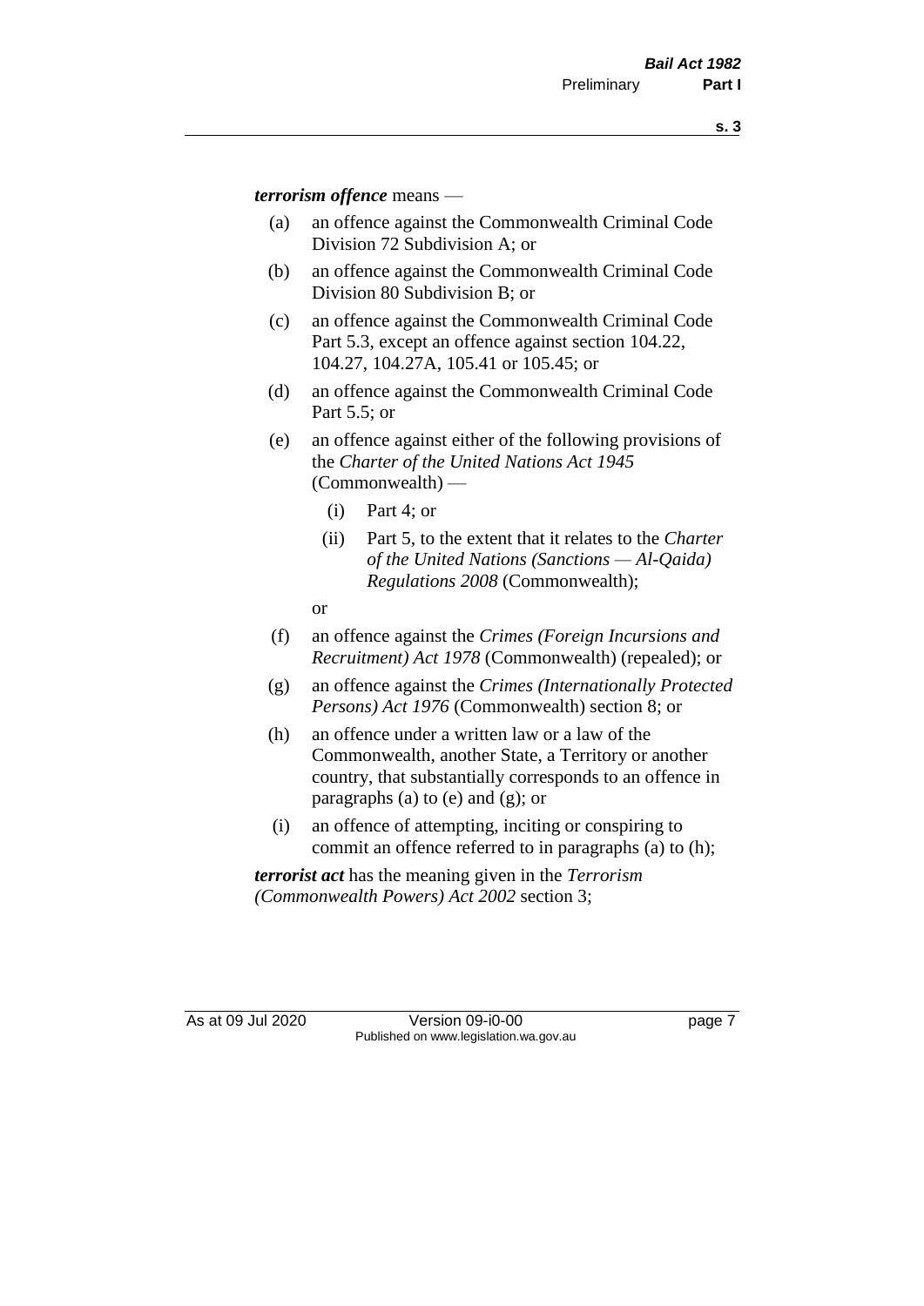***terrorism offence*** means —

(a) an offence against the Commonwealth Criminal Code Division 72 Subdivision A; or

(b) an offence against the Commonwealth Criminal Code Division 80 Subdivision B; or

(c) an offence against the Commonwealth Criminal Code Part 5.3, except an offence against section 104.22, 104.27, 104.27A, 105.41 or 105.45; or

(d) an offence against the Commonwealth Criminal Code Part 5.5; or

(e) an offence against either of the following provisions of the *Charter of the United Nations Act 1945* (Commonwealth) —

   (i) Part 4; or

   (ii) Part 5, to the extent that it relates to the *Charter of the United Nations (Sanctions — Al-Qaida) Regulations 2008* (Commonwealth);

   or

(f) an offence against the *Crimes (Foreign Incursions and Recruitment) Act 1978* (Commonwealth) (repealed); or

(g) an offence against the *Crimes (Internationally Protected Persons) Act 1976* (Commonwealth) section 8; or

(h) an offence under a written law or a law of the Commonwealth, another State, a Territory or another country, that substantially corresponds to an offence in paragraphs (a) to (e) and (g); or

(i) an offence of attempting, inciting or conspiring to commit an offence referred to in paragraphs (a) to (h);

***terrorist act*** has the meaning given in the *Terrorism (Commonwealth Powers) Act 2002* section 3;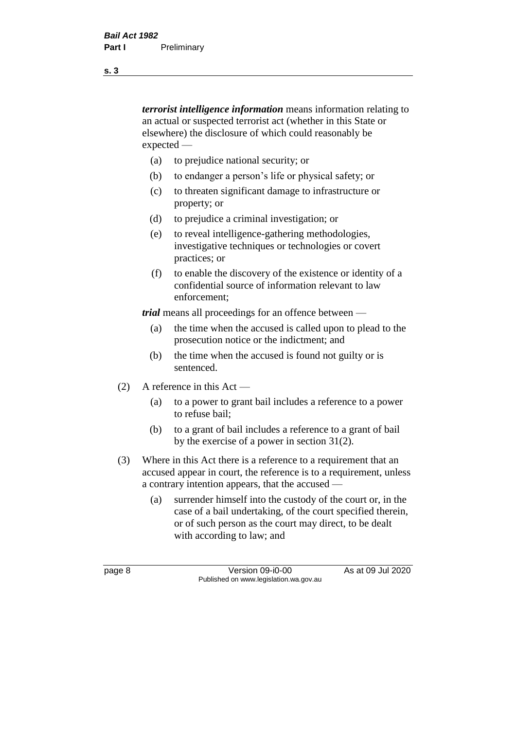***terrorist intelligence information*** means information relating to an actual or suspected terrorist act (whether in this State or elsewhere) the disclosure of which could reasonably be expected —

(a) to prejudice national security; or

(b) to endanger a person's life or physical safety; or

(c) to threaten significant damage to infrastructure or property; or

(d) to prejudice a criminal investigation; or

(e) to reveal intelligence-gathering methodologies, investigative techniques or technologies or covert practices; or

(f) to enable the discovery of the existence or identity of a confidential source of information relevant to law enforcement;

***trial*** means all proceedings for an offence between —

(a) the time when the accused is called upon to plead to the prosecution notice or the indictment; and

(b) the time when the accused is found not guilty or is sentenced.

(2) A reference in this Act —

(a) to a power to grant bail includes a reference to a power to refuse bail;

(b) to a grant of bail includes a reference to a grant of bail by the exercise of a power in section 31(2).

(3) Where in this Act there is a reference to a requirement that an accused appear in court, the reference is to a requirement, unless a contrary intention appears, that the accused —

(a) surrender himself into the custody of the court or, in the case of a bail undertaking, of the court specified therein, or of such person as the court may direct, to be dealt with according to law; and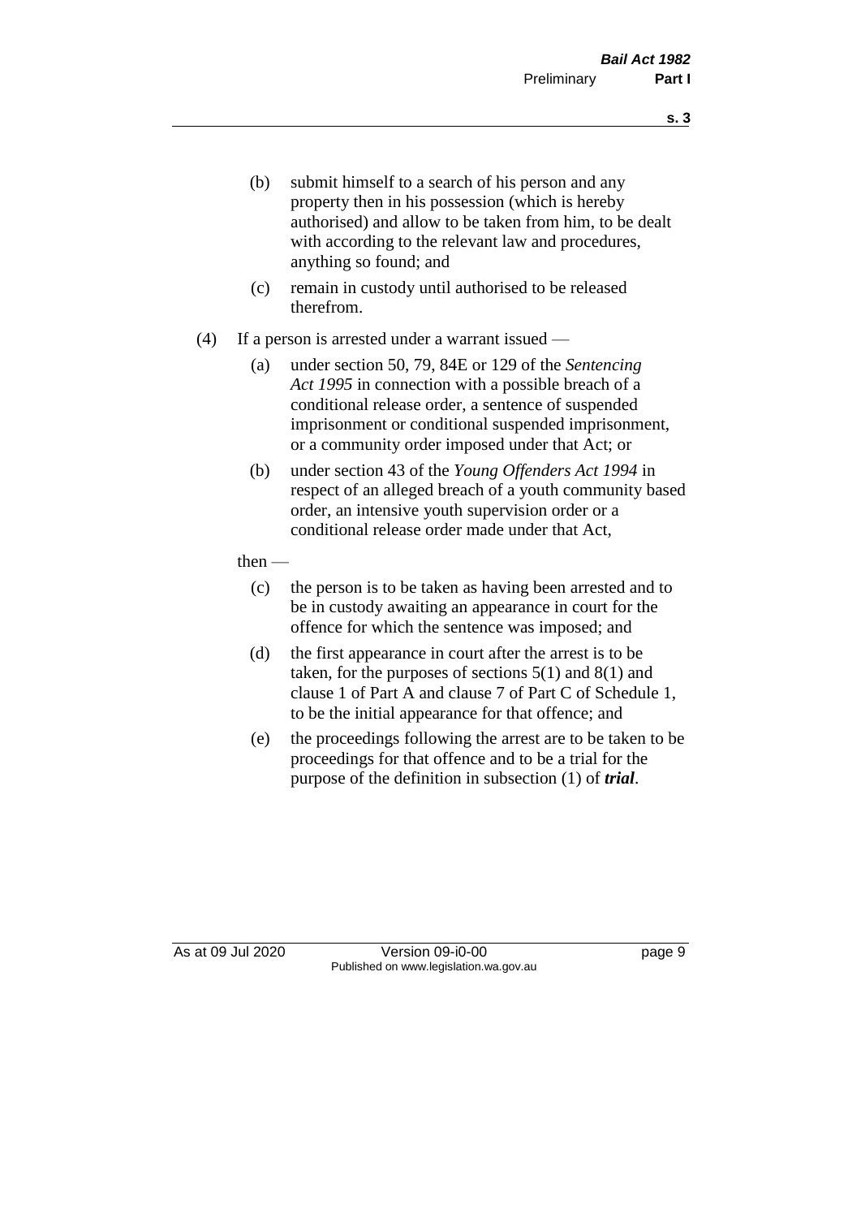(b) submit himself to a search of his person and any property then in his possession (which is hereby authorised) and allow to be taken from him, to be dealt with according to the relevant law and procedures, anything so found; and

(c) remain in custody until authorised to be released therefrom.

(4) If a person is arrested under a warrant issued —

(a) under section 50, 79, 84E or 129 of the *Sentencing Act 1995* in connection with a possible breach of a conditional release order, a sentence of suspended imprisonment or conditional suspended imprisonment, or a community order imposed under that Act; or

(b) under section 43 of the *Young Offenders Act 1994* in respect of an alleged breach of a youth community based order, an intensive youth supervision order or a conditional release order made under that Act,

then —

(c) the person is to be taken as having been arrested and to be in custody awaiting an appearance in court for the offence for which the sentence was imposed; and

(d) the first appearance in court after the arrest is to be taken, for the purposes of sections 5(1) and 8(1) and clause 1 of Part A and clause 7 of Part C of Schedule 1, to be the initial appearance for that offence; and

(e) the proceedings following the arrest are to be taken to be proceedings for that offence and to be a trial for the purpose of the definition in subsection (1) of ***trial***.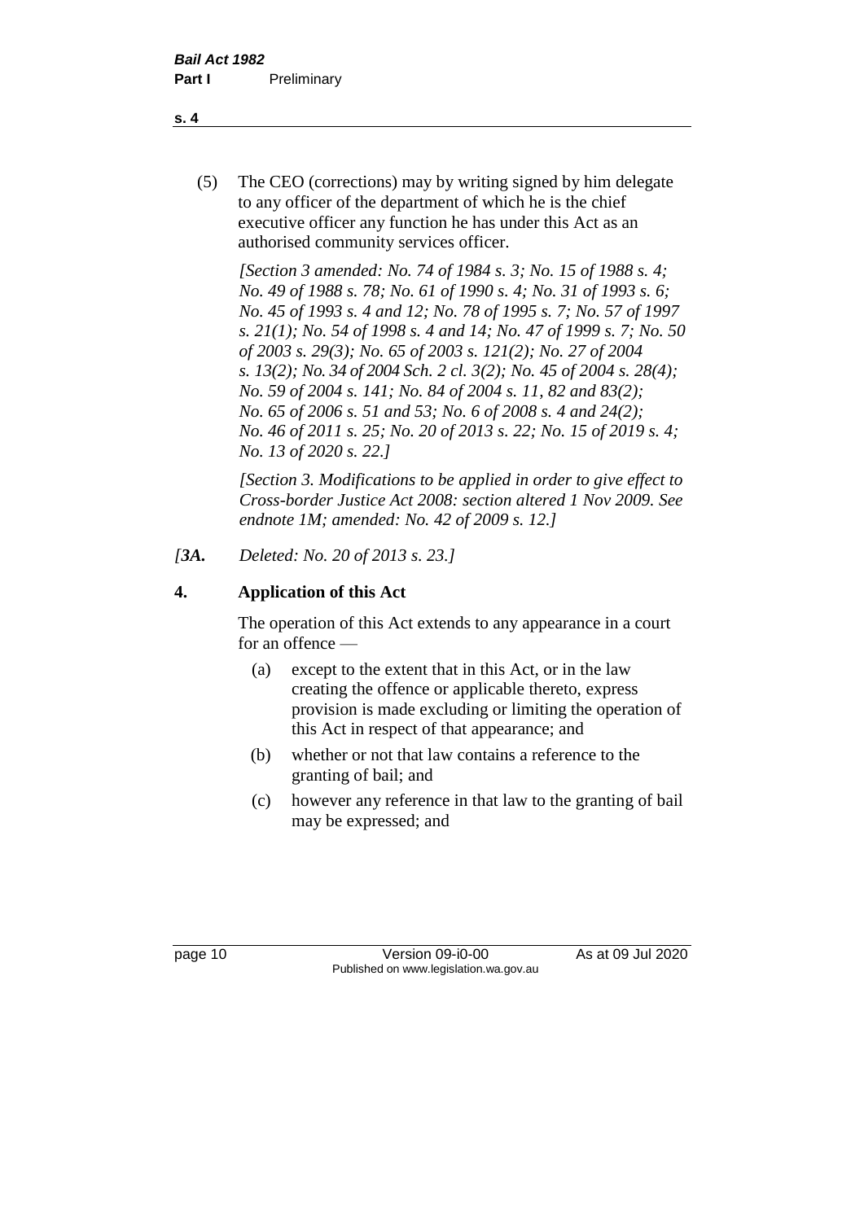(5) The CEO (corrections) may by writing signed by him delegate to any officer of the department of which he is the chief executive officer any function he has under this Act as an authorised community services officer.

*[Section 3 amended: No. 74 of 1984 s. 3; No. 15 of 1988 s. 4; No. 49 of 1988 s. 78; No. 61 of 1990 s. 4; No. 31 of 1993 s. 6; No. 45 of 1993 s. 4 and 12; No. 78 of 1995 s. 7; No. 57 of 1997 s. 21(1); No. 54 of 1998 s. 4 and 14; No. 47 of 1999 s. 7; No. 50 of 2003 s. 29(3); No. 65 of 2003 s. 121(2); No. 27 of 2004 s. 13(2); No. 34 of 2004 Sch. 2 cl. 3(2); No. 45 of 2004 s. 28(4); No. 59 of 2004 s. 141; No. 84 of 2004 s. 11, 82 and 83(2); No. 65 of 2006 s. 51 and 53; No. 6 of 2008 s. 4 and 24(2); No. 46 of 2011 s. 25; No. 20 of 2013 s. 22; No. 15 of 2019 s. 4; No. 13 of 2020 s. 22.]*

*[Section 3. Modifications to be applied in order to give effect to Cross-border Justice Act 2008: section altered 1 Nov 2009. See endnote 1M; amended: No. 42 of 2009 s. 12.]*

*[**3A.** Deleted: No. 20 of 2013 s. 23.]*

## 4. Application of this Act

The operation of this Act extends to any appearance in a court for an offence —

(a) except to the extent that in this Act, or in the law creating the offence or applicable thereto, express provision is made excluding or limiting the operation of this Act in respect of that appearance; and

(b) whether or not that law contains a reference to the granting of bail; and

(c) however any reference in that law to the granting of bail may be expressed; and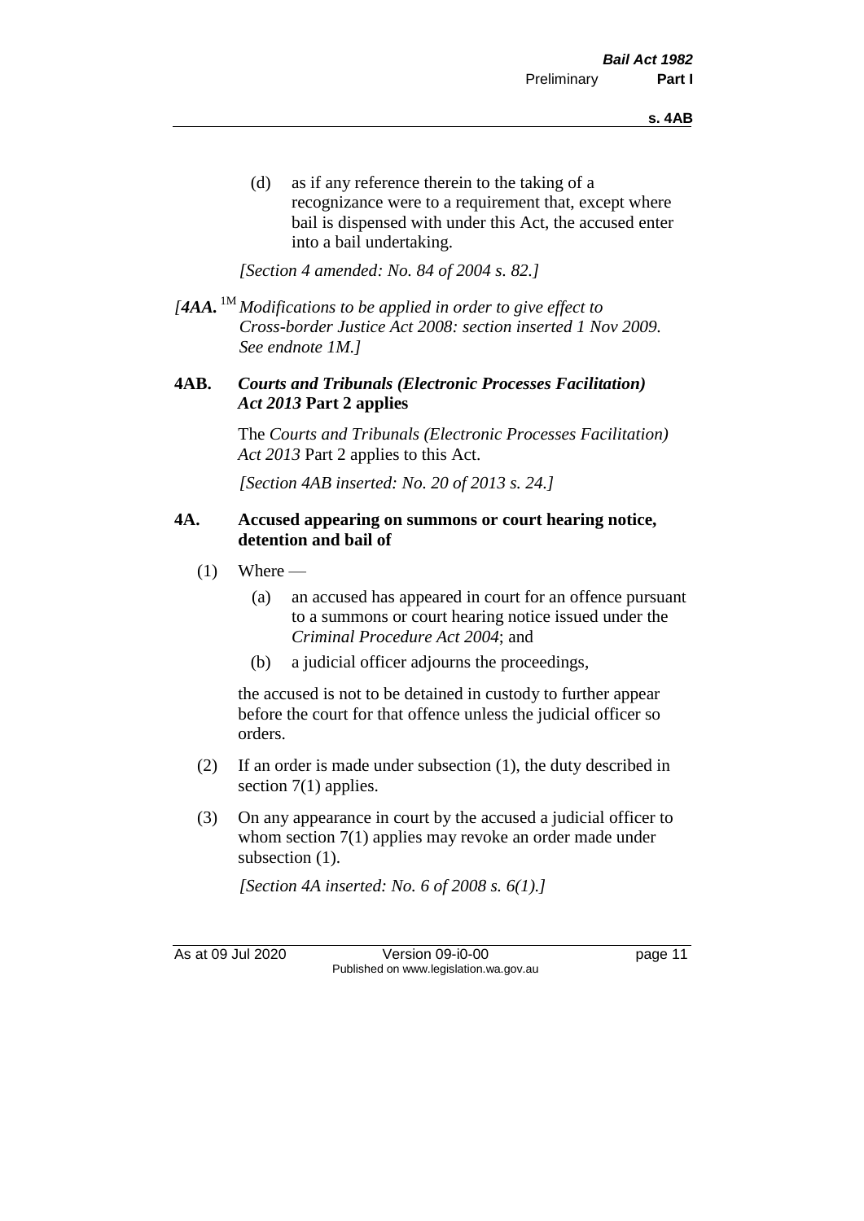(d) as if any reference therein to the taking of a recognizance were to a requirement that, except where bail is dispensed with under this Act, the accused enter into a bail undertaking.

*[Section 4 amended: No. 84 of 2004 s. 82.]*

*[**4AA.** [1M] Modifications to be applied in order to give effect to Cross-border Justice Act 2008: section inserted 1 Nov 2009. See endnote 1M.]*

### 4AB. *Courts and Tribunals (Electronic Processes Facilitation) Act 2013* Part 2 applies

The *Courts and Tribunals (Electronic Processes Facilitation) Act 2013* Part 2 applies to this Act.

*[Section 4AB inserted: No. 20 of 2013 s. 24.]*

### 4A. Accused appearing on summons or court hearing notice, detention and bail of

(1) Where —

(a) an accused has appeared in court for an offence pursuant to a summons or court hearing notice issued under the *Criminal Procedure Act 2004*; and

(b) a judicial officer adjourns the proceedings,

the accused is not to be detained in custody to further appear before the court for that offence unless the judicial officer so orders.

(2) If an order is made under subsection (1), the duty described in section 7(1) applies.

(3) On any appearance in court by the accused a judicial officer to whom section 7(1) applies may revoke an order made under subsection (1).

*[Section 4A inserted: No. 6 of 2008 s. 6(1).]*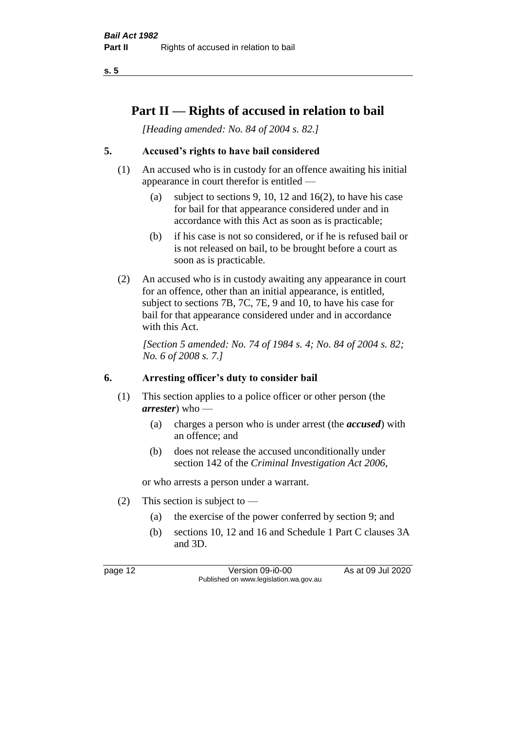## Part II — Rights of accused in relation to bail

*[Heading amended: No. 84 of 2004 s. 82.]*

### 5. Accused's rights to have bail considered

(1) An accused who is in custody for an offence awaiting his initial appearance in court therefor is entitled —

- (a) subject to sections 9, 10, 12 and 16(2), to have his case for bail for that appearance considered under and in accordance with this Act as soon as is practicable;
- (b) if his case is not so considered, or if he is refused bail or is not released on bail, to be brought before a court as soon as is practicable.

(2) An accused who is in custody awaiting any appearance in court for an offence, other than an initial appearance, is entitled, subject to sections 7B, 7C, 7E, 9 and 10, to have his case for bail for that appearance considered under and in accordance with this Act.

*[Section 5 amended: No. 74 of 1984 s. 4; No. 84 of 2004 s. 82; No. 6 of 2008 s. 7.]*

### 6. Arresting officer's duty to consider bail

(1) This section applies to a police officer or other person (the ***arrester***) who —

- (a) charges a person who is under arrest (the ***accused***) with an offence; and
- (b) does not release the accused unconditionally under section 142 of the *Criminal Investigation Act 2006*,

or who arrests a person under a warrant.

(2) This section is subject to —

- (a) the exercise of the power conferred by section 9; and
- (b) sections 10, 12 and 16 and Schedule 1 Part C clauses 3A and 3D.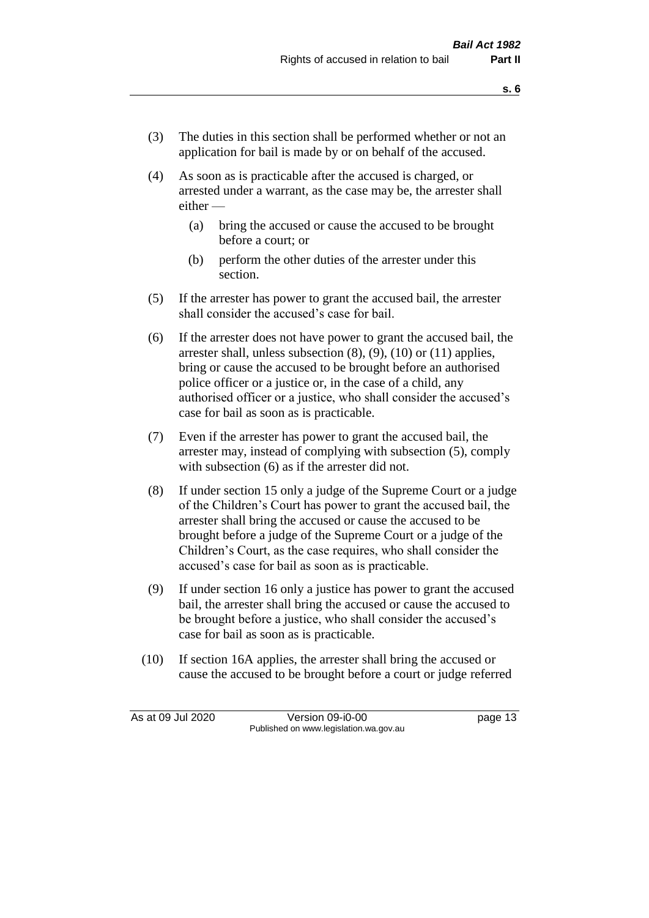(3) The duties in this section shall be performed whether or not an application for bail is made by or on behalf of the accused.

(4) As soon as is practicable after the accused is charged, or arrested under a warrant, as the case may be, the arrester shall either —

  (a) bring the accused or cause the accused to be brought before a court; or

  (b) perform the other duties of the arrester under this section.

(5) If the arrester has power to grant the accused bail, the arrester shall consider the accused's case for bail.

(6) If the arrester does not have power to grant the accused bail, the arrester shall, unless subsection (8), (9), (10) or (11) applies, bring or cause the accused to be brought before an authorised police officer or a justice or, in the case of a child, any authorised officer or a justice, who shall consider the accused's case for bail as soon as is practicable.

(7) Even if the arrester has power to grant the accused bail, the arrester may, instead of complying with subsection (5), comply with subsection (6) as if the arrester did not.

(8) If under section 15 only a judge of the Supreme Court or a judge of the Children's Court has power to grant the accused bail, the arrester shall bring the accused or cause the accused to be brought before a judge of the Supreme Court or a judge of the Children's Court, as the case requires, who shall consider the accused's case for bail as soon as is practicable.

(9) If under section 16 only a justice has power to grant the accused bail, the arrester shall bring the accused or cause the accused to be brought before a justice, who shall consider the accused's case for bail as soon as is practicable.

(10) If section 16A applies, the arrester shall bring the accused or cause the accused to be brought before a court or judge referred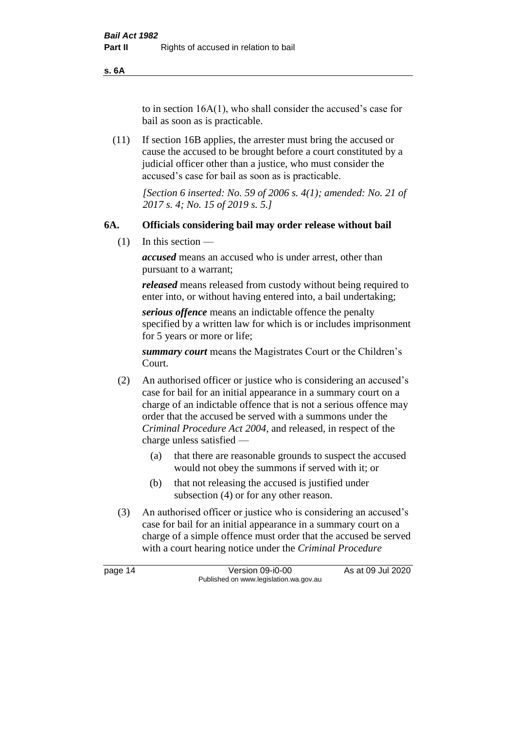to in section 16A(1), who shall consider the accused's case for bail as soon as is practicable.

(11) If section 16B applies, the arrester must bring the accused or cause the accused to be brought before a court constituted by a judicial officer other than a justice, who must consider the accused's case for bail as soon as is practicable.

*[Section 6 inserted: No. 59 of 2006 s. 4(1); amended: No. 21 of 2017 s. 4; No. 15 of 2019 s. 5.]*

## 6A. Officials considering bail may order release without bail

(1) In this section —

***accused*** means an accused who is under arrest, other than pursuant to a warrant;

***released*** means released from custody without being required to enter into, or without having entered into, a bail undertaking;

***serious offence*** means an indictable offence the penalty specified by a written law for which is or includes imprisonment for 5 years or more or life;

***summary court*** means the Magistrates Court or the Children's Court.

(2) An authorised officer or justice who is considering an accused's case for bail for an initial appearance in a summary court on a charge of an indictable offence that is not a serious offence may order that the accused be served with a summons under the *Criminal Procedure Act 2004*, and released, in respect of the charge unless satisfied —

- (a) that there are reasonable grounds to suspect the accused would not obey the summons if served with it; or
- (b) that not releasing the accused is justified under subsection (4) or for any other reason.

(3) An authorised officer or justice who is considering an accused's case for bail for an initial appearance in a summary court on a charge of a simple offence must order that the accused be served with a court hearing notice under the *Criminal Procedure*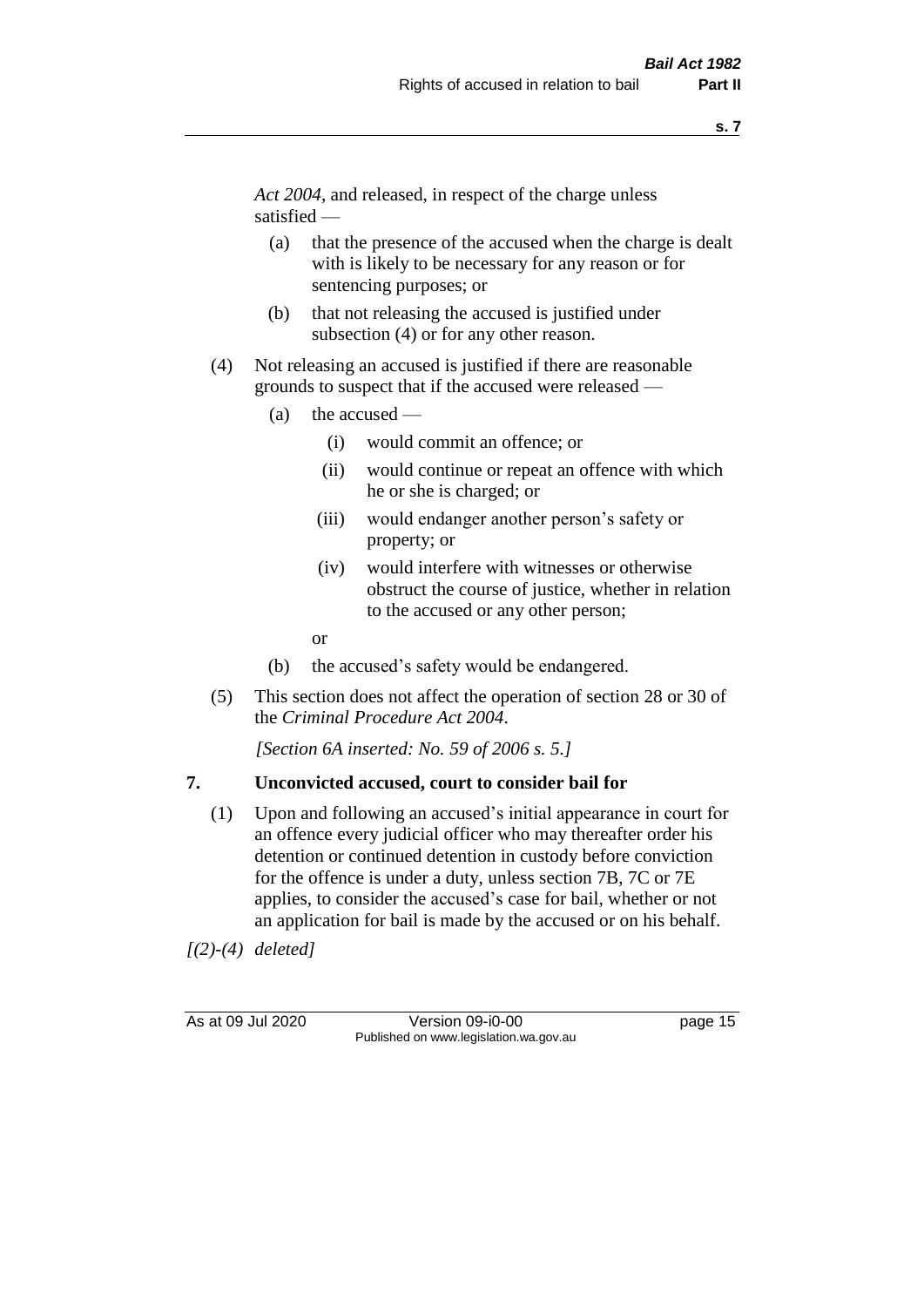*Act 2004*, and released, in respect of the charge unless satisfied —

(a) that the presence of the accused when the charge is dealt with is likely to be necessary for any reason or for sentencing purposes; or

(b) that not releasing the accused is justified under subsection (4) or for any other reason.

(4) Not releasing an accused is justified if there are reasonable grounds to suspect that if the accused were released —

(a) the accused —

(i) would commit an offence; or

(ii) would continue or repeat an offence with which he or she is charged; or

(iii) would endanger another person's safety or property; or

(iv) would interfere with witnesses or otherwise obstruct the course of justice, whether in relation to the accused or any other person;

or

(b) the accused's safety would be endangered.

(5) This section does not affect the operation of section 28 or 30 of the *Criminal Procedure Act 2004*.

*[Section 6A inserted: No. 59 of 2006 s. 5.]*

## 7. Unconvicted accused, court to consider bail for

(1) Upon and following an accused's initial appearance in court for an offence every judicial officer who may thereafter order his detention or continued detention in custody before conviction for the offence is under a duty, unless section 7B, 7C or 7E applies, to consider the accused's case for bail, whether or not an application for bail is made by the accused or on his behalf.

*[(2)-(4) deleted]*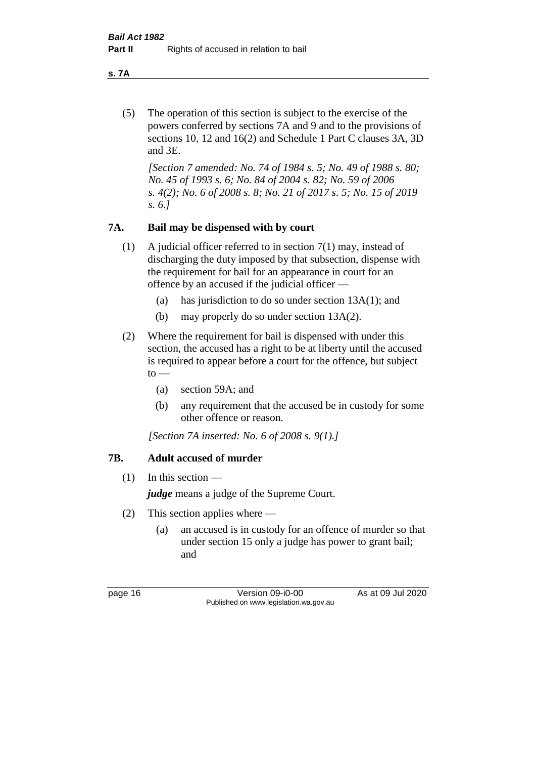(5) The operation of this section is subject to the exercise of the powers conferred by sections 7A and 9 and to the provisions of sections 10, 12 and 16(2) and Schedule 1 Part C clauses 3A, 3D and 3E.

*[Section 7 amended: No. 74 of 1984 s. 5; No. 49 of 1988 s. 80; No. 45 of 1993 s. 6; No. 84 of 2004 s. 82; No. 59 of 2006 s. 4(2); No. 6 of 2008 s. 8; No. 21 of 2017 s. 5; No. 15 of 2019 s. 6.]*

## 7A. Bail may be dispensed with by court

(1) A judicial officer referred to in section 7(1) may, instead of discharging the duty imposed by that subsection, dispense with the requirement for bail for an appearance in court for an offence by an accused if the judicial officer —

- (a) has jurisdiction to do so under section 13A(1); and
- (b) may properly do so under section 13A(2).

(2) Where the requirement for bail is dispensed with under this section, the accused has a right to be at liberty until the accused is required to appear before a court for the offence, but subject to —

- (a) section 59A; and
- (b) any requirement that the accused be in custody for some other offence or reason.

*[Section 7A inserted: No. 6 of 2008 s. 9(1).]*

## 7B. Adult accused of murder

(1) In this section —

***judge*** means a judge of the Supreme Court.

(2) This section applies where —

- (a) an accused is in custody for an offence of murder so that under section 15 only a judge has power to grant bail; and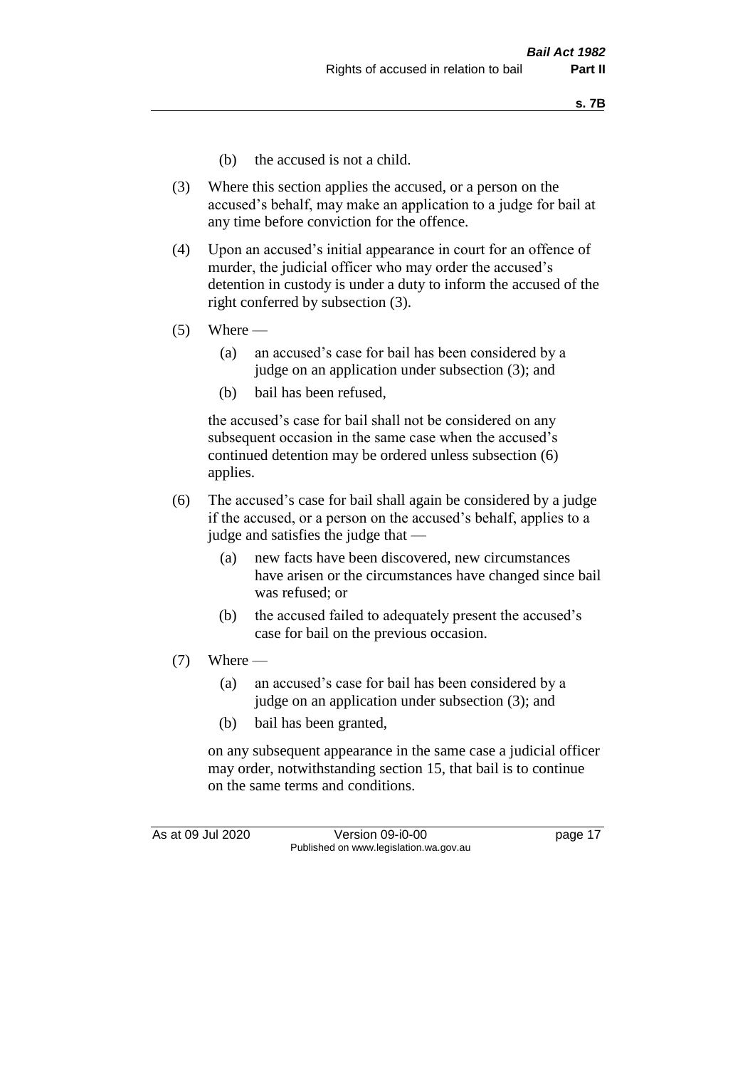(b) the accused is not a child.

(3) Where this section applies the accused, or a person on the accused's behalf, may make an application to a judge for bail at any time before conviction for the offence.

(4) Upon an accused's initial appearance in court for an offence of murder, the judicial officer who may order the accused's detention in custody is under a duty to inform the accused of the right conferred by subsection (3).

(5) Where —

  (a) an accused's case for bail has been considered by a judge on an application under subsection (3); and

  (b) bail has been refused,

the accused's case for bail shall not be considered on any subsequent occasion in the same case when the accused's continued detention may be ordered unless subsection (6) applies.

(6) The accused's case for bail shall again be considered by a judge if the accused, or a person on the accused's behalf, applies to a judge and satisfies the judge that —

  (a) new facts have been discovered, new circumstances have arisen or the circumstances have changed since bail was refused; or

  (b) the accused failed to adequately present the accused's case for bail on the previous occasion.

(7) Where —

  (a) an accused's case for bail has been considered by a judge on an application under subsection (3); and

  (b) bail has been granted,

on any subsequent appearance in the same case a judicial officer may order, notwithstanding section 15, that bail is to continue on the same terms and conditions.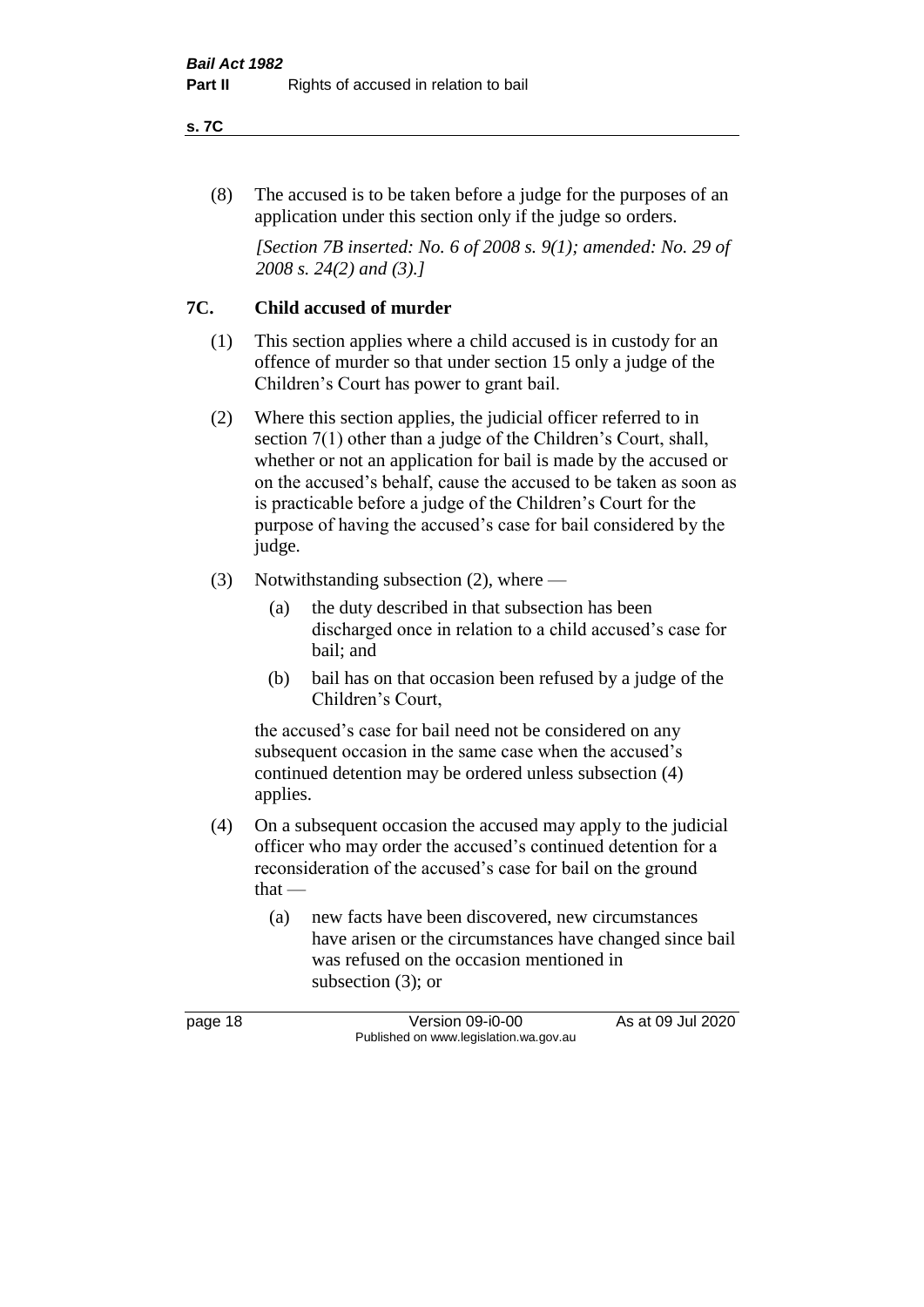(8) The accused is to be taken before a judge for the purposes of an application under this section only if the judge so orders.

*[Section 7B inserted: No. 6 of 2008 s. 9(1); amended: No. 29 of 2008 s. 24(2) and (3).]*

## 7C. Child accused of murder

(1) This section applies where a child accused is in custody for an offence of murder so that under section 15 only a judge of the Children's Court has power to grant bail.

(2) Where this section applies, the judicial officer referred to in section 7(1) other than a judge of the Children's Court, shall, whether or not an application for bail is made by the accused or on the accused's behalf, cause the accused to be taken as soon as is practicable before a judge of the Children's Court for the purpose of having the accused's case for bail considered by the judge.

(3) Notwithstanding subsection (2), where —

- (a) the duty described in that subsection has been discharged once in relation to a child accused's case for bail; and
- (b) bail has on that occasion been refused by a judge of the Children's Court,

the accused's case for bail need not be considered on any subsequent occasion in the same case when the accused's continued detention may be ordered unless subsection (4) applies.

(4) On a subsequent occasion the accused may apply to the judicial officer who may order the accused's continued detention for a reconsideration of the accused's case for bail on the ground that —

- (a) new facts have been discovered, new circumstances have arisen or the circumstances have changed since bail was refused on the occasion mentioned in subsection (3); or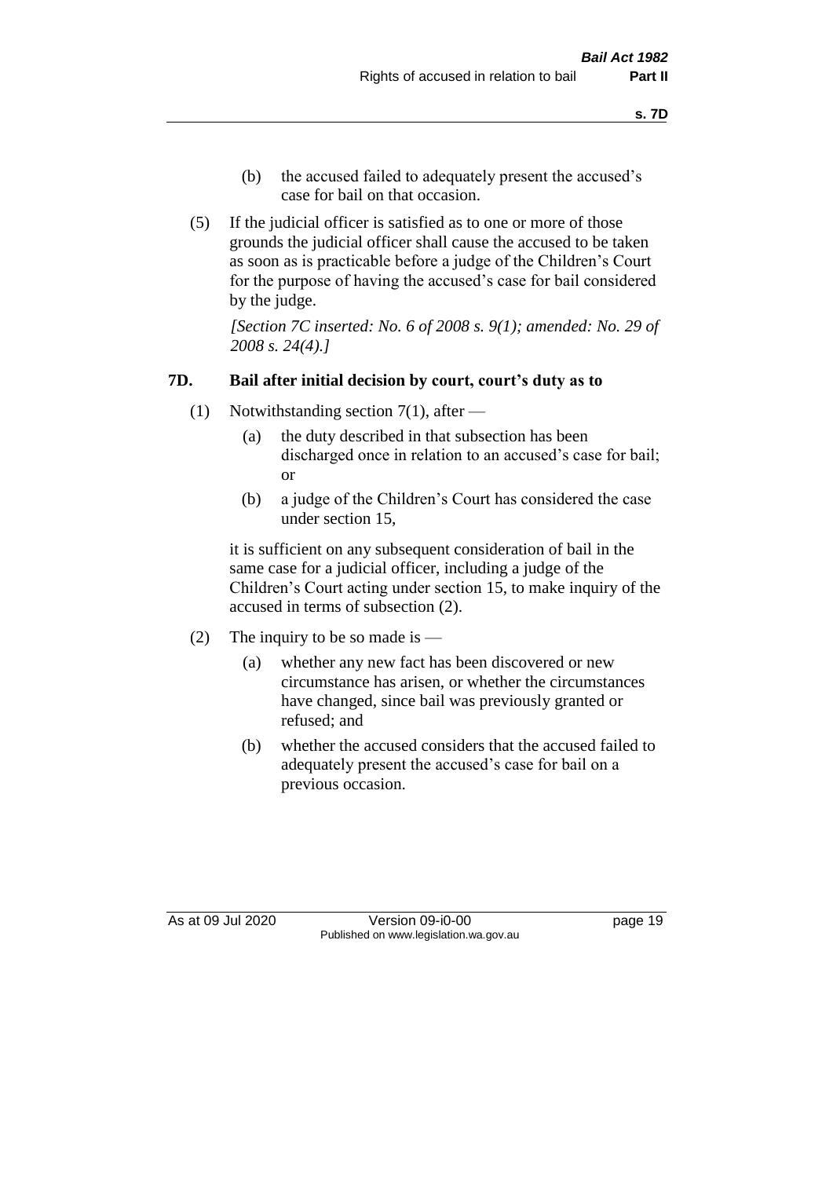(b) the accused failed to adequately present the accused's case for bail on that occasion.

(5) If the judicial officer is satisfied as to one or more of those grounds the judicial officer shall cause the accused to be taken as soon as is practicable before a judge of the Children's Court for the purpose of having the accused's case for bail considered by the judge.

*[Section 7C inserted: No. 6 of 2008 s. 9(1); amended: No. 29 of 2008 s. 24(4).]*

### 7D. Bail after initial decision by court, court's duty as to

(1) Notwithstanding section 7(1), after —

(a) the duty described in that subsection has been discharged once in relation to an accused's case for bail; or

(b) a judge of the Children's Court has considered the case under section 15,

it is sufficient on any subsequent consideration of bail in the same case for a judicial officer, including a judge of the Children's Court acting under section 15, to make inquiry of the accused in terms of subsection (2).

(2) The inquiry to be so made is —

(a) whether any new fact has been discovered or new circumstance has arisen, or whether the circumstances have changed, since bail was previously granted or refused; and

(b) whether the accused considers that the accused failed to adequately present the accused's case for bail on a previous occasion.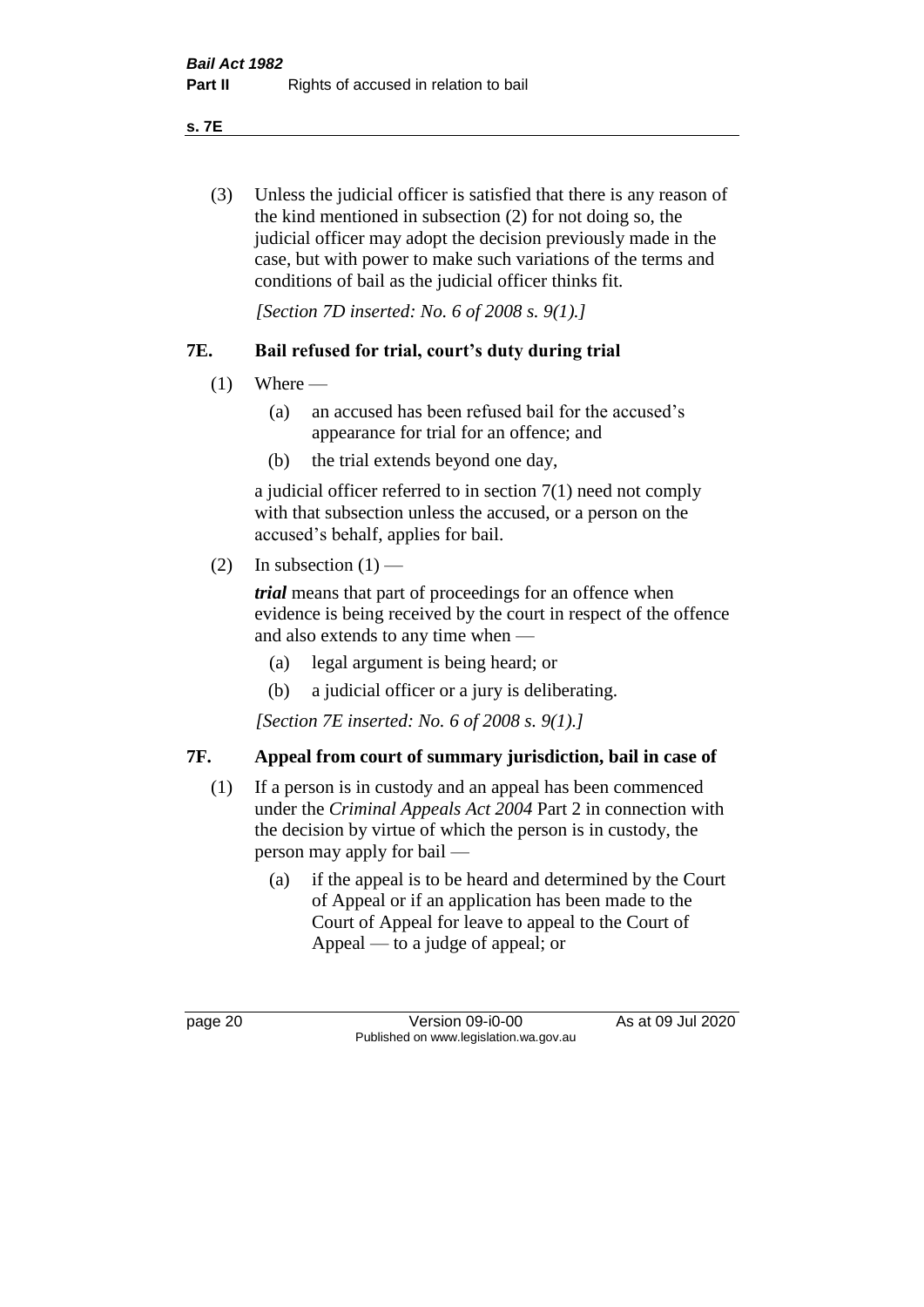(3) Unless the judicial officer is satisfied that there is any reason of the kind mentioned in subsection (2) for not doing so, the judicial officer may adopt the decision previously made in the case, but with power to make such variations of the terms and conditions of bail as the judicial officer thinks fit.

*[Section 7D inserted: No. 6 of 2008 s. 9(1).]*

### 7E. Bail refused for trial, court's duty during trial

(1) Where —

(a) an accused has been refused bail for the accused's appearance for trial for an offence; and

(b) the trial extends beyond one day,

a judicial officer referred to in section 7(1) need not comply with that subsection unless the accused, or a person on the accused's behalf, applies for bail.

(2) In subsection (1) —

***trial*** means that part of proceedings for an offence when evidence is being received by the court in respect of the offence and also extends to any time when —

(a) legal argument is being heard; or

(b) a judicial officer or a jury is deliberating.

*[Section 7E inserted: No. 6 of 2008 s. 9(1).]*

### 7F. Appeal from court of summary jurisdiction, bail in case of

(1) If a person is in custody and an appeal has been commenced under the *Criminal Appeals Act 2004* Part 2 in connection with the decision by virtue of which the person is in custody, the person may apply for bail —

(a) if the appeal is to be heard and determined by the Court of Appeal or if an application has been made to the Court of Appeal for leave to appeal to the Court of Appeal — to a judge of appeal; or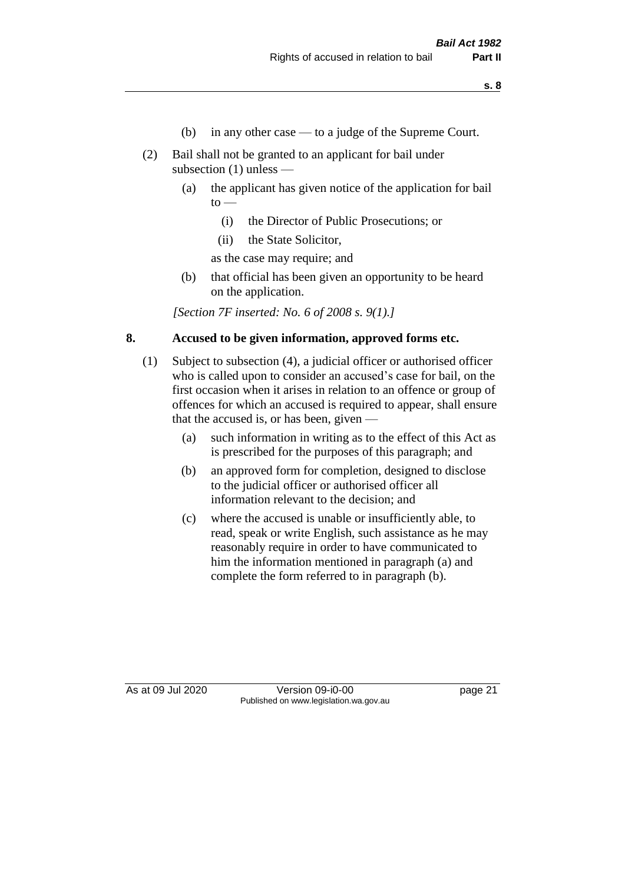(b) in any other case — to a judge of the Supreme Court.

(2) Bail shall not be granted to an applicant for bail under subsection (1) unless —

(a) the applicant has given notice of the application for bail to —

(i) the Director of Public Prosecutions; or

(ii) the State Solicitor,

as the case may require; and

(b) that official has been given an opportunity to be heard on the application.

*[Section 7F inserted: No. 6 of 2008 s. 9(1).]*

## 8. Accused to be given information, approved forms etc.

(1) Subject to subsection (4), a judicial officer or authorised officer who is called upon to consider an accused's case for bail, on the first occasion when it arises in relation to an offence or group of offences for which an accused is required to appear, shall ensure that the accused is, or has been, given —

(a) such information in writing as to the effect of this Act as is prescribed for the purposes of this paragraph; and

(b) an approved form for completion, designed to disclose to the judicial officer or authorised officer all information relevant to the decision; and

(c) where the accused is unable or insufficiently able, to read, speak or write English, such assistance as he may reasonably require in order to have communicated to him the information mentioned in paragraph (a) and complete the form referred to in paragraph (b).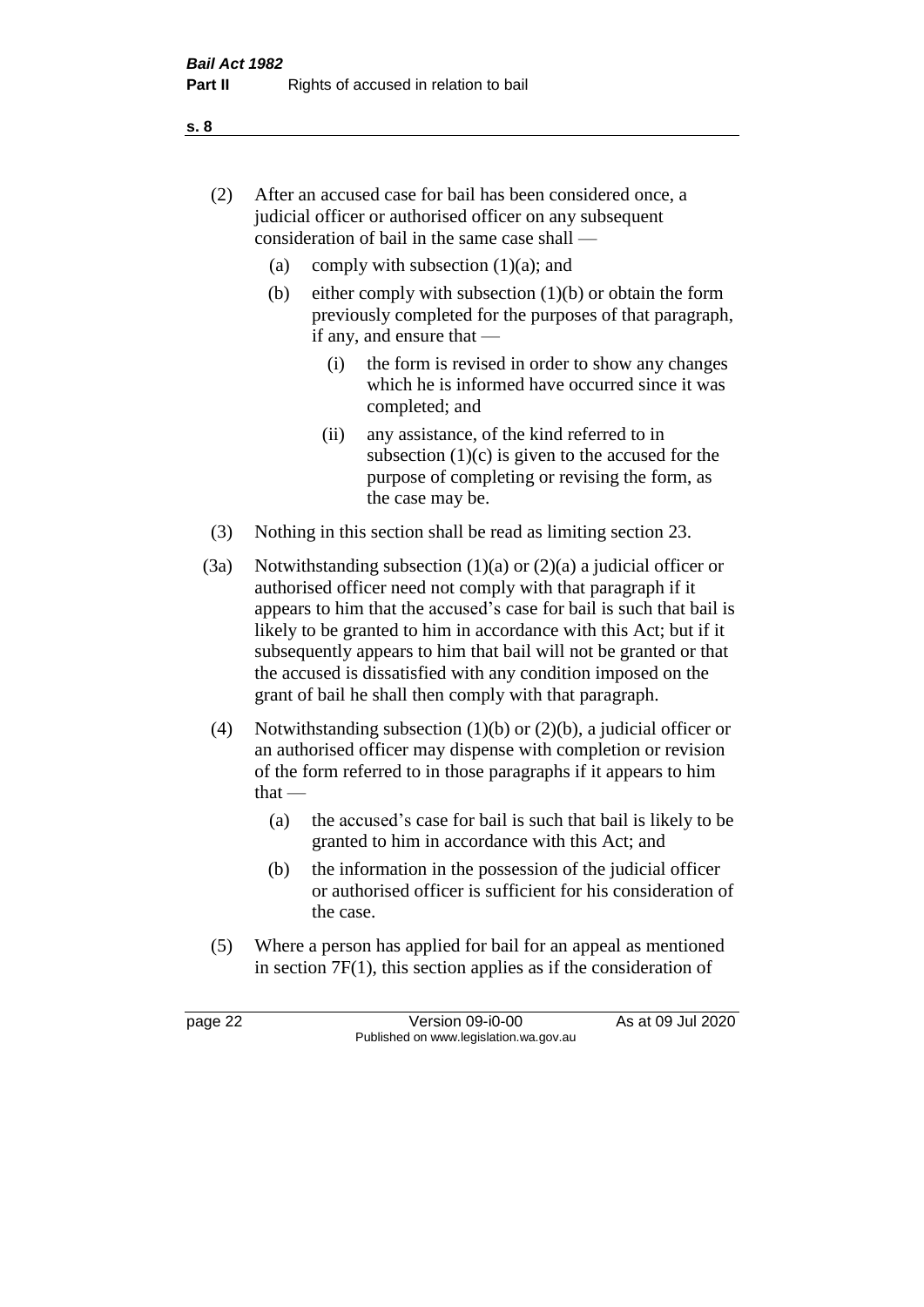(2) After an accused case for bail has been considered once, a judicial officer or authorised officer on any subsequent consideration of bail in the same case shall —

   (a) comply with subsection (1)(a); and

   (b) either comply with subsection (1)(b) or obtain the form previously completed for the purposes of that paragraph, if any, and ensure that —

      (i) the form is revised in order to show any changes which he is informed have occurred since it was completed; and

      (ii) any assistance, of the kind referred to in subsection (1)(c) is given to the accused for the purpose of completing or revising the form, as the case may be.

(3) Nothing in this section shall be read as limiting section 23.

(3a) Notwithstanding subsection (1)(a) or (2)(a) a judicial officer or authorised officer need not comply with that paragraph if it appears to him that the accused's case for bail is such that bail is likely to be granted to him in accordance with this Act; but if it subsequently appears to him that bail will not be granted or that the accused is dissatisfied with any condition imposed on the grant of bail he shall then comply with that paragraph.

(4) Notwithstanding subsection (1)(b) or (2)(b), a judicial officer or an authorised officer may dispense with completion or revision of the form referred to in those paragraphs if it appears to him that —

   (a) the accused's case for bail is such that bail is likely to be granted to him in accordance with this Act; and

   (b) the information in the possession of the judicial officer or authorised officer is sufficient for his consideration of the case.

(5) Where a person has applied for bail for an appeal as mentioned in section 7F(1), this section applies as if the consideration of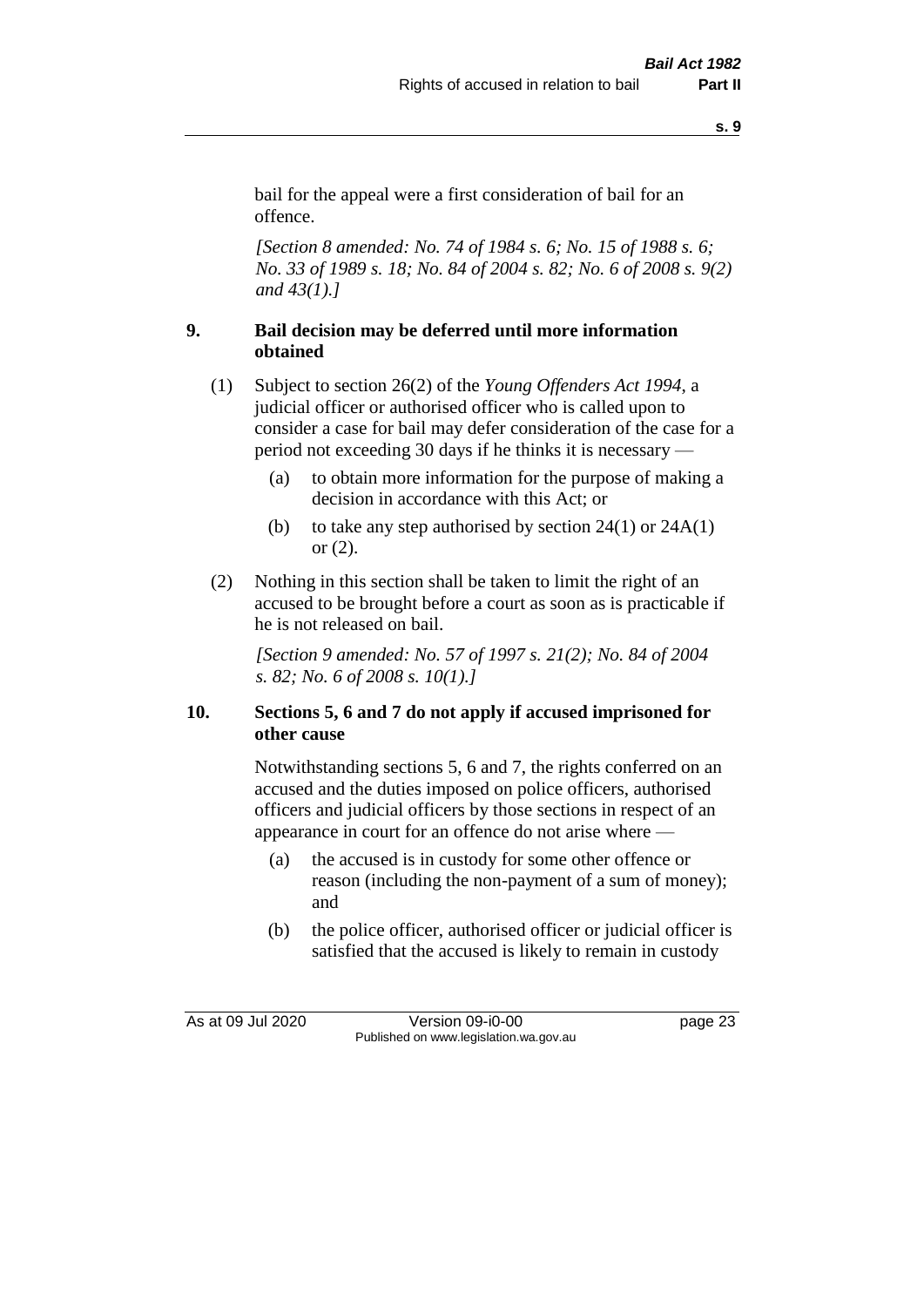bail for the appeal were a first consideration of bail for an offence.

*[Section 8 amended: No. 74 of 1984 s. 6; No. 15 of 1988 s. 6; No. 33 of 1989 s. 18; No. 84 of 2004 s. 82; No. 6 of 2008 s. 9(2) and 43(1).]*

## 9. Bail decision may be deferred until more information obtained

(1) Subject to section 26(2) of the *Young Offenders Act 1994*, a judicial officer or authorised officer who is called upon to consider a case for bail may defer consideration of the case for a period not exceeding 30 days if he thinks it is necessary —

- (a) to obtain more information for the purpose of making a decision in accordance with this Act; or
- (b) to take any step authorised by section 24(1) or 24A(1) or (2).

(2) Nothing in this section shall be taken to limit the right of an accused to be brought before a court as soon as is practicable if he is not released on bail.

*[Section 9 amended: No. 57 of 1997 s. 21(2); No. 84 of 2004 s. 82; No. 6 of 2008 s. 10(1).]*

## 10. Sections 5, 6 and 7 do not apply if accused imprisoned for other cause

Notwithstanding sections 5, 6 and 7, the rights conferred on an accused and the duties imposed on police officers, authorised officers and judicial officers by those sections in respect of an appearance in court for an offence do not arise where —

- (a) the accused is in custody for some other offence or reason (including the non-payment of a sum of money); and
- (b) the police officer, authorised officer or judicial officer is satisfied that the accused is likely to remain in custody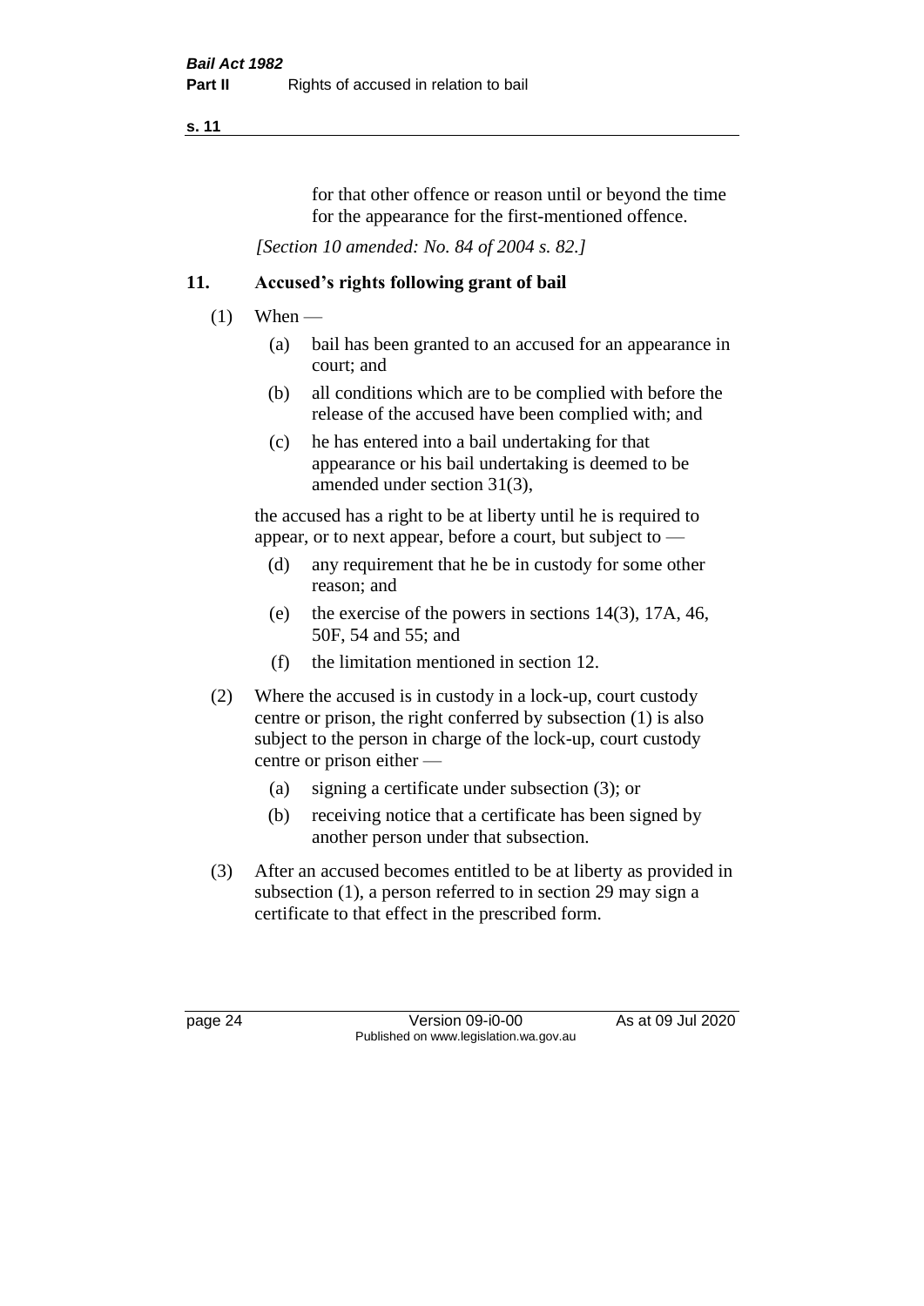for that other offence or reason until or beyond the time for the appearance for the first-mentioned offence.

*[Section 10 amended: No. 84 of 2004 s. 82.]*

## 11. Accused's rights following grant of bail

(1) When —

- (a) bail has been granted to an accused for an appearance in court; and
- (b) all conditions which are to be complied with before the release of the accused have been complied with; and
- (c) he has entered into a bail undertaking for that appearance or his bail undertaking is deemed to be amended under section 31(3),

the accused has a right to be at liberty until he is required to appear, or to next appear, before a court, but subject to —

- (d) any requirement that he be in custody for some other reason; and
- (e) the exercise of the powers in sections 14(3), 17A, 46, 50F, 54 and 55; and
- (f) the limitation mentioned in section 12.

(2) Where the accused is in custody in a lock-up, court custody centre or prison, the right conferred by subsection (1) is also subject to the person in charge of the lock-up, court custody centre or prison either —

- (a) signing a certificate under subsection (3); or
- (b) receiving notice that a certificate has been signed by another person under that subsection.

(3) After an accused becomes entitled to be at liberty as provided in subsection (1), a person referred to in section 29 may sign a certificate to that effect in the prescribed form.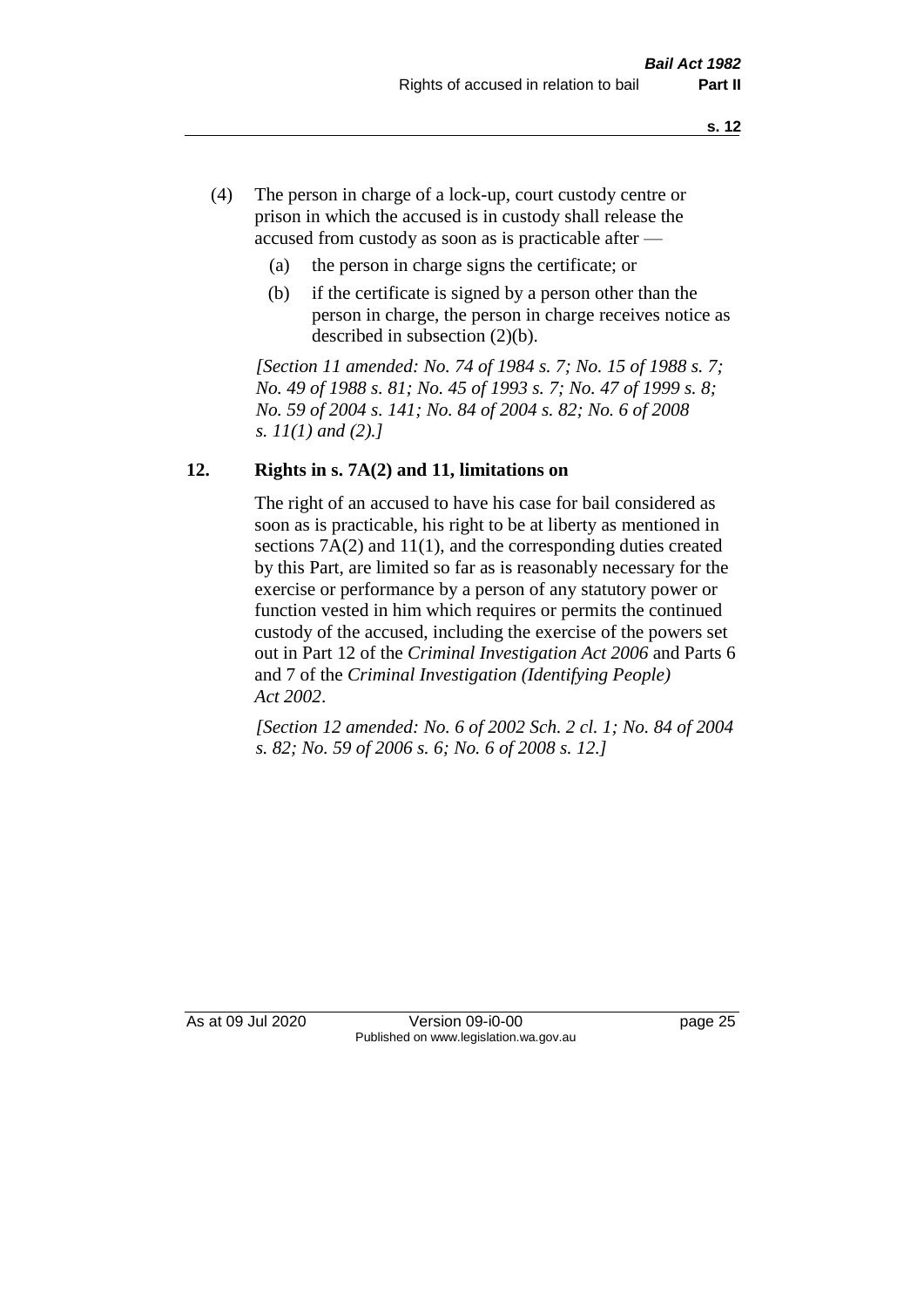(4) The person in charge of a lock-up, court custody centre or prison in which the accused is in custody shall release the accused from custody as soon as is practicable after —

    (a) the person in charge signs the certificate; or

    (b) if the certificate is signed by a person other than the person in charge, the person in charge receives notice as described in subsection (2)(b).

*[Section 11 amended: No. 74 of 1984 s. 7; No. 15 of 1988 s. 7; No. 49 of 1988 s. 81; No. 45 of 1993 s. 7; No. 47 of 1999 s. 8; No. 59 of 2004 s. 141; No. 84 of 2004 s. 82; No. 6 of 2008 s. 11(1) and (2).]*

## 12. Rights in s. 7A(2) and 11, limitations on

The right of an accused to have his case for bail considered as soon as is practicable, his right to be at liberty as mentioned in sections 7A(2) and 11(1), and the corresponding duties created by this Part, are limited so far as is reasonably necessary for the exercise or performance by a person of any statutory power or function vested in him which requires or permits the continued custody of the accused, including the exercise of the powers set out in Part 12 of the *Criminal Investigation Act 2006* and Parts 6 and 7 of the *Criminal Investigation (Identifying People) Act 2002*.

*[Section 12 amended: No. 6 of 2002 Sch. 2 cl. 1; No. 84 of 2004 s. 82; No. 59 of 2006 s. 6; No. 6 of 2008 s. 12.]*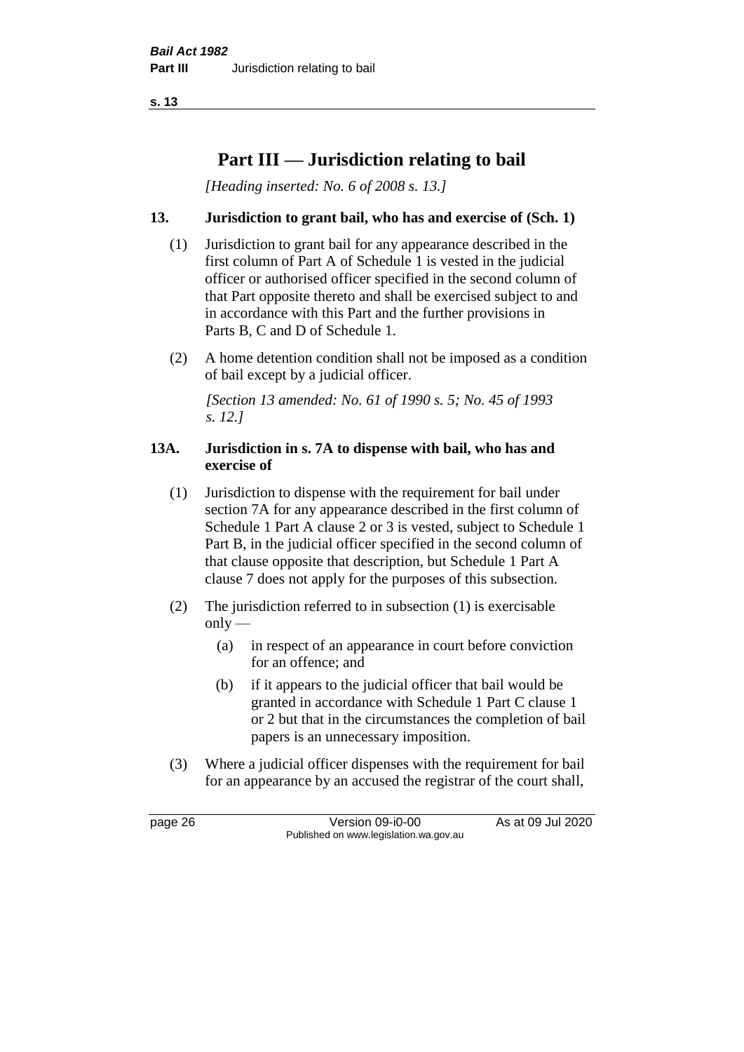# Part III — Jurisdiction relating to bail

*[Heading inserted: No. 6 of 2008 s. 13.]*

### 13. Jurisdiction to grant bail, who has and exercise of (Sch. 1)

(1) Jurisdiction to grant bail for any appearance described in the first column of Part A of Schedule 1 is vested in the judicial officer or authorised officer specified in the second column of that Part opposite thereto and shall be exercised subject to and in accordance with this Part and the further provisions in Parts B, C and D of Schedule 1.

(2) A home detention condition shall not be imposed as a condition of bail except by a judicial officer.

*[Section 13 amended: No. 61 of 1990 s. 5; No. 45 of 1993 s. 12.]*

### 13A. Jurisdiction in s. 7A to dispense with bail, who has and exercise of

(1) Jurisdiction to dispense with the requirement for bail under section 7A for any appearance described in the first column of Schedule 1 Part A clause 2 or 3 is vested, subject to Schedule 1 Part B, in the judicial officer specified in the second column of that clause opposite that description, but Schedule 1 Part A clause 7 does not apply for the purposes of this subsection.

(2) The jurisdiction referred to in subsection (1) is exercisable only —

(a) in respect of an appearance in court before conviction for an offence; and

(b) if it appears to the judicial officer that bail would be granted in accordance with Schedule 1 Part C clause 1 or 2 but that in the circumstances the completion of bail papers is an unnecessary imposition.

(3) Where a judicial officer dispenses with the requirement for bail for an appearance by an accused the registrar of the court shall,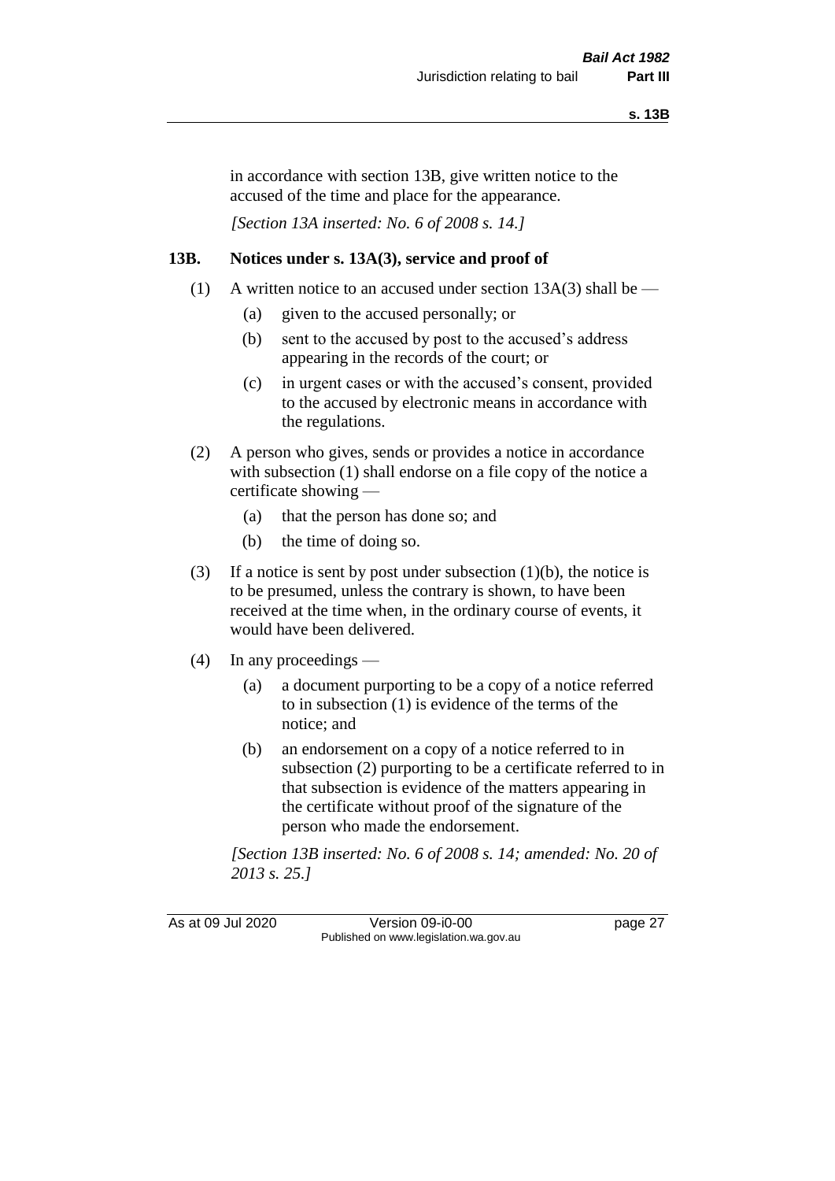in accordance with section 13B, give written notice to the accused of the time and place for the appearance.

*[Section 13A inserted: No. 6 of 2008 s. 14.]*

### 13B. Notices under s. 13A(3), service and proof of

(1) A written notice to an accused under section 13A(3) shall be —

- (a) given to the accused personally; or
- (b) sent to the accused by post to the accused's address appearing in the records of the court; or
- (c) in urgent cases or with the accused's consent, provided to the accused by electronic means in accordance with the regulations.

(2) A person who gives, sends or provides a notice in accordance with subsection (1) shall endorse on a file copy of the notice a certificate showing —

- (a) that the person has done so; and
- (b) the time of doing so.

(3) If a notice is sent by post under subsection (1)(b), the notice is to be presumed, unless the contrary is shown, to have been received at the time when, in the ordinary course of events, it would have been delivered.

(4) In any proceedings —

- (a) a document purporting to be a copy of a notice referred to in subsection (1) is evidence of the terms of the notice; and
- (b) an endorsement on a copy of a notice referred to in subsection (2) purporting to be a certificate referred to in that subsection is evidence of the matters appearing in the certificate without proof of the signature of the person who made the endorsement.

*[Section 13B inserted: No. 6 of 2008 s. 14; amended: No. 20 of 2013 s. 25.]*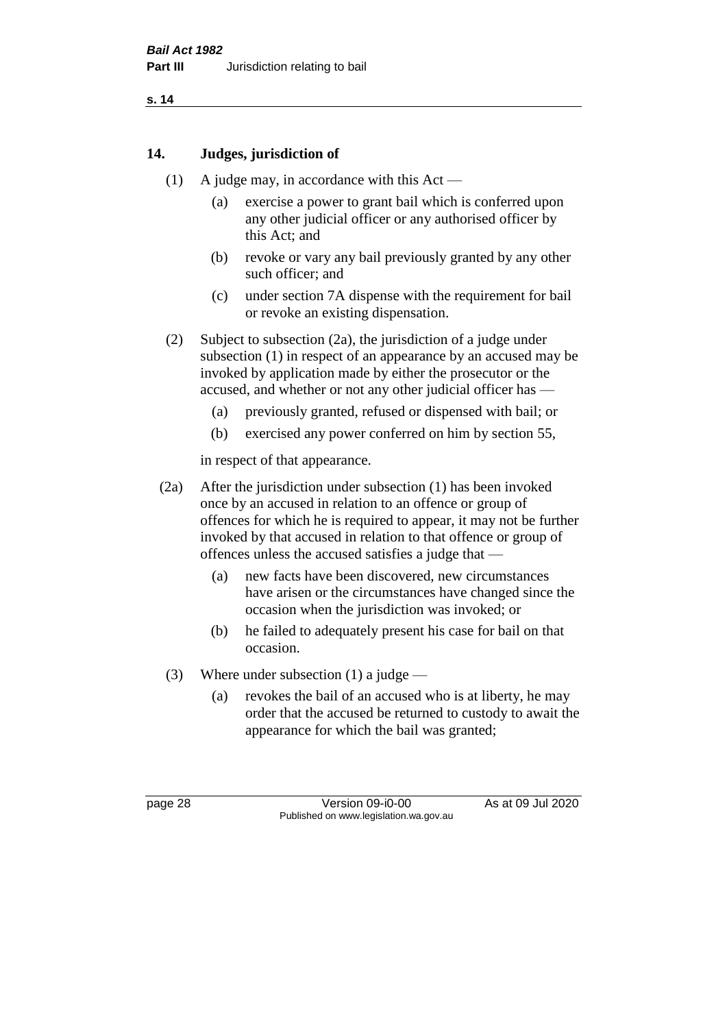## 14. Judges, jurisdiction of

(1) A judge may, in accordance with this Act —

(a) exercise a power to grant bail which is conferred upon any other judicial officer or any authorised officer by this Act; and

(b) revoke or vary any bail previously granted by any other such officer; and

(c) under section 7A dispense with the requirement for bail or revoke an existing dispensation.

(2) Subject to subsection (2a), the jurisdiction of a judge under subsection (1) in respect of an appearance by an accused may be invoked by application made by either the prosecutor or the accused, and whether or not any other judicial officer has —

(a) previously granted, refused or dispensed with bail; or

(b) exercised any power conferred on him by section 55,

in respect of that appearance.

(2a) After the jurisdiction under subsection (1) has been invoked once by an accused in relation to an offence or group of offences for which he is required to appear, it may not be further invoked by that accused in relation to that offence or group of offences unless the accused satisfies a judge that —

(a) new facts have been discovered, new circumstances have arisen or the circumstances have changed since the occasion when the jurisdiction was invoked; or

(b) he failed to adequately present his case for bail on that occasion.

(3) Where under subsection (1) a judge —

(a) revokes the bail of an accused who is at liberty, he may order that the accused be returned to custody to await the appearance for which the bail was granted;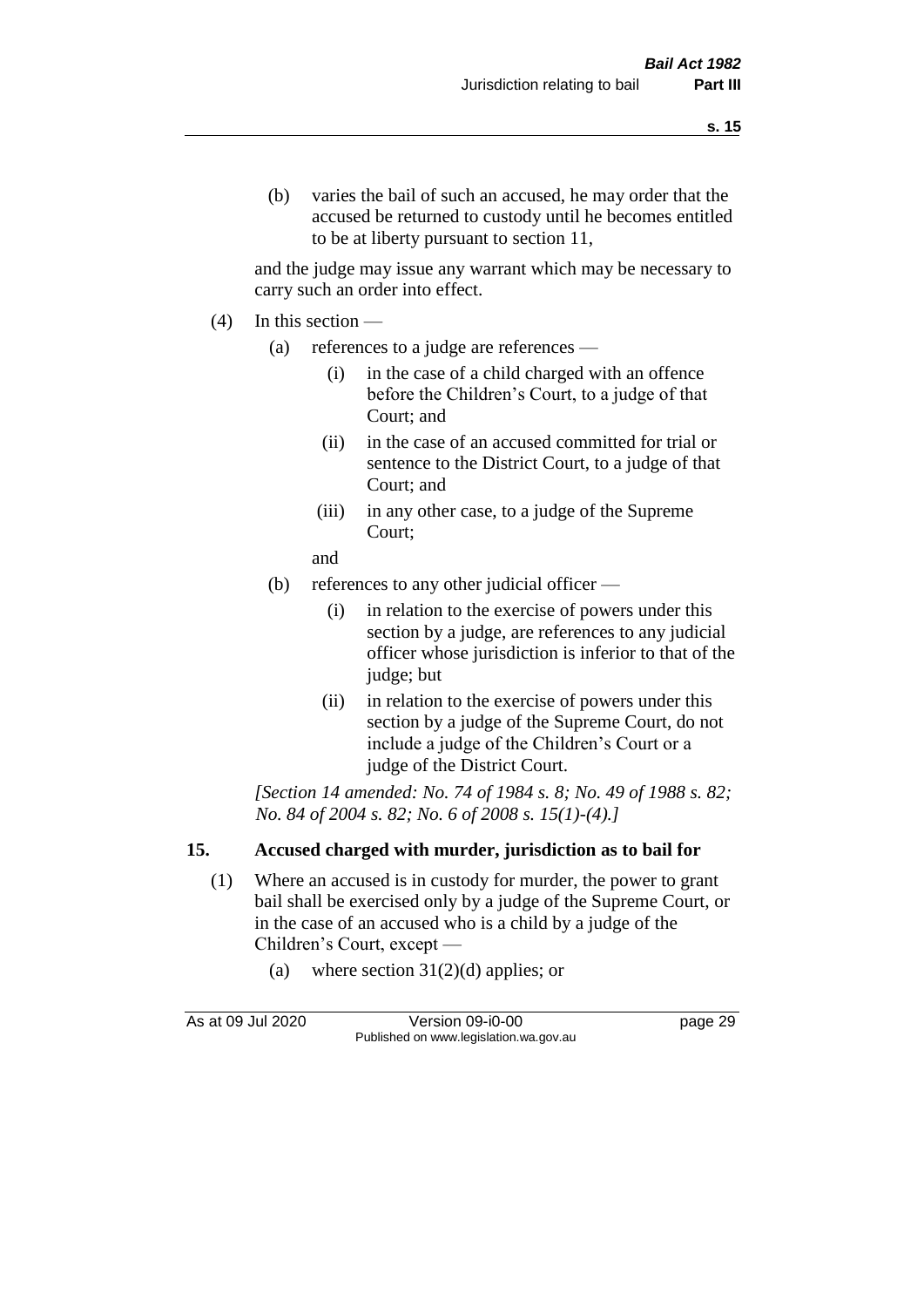(b) varies the bail of such an accused, he may order that the accused be returned to custody until he becomes entitled to be at liberty pursuant to section 11,

and the judge may issue any warrant which may be necessary to carry such an order into effect.

(4) In this section —

(a) references to a judge are references —

(i) in the case of a child charged with an offence before the Children's Court, to a judge of that Court; and

(ii) in the case of an accused committed for trial or sentence to the District Court, to a judge of that Court; and

(iii) in any other case, to a judge of the Supreme Court;

and

(b) references to any other judicial officer —

(i) in relation to the exercise of powers under this section by a judge, are references to any judicial officer whose jurisdiction is inferior to that of the judge; but

(ii) in relation to the exercise of powers under this section by a judge of the Supreme Court, do not include a judge of the Children's Court or a judge of the District Court.

*[Section 14 amended: No. 74 of 1984 s. 8; No. 49 of 1988 s. 82; No. 84 of 2004 s. 82; No. 6 of 2008 s. 15(1)-(4).]*

## 15. Accused charged with murder, jurisdiction as to bail for

(1) Where an accused is in custody for murder, the power to grant bail shall be exercised only by a judge of the Supreme Court, or in the case of an accused who is a child by a judge of the Children's Court, except —

(a) where section 31(2)(d) applies; or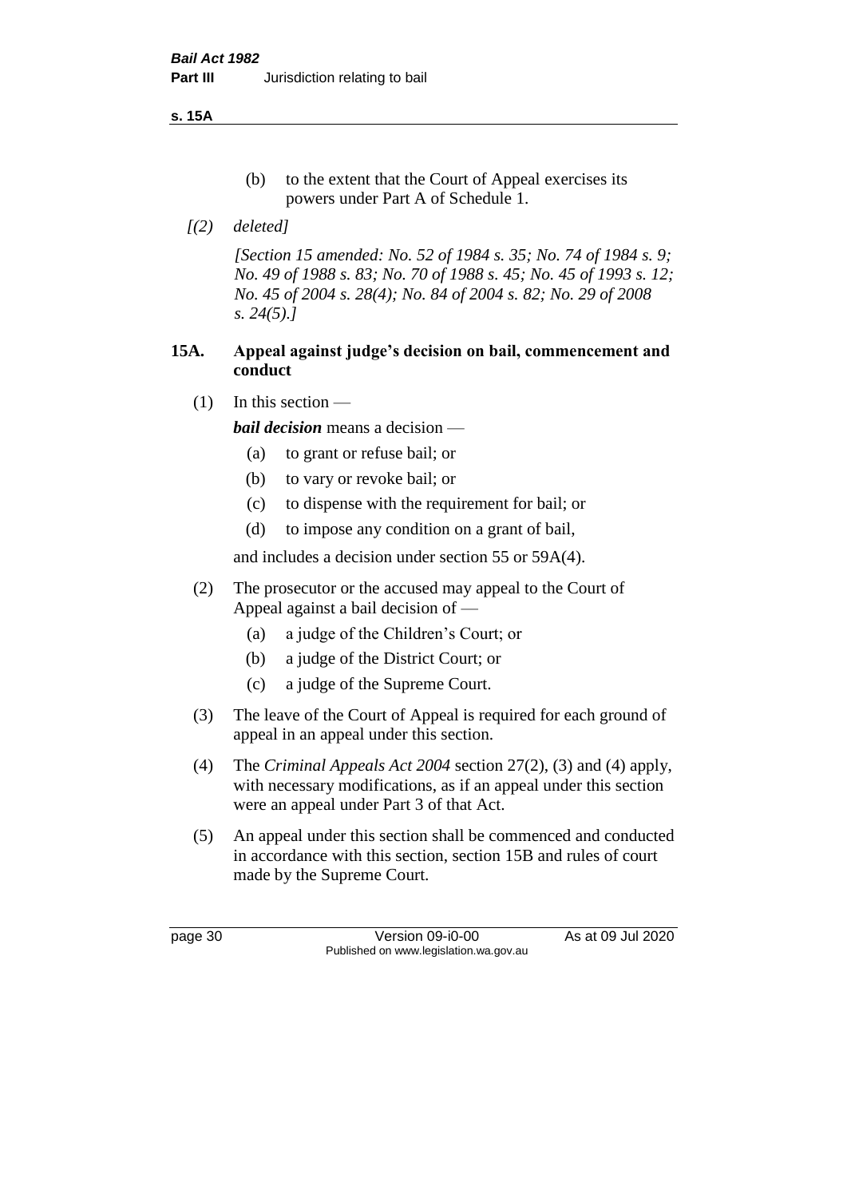(b) to the extent that the Court of Appeal exercises its powers under Part A of Schedule 1.

*[(2) deleted]*

*[Section 15 amended: No. 52 of 1984 s. 35; No. 74 of 1984 s. 9; No. 49 of 1988 s. 83; No. 70 of 1988 s. 45; No. 45 of 1993 s. 12; No. 45 of 2004 s. 28(4); No. 84 of 2004 s. 82; No. 29 of 2008 s. 24(5).]*

### 15A. Appeal against judge's decision on bail, commencement and conduct

(1) In this section —

***bail decision*** means a decision —

- (a) to grant or refuse bail; or
- (b) to vary or revoke bail; or
- (c) to dispense with the requirement for bail; or
- (d) to impose any condition on a grant of bail,

and includes a decision under section 55 or 59A(4).

(2) The prosecutor or the accused may appeal to the Court of Appeal against a bail decision of —

- (a) a judge of the Children's Court; or
- (b) a judge of the District Court; or
- (c) a judge of the Supreme Court.

(3) The leave of the Court of Appeal is required for each ground of appeal in an appeal under this section.

(4) The *Criminal Appeals Act 2004* section 27(2), (3) and (4) apply, with necessary modifications, as if an appeal under this section were an appeal under Part 3 of that Act.

(5) An appeal under this section shall be commenced and conducted in accordance with this section, section 15B and rules of court made by the Supreme Court.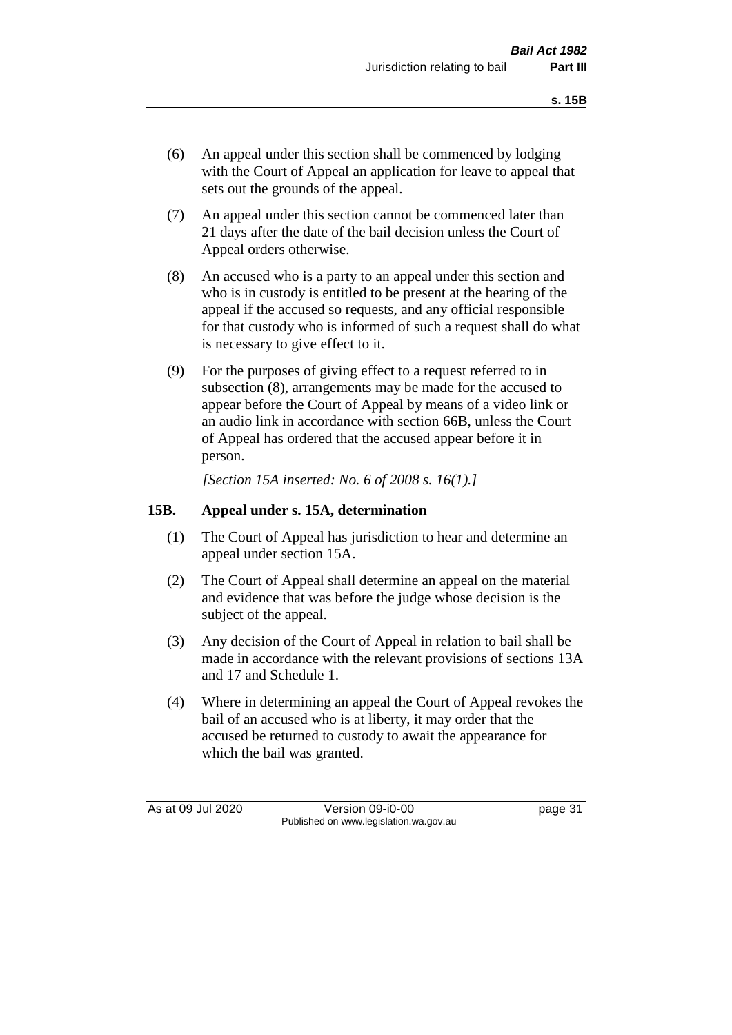(6) An appeal under this section shall be commenced by lodging with the Court of Appeal an application for leave to appeal that sets out the grounds of the appeal.

(7) An appeal under this section cannot be commenced later than 21 days after the date of the bail decision unless the Court of Appeal orders otherwise.

(8) An accused who is a party to an appeal under this section and who is in custody is entitled to be present at the hearing of the appeal if the accused so requests, and any official responsible for that custody who is informed of such a request shall do what is necessary to give effect to it.

(9) For the purposes of giving effect to a request referred to in subsection (8), arrangements may be made for the accused to appear before the Court of Appeal by means of a video link or an audio link in accordance with section 66B, unless the Court of Appeal has ordered that the accused appear before it in person.

*[Section 15A inserted: No. 6 of 2008 s. 16(1).]*

### 15B. Appeal under s. 15A, determination

(1) The Court of Appeal has jurisdiction to hear and determine an appeal under section 15A.

(2) The Court of Appeal shall determine an appeal on the material and evidence that was before the judge whose decision is the subject of the appeal.

(3) Any decision of the Court of Appeal in relation to bail shall be made in accordance with the relevant provisions of sections 13A and 17 and Schedule 1.

(4) Where in determining an appeal the Court of Appeal revokes the bail of an accused who is at liberty, it may order that the accused be returned to custody to await the appearance for which the bail was granted.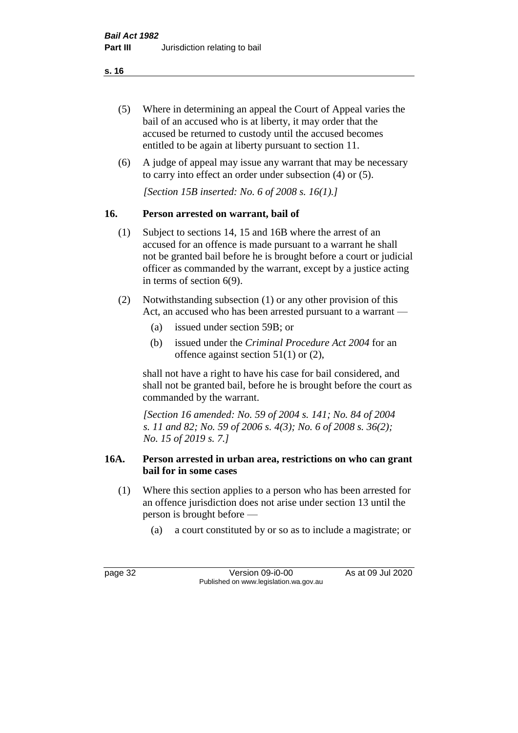(5) Where in determining an appeal the Court of Appeal varies the bail of an accused who is at liberty, it may order that the accused be returned to custody until the accused becomes entitled to be again at liberty pursuant to section 11.

(6) A judge of appeal may issue any warrant that may be necessary to carry into effect an order under subsection (4) or (5).

*[Section 15B inserted: No. 6 of 2008 s. 16(1).]*

## 16. Person arrested on warrant, bail of

(1) Subject to sections 14, 15 and 16B where the arrest of an accused for an offence is made pursuant to a warrant he shall not be granted bail before he is brought before a court or judicial officer as commanded by the warrant, except by a justice acting in terms of section 6(9).

(2) Notwithstanding subsection (1) or any other provision of this Act, an accused who has been arrested pursuant to a warrant —

- (a) issued under section 59B; or
- (b) issued under the *Criminal Procedure Act 2004* for an offence against section 51(1) or (2),

shall not have a right to have his case for bail considered, and shall not be granted bail, before he is brought before the court as commanded by the warrant.

*[Section 16 amended: No. 59 of 2004 s. 141; No. 84 of 2004 s. 11 and 82; No. 59 of 2006 s. 4(3); No. 6 of 2008 s. 36(2); No. 15 of 2019 s. 7.]*

## 16A. Person arrested in urban area, restrictions on who can grant bail for in some cases

(1) Where this section applies to a person who has been arrested for an offence jurisdiction does not arise under section 13 until the person is brought before —

- (a) a court constituted by or so as to include a magistrate; or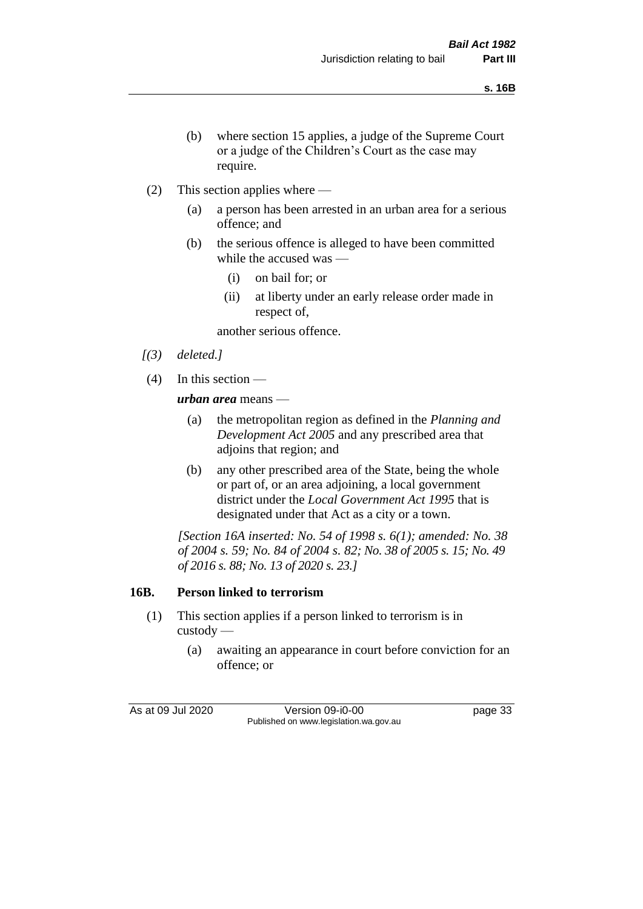(b) where section 15 applies, a judge of the Supreme Court or a judge of the Children's Court as the case may require.

(2) This section applies where —

(a) a person has been arrested in an urban area for a serious offence; and

(b) the serious offence is alleged to have been committed while the accused was —

(i) on bail for; or

(ii) at liberty under an early release order made in respect of,

another serious offence.

*[(3) deleted.]*

(4) In this section —

***urban area*** means —

(a) the metropolitan region as defined in the *Planning and Development Act 2005* and any prescribed area that adjoins that region; and

(b) any other prescribed area of the State, being the whole or part of, or an area adjoining, a local government district under the *Local Government Act 1995* that is designated under that Act as a city or a town.

*[Section 16A inserted: No. 54 of 1998 s. 6(1); amended: No. 38 of 2004 s. 59; No. 84 of 2004 s. 82; No. 38 of 2005 s. 15; No. 49 of 2016 s. 88; No. 13 of 2020 s. 23.]*

## 16B. Person linked to terrorism

(1) This section applies if a person linked to terrorism is in custody —

(a) awaiting an appearance in court before conviction for an offence; or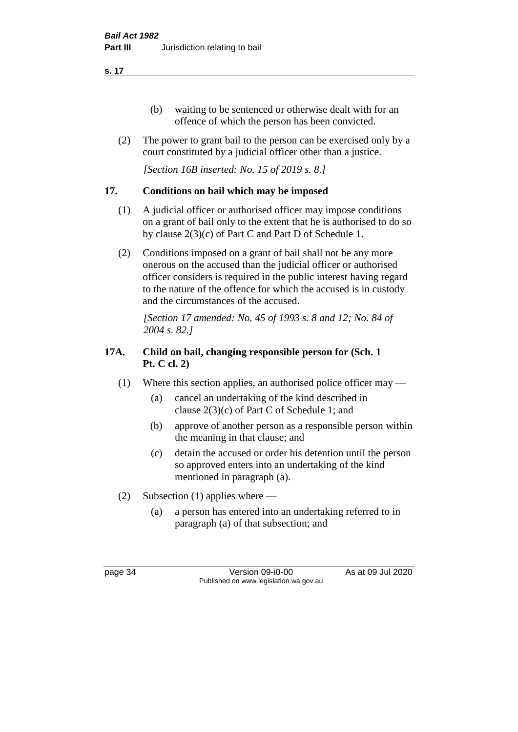(b) waiting to be sentenced or otherwise dealt with for an offence of which the person has been convicted.

(2) The power to grant bail to the person can be exercised only by a court constituted by a judicial officer other than a justice.

*[Section 16B inserted: No. 15 of 2019 s. 8.]*

## 17. Conditions on bail which may be imposed

(1) A judicial officer or authorised officer may impose conditions on a grant of bail only to the extent that he is authorised to do so by clause 2(3)(c) of Part C and Part D of Schedule 1.

(2) Conditions imposed on a grant of bail shall not be any more onerous on the accused than the judicial officer or authorised officer considers is required in the public interest having regard to the nature of the offence for which the accused is in custody and the circumstances of the accused.

*[Section 17 amended: No. 45 of 1993 s. 8 and 12; No. 84 of 2004 s. 82.]*

## 17A. Child on bail, changing responsible person for (Sch. 1 Pt. C cl. 2)

(1) Where this section applies, an authorised police officer may —

(a) cancel an undertaking of the kind described in clause 2(3)(c) of Part C of Schedule 1; and

(b) approve of another person as a responsible person within the meaning in that clause; and

(c) detain the accused or order his detention until the person so approved enters into an undertaking of the kind mentioned in paragraph (a).

(2) Subsection (1) applies where —

(a) a person has entered into an undertaking referred to in paragraph (a) of that subsection; and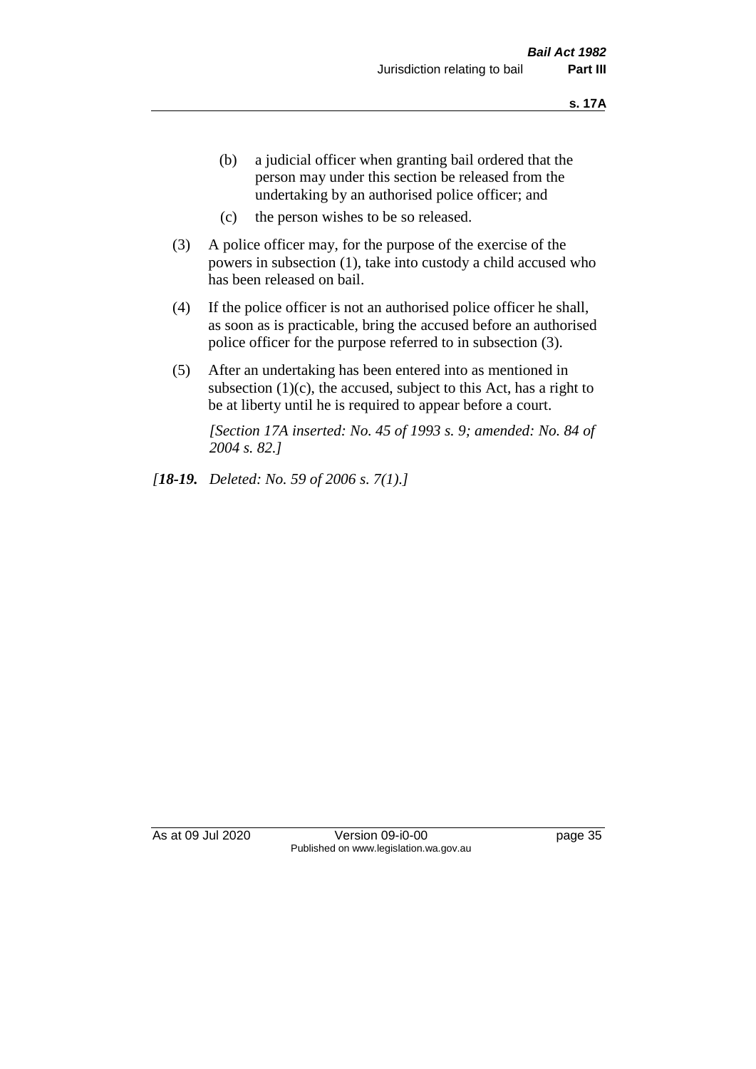(b) a judicial officer when granting bail ordered that the person may under this section be released from the undertaking by an authorised police officer; and

(c) the person wishes to be so released.

(3) A police officer may, for the purpose of the exercise of the powers in subsection (1), take into custody a child accused who has been released on bail.

(4) If the police officer is not an authorised police officer he shall, as soon as is practicable, bring the accused before an authorised police officer for the purpose referred to in subsection (3).

(5) After an undertaking has been entered into as mentioned in subsection (1)(c), the accused, subject to this Act, has a right to be at liberty until he is required to appear before a court.

*[Section 17A inserted: No. 45 of 1993 s. 9; amended: No. 84 of 2004 s. 82.]*

*[**18-19.** Deleted: No. 59 of 2006 s. 7(1).]*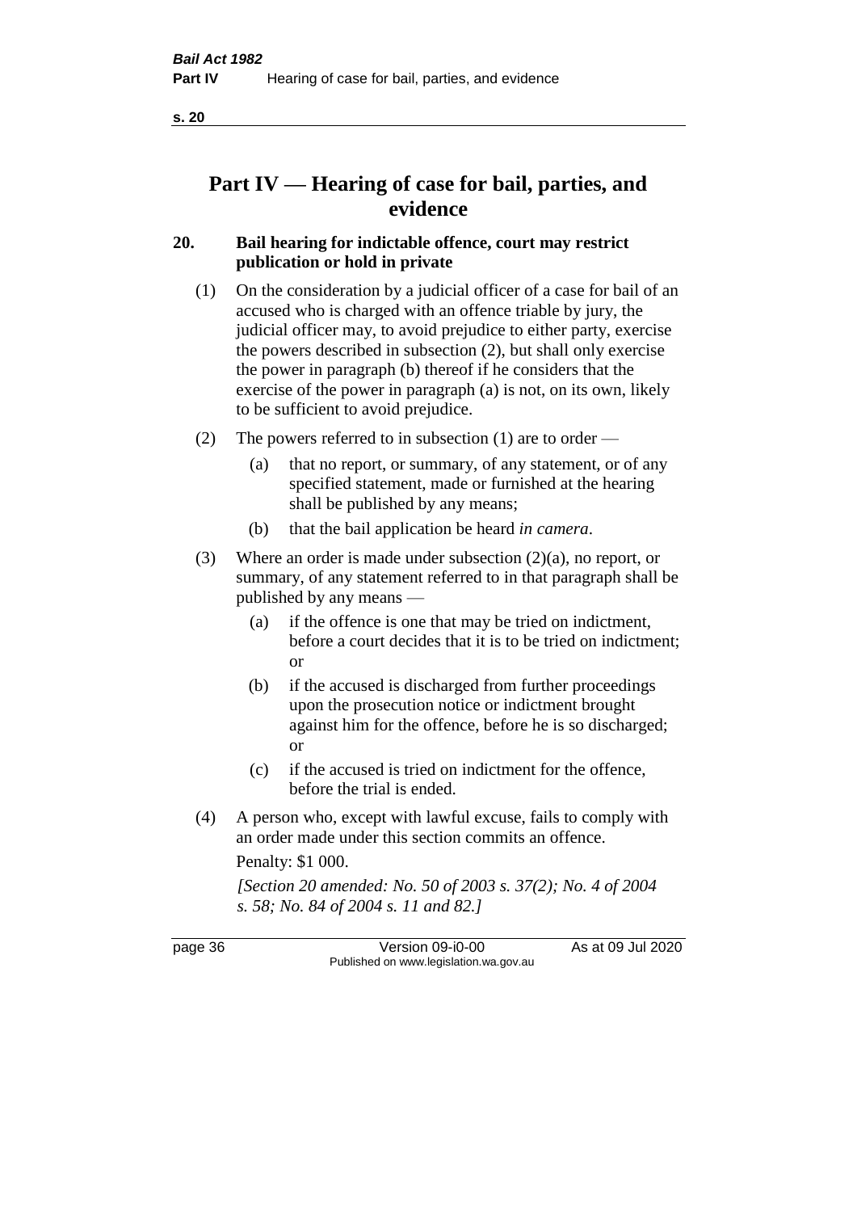# Part IV — Hearing of case for bail, parties, and evidence

## 20. Bail hearing for indictable offence, court may restrict publication or hold in private

(1) On the consideration by a judicial officer of a case for bail of an accused who is charged with an offence triable by jury, the judicial officer may, to avoid prejudice to either party, exercise the powers described in subsection (2), but shall only exercise the power in paragraph (b) thereof if he considers that the exercise of the power in paragraph (a) is not, on its own, likely to be sufficient to avoid prejudice.

(2) The powers referred to in subsection (1) are to order —

- (a) that no report, or summary, of any statement, or of any specified statement, made or furnished at the hearing shall be published by any means;
- (b) that the bail application be heard *in camera*.

(3) Where an order is made under subsection (2)(a), no report, or summary, of any statement referred to in that paragraph shall be published by any means —

- (a) if the offence is one that may be tried on indictment, before a court decides that it is to be tried on indictment; or
- (b) if the accused is discharged from further proceedings upon the prosecution notice or indictment brought against him for the offence, before he is so discharged; or
- (c) if the accused is tried on indictment for the offence, before the trial is ended.

(4) A person who, except with lawful excuse, fails to comply with an order made under this section commits an offence.

Penalty: $1 000.

*[Section 20 amended: No. 50 of 2003 s. 37(2); No. 4 of 2004 s. 58; No. 84 of 2004 s. 11 and 82.]*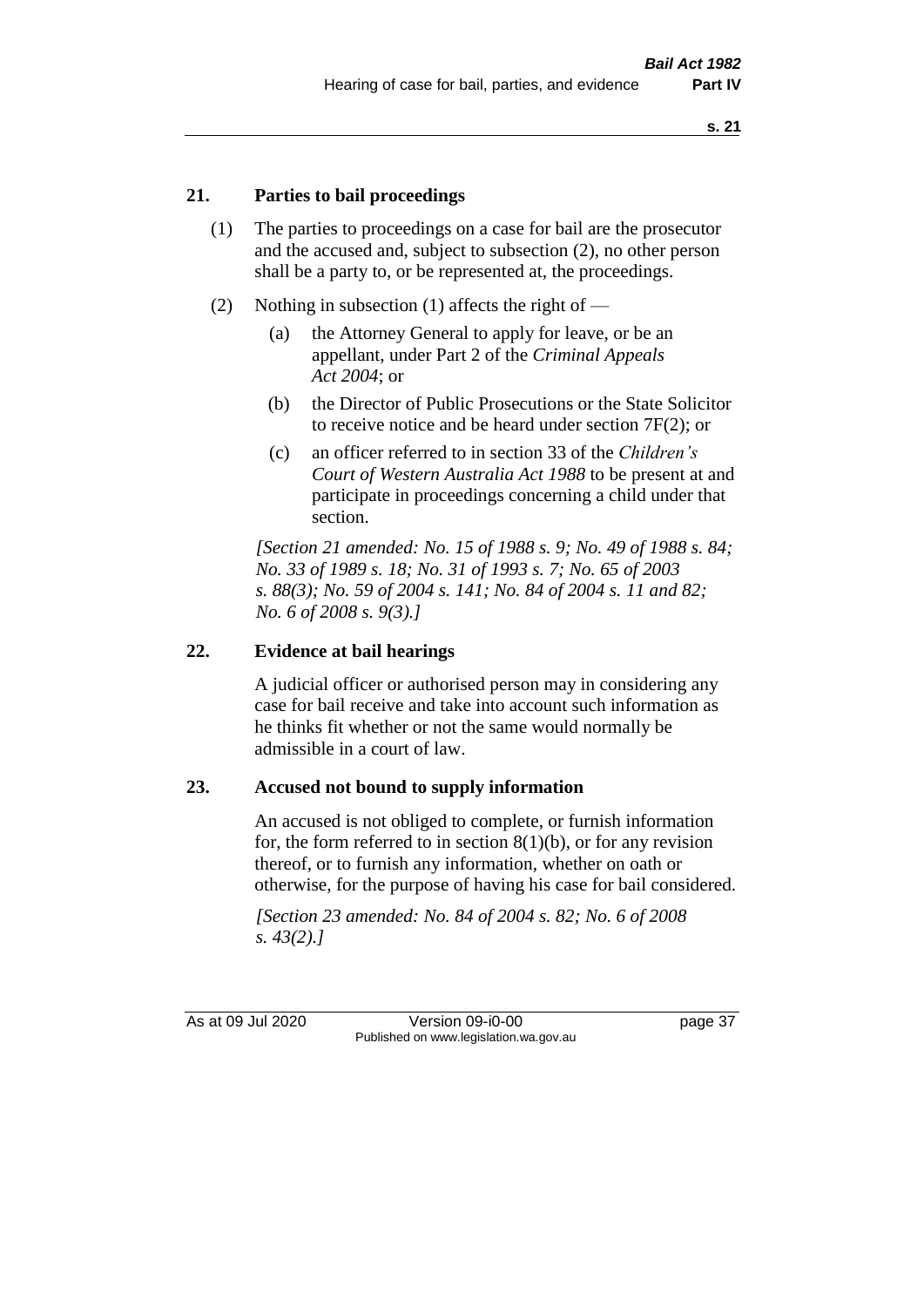## 21. Parties to bail proceedings

(1) The parties to proceedings on a case for bail are the prosecutor and the accused and, subject to subsection (2), no other person shall be a party to, or be represented at, the proceedings.

(2) Nothing in subsection (1) affects the right of —

   (a) the Attorney General to apply for leave, or be an appellant, under Part 2 of the *Criminal Appeals Act 2004*; or

   (b) the Director of Public Prosecutions or the State Solicitor to receive notice and be heard under section 7F(2); or

   (c) an officer referred to in section 33 of the *Children's Court of Western Australia Act 1988* to be present at and participate in proceedings concerning a child under that section.

*[Section 21 amended: No. 15 of 1988 s. 9; No. 49 of 1988 s. 84; No. 33 of 1989 s. 18; No. 31 of 1993 s. 7; No. 65 of 2003 s. 88(3); No. 59 of 2004 s. 141; No. 84 of 2004 s. 11 and 82; No. 6 of 2008 s. 9(3).]*

## 22. Evidence at bail hearings

A judicial officer or authorised person may in considering any case for bail receive and take into account such information as he thinks fit whether or not the same would normally be admissible in a court of law.

## 23. Accused not bound to supply information

An accused is not obliged to complete, or furnish information for, the form referred to in section 8(1)(b), or for any revision thereof, or to furnish any information, whether on oath or otherwise, for the purpose of having his case for bail considered.

*[Section 23 amended: No. 84 of 2004 s. 82; No. 6 of 2008 s. 43(2).]*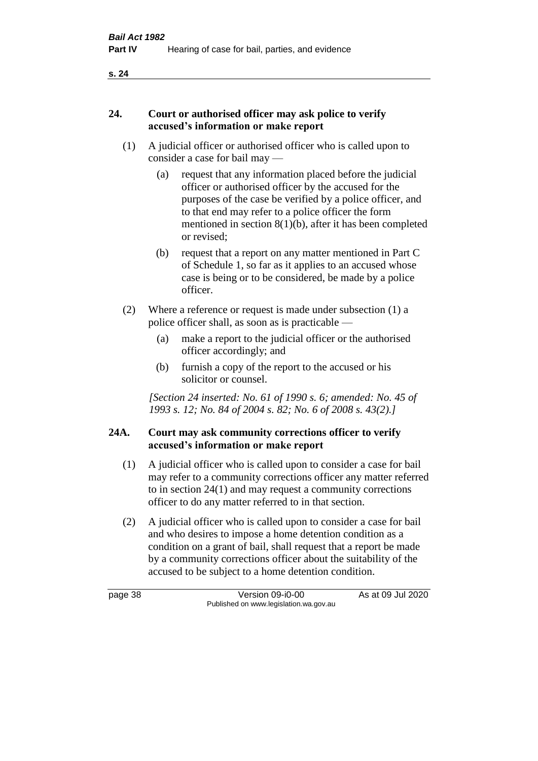## 24. Court or authorised officer may ask police to verify accused's information or make report

(1) A judicial officer or authorised officer who is called upon to consider a case for bail may —

(a) request that any information placed before the judicial officer or authorised officer by the accused for the purposes of the case be verified by a police officer, and to that end may refer to a police officer the form mentioned in section 8(1)(b), after it has been completed or revised;

(b) request that a report on any matter mentioned in Part C of Schedule 1, so far as it applies to an accused whose case is being or to be considered, be made by a police officer.

(2) Where a reference or request is made under subsection (1) a police officer shall, as soon as is practicable —

(a) make a report to the judicial officer or the authorised officer accordingly; and

(b) furnish a copy of the report to the accused or his solicitor or counsel.

*[Section 24 inserted: No. 61 of 1990 s. 6; amended: No. 45 of 1993 s. 12; No. 84 of 2004 s. 82; No. 6 of 2008 s. 43(2).]*

## 24A. Court may ask community corrections officer to verify accused's information or make report

(1) A judicial officer who is called upon to consider a case for bail may refer to a community corrections officer any matter referred to in section 24(1) and may request a community corrections officer to do any matter referred to in that section.

(2) A judicial officer who is called upon to consider a case for bail and who desires to impose a home detention condition as a condition on a grant of bail, shall request that a report be made by a community corrections officer about the suitability of the accused to be subject to a home detention condition.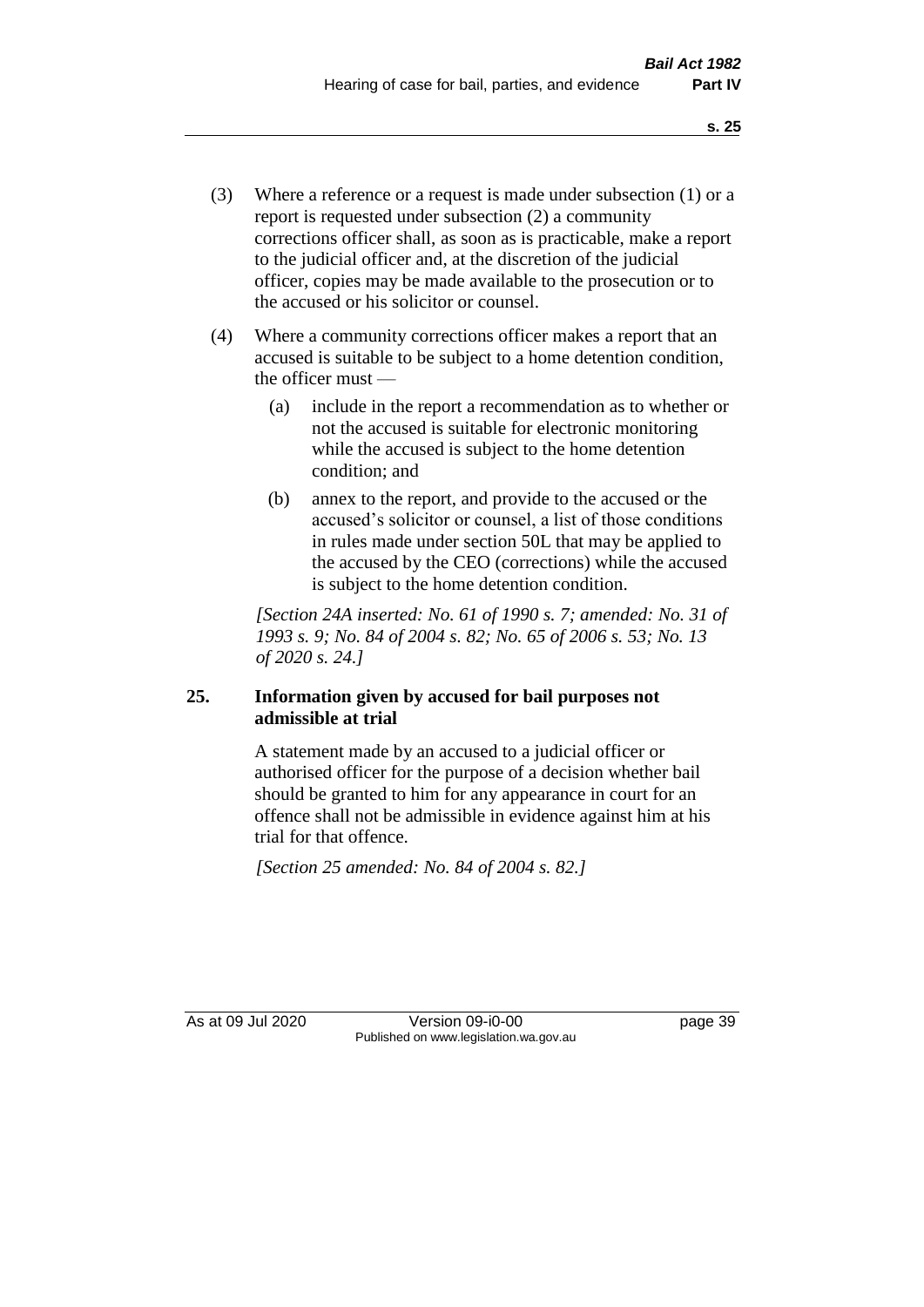(3) Where a reference or a request is made under subsection (1) or a report is requested under subsection (2) a community corrections officer shall, as soon as is practicable, make a report to the judicial officer and, at the discretion of the judicial officer, copies may be made available to the prosecution or to the accused or his solicitor or counsel.

(4) Where a community corrections officer makes a report that an accused is suitable to be subject to a home detention condition, the officer must —

(a) include in the report a recommendation as to whether or not the accused is suitable for electronic monitoring while the accused is subject to the home detention condition; and

(b) annex to the report, and provide to the accused or the accused's solicitor or counsel, a list of those conditions in rules made under section 50L that may be applied to the accused by the CEO (corrections) while the accused is subject to the home detention condition.

*[Section 24A inserted: No. 61 of 1990 s. 7; amended: No. 31 of 1993 s. 9; No. 84 of 2004 s. 82; No. 65 of 2006 s. 53; No. 13 of 2020 s. 24.]*

## 25. Information given by accused for bail purposes not admissible at trial

A statement made by an accused to a judicial officer or authorised officer for the purpose of a decision whether bail should be granted to him for any appearance in court for an offence shall not be admissible in evidence against him at his trial for that offence.

*[Section 25 amended: No. 84 of 2004 s. 82.]*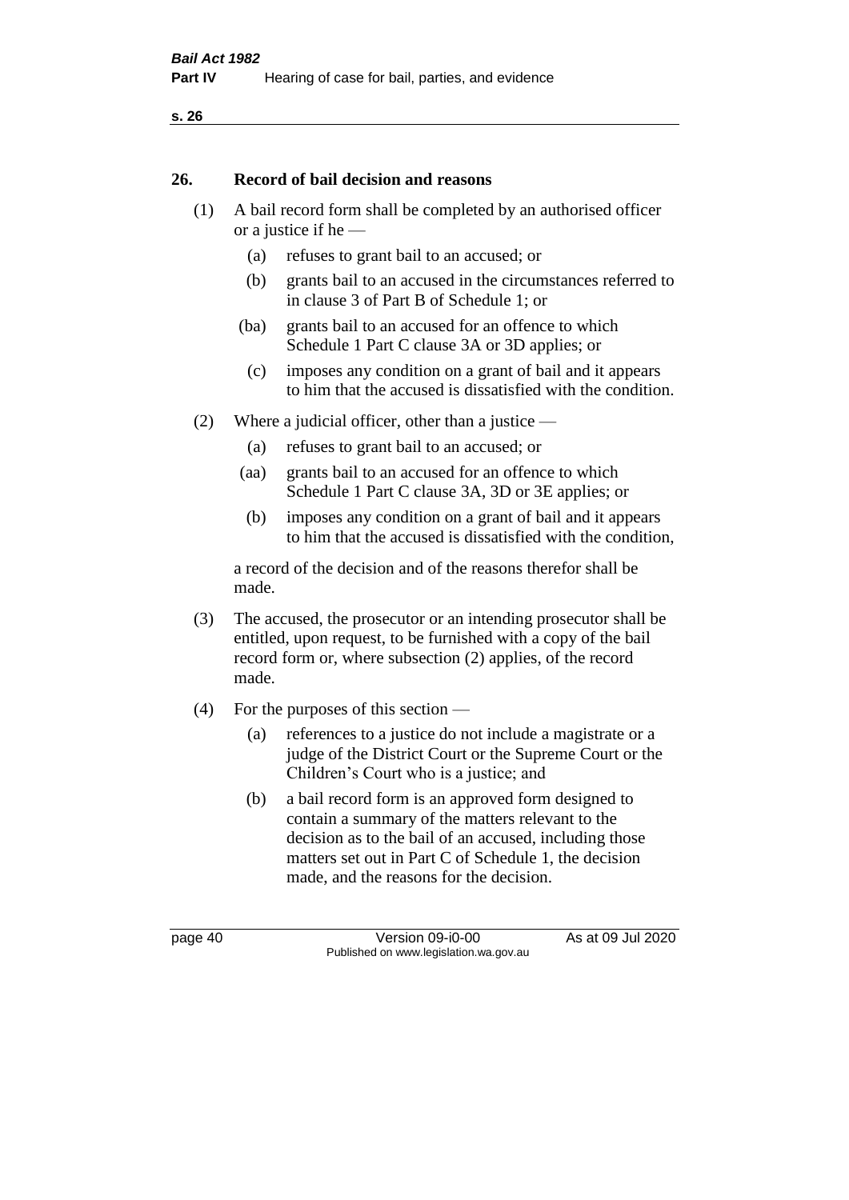## 26. Record of bail decision and reasons

(1) A bail record form shall be completed by an authorised officer or a justice if he —

- (a) refuses to grant bail to an accused; or
- (b) grants bail to an accused in the circumstances referred to in clause 3 of Part B of Schedule 1; or
- (ba) grants bail to an accused for an offence to which Schedule 1 Part C clause 3A or 3D applies; or
- (c) imposes any condition on a grant of bail and it appears to him that the accused is dissatisfied with the condition.

(2) Where a judicial officer, other than a justice —

- (a) refuses to grant bail to an accused; or
- (aa) grants bail to an accused for an offence to which Schedule 1 Part C clause 3A, 3D or 3E applies; or
- (b) imposes any condition on a grant of bail and it appears to him that the accused is dissatisfied with the condition,

a record of the decision and of the reasons therefor shall be made.

(3) The accused, the prosecutor or an intending prosecutor shall be entitled, upon request, to be furnished with a copy of the bail record form or, where subsection (2) applies, of the record made.

(4) For the purposes of this section —

- (a) references to a justice do not include a magistrate or a judge of the District Court or the Supreme Court or the Children's Court who is a justice; and
- (b) a bail record form is an approved form designed to contain a summary of the matters relevant to the decision as to the bail of an accused, including those matters set out in Part C of Schedule 1, the decision made, and the reasons for the decision.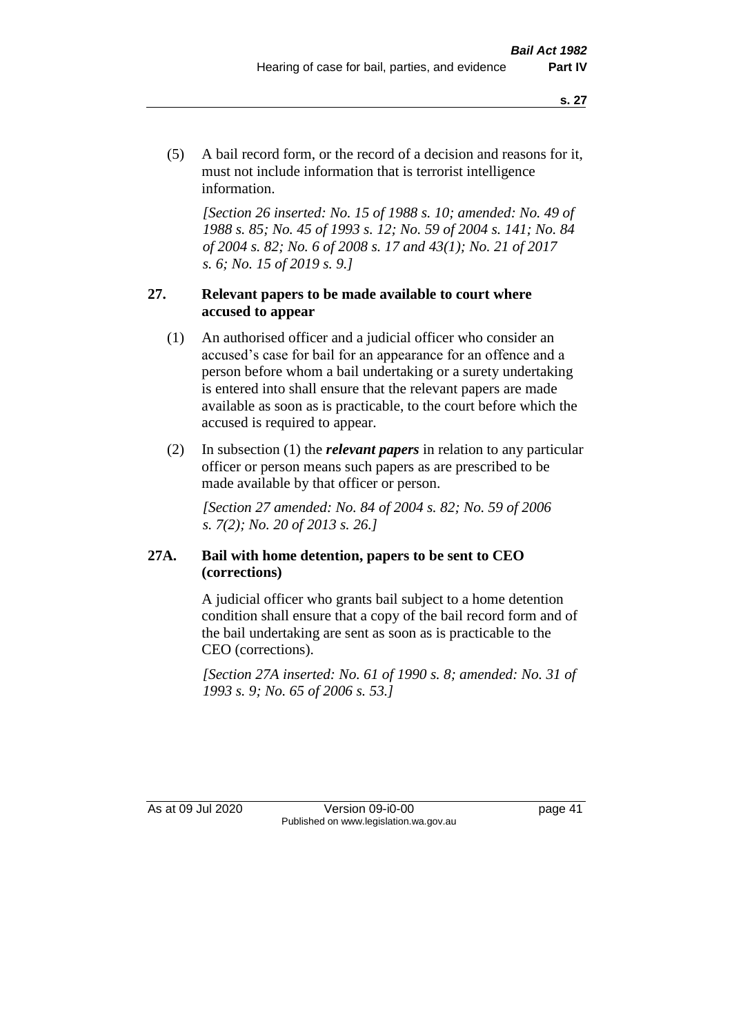(5) A bail record form, or the record of a decision and reasons for it, must not include information that is terrorist intelligence information.

*[Section 26 inserted: No. 15 of 1988 s. 10; amended: No. 49 of 1988 s. 85; No. 45 of 1993 s. 12; No. 59 of 2004 s. 141; No. 84 of 2004 s. 82; No. 6 of 2008 s. 17 and 43(1); No. 21 of 2017 s. 6; No. 15 of 2019 s. 9.]*

### 27. Relevant papers to be made available to court where accused to appear

(1) An authorised officer and a judicial officer who consider an accused's case for bail for an appearance for an offence and a person before whom a bail undertaking or a surety undertaking is entered into shall ensure that the relevant papers are made available as soon as is practicable, to the court before which the accused is required to appear.

(2) In subsection (1) the ***relevant papers*** in relation to any particular officer or person means such papers as are prescribed to be made available by that officer or person.

*[Section 27 amended: No. 84 of 2004 s. 82; No. 59 of 2006 s. 7(2); No. 20 of 2013 s. 26.]*

### 27A. Bail with home detention, papers to be sent to CEO (corrections)

A judicial officer who grants bail subject to a home detention condition shall ensure that a copy of the bail record form and of the bail undertaking are sent as soon as is practicable to the CEO (corrections).

*[Section 27A inserted: No. 61 of 1990 s. 8; amended: No. 31 of 1993 s. 9; No. 65 of 2006 s. 53.]*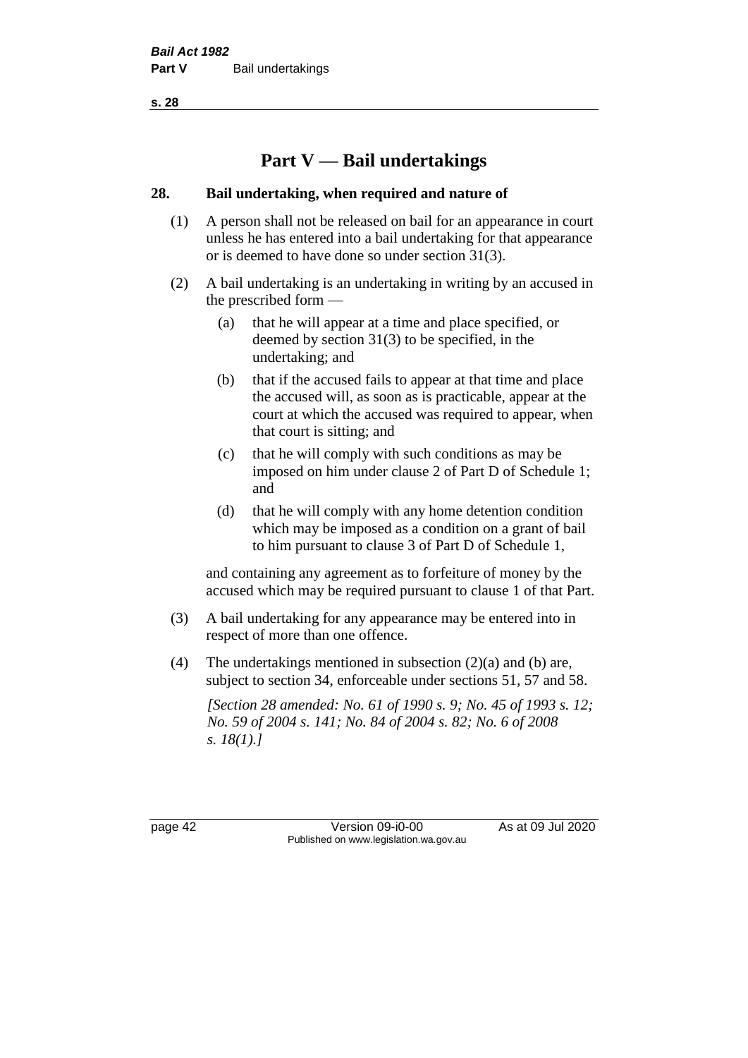# Part V — Bail undertakings

## 28. Bail undertaking, when required and nature of

(1) A person shall not be released on bail for an appearance in court unless he has entered into a bail undertaking for that appearance or is deemed to have done so under section 31(3).

(2) A bail undertaking is an undertaking in writing by an accused in the prescribed form —

- (a) that he will appear at a time and place specified, or deemed by section 31(3) to be specified, in the undertaking; and
- (b) that if the accused fails to appear at that time and place the accused will, as soon as is practicable, appear at the court at which the accused was required to appear, when that court is sitting; and
- (c) that he will comply with such conditions as may be imposed on him under clause 2 of Part D of Schedule 1; and
- (d) that he will comply with any home detention condition which may be imposed as a condition on a grant of bail to him pursuant to clause 3 of Part D of Schedule 1,

and containing any agreement as to forfeiture of money by the accused which may be required pursuant to clause 1 of that Part.

(3) A bail undertaking for any appearance may be entered into in respect of more than one offence.

(4) The undertakings mentioned in subsection (2)(a) and (b) are, subject to section 34, enforceable under sections 51, 57 and 58.

*[Section 28 amended: No. 61 of 1990 s. 9; No. 45 of 1993 s. 12; No. 59 of 2004 s. 141; No. 84 of 2004 s. 82; No. 6 of 2008 s. 18(1).]*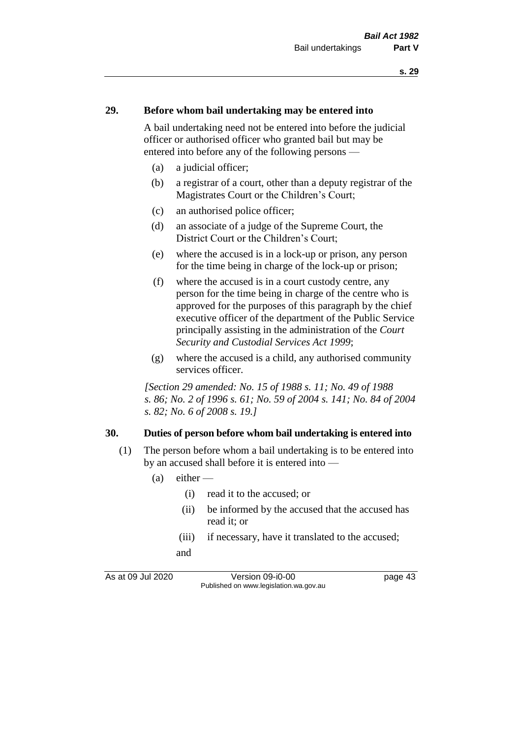## 29. Before whom bail undertaking may be entered into

A bail undertaking need not be entered into before the judicial officer or authorised officer who granted bail but may be entered into before any of the following persons —

(a) a judicial officer;

(b) a registrar of a court, other than a deputy registrar of the Magistrates Court or the Children's Court;

(c) an authorised police officer;

(d) an associate of a judge of the Supreme Court, the District Court or the Children's Court;

(e) where the accused is in a lock-up or prison, any person for the time being in charge of the lock-up or prison;

(f) where the accused is in a court custody centre, any person for the time being in charge of the centre who is approved for the purposes of this paragraph by the chief executive officer of the department of the Public Service principally assisting in the administration of the *Court Security and Custodial Services Act 1999*;

(g) where the accused is a child, any authorised community services officer.

*[Section 29 amended: No. 15 of 1988 s. 11; No. 49 of 1988 s. 86; No. 2 of 1996 s. 61; No. 59 of 2004 s. 141; No. 84 of 2004 s. 82; No. 6 of 2008 s. 19.]*

## 30. Duties of person before whom bail undertaking is entered into

(1) The person before whom a bail undertaking is to be entered into by an accused shall before it is entered into —

(a) either —

(i) read it to the accused; or

(ii) be informed by the accused that the accused has read it; or

(iii) if necessary, have it translated to the accused;

and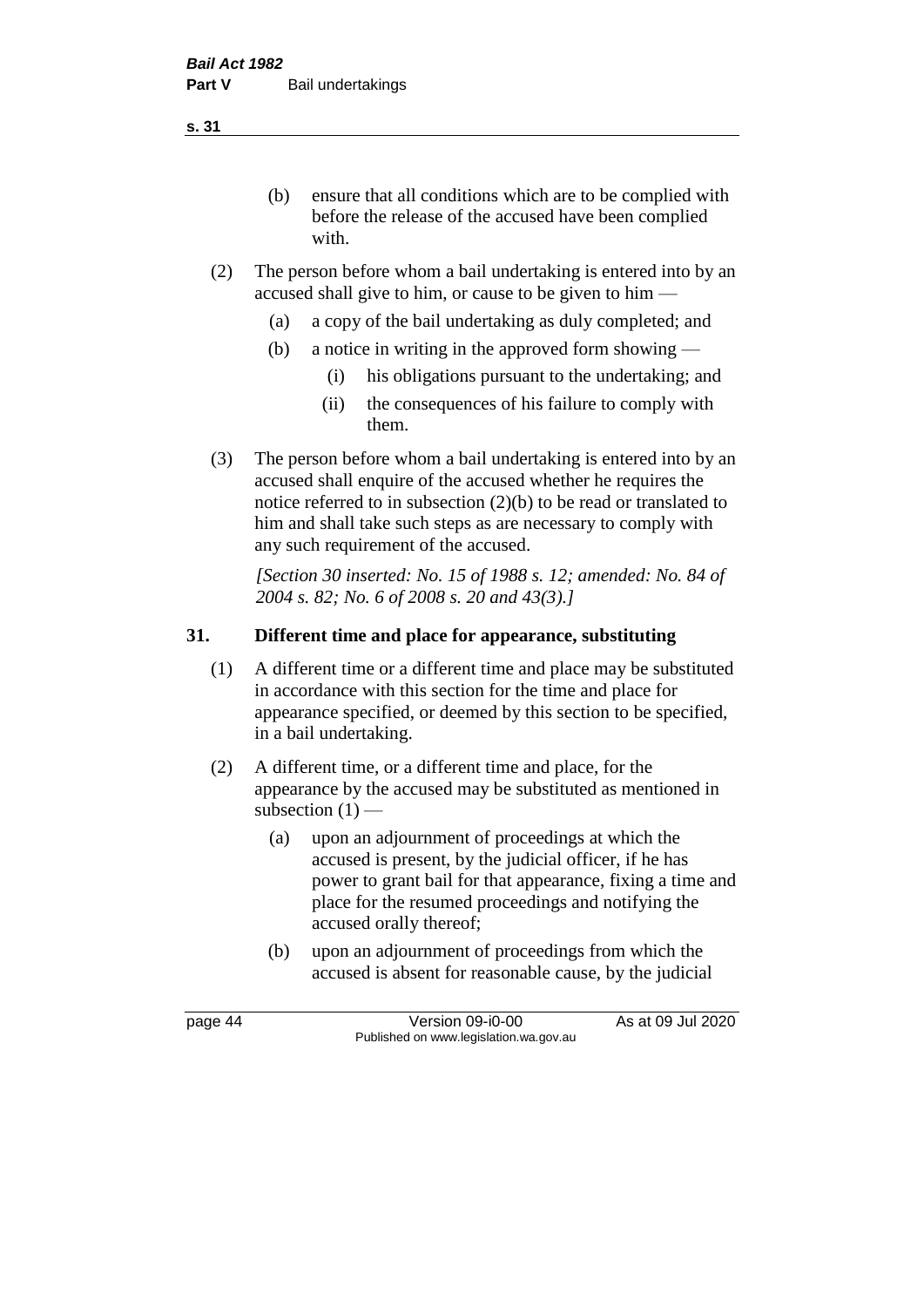(b) ensure that all conditions which are to be complied with before the release of the accused have been complied with.

(2) The person before whom a bail undertaking is entered into by an accused shall give to him, or cause to be given to him —

(a) a copy of the bail undertaking as duly completed; and

(b) a notice in writing in the approved form showing —

(i) his obligations pursuant to the undertaking; and

(ii) the consequences of his failure to comply with them.

(3) The person before whom a bail undertaking is entered into by an accused shall enquire of the accused whether he requires the notice referred to in subsection (2)(b) to be read or translated to him and shall take such steps as are necessary to comply with any such requirement of the accused.

*[Section 30 inserted: No. 15 of 1988 s. 12; amended: No. 84 of 2004 s. 82; No. 6 of 2008 s. 20 and 43(3).]*

## 31. Different time and place for appearance, substituting

(1) A different time or a different time and place may be substituted in accordance with this section for the time and place for appearance specified, or deemed by this section to be specified, in a bail undertaking.

(2) A different time, or a different time and place, for the appearance by the accused may be substituted as mentioned in subsection (1) —

(a) upon an adjournment of proceedings at which the accused is present, by the judicial officer, if he has power to grant bail for that appearance, fixing a time and place for the resumed proceedings and notifying the accused orally thereof;

(b) upon an adjournment of proceedings from which the accused is absent for reasonable cause, by the judicial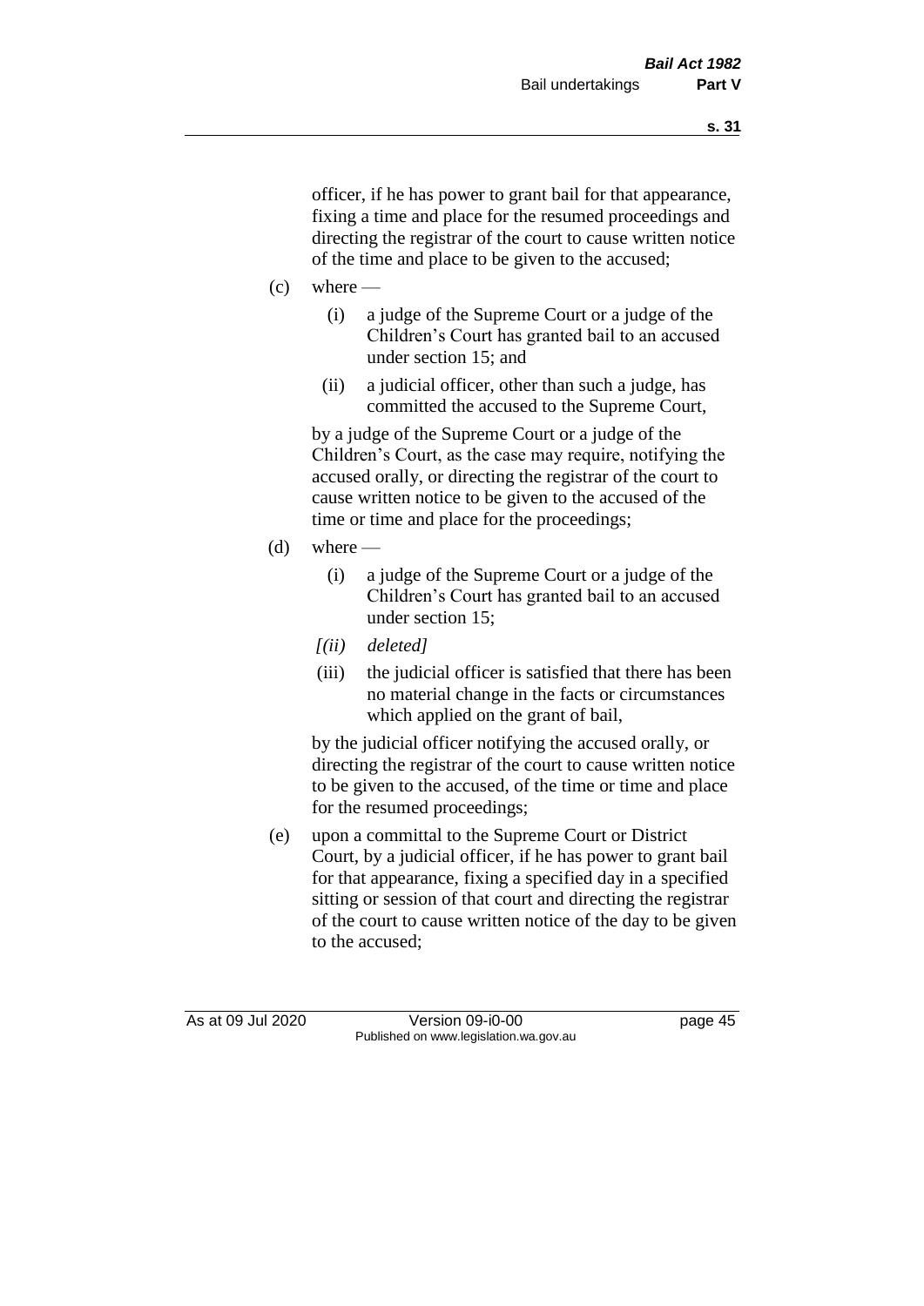officer, if he has power to grant bail for that appearance, fixing a time and place for the resumed proceedings and directing the registrar of the court to cause written notice of the time and place to be given to the accused;

(c) where —

  (i) a judge of the Supreme Court or a judge of the Children's Court has granted bail to an accused under section 15; and

  (ii) a judicial officer, other than such a judge, has committed the accused to the Supreme Court,

  by a judge of the Supreme Court or a judge of the Children's Court, as the case may require, notifying the accused orally, or directing the registrar of the court to cause written notice to be given to the accused of the time or time and place for the proceedings;

(d) where —

  (i) a judge of the Supreme Court or a judge of the Children's Court has granted bail to an accused under section 15;

  *[(ii) deleted]*

  (iii) the judicial officer is satisfied that there has been no material change in the facts or circumstances which applied on the grant of bail,

  by the judicial officer notifying the accused orally, or directing the registrar of the court to cause written notice to be given to the accused, of the time or time and place for the resumed proceedings;

(e) upon a committal to the Supreme Court or District Court, by a judicial officer, if he has power to grant bail for that appearance, fixing a specified day in a specified sitting or session of that court and directing the registrar of the court to cause written notice of the day to be given to the accused;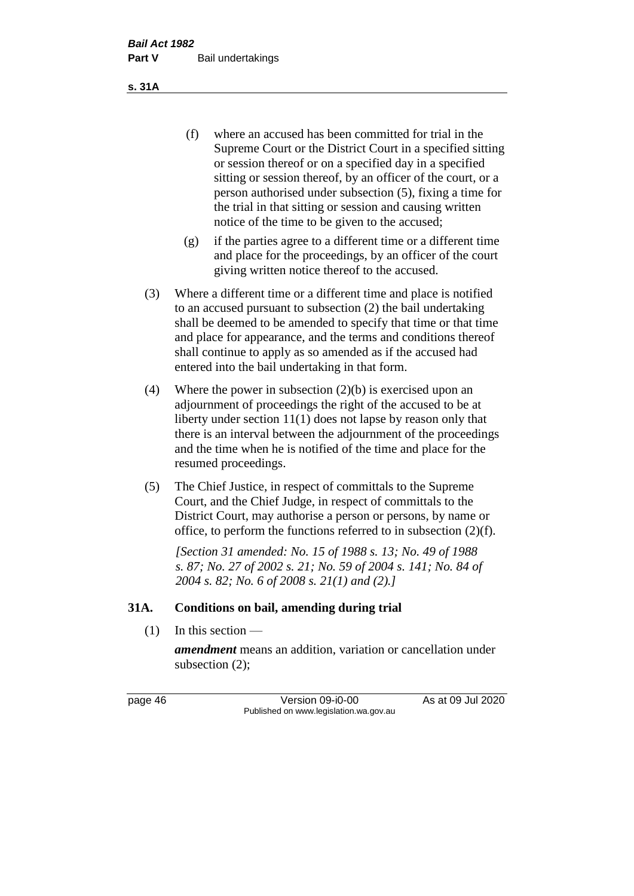(f) where an accused has been committed for trial in the Supreme Court or the District Court in a specified sitting or session thereof or on a specified day in a specified sitting or session thereof, by an officer of the court, or a person authorised under subsection (5), fixing a time for the trial in that sitting or session and causing written notice of the time to be given to the accused;

(g) if the parties agree to a different time or a different time and place for the proceedings, by an officer of the court giving written notice thereof to the accused.

(3) Where a different time or a different time and place is notified to an accused pursuant to subsection (2) the bail undertaking shall be deemed to be amended to specify that time or that time and place for appearance, and the terms and conditions thereof shall continue to apply as so amended as if the accused had entered into the bail undertaking in that form.

(4) Where the power in subsection (2)(b) is exercised upon an adjournment of proceedings the right of the accused to be at liberty under section 11(1) does not lapse by reason only that there is an interval between the adjournment of the proceedings and the time when he is notified of the time and place for the resumed proceedings.

(5) The Chief Justice, in respect of committals to the Supreme Court, and the Chief Judge, in respect of committals to the District Court, may authorise a person or persons, by name or office, to perform the functions referred to in subsection (2)(f).

*[Section 31 amended: No. 15 of 1988 s. 13; No. 49 of 1988 s. 87; No. 27 of 2002 s. 21; No. 59 of 2004 s. 141; No. 84 of 2004 s. 82; No. 6 of 2008 s. 21(1) and (2).]*

## 31A. Conditions on bail, amending during trial

(1) In this section —

***amendment*** means an addition, variation or cancellation under subsection (2);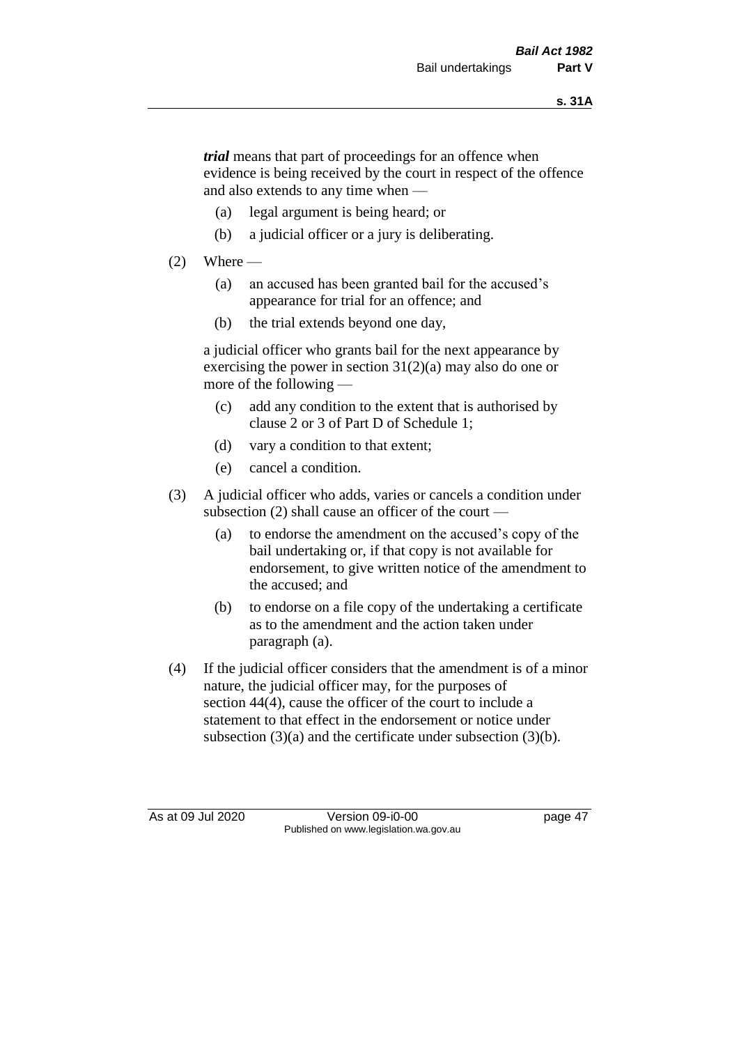***trial*** means that part of proceedings for an offence when evidence is being received by the court in respect of the offence and also extends to any time when —

(a) legal argument is being heard; or

(b) a judicial officer or a jury is deliberating.

(2) Where —

(a) an accused has been granted bail for the accused's appearance for trial for an offence; and

(b) the trial extends beyond one day,

a judicial officer who grants bail for the next appearance by exercising the power in section 31(2)(a) may also do one or more of the following —

(c) add any condition to the extent that is authorised by clause 2 or 3 of Part D of Schedule 1;

(d) vary a condition to that extent;

(e) cancel a condition.

(3) A judicial officer who adds, varies or cancels a condition under subsection (2) shall cause an officer of the court —

(a) to endorse the amendment on the accused's copy of the bail undertaking or, if that copy is not available for endorsement, to give written notice of the amendment to the accused; and

(b) to endorse on a file copy of the undertaking a certificate as to the amendment and the action taken under paragraph (a).

(4) If the judicial officer considers that the amendment is of a minor nature, the judicial officer may, for the purposes of section 44(4), cause the officer of the court to include a statement to that effect in the endorsement or notice under subsection (3)(a) and the certificate under subsection (3)(b).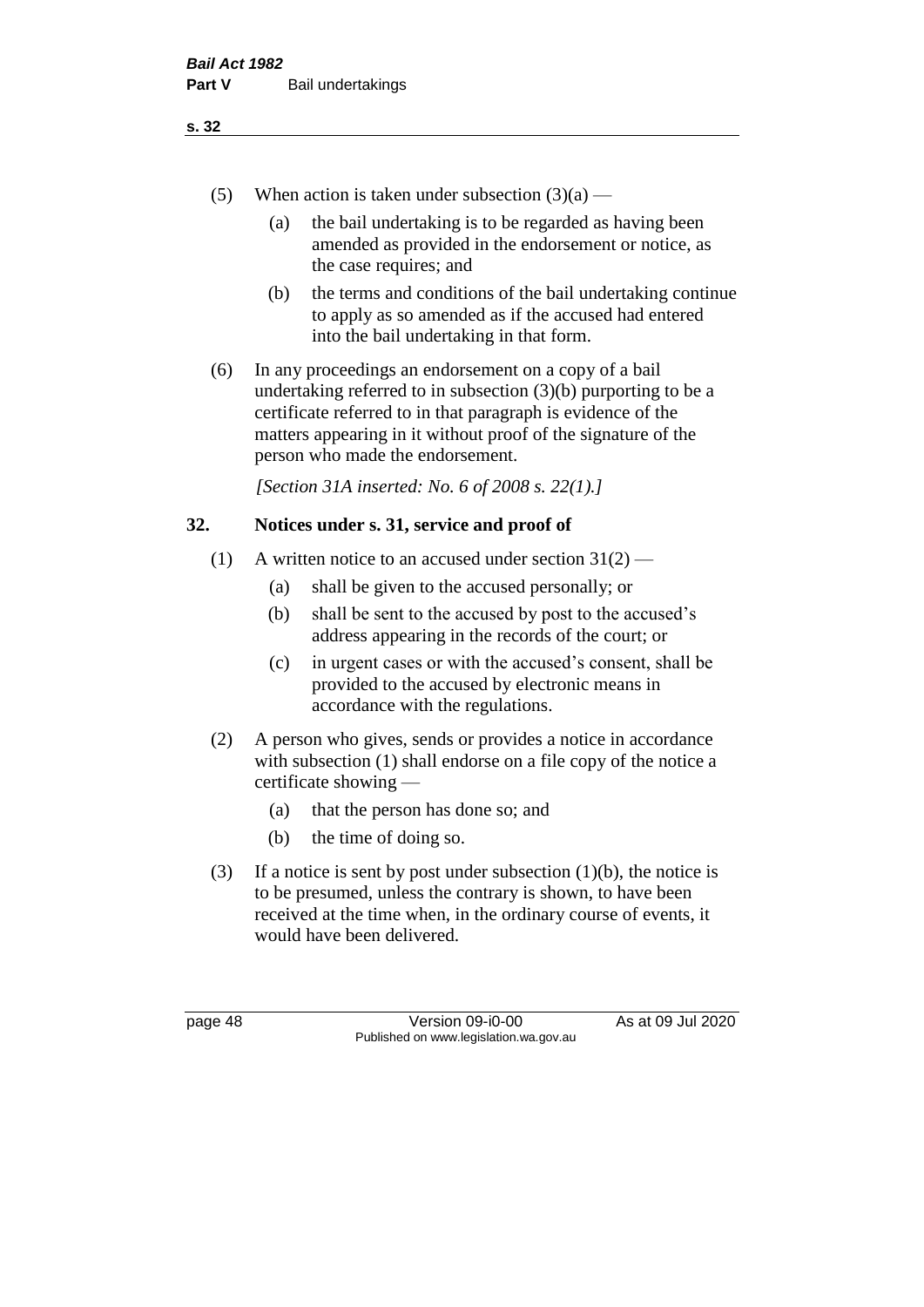(5) When action is taken under subsection (3)(a) —

  (a) the bail undertaking is to be regarded as having been amended as provided in the endorsement or notice, as the case requires; and

  (b) the terms and conditions of the bail undertaking continue to apply as so amended as if the accused had entered into the bail undertaking in that form.

(6) In any proceedings an endorsement on a copy of a bail undertaking referred to in subsection (3)(b) purporting to be a certificate referred to in that paragraph is evidence of the matters appearing in it without proof of the signature of the person who made the endorsement.

*[Section 31A inserted: No. 6 of 2008 s. 22(1).]*

## 32. Notices under s. 31, service and proof of

(1) A written notice to an accused under section 31(2) —

  (a) shall be given to the accused personally; or

  (b) shall be sent to the accused by post to the accused's address appearing in the records of the court; or

  (c) in urgent cases or with the accused's consent, shall be provided to the accused by electronic means in accordance with the regulations.

(2) A person who gives, sends or provides a notice in accordance with subsection (1) shall endorse on a file copy of the notice a certificate showing —

  (a) that the person has done so; and

  (b) the time of doing so.

(3) If a notice is sent by post under subsection (1)(b), the notice is to be presumed, unless the contrary is shown, to have been received at the time when, in the ordinary course of events, it would have been delivered.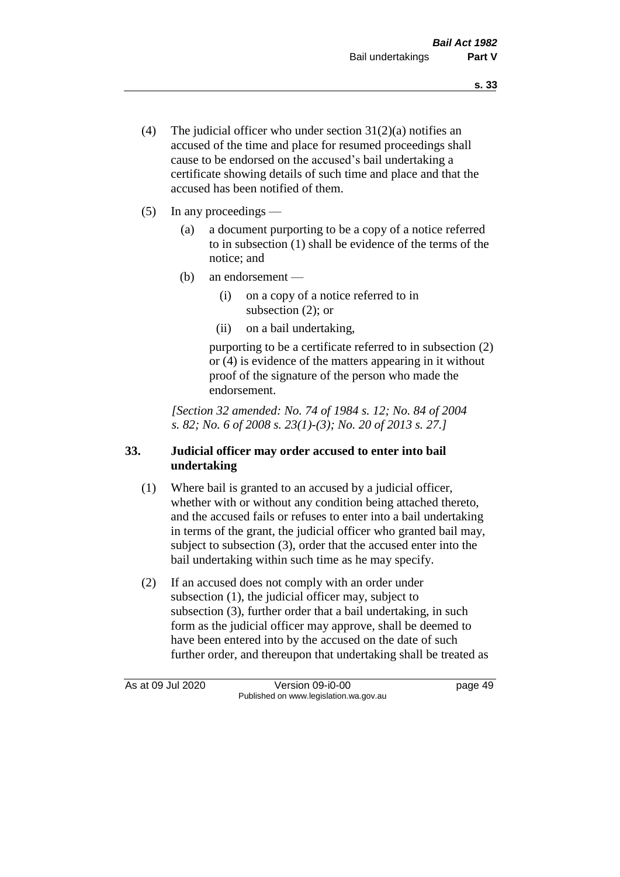(4) The judicial officer who under section 31(2)(a) notifies an accused of the time and place for resumed proceedings shall cause to be endorsed on the accused's bail undertaking a certificate showing details of such time and place and that the accused has been notified of them.

(5) In any proceedings —

   (a) a document purporting to be a copy of a notice referred to in subsection (1) shall be evidence of the terms of the notice; and

   (b) an endorsement —

      (i) on a copy of a notice referred to in subsection (2); or

      (ii) on a bail undertaking,

   purporting to be a certificate referred to in subsection (2) or (4) is evidence of the matters appearing in it without proof of the signature of the person who made the endorsement.

*[Section 32 amended: No. 74 of 1984 s. 12; No. 84 of 2004 s. 82; No. 6 of 2008 s. 23(1)-(3); No. 20 of 2013 s. 27.]*

## 33. Judicial officer may order accused to enter into bail undertaking

(1) Where bail is granted to an accused by a judicial officer, whether with or without any condition being attached thereto, and the accused fails or refuses to enter into a bail undertaking in terms of the grant, the judicial officer who granted bail may, subject to subsection (3), order that the accused enter into the bail undertaking within such time as he may specify.

(2) If an accused does not comply with an order under subsection (1), the judicial officer may, subject to subsection (3), further order that a bail undertaking, in such form as the judicial officer may approve, shall be deemed to have been entered into by the accused on the date of such further order, and thereupon that undertaking shall be treated as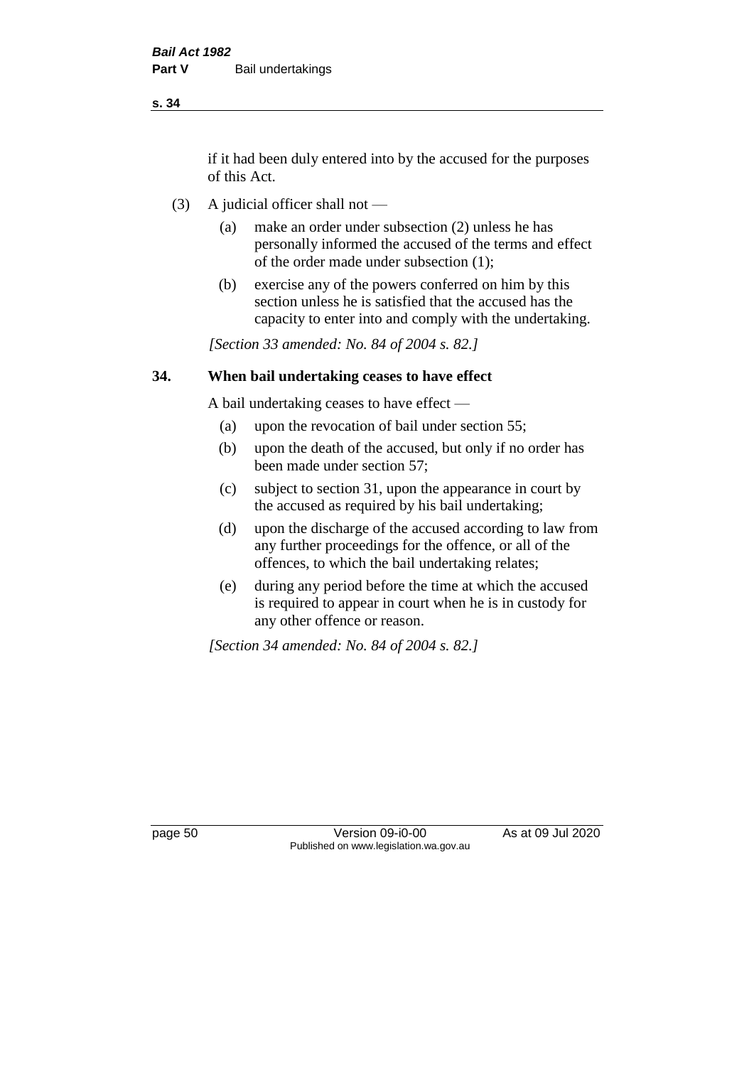if it had been duly entered into by the accused for the purposes of this Act.

(3) A judicial officer shall not —

(a) make an order under subsection (2) unless he has personally informed the accused of the terms and effect of the order made under subsection (1);

(b) exercise any of the powers conferred on him by this section unless he is satisfied that the accused has the capacity to enter into and comply with the undertaking.

*[Section 33 amended: No. 84 of 2004 s. 82.]*

### 34. When bail undertaking ceases to have effect

A bail undertaking ceases to have effect —

(a) upon the revocation of bail under section 55;

(b) upon the death of the accused, but only if no order has been made under section 57;

(c) subject to section 31, upon the appearance in court by the accused as required by his bail undertaking;

(d) upon the discharge of the accused according to law from any further proceedings for the offence, or all of the offences, to which the bail undertaking relates;

(e) during any period before the time at which the accused is required to appear in court when he is in custody for any other offence or reason.

*[Section 34 amended: No. 84 of 2004 s. 82.]*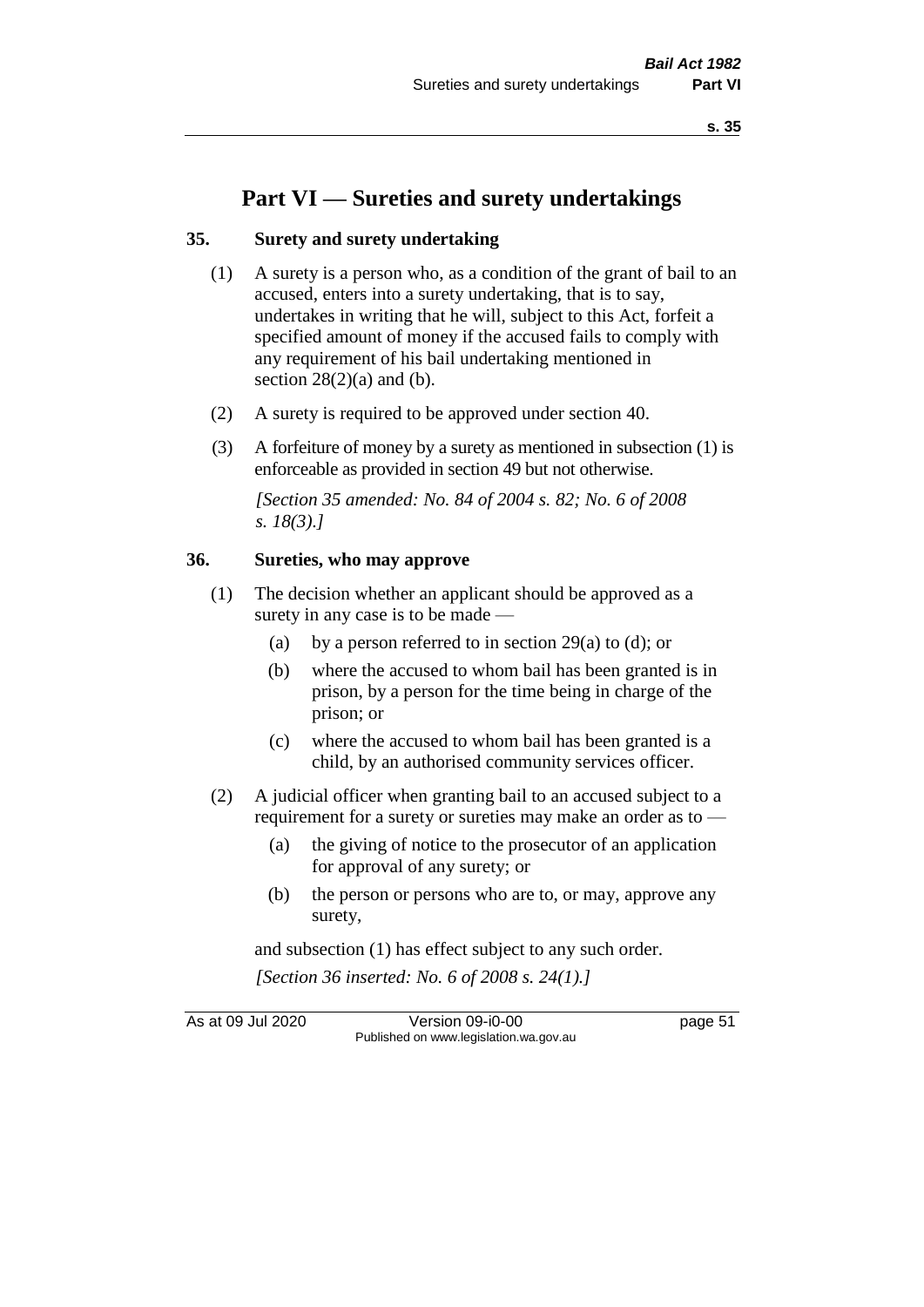# Part VI — Sureties and surety undertakings

## 35. Surety and surety undertaking

(1) A surety is a person who, as a condition of the grant of bail to an accused, enters into a surety undertaking, that is to say, undertakes in writing that he will, subject to this Act, forfeit a specified amount of money if the accused fails to comply with any requirement of his bail undertaking mentioned in section 28(2)(a) and (b).

(2) A surety is required to be approved under section 40.

(3) A forfeiture of money by a surety as mentioned in subsection (1) is enforceable as provided in section 49 but not otherwise.

*[Section 35 amended: No. 84 of 2004 s. 82; No. 6 of 2008 s. 18(3).]*

## 36. Sureties, who may approve

(1) The decision whether an applicant should be approved as a surety in any case is to be made —

- (a) by a person referred to in section 29(a) to (d); or
- (b) where the accused to whom bail has been granted is in prison, by a person for the time being in charge of the prison; or
- (c) where the accused to whom bail has been granted is a child, by an authorised community services officer.

(2) A judicial officer when granting bail to an accused subject to a requirement for a surety or sureties may make an order as to —

- (a) the giving of notice to the prosecutor of an application for approval of any surety; or
- (b) the person or persons who are to, or may, approve any surety,

and subsection (1) has effect subject to any such order.

*[Section 36 inserted: No. 6 of 2008 s. 24(1).]*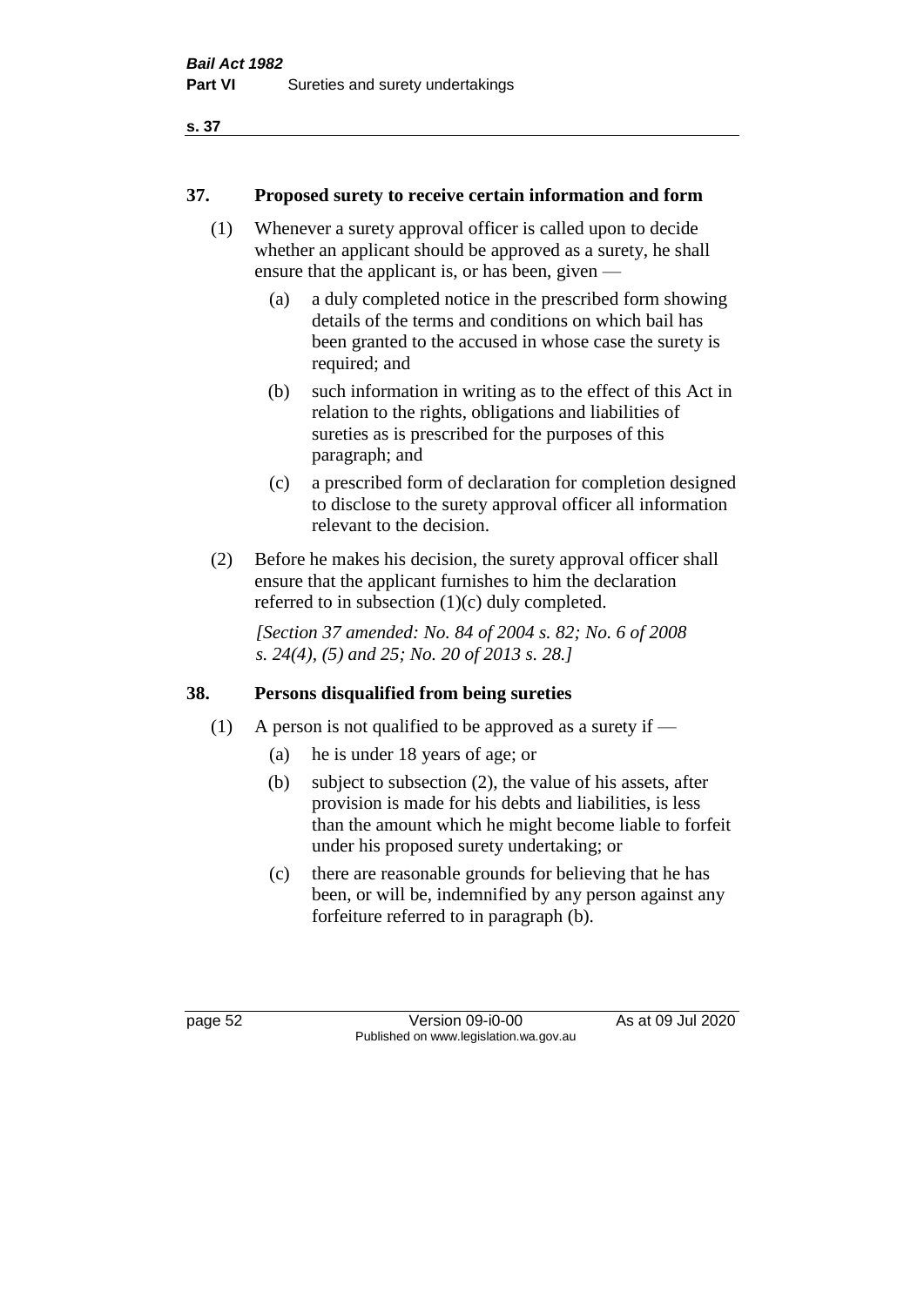### 37. Proposed surety to receive certain information and form

(1) Whenever a surety approval officer is called upon to decide whether an applicant should be approved as a surety, he shall ensure that the applicant is, or has been, given —

(a) a duly completed notice in the prescribed form showing details of the terms and conditions on which bail has been granted to the accused in whose case the surety is required; and

(b) such information in writing as to the effect of this Act in relation to the rights, obligations and liabilities of sureties as is prescribed for the purposes of this paragraph; and

(c) a prescribed form of declaration for completion designed to disclose to the surety approval officer all information relevant to the decision.

(2) Before he makes his decision, the surety approval officer shall ensure that the applicant furnishes to him the declaration referred to in subsection (1)(c) duly completed.

*[Section 37 amended: No. 84 of 2004 s. 82; No. 6 of 2008 s. 24(4), (5) and 25; No. 20 of 2013 s. 28.]*

### 38. Persons disqualified from being sureties

(1) A person is not qualified to be approved as a surety if —

(a) he is under 18 years of age; or

(b) subject to subsection (2), the value of his assets, after provision is made for his debts and liabilities, is less than the amount which he might become liable to forfeit under his proposed surety undertaking; or

(c) there are reasonable grounds for believing that he has been, or will be, indemnified by any person against any forfeiture referred to in paragraph (b).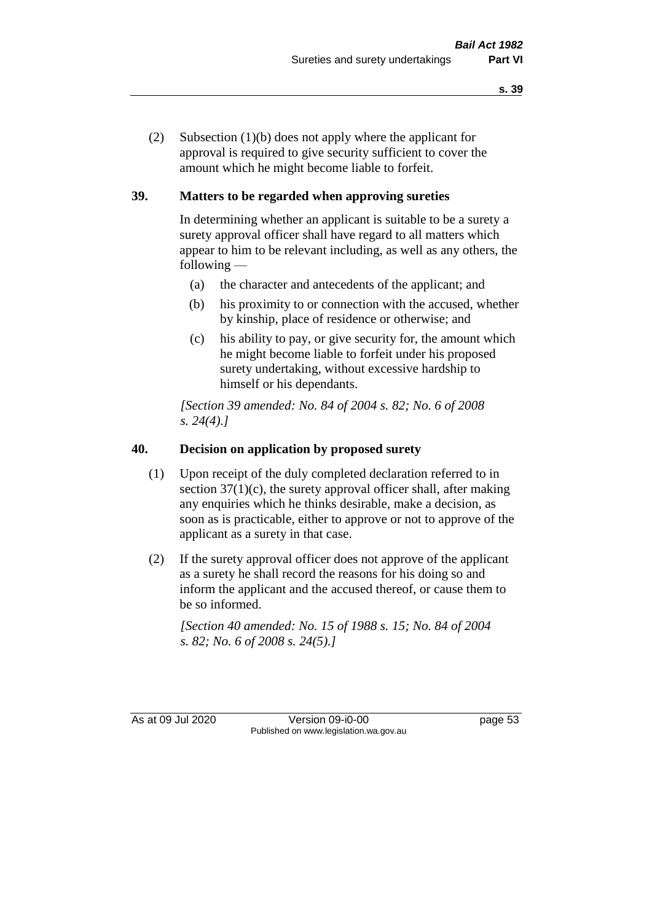(2) Subsection (1)(b) does not apply where the applicant for approval is required to give security sufficient to cover the amount which he might become liable to forfeit.

## 39. Matters to be regarded when approving sureties

In determining whether an applicant is suitable to be a surety a surety approval officer shall have regard to all matters which appear to him to be relevant including, as well as any others, the following —

- (a) the character and antecedents of the applicant; and
- (b) his proximity to or connection with the accused, whether by kinship, place of residence or otherwise; and
- (c) his ability to pay, or give security for, the amount which he might become liable to forfeit under his proposed surety undertaking, without excessive hardship to himself or his dependants.

*[Section 39 amended: No. 84 of 2004 s. 82; No. 6 of 2008 s. 24(4).]*

## 40. Decision on application by proposed surety

(1) Upon receipt of the duly completed declaration referred to in section 37(1)(c), the surety approval officer shall, after making any enquiries which he thinks desirable, make a decision, as soon as is practicable, either to approve or not to approve of the applicant as a surety in that case.

(2) If the surety approval officer does not approve of the applicant as a surety he shall record the reasons for his doing so and inform the applicant and the accused thereof, or cause them to be so informed.

*[Section 40 amended: No. 15 of 1988 s. 15; No. 84 of 2004 s. 82; No. 6 of 2008 s. 24(5).]*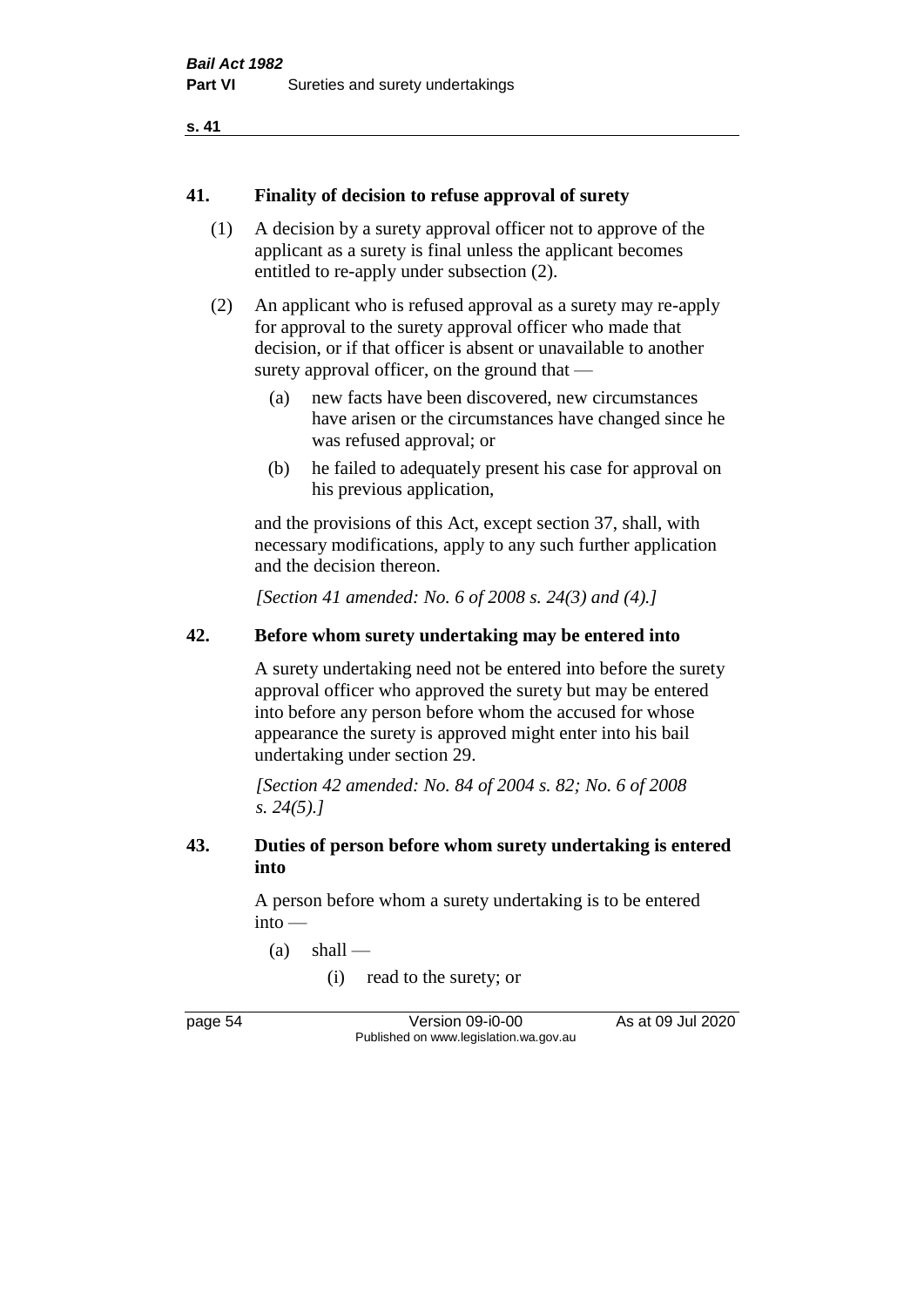## 41. Finality of decision to refuse approval of surety

(1) A decision by a surety approval officer not to approve of the applicant as a surety is final unless the applicant becomes entitled to re-apply under subsection (2).

(2) An applicant who is refused approval as a surety may re-apply for approval to the surety approval officer who made that decision, or if that officer is absent or unavailable to another surety approval officer, on the ground that —

- (a) new facts have been discovered, new circumstances have arisen or the circumstances have changed since he was refused approval; or
- (b) he failed to adequately present his case for approval on his previous application,

and the provisions of this Act, except section 37, shall, with necessary modifications, apply to any such further application and the decision thereon.

*[Section 41 amended: No. 6 of 2008 s. 24(3) and (4).]*

## 42. Before whom surety undertaking may be entered into

A surety undertaking need not be entered into before the surety approval officer who approved the surety but may be entered into before any person before whom the accused for whose appearance the surety is approved might enter into his bail undertaking under section 29.

*[Section 42 amended: No. 84 of 2004 s. 82; No. 6 of 2008 s. 24(5).]*

## 43. Duties of person before whom surety undertaking is entered into

A person before whom a surety undertaking is to be entered into —

- (a) shall —
  - (i) read to the surety; or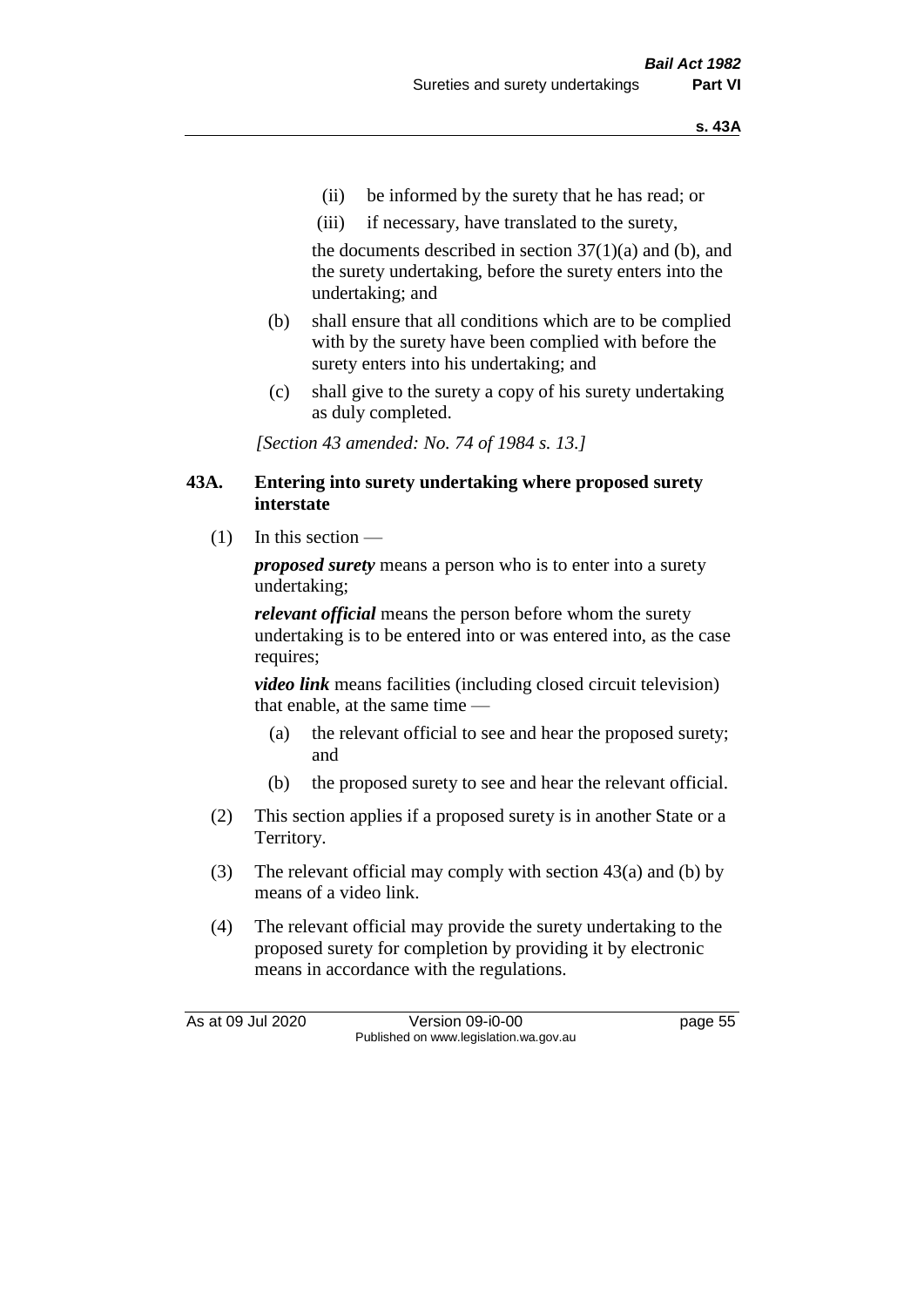(ii) be informed by the surety that he has read; or

(iii) if necessary, have translated to the surety,

the documents described in section 37(1)(a) and (b), and the surety undertaking, before the surety enters into the undertaking; and

(b) shall ensure that all conditions which are to be complied with by the surety have been complied with before the surety enters into his undertaking; and

(c) shall give to the surety a copy of his surety undertaking as duly completed.

*[Section 43 amended: No. 74 of 1984 s. 13.]*

### 43A. Entering into surety undertaking where proposed surety interstate

(1) In this section —

***proposed surety*** means a person who is to enter into a surety undertaking;

***relevant official*** means the person before whom the surety undertaking is to be entered into or was entered into, as the case requires;

***video link*** means facilities (including closed circuit television) that enable, at the same time —

(a) the relevant official to see and hear the proposed surety; and

(b) the proposed surety to see and hear the relevant official.

(2) This section applies if a proposed surety is in another State or a Territory.

(3) The relevant official may comply with section 43(a) and (b) by means of a video link.

(4) The relevant official may provide the surety undertaking to the proposed surety for completion by providing it by electronic means in accordance with the regulations.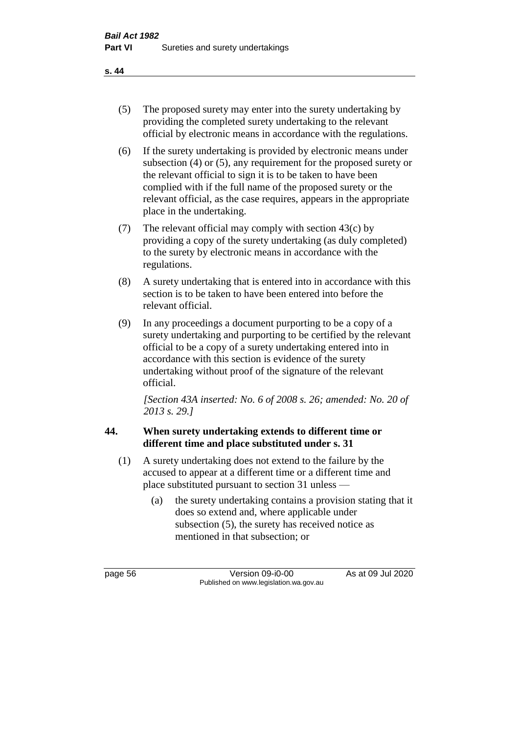(5) The proposed surety may enter into the surety undertaking by providing the completed surety undertaking to the relevant official by electronic means in accordance with the regulations.

(6) If the surety undertaking is provided by electronic means under subsection (4) or (5), any requirement for the proposed surety or the relevant official to sign it is to be taken to have been complied with if the full name of the proposed surety or the relevant official, as the case requires, appears in the appropriate place in the undertaking.

(7) The relevant official may comply with section 43(c) by providing a copy of the surety undertaking (as duly completed) to the surety by electronic means in accordance with the regulations.

(8) A surety undertaking that is entered into in accordance with this section is to be taken to have been entered into before the relevant official.

(9) In any proceedings a document purporting to be a copy of a surety undertaking and purporting to be certified by the relevant official to be a copy of a surety undertaking entered into in accordance with this section is evidence of the surety undertaking without proof of the signature of the relevant official.

*[Section 43A inserted: No. 6 of 2008 s. 26; amended: No. 20 of 2013 s. 29.]*

## 44. When surety undertaking extends to different time or different time and place substituted under s. 31

(1) A surety undertaking does not extend to the failure by the accused to appear at a different time or a different time and place substituted pursuant to section 31 unless —

(a) the surety undertaking contains a provision stating that it does so extend and, where applicable under subsection (5), the surety has received notice as mentioned in that subsection; or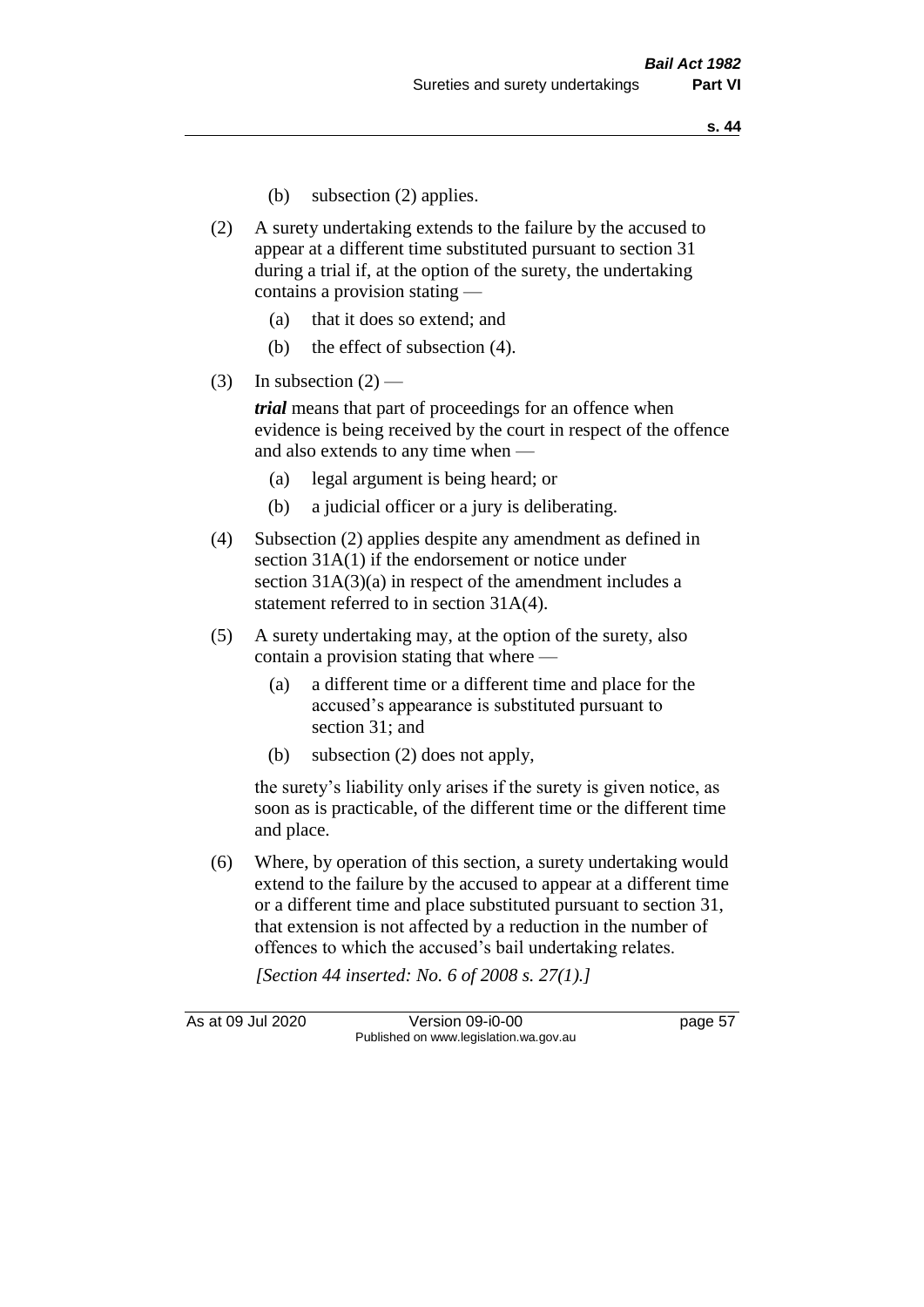(b) subsection (2) applies.

(2) A surety undertaking extends to the failure by the accused to appear at a different time substituted pursuant to section 31 during a trial if, at the option of the surety, the undertaking contains a provision stating —

(a) that it does so extend; and

(b) the effect of subsection (4).

(3) In subsection (2) —

***trial*** means that part of proceedings for an offence when evidence is being received by the court in respect of the offence and also extends to any time when —

(a) legal argument is being heard; or

(b) a judicial officer or a jury is deliberating.

(4) Subsection (2) applies despite any amendment as defined in section 31A(1) if the endorsement or notice under section 31A(3)(a) in respect of the amendment includes a statement referred to in section 31A(4).

(5) A surety undertaking may, at the option of the surety, also contain a provision stating that where —

(a) a different time or a different time and place for the accused's appearance is substituted pursuant to section 31; and

(b) subsection (2) does not apply,

the surety's liability only arises if the surety is given notice, as soon as is practicable, of the different time or the different time and place.

(6) Where, by operation of this section, a surety undertaking would extend to the failure by the accused to appear at a different time or a different time and place substituted pursuant to section 31, that extension is not affected by a reduction in the number of offences to which the accused's bail undertaking relates.

*[Section 44 inserted: No. 6 of 2008 s. 27(1).]*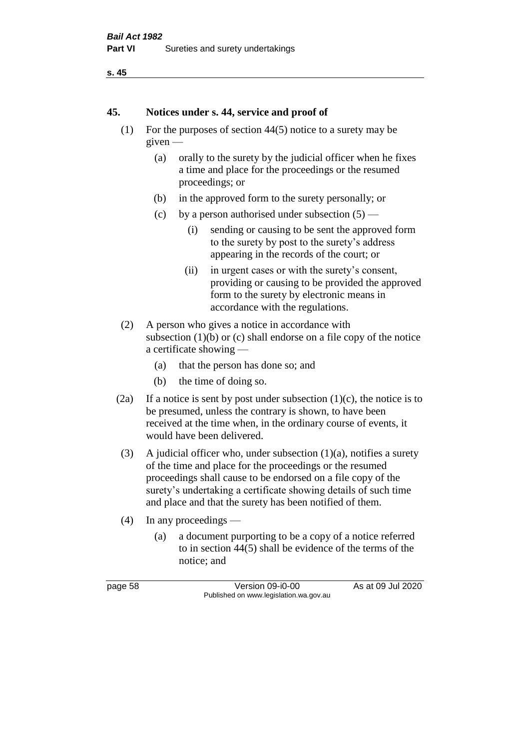## 45. Notices under s. 44, service and proof of

(1) For the purposes of section 44(5) notice to a surety may be given —

- (a) orally to the surety by the judicial officer when he fixes a time and place for the proceedings or the resumed proceedings; or
- (b) in the approved form to the surety personally; or
- (c) by a person authorised under subsection (5) —
  - (i) sending or causing to be sent the approved form to the surety by post to the surety's address appearing in the records of the court; or
  - (ii) in urgent cases or with the surety's consent, providing or causing to be provided the approved form to the surety by electronic means in accordance with the regulations.

(2) A person who gives a notice in accordance with subsection (1)(b) or (c) shall endorse on a file copy of the notice a certificate showing —

- (a) that the person has done so; and
- (b) the time of doing so.

(2a) If a notice is sent by post under subsection (1)(c), the notice is to be presumed, unless the contrary is shown, to have been received at the time when, in the ordinary course of events, it would have been delivered.

(3) A judicial officer who, under subsection (1)(a), notifies a surety of the time and place for the proceedings or the resumed proceedings shall cause to be endorsed on a file copy of the surety's undertaking a certificate showing details of such time and place and that the surety has been notified of them.

(4) In any proceedings —

- (a) a document purporting to be a copy of a notice referred to in section 44(5) shall be evidence of the terms of the notice; and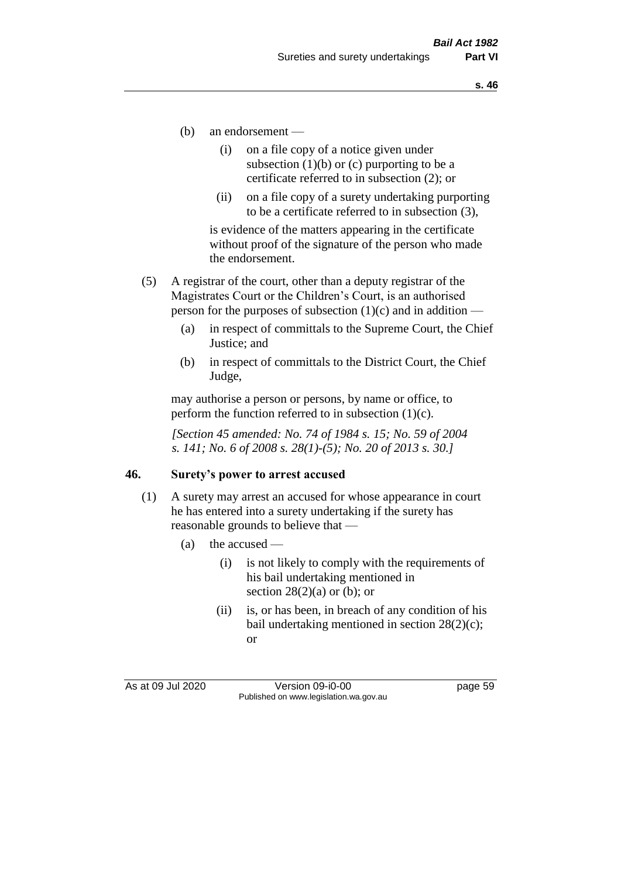(b) an endorsement —

  (i) on a file copy of a notice given under subsection (1)(b) or (c) purporting to be a certificate referred to in subsection (2); or

  (ii) on a file copy of a surety undertaking purporting to be a certificate referred to in subsection (3),

is evidence of the matters appearing in the certificate without proof of the signature of the person who made the endorsement.

(5) A registrar of the court, other than a deputy registrar of the Magistrates Court or the Children's Court, is an authorised person for the purposes of subsection (1)(c) and in addition —

  (a) in respect of committals to the Supreme Court, the Chief Justice; and

  (b) in respect of committals to the District Court, the Chief Judge,

may authorise a person or persons, by name or office, to perform the function referred to in subsection (1)(c).

*[Section 45 amended: No. 74 of 1984 s. 15; No. 59 of 2004 s. 141; No. 6 of 2008 s. 28(1)-(5); No. 20 of 2013 s. 30.]*

### 46. Surety's power to arrest accused

(1) A surety may arrest an accused for whose appearance in court he has entered into a surety undertaking if the surety has reasonable grounds to believe that —

  (a) the accused —

    (i) is not likely to comply with the requirements of his bail undertaking mentioned in section 28(2)(a) or (b); or

    (ii) is, or has been, in breach of any condition of his bail undertaking mentioned in section 28(2)(c); or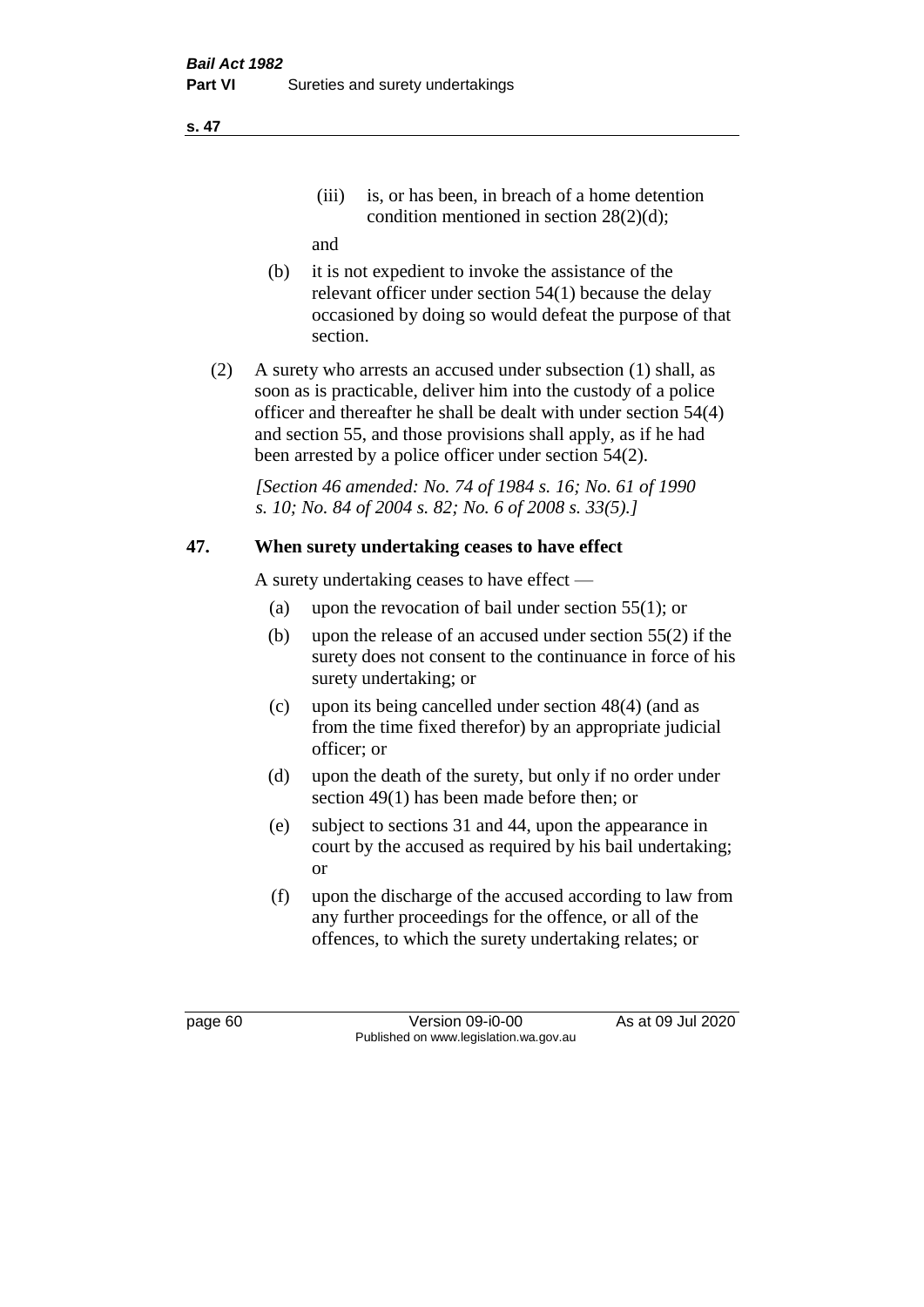(iii) is, or has been, in breach of a home detention condition mentioned in section 28(2)(d);

and

(b) it is not expedient to invoke the assistance of the relevant officer under section 54(1) because the delay occasioned by doing so would defeat the purpose of that section.

(2) A surety who arrests an accused under subsection (1) shall, as soon as is practicable, deliver him into the custody of a police officer and thereafter he shall be dealt with under section 54(4) and section 55, and those provisions shall apply, as if he had been arrested by a police officer under section 54(2).

*[Section 46 amended: No. 74 of 1984 s. 16; No. 61 of 1990 s. 10; No. 84 of 2004 s. 82; No. 6 of 2008 s. 33(5).]*

## 47. When surety undertaking ceases to have effect

A surety undertaking ceases to have effect —

(a) upon the revocation of bail under section 55(1); or

(b) upon the release of an accused under section 55(2) if the surety does not consent to the continuance in force of his surety undertaking; or

(c) upon its being cancelled under section 48(4) (and as from the time fixed therefor) by an appropriate judicial officer; or

(d) upon the death of the surety, but only if no order under section 49(1) has been made before then; or

(e) subject to sections 31 and 44, upon the appearance in court by the accused as required by his bail undertaking; or

(f) upon the discharge of the accused according to law from any further proceedings for the offence, or all of the offences, to which the surety undertaking relates; or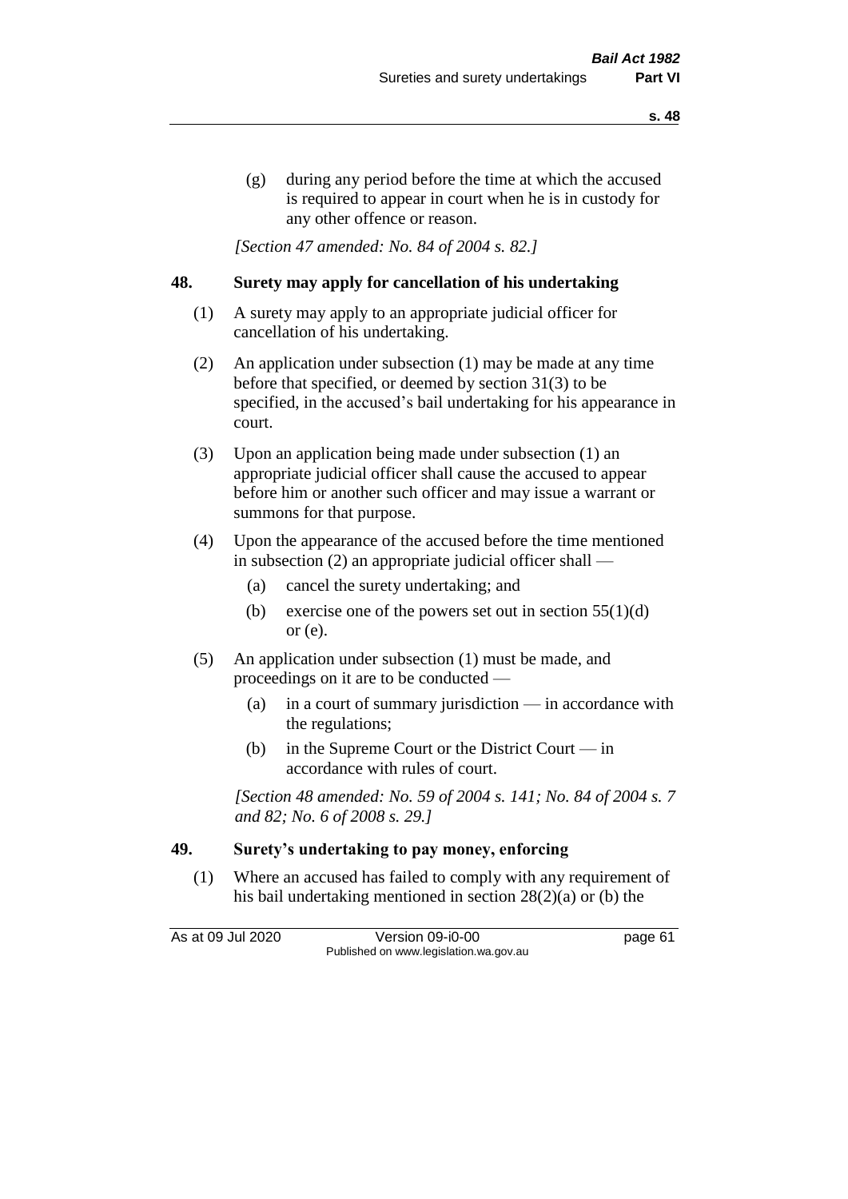(g) during any period before the time at which the accused is required to appear in court when he is in custody for any other offence or reason.

*[Section 47 amended: No. 84 of 2004 s. 82.]*

## 48. Surety may apply for cancellation of his undertaking

(1) A surety may apply to an appropriate judicial officer for cancellation of his undertaking.

(2) An application under subsection (1) may be made at any time before that specified, or deemed by section 31(3) to be specified, in the accused's bail undertaking for his appearance in court.

(3) Upon an application being made under subsection (1) an appropriate judicial officer shall cause the accused to appear before him or another such officer and may issue a warrant or summons for that purpose.

(4) Upon the appearance of the accused before the time mentioned in subsection (2) an appropriate judicial officer shall —

(a) cancel the surety undertaking; and

(b) exercise one of the powers set out in section 55(1)(d) or (e).

(5) An application under subsection (1) must be made, and proceedings on it are to be conducted —

(a) in a court of summary jurisdiction — in accordance with the regulations;

(b) in the Supreme Court or the District Court — in accordance with rules of court.

*[Section 48 amended: No. 59 of 2004 s. 141; No. 84 of 2004 s. 7 and 82; No. 6 of 2008 s. 29.]*

## 49. Surety's undertaking to pay money, enforcing

(1) Where an accused has failed to comply with any requirement of his bail undertaking mentioned in section 28(2)(a) or (b) the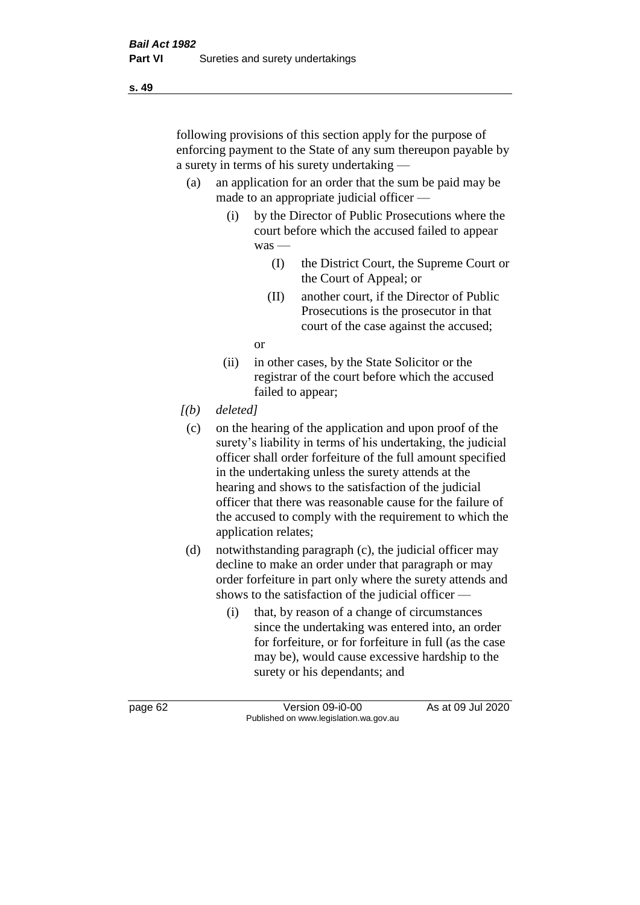following provisions of this section apply for the purpose of enforcing payment to the State of any sum thereupon payable by a surety in terms of his surety undertaking —

(a) an application for an order that the sum be paid may be made to an appropriate judicial officer —

   (i) by the Director of Public Prosecutions where the court before which the accused failed to appear was —

      (I) the District Court, the Supreme Court or the Court of Appeal; or

      (II) another court, if the Director of Public Prosecutions is the prosecutor in that court of the case against the accused;

   or

   (ii) in other cases, by the State Solicitor or the registrar of the court before which the accused failed to appear;

*[(b) deleted]*

(c) on the hearing of the application and upon proof of the surety's liability in terms of his undertaking, the judicial officer shall order forfeiture of the full amount specified in the undertaking unless the surety attends at the hearing and shows to the satisfaction of the judicial officer that there was reasonable cause for the failure of the accused to comply with the requirement to which the application relates;

(d) notwithstanding paragraph (c), the judicial officer may decline to make an order under that paragraph or may order forfeiture in part only where the surety attends and shows to the satisfaction of the judicial officer —

   (i) that, by reason of a change of circumstances since the undertaking was entered into, an order for forfeiture, or for forfeiture in full (as the case may be), would cause excessive hardship to the surety or his dependants; and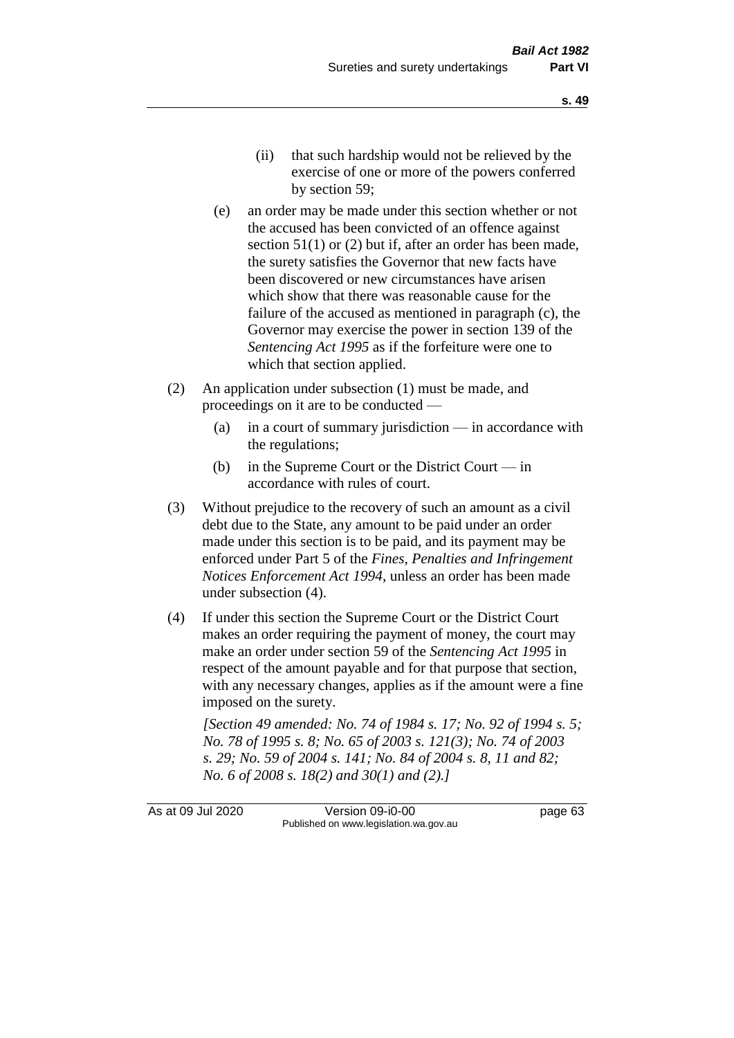- (ii) that such hardship would not be relieved by the exercise of one or more of the powers conferred by section 59;
- (e) an order may be made under this section whether or not the accused has been convicted of an offence against section 51(1) or (2) but if, after an order has been made, the surety satisfies the Governor that new facts have been discovered or new circumstances have arisen which show that there was reasonable cause for the failure of the accused as mentioned in paragraph (c), the Governor may exercise the power in section 139 of the *Sentencing Act 1995* as if the forfeiture were one to which that section applied.

(2) An application under subsection (1) must be made, and proceedings on it are to be conducted —

- (a) in a court of summary jurisdiction — in accordance with the regulations;
- (b) in the Supreme Court or the District Court — in accordance with rules of court.

(3) Without prejudice to the recovery of such an amount as a civil debt due to the State, any amount to be paid under an order made under this section is to be paid, and its payment may be enforced under Part 5 of the *Fines, Penalties and Infringement Notices Enforcement Act 1994*, unless an order has been made under subsection (4).

(4) If under this section the Supreme Court or the District Court makes an order requiring the payment of money, the court may make an order under section 59 of the *Sentencing Act 1995* in respect of the amount payable and for that purpose that section, with any necessary changes, applies as if the amount were a fine imposed on the surety.

*[Section 49 amended: No. 74 of 1984 s. 17; No. 92 of 1994 s. 5; No. 78 of 1995 s. 8; No. 65 of 2003 s. 121(3); No. 74 of 2003 s. 29; No. 59 of 2004 s. 141; No. 84 of 2004 s. 8, 11 and 82; No. 6 of 2008 s. 18(2) and 30(1) and (2).]*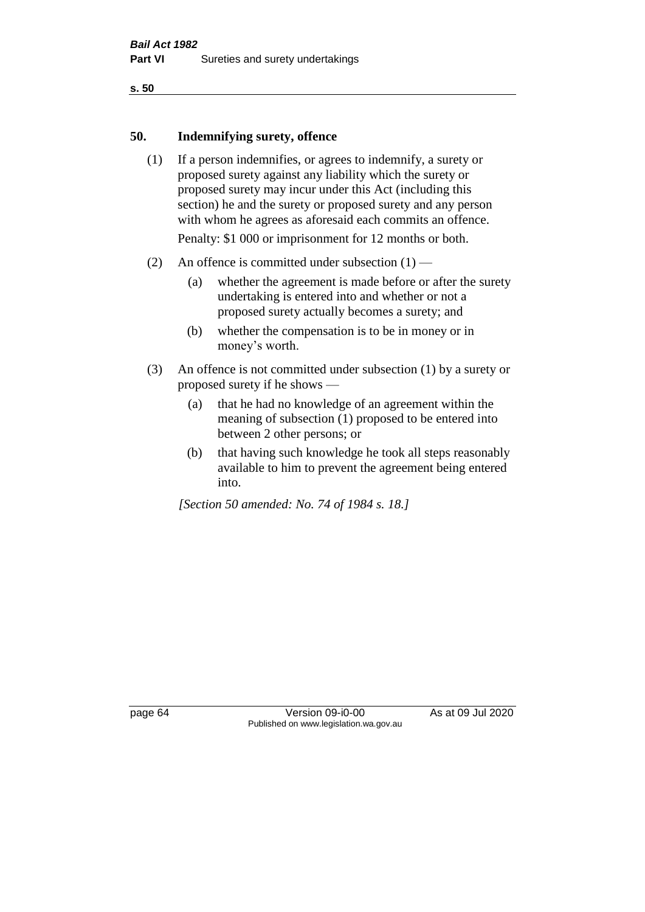## 50. Indemnifying surety, offence

(1) If a person indemnifies, or agrees to indemnify, a surety or proposed surety against any liability which the surety or proposed surety may incur under this Act (including this section) he and the surety or proposed surety and any person with whom he agrees as aforesaid each commits an offence.

Penalty: $1 000 or imprisonment for 12 months or both.

(2) An offence is committed under subsection (1) —

- (a) whether the agreement is made before or after the surety undertaking is entered into and whether or not a proposed surety actually becomes a surety; and
- (b) whether the compensation is to be in money or in money's worth.

(3) An offence is not committed under subsection (1) by a surety or proposed surety if he shows —

- (a) that he had no knowledge of an agreement within the meaning of subsection (1) proposed to be entered into between 2 other persons; or
- (b) that having such knowledge he took all steps reasonably available to him to prevent the agreement being entered into.

*[Section 50 amended: No. 74 of 1984 s. 18.]*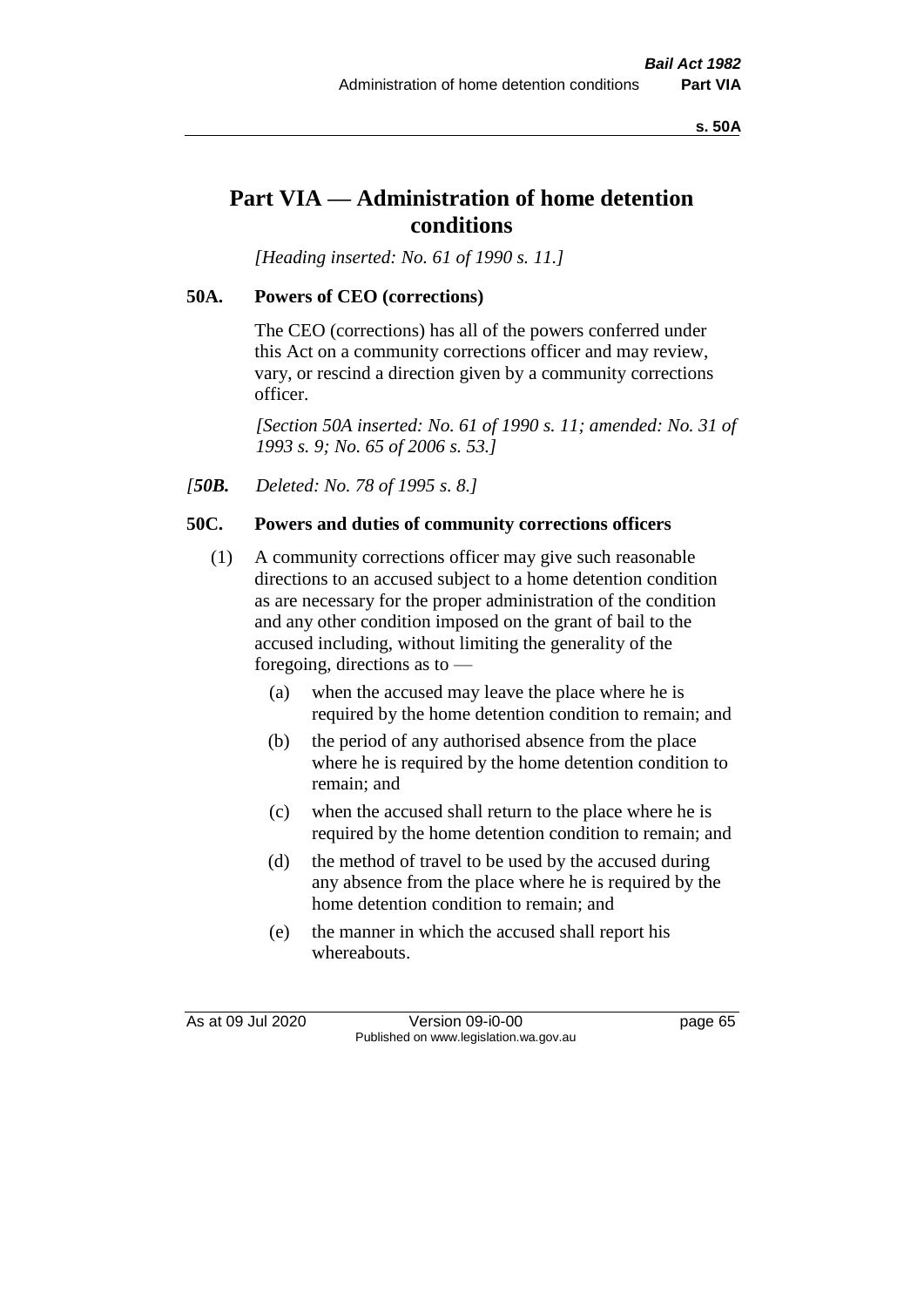# Part VIA — Administration of home detention conditions

*[Heading inserted: No. 61 of 1990 s. 11.]*

### 50A. Powers of CEO (corrections)

The CEO (corrections) has all of the powers conferred under this Act on a community corrections officer and may review, vary, or rescind a direction given by a community corrections officer.

*[Section 50A inserted: No. 61 of 1990 s. 11; amended: No. 31 of 1993 s. 9; No. 65 of 2006 s. 53.]*

*[**50B.** Deleted: No. 78 of 1995 s. 8.]*

### 50C. Powers and duties of community corrections officers

(1) A community corrections officer may give such reasonable directions to an accused subject to a home detention condition as are necessary for the proper administration of the condition and any other condition imposed on the grant of bail to the accused including, without limiting the generality of the foregoing, directions as to —

- (a) when the accused may leave the place where he is required by the home detention condition to remain; and
- (b) the period of any authorised absence from the place where he is required by the home detention condition to remain; and
- (c) when the accused shall return to the place where he is required by the home detention condition to remain; and
- (d) the method of travel to be used by the accused during any absence from the place where he is required by the home detention condition to remain; and
- (e) the manner in which the accused shall report his whereabouts.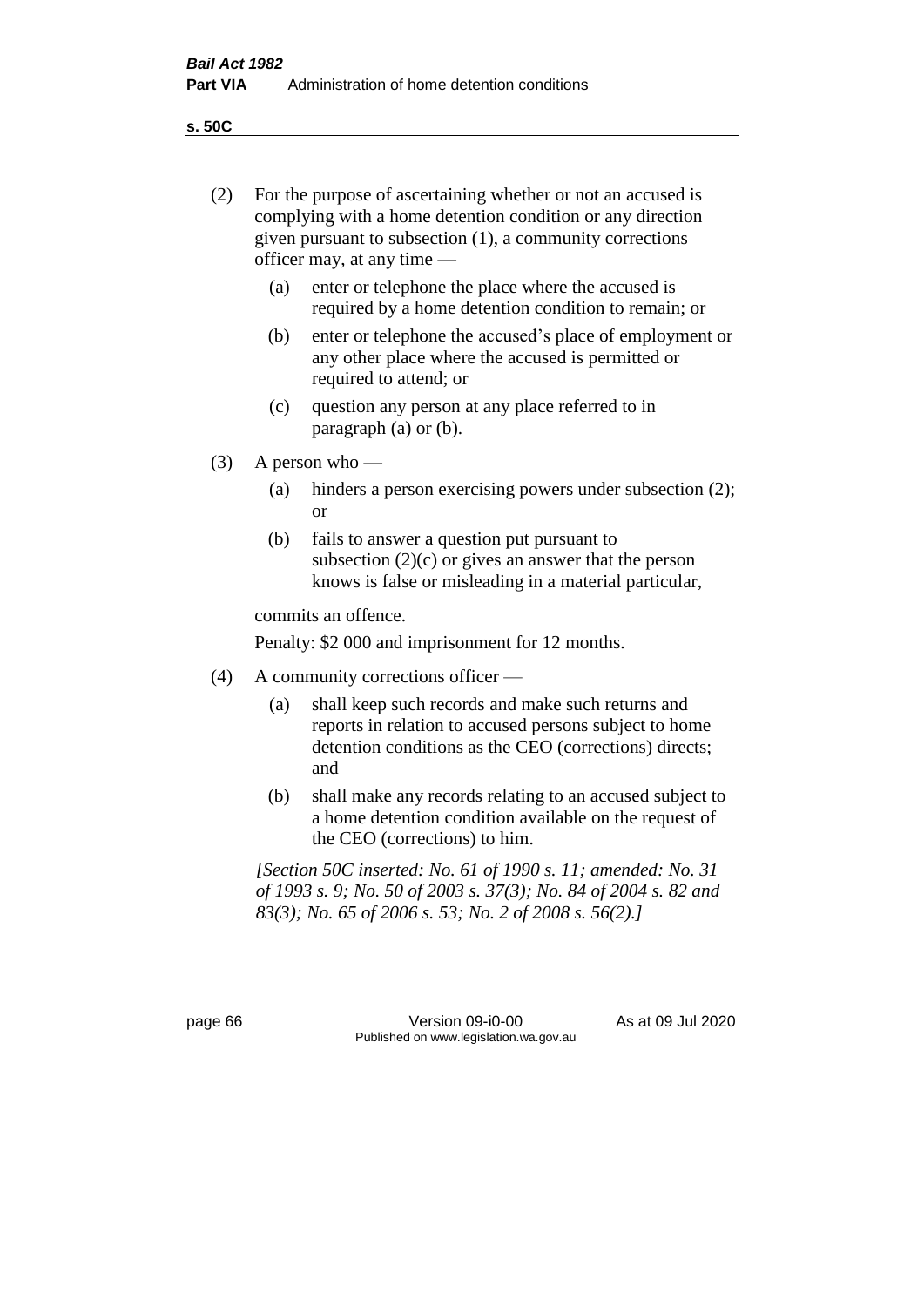(2) For the purpose of ascertaining whether or not an accused is complying with a home detention condition or any direction given pursuant to subsection (1), a community corrections officer may, at any time —

(a) enter or telephone the place where the accused is required by a home detention condition to remain; or

(b) enter or telephone the accused's place of employment or any other place where the accused is permitted or required to attend; or

(c) question any person at any place referred to in paragraph (a) or (b).

(3) A person who —

(a) hinders a person exercising powers under subsection (2); or

(b) fails to answer a question put pursuant to subsection (2)(c) or gives an answer that the person knows is false or misleading in a material particular,

commits an offence.

Penalty: $2 000 and imprisonment for 12 months.

(4) A community corrections officer —

(a) shall keep such records and make such returns and reports in relation to accused persons subject to home detention conditions as the CEO (corrections) directs; and

(b) shall make any records relating to an accused subject to a home detention condition available on the request of the CEO (corrections) to him.

*[Section 50C inserted: No. 61 of 1990 s. 11; amended: No. 31 of 1993 s. 9; No. 50 of 2003 s. 37(3); No. 84 of 2004 s. 82 and 83(3); No. 65 of 2006 s. 53; No. 2 of 2008 s. 56(2).]*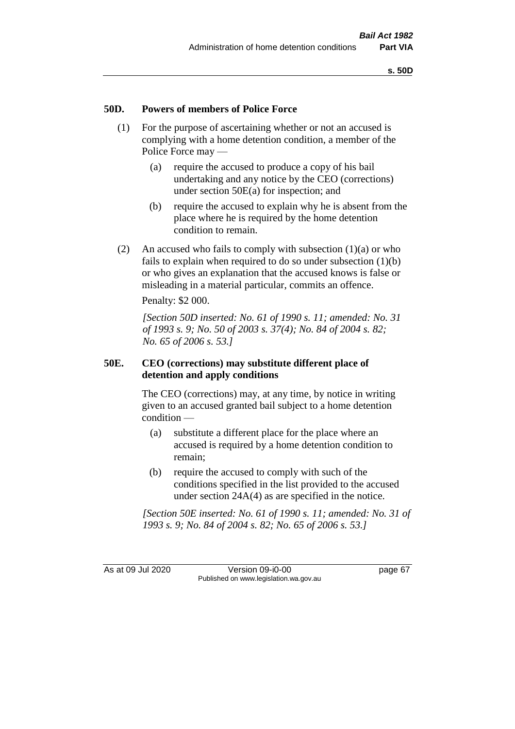## 50D. Powers of members of Police Force

(1) For the purpose of ascertaining whether or not an accused is complying with a home detention condition, a member of the Police Force may —

(a) require the accused to produce a copy of his bail undertaking and any notice by the CEO (corrections) under section 50E(a) for inspection; and

(b) require the accused to explain why he is absent from the place where he is required by the home detention condition to remain.

(2) An accused who fails to comply with subsection (1)(a) or who fails to explain when required to do so under subsection (1)(b) or who gives an explanation that the accused knows is false or misleading in a material particular, commits an offence.

Penalty: $2 000.

*[Section 50D inserted: No. 61 of 1990 s. 11; amended: No. 31 of 1993 s. 9; No. 50 of 2003 s. 37(4); No. 84 of 2004 s. 82; No. 65 of 2006 s. 53.]*

## 50E. CEO (corrections) may substitute different place of detention and apply conditions

The CEO (corrections) may, at any time, by notice in writing given to an accused granted bail subject to a home detention condition —

(a) substitute a different place for the place where an accused is required by a home detention condition to remain;

(b) require the accused to comply with such of the conditions specified in the list provided to the accused under section 24A(4) as are specified in the notice.

*[Section 50E inserted: No. 61 of 1990 s. 11; amended: No. 31 of 1993 s. 9; No. 84 of 2004 s. 82; No. 65 of 2006 s. 53.]*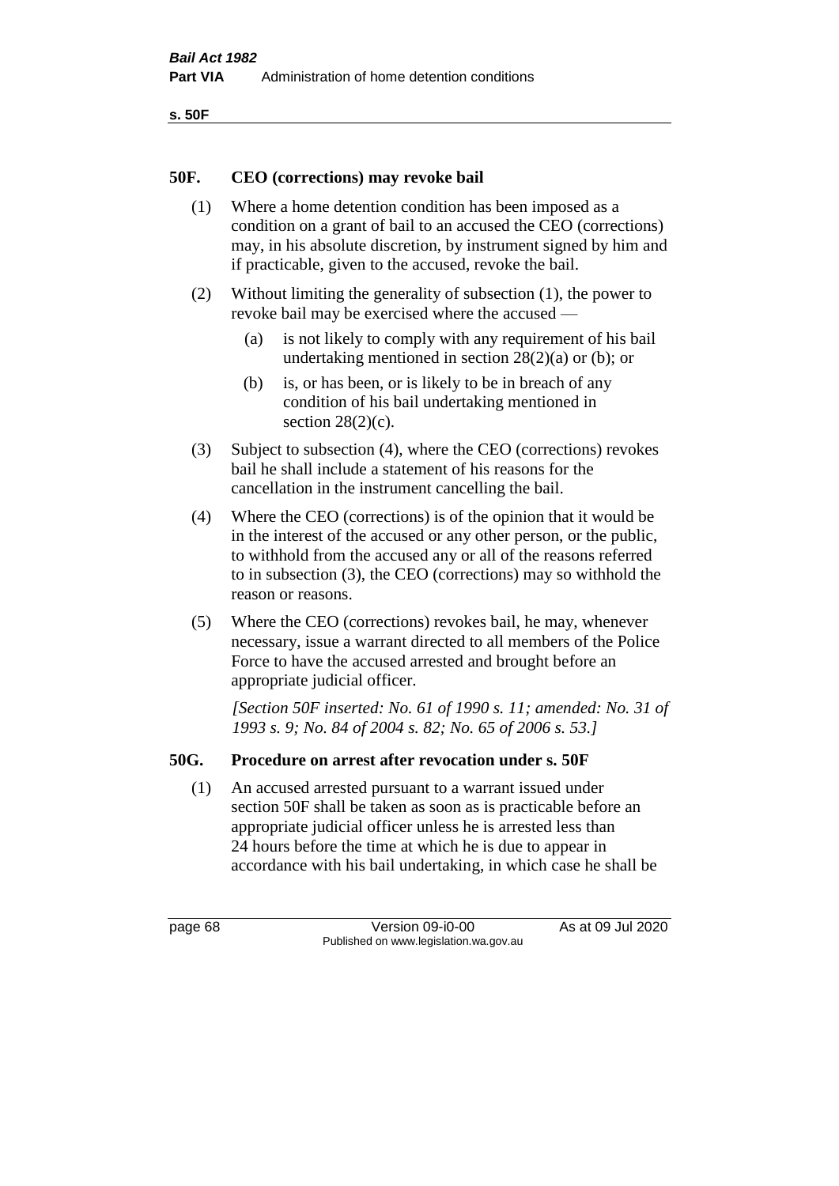## 50F. CEO (corrections) may revoke bail

(1) Where a home detention condition has been imposed as a condition on a grant of bail to an accused the CEO (corrections) may, in his absolute discretion, by instrument signed by him and if practicable, given to the accused, revoke the bail.

(2) Without limiting the generality of subsection (1), the power to revoke bail may be exercised where the accused —

(a) is not likely to comply with any requirement of his bail undertaking mentioned in section 28(2)(a) or (b); or

(b) is, or has been, or is likely to be in breach of any condition of his bail undertaking mentioned in section 28(2)(c).

(3) Subject to subsection (4), where the CEO (corrections) revokes bail he shall include a statement of his reasons for the cancellation in the instrument cancelling the bail.

(4) Where the CEO (corrections) is of the opinion that it would be in the interest of the accused or any other person, or the public, to withhold from the accused any or all of the reasons referred to in subsection (3), the CEO (corrections) may so withhold the reason or reasons.

(5) Where the CEO (corrections) revokes bail, he may, whenever necessary, issue a warrant directed to all members of the Police Force to have the accused arrested and brought before an appropriate judicial officer.

*[Section 50F inserted: No. 61 of 1990 s. 11; amended: No. 31 of 1993 s. 9; No. 84 of 2004 s. 82; No. 65 of 2006 s. 53.]*

## 50G. Procedure on arrest after revocation under s. 50F

(1) An accused arrested pursuant to a warrant issued under section 50F shall be taken as soon as is practicable before an appropriate judicial officer unless he is arrested less than 24 hours before the time at which he is due to appear in accordance with his bail undertaking, in which case he shall be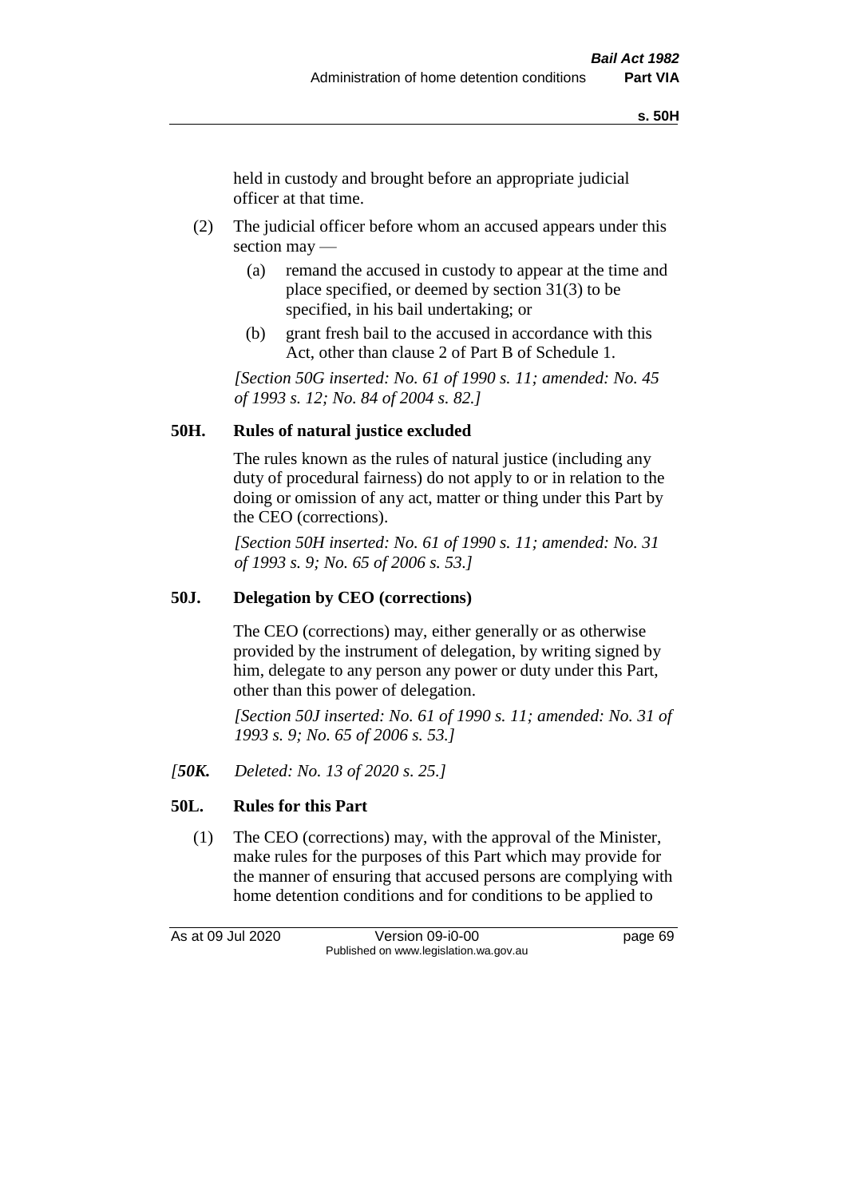held in custody and brought before an appropriate judicial officer at that time.

(2) The judicial officer before whom an accused appears under this section may —

(a) remand the accused in custody to appear at the time and place specified, or deemed by section 31(3) to be specified, in his bail undertaking; or

(b) grant fresh bail to the accused in accordance with this Act, other than clause 2 of Part B of Schedule 1.

*[Section 50G inserted: No. 61 of 1990 s. 11; amended: No. 45 of 1993 s. 12; No. 84 of 2004 s. 82.]*

## 50H. Rules of natural justice excluded

The rules known as the rules of natural justice (including any duty of procedural fairness) do not apply to or in relation to the doing or omission of any act, matter or thing under this Part by the CEO (corrections).

*[Section 50H inserted: No. 61 of 1990 s. 11; amended: No. 31 of 1993 s. 9; No. 65 of 2006 s. 53.]*

## 50J. Delegation by CEO (corrections)

The CEO (corrections) may, either generally or as otherwise provided by the instrument of delegation, by writing signed by him, delegate to any person any power or duty under this Part, other than this power of delegation.

*[Section 50J inserted: No. 61 of 1990 s. 11; amended: No. 31 of 1993 s. 9; No. 65 of 2006 s. 53.]*

*[**50K.** Deleted: No. 13 of 2020 s. 25.]*

## 50L. Rules for this Part

(1) The CEO (corrections) may, with the approval of the Minister, make rules for the purposes of this Part which may provide for the manner of ensuring that accused persons are complying with home detention conditions and for conditions to be applied to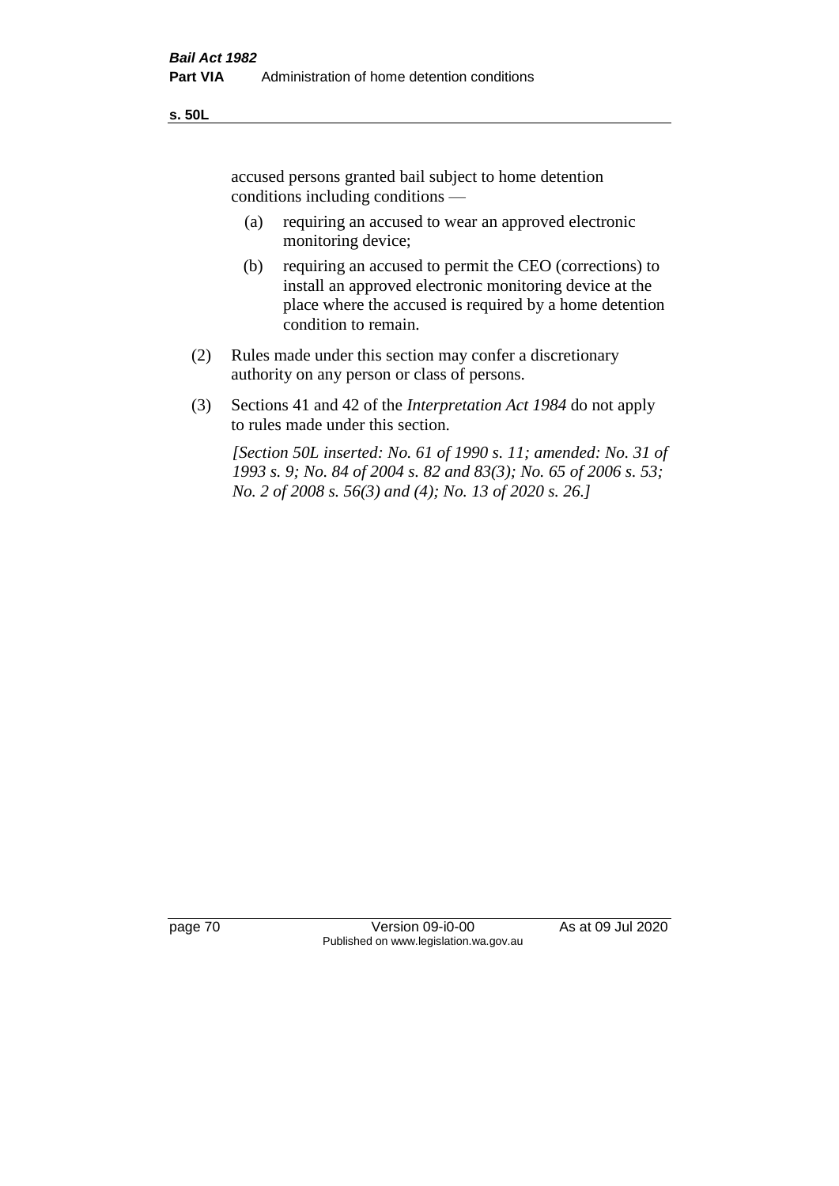accused persons granted bail subject to home detention conditions including conditions —

(a) requiring an accused to wear an approved electronic monitoring device;

(b) requiring an accused to permit the CEO (corrections) to install an approved electronic monitoring device at the place where the accused is required by a home detention condition to remain.

(2) Rules made under this section may confer a discretionary authority on any person or class of persons.

(3) Sections 41 and 42 of the *Interpretation Act 1984* do not apply to rules made under this section.

*[Section 50L inserted: No. 61 of 1990 s. 11; amended: No. 31 of 1993 s. 9; No. 84 of 2004 s. 82 and 83(3); No. 65 of 2006 s. 53; No. 2 of 2008 s. 56(3) and (4); No. 13 of 2020 s. 26.]*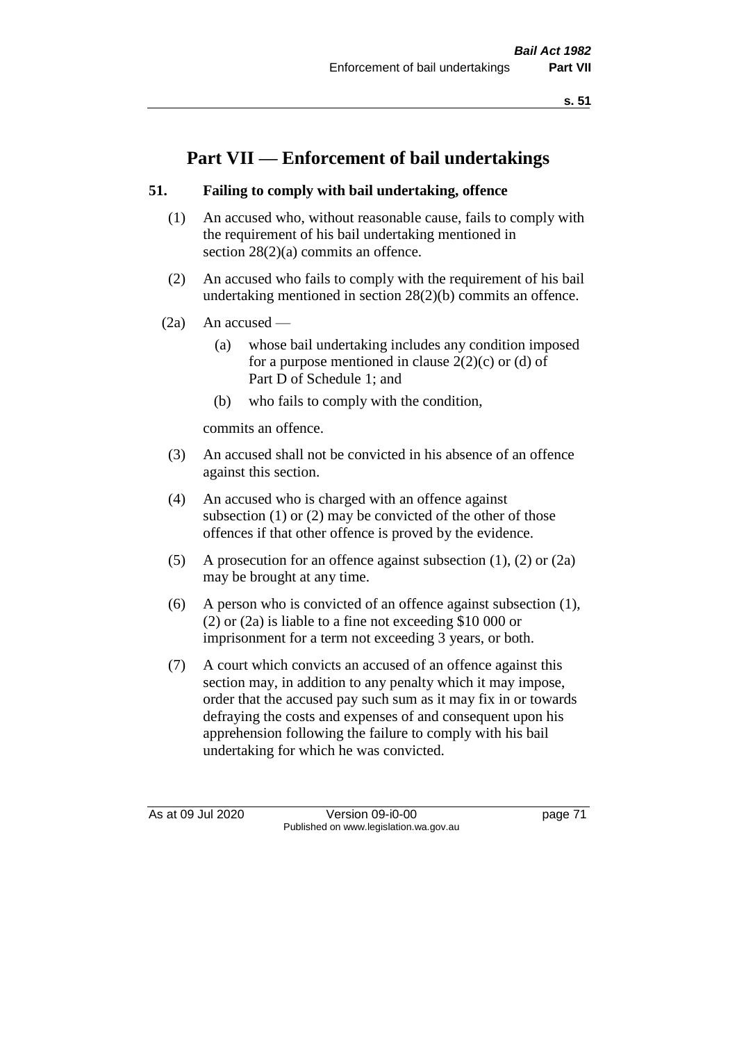# Part VII — Enforcement of bail undertakings

## 51. Failing to comply with bail undertaking, offence

(1) An accused who, without reasonable cause, fails to comply with the requirement of his bail undertaking mentioned in section 28(2)(a) commits an offence.

(2) An accused who fails to comply with the requirement of his bail undertaking mentioned in section 28(2)(b) commits an offence.

(2a) An accused —

- (a) whose bail undertaking includes any condition imposed for a purpose mentioned in clause 2(2)(c) or (d) of Part D of Schedule 1; and
- (b) who fails to comply with the condition,

commits an offence.

(3) An accused shall not be convicted in his absence of an offence against this section.

(4) An accused who is charged with an offence against subsection (1) or (2) may be convicted of the other of those offences if that other offence is proved by the evidence.

(5) A prosecution for an offence against subsection (1), (2) or (2a) may be brought at any time.

(6) A person who is convicted of an offence against subsection (1), (2) or (2a) is liable to a fine not exceeding $10 000 or imprisonment for a term not exceeding 3 years, or both.

(7) A court which convicts an accused of an offence against this section may, in addition to any penalty which it may impose, order that the accused pay such sum as it may fix in or towards defraying the costs and expenses of and consequent upon his apprehension following the failure to comply with his bail undertaking for which he was convicted.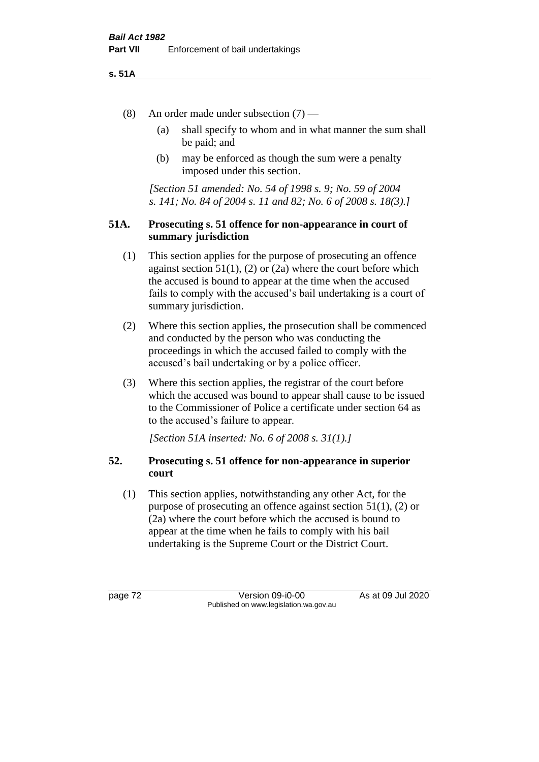(8) An order made under subsection (7) —

(a) shall specify to whom and in what manner the sum shall be paid; and

(b) may be enforced as though the sum were a penalty imposed under this section.

*[Section 51 amended: No. 54 of 1998 s. 9; No. 59 of 2004 s. 141; No. 84 of 2004 s. 11 and 82; No. 6 of 2008 s. 18(3).]*

### 51A. Prosecuting s. 51 offence for non-appearance in court of summary jurisdiction

(1) This section applies for the purpose of prosecuting an offence against section 51(1), (2) or (2a) where the court before which the accused is bound to appear at the time when the accused fails to comply with the accused's bail undertaking is a court of summary jurisdiction.

(2) Where this section applies, the prosecution shall be commenced and conducted by the person who was conducting the proceedings in which the accused failed to comply with the accused's bail undertaking or by a police officer.

(3) Where this section applies, the registrar of the court before which the accused was bound to appear shall cause to be issued to the Commissioner of Police a certificate under section 64 as to the accused's failure to appear.

*[Section 51A inserted: No. 6 of 2008 s. 31(1).]*

### 52. Prosecuting s. 51 offence for non-appearance in superior court

(1) This section applies, notwithstanding any other Act, for the purpose of prosecuting an offence against section 51(1), (2) or (2a) where the court before which the accused is bound to appear at the time when he fails to comply with his bail undertaking is the Supreme Court or the District Court.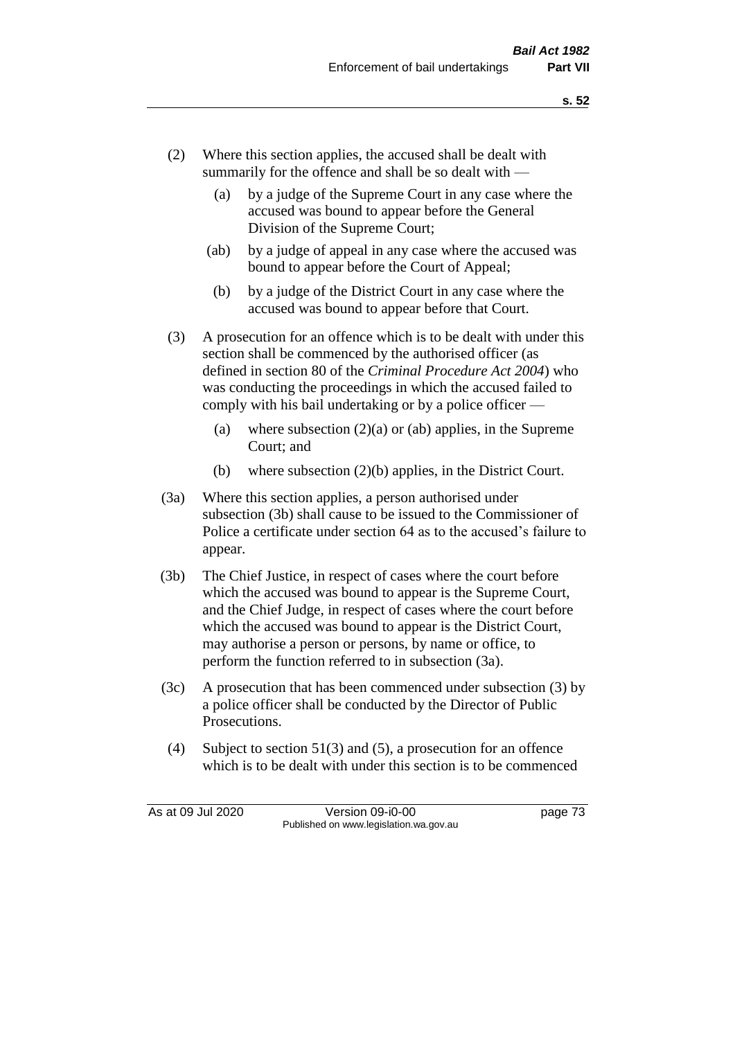(2) Where this section applies, the accused shall be dealt with summarily for the offence and shall be so dealt with —

   (a) by a judge of the Supreme Court in any case where the accused was bound to appear before the General Division of the Supreme Court;

   (ab) by a judge of appeal in any case where the accused was bound to appear before the Court of Appeal;

   (b) by a judge of the District Court in any case where the accused was bound to appear before that Court.

(3) A prosecution for an offence which is to be dealt with under this section shall be commenced by the authorised officer (as defined in section 80 of the *Criminal Procedure Act 2004*) who was conducting the proceedings in which the accused failed to comply with his bail undertaking or by a police officer —

   (a) where subsection (2)(a) or (ab) applies, in the Supreme Court; and

   (b) where subsection (2)(b) applies, in the District Court.

(3a) Where this section applies, a person authorised under subsection (3b) shall cause to be issued to the Commissioner of Police a certificate under section 64 as to the accused's failure to appear.

(3b) The Chief Justice, in respect of cases where the court before which the accused was bound to appear is the Supreme Court, and the Chief Judge, in respect of cases where the court before which the accused was bound to appear is the District Court, may authorise a person or persons, by name or office, to perform the function referred to in subsection (3a).

(3c) A prosecution that has been commenced under subsection (3) by a police officer shall be conducted by the Director of Public Prosecutions.

(4) Subject to section 51(3) and (5), a prosecution for an offence which is to be dealt with under this section is to be commenced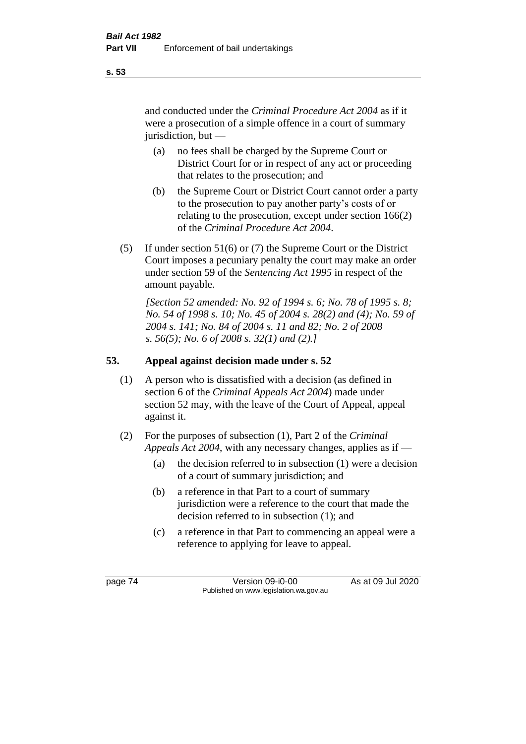and conducted under the *Criminal Procedure Act 2004* as if it were a prosecution of a simple offence in a court of summary jurisdiction, but —

(a) no fees shall be charged by the Supreme Court or District Court for or in respect of any act or proceeding that relates to the prosecution; and

(b) the Supreme Court or District Court cannot order a party to the prosecution to pay another party's costs of or relating to the prosecution, except under section 166(2) of the *Criminal Procedure Act 2004*.

(5) If under section 51(6) or (7) the Supreme Court or the District Court imposes a pecuniary penalty the court may make an order under section 59 of the *Sentencing Act 1995* in respect of the amount payable.

*[Section 52 amended: No. 92 of 1994 s. 6; No. 78 of 1995 s. 8; No. 54 of 1998 s. 10; No. 45 of 2004 s. 28(2) and (4); No. 59 of 2004 s. 141; No. 84 of 2004 s. 11 and 82; No. 2 of 2008 s. 56(5); No. 6 of 2008 s. 32(1) and (2).]*

## 53. Appeal against decision made under s. 52

(1) A person who is dissatisfied with a decision (as defined in section 6 of the *Criminal Appeals Act 2004*) made under section 52 may, with the leave of the Court of Appeal, appeal against it.

(2) For the purposes of subsection (1), Part 2 of the *Criminal Appeals Act 2004*, with any necessary changes, applies as if —

(a) the decision referred to in subsection (1) were a decision of a court of summary jurisdiction; and

(b) a reference in that Part to a court of summary jurisdiction were a reference to the court that made the decision referred to in subsection (1); and

(c) a reference in that Part to commencing an appeal were a reference to applying for leave to appeal.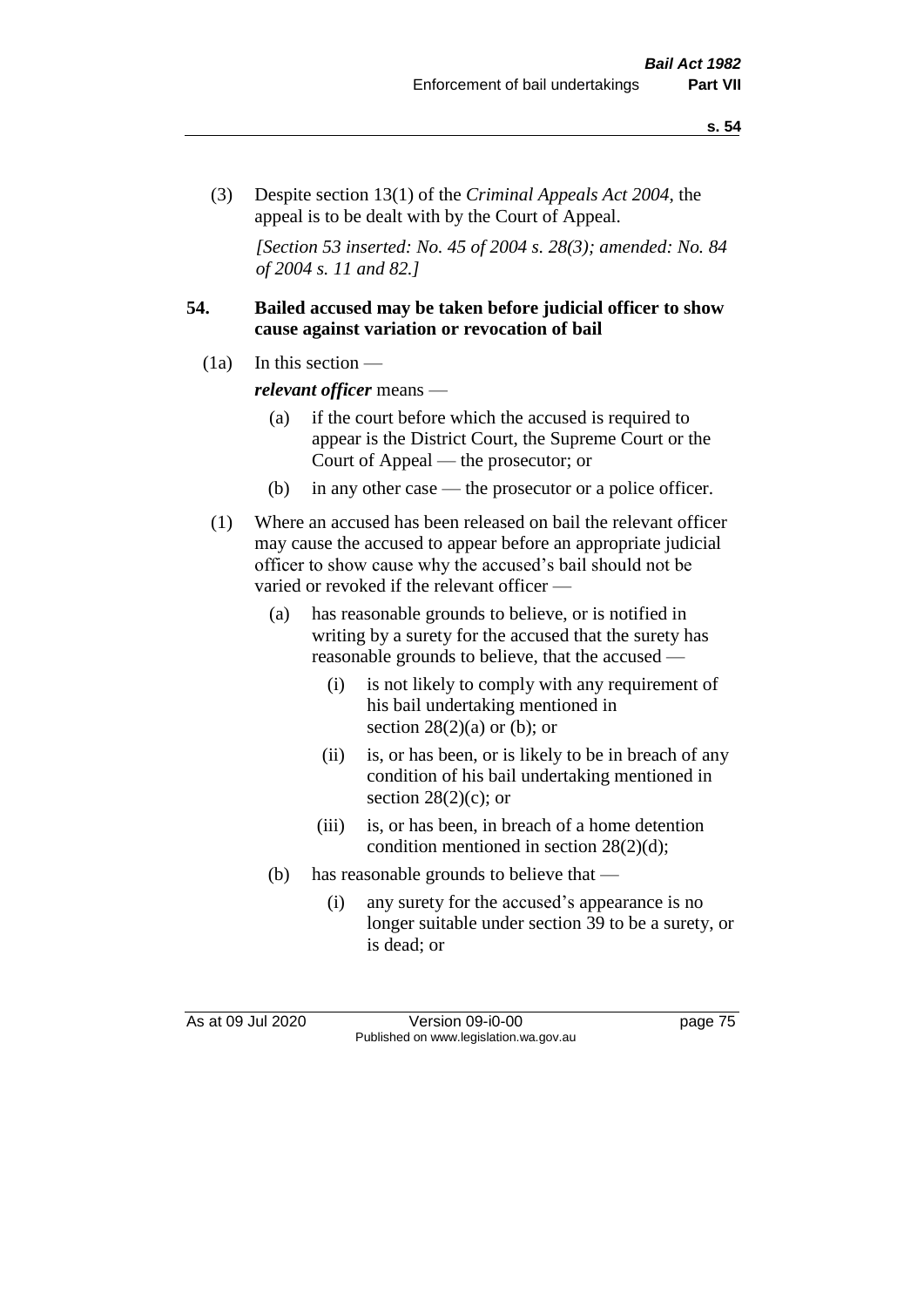(3) Despite section 13(1) of the *Criminal Appeals Act 2004*, the appeal is to be dealt with by the Court of Appeal.

*[Section 53 inserted: No. 45 of 2004 s. 28(3); amended: No. 84 of 2004 s. 11 and 82.]*

## 54. Bailed accused may be taken before judicial officer to show cause against variation or revocation of bail

(1a) In this section —

***relevant officer*** means —

- (a) if the court before which the accused is required to appear is the District Court, the Supreme Court or the Court of Appeal — the prosecutor; or
- (b) in any other case — the prosecutor or a police officer.

(1) Where an accused has been released on bail the relevant officer may cause the accused to appear before an appropriate judicial officer to show cause why the accused's bail should not be varied or revoked if the relevant officer —

- (a) has reasonable grounds to believe, or is notified in writing by a surety for the accused that the surety has reasonable grounds to believe, that the accused —
  - (i) is not likely to comply with any requirement of his bail undertaking mentioned in section 28(2)(a) or (b); or
  - (ii) is, or has been, or is likely to be in breach of any condition of his bail undertaking mentioned in section 28(2)(c); or
  - (iii) is, or has been, in breach of a home detention condition mentioned in section 28(2)(d);
- (b) has reasonable grounds to believe that —
  - (i) any surety for the accused's appearance is no longer suitable under section 39 to be a surety, or is dead; or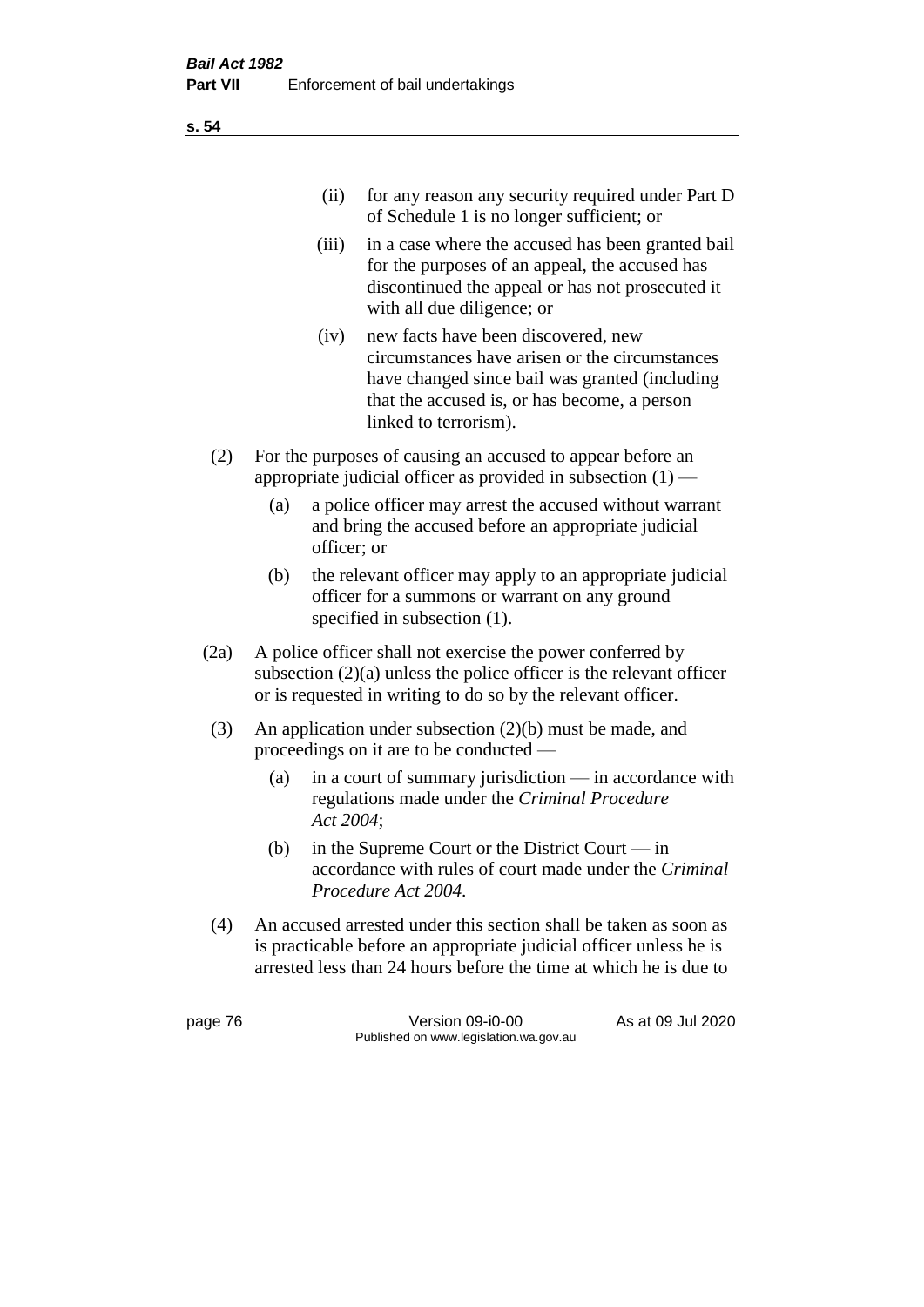(ii) for any reason any security required under Part D of Schedule 1 is no longer sufficient; or

(iii) in a case where the accused has been granted bail for the purposes of an appeal, the accused has discontinued the appeal or has not prosecuted it with all due diligence; or

(iv) new facts have been discovered, new circumstances have arisen or the circumstances have changed since bail was granted (including that the accused is, or has become, a person linked to terrorism).

(2) For the purposes of causing an accused to appear before an appropriate judicial officer as provided in subsection (1) —

(a) a police officer may arrest the accused without warrant and bring the accused before an appropriate judicial officer; or

(b) the relevant officer may apply to an appropriate judicial officer for a summons or warrant on any ground specified in subsection (1).

(2a) A police officer shall not exercise the power conferred by subsection (2)(a) unless the police officer is the relevant officer or is requested in writing to do so by the relevant officer.

(3) An application under subsection (2)(b) must be made, and proceedings on it are to be conducted —

(a) in a court of summary jurisdiction — in accordance with regulations made under the *Criminal Procedure Act 2004*;

(b) in the Supreme Court or the District Court — in accordance with rules of court made under the *Criminal Procedure Act 2004*.

(4) An accused arrested under this section shall be taken as soon as is practicable before an appropriate judicial officer unless he is arrested less than 24 hours before the time at which he is due to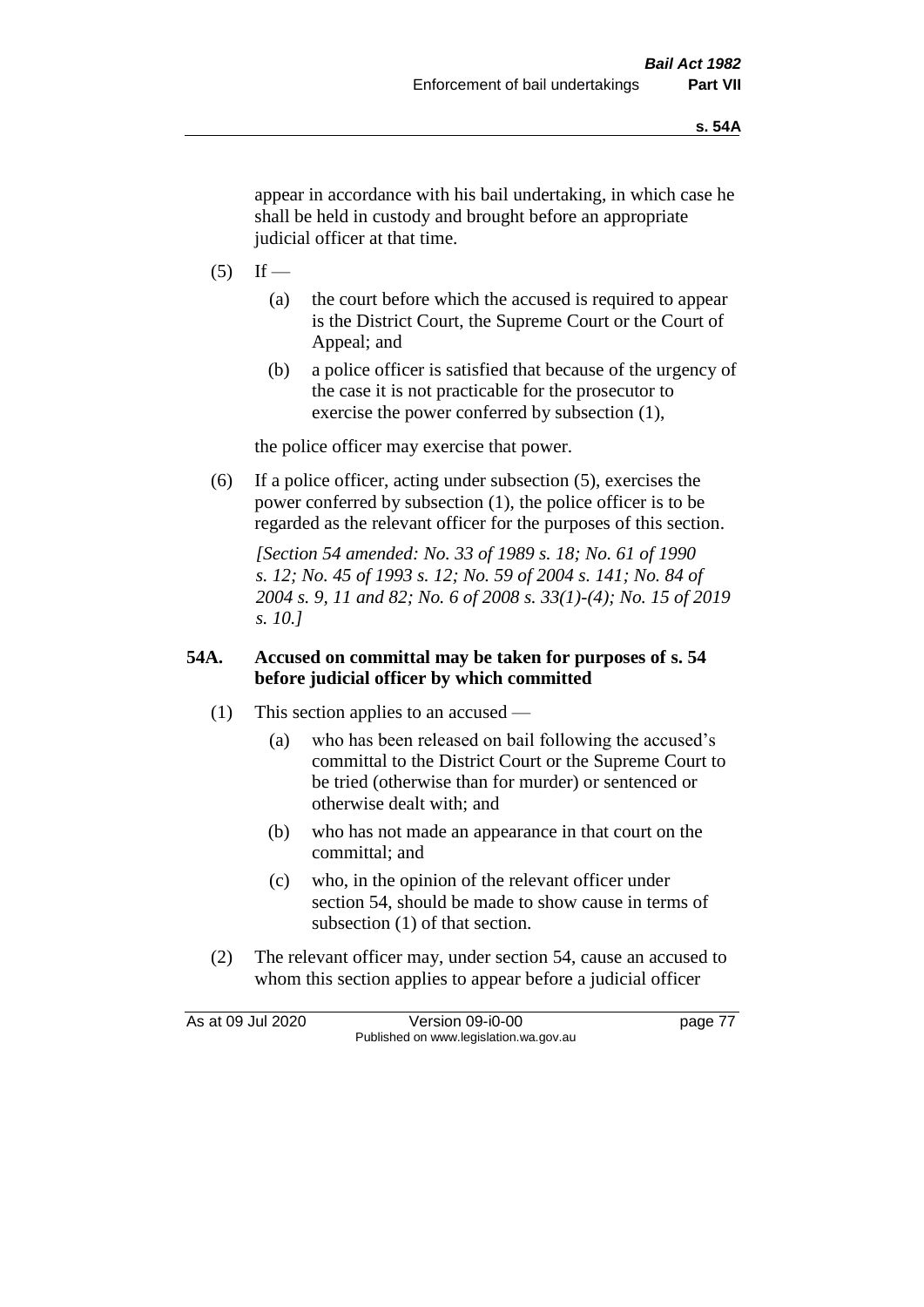appear in accordance with his bail undertaking, in which case he shall be held in custody and brought before an appropriate judicial officer at that time.

(5) If —

(a) the court before which the accused is required to appear is the District Court, the Supreme Court or the Court of Appeal; and

(b) a police officer is satisfied that because of the urgency of the case it is not practicable for the prosecutor to exercise the power conferred by subsection (1),

the police officer may exercise that power.

(6) If a police officer, acting under subsection (5), exercises the power conferred by subsection (1), the police officer is to be regarded as the relevant officer for the purposes of this section.

*[Section 54 amended: No. 33 of 1989 s. 18; No. 61 of 1990 s. 12; No. 45 of 1993 s. 12; No. 59 of 2004 s. 141; No. 84 of 2004 s. 9, 11 and 82; No. 6 of 2008 s. 33(1)-(4); No. 15 of 2019 s. 10.]*

### 54A. Accused on committal may be taken for purposes of s. 54 before judicial officer by which committed

(1) This section applies to an accused —

(a) who has been released on bail following the accused's committal to the District Court or the Supreme Court to be tried (otherwise than for murder) or sentenced or otherwise dealt with; and

(b) who has not made an appearance in that court on the committal; and

(c) who, in the opinion of the relevant officer under section 54, should be made to show cause in terms of subsection (1) of that section.

(2) The relevant officer may, under section 54, cause an accused to whom this section applies to appear before a judicial officer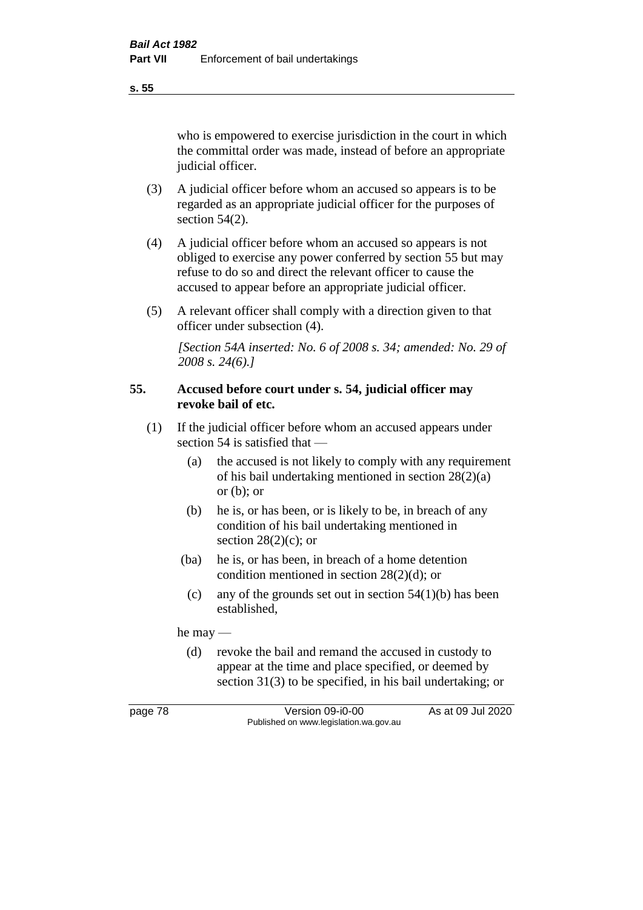who is empowered to exercise jurisdiction in the court in which the committal order was made, instead of before an appropriate judicial officer.

(3) A judicial officer before whom an accused so appears is to be regarded as an appropriate judicial officer for the purposes of section 54(2).

(4) A judicial officer before whom an accused so appears is not obliged to exercise any power conferred by section 55 but may refuse to do so and direct the relevant officer to cause the accused to appear before an appropriate judicial officer.

(5) A relevant officer shall comply with a direction given to that officer under subsection (4).

*[Section 54A inserted: No. 6 of 2008 s. 34; amended: No. 29 of 2008 s. 24(6).]*

### 55. Accused before court under s. 54, judicial officer may revoke bail of etc.

(1) If the judicial officer before whom an accused appears under section 54 is satisfied that —

(a) the accused is not likely to comply with any requirement of his bail undertaking mentioned in section 28(2)(a) or (b); or

(b) he is, or has been, or is likely to be, in breach of any condition of his bail undertaking mentioned in section 28(2)(c); or

(ba) he is, or has been, in breach of a home detention condition mentioned in section 28(2)(d); or

(c) any of the grounds set out in section 54(1)(b) has been established,

he may —

(d) revoke the bail and remand the accused in custody to appear at the time and place specified, or deemed by section 31(3) to be specified, in his bail undertaking; or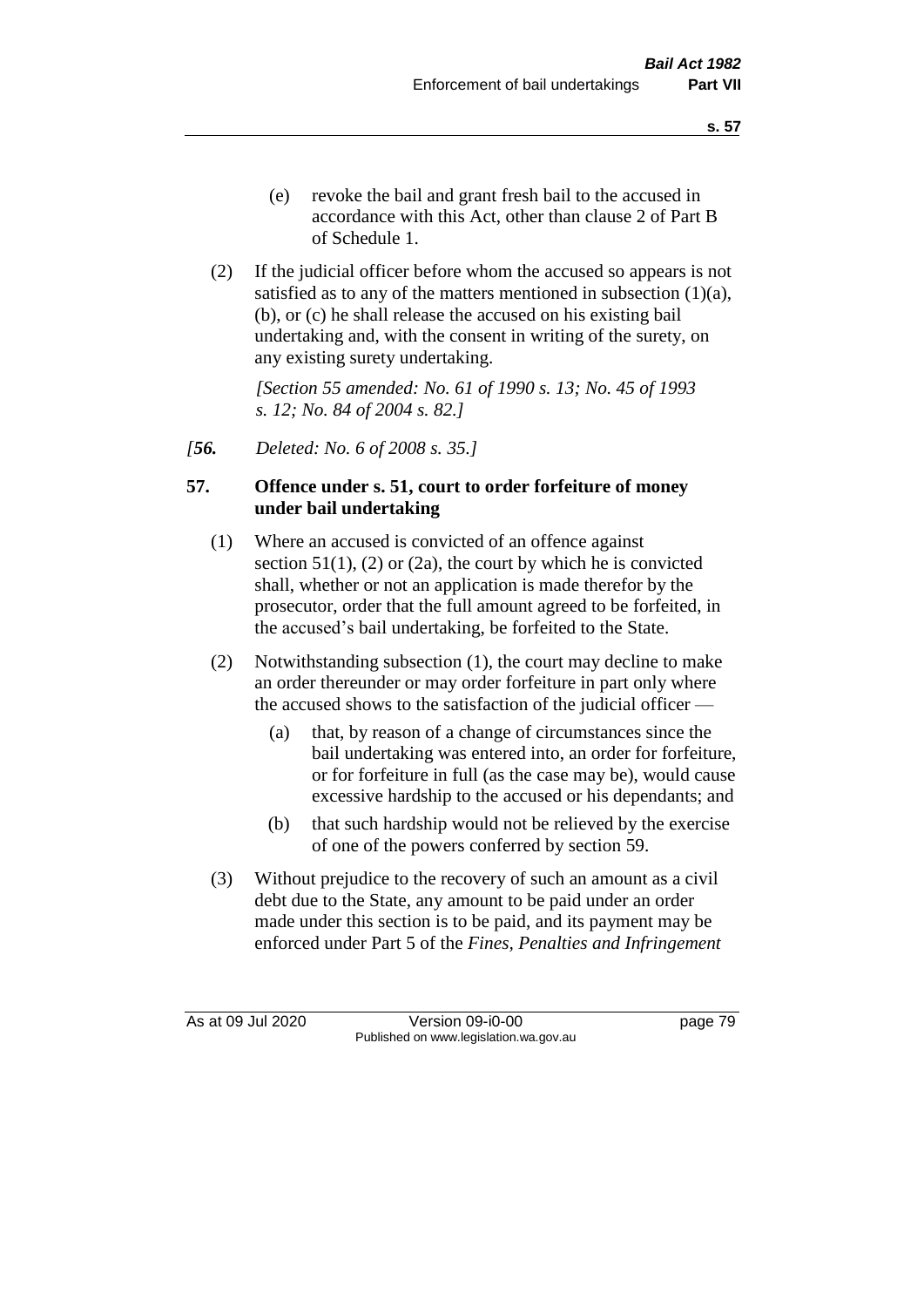(e) revoke the bail and grant fresh bail to the accused in accordance with this Act, other than clause 2 of Part B of Schedule 1.

(2) If the judicial officer before whom the accused so appears is not satisfied as to any of the matters mentioned in subsection (1)(a), (b), or (c) he shall release the accused on his existing bail undertaking and, with the consent in writing of the surety, on any existing surety undertaking.

*[Section 55 amended: No. 61 of 1990 s. 13; No. 45 of 1993 s. 12; No. 84 of 2004 s. 82.]*

*[**56.** Deleted: No. 6 of 2008 s. 35.]*

**57. Offence under s. 51, court to order forfeiture of money under bail undertaking**

(1) Where an accused is convicted of an offence against section 51(1), (2) or (2a), the court by which he is convicted shall, whether or not an application is made therefor by the prosecutor, order that the full amount agreed to be forfeited, in the accused's bail undertaking, be forfeited to the State.

(2) Notwithstanding subsection (1), the court may decline to make an order thereunder or may order forfeiture in part only where the accused shows to the satisfaction of the judicial officer —

(a) that, by reason of a change of circumstances since the bail undertaking was entered into, an order for forfeiture, or for forfeiture in full (as the case may be), would cause excessive hardship to the accused or his dependants; and

(b) that such hardship would not be relieved by the exercise of one of the powers conferred by section 59.

(3) Without prejudice to the recovery of such an amount as a civil debt due to the State, any amount to be paid under an order made under this section is to be paid, and its payment may be enforced under Part 5 of the *Fines, Penalties and Infringement*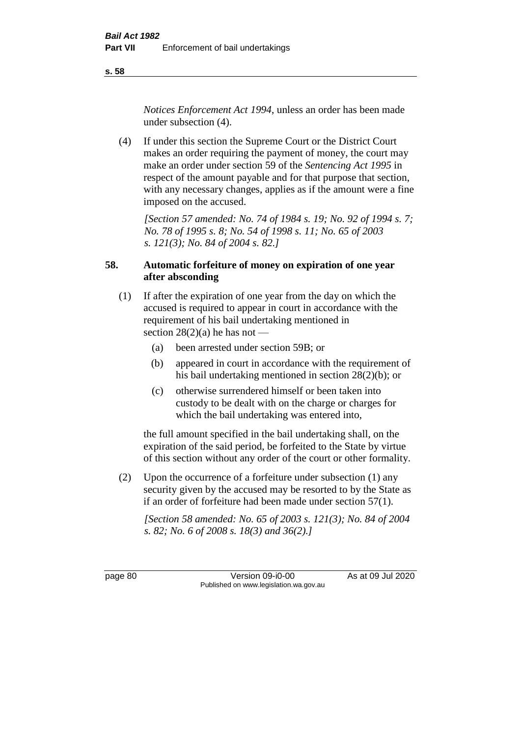*Notices Enforcement Act 1994*, unless an order has been made under subsection (4).

(4) If under this section the Supreme Court or the District Court makes an order requiring the payment of money, the court may make an order under section 59 of the *Sentencing Act 1995* in respect of the amount payable and for that purpose that section, with any necessary changes, applies as if the amount were a fine imposed on the accused.

*[Section 57 amended: No. 74 of 1984 s. 19; No. 92 of 1994 s. 7; No. 78 of 1995 s. 8; No. 54 of 1998 s. 11; No. 65 of 2003 s. 121(3); No. 84 of 2004 s. 82.]*

## 58. Automatic forfeiture of money on expiration of one year after absconding

(1) If after the expiration of one year from the day on which the accused is required to appear in court in accordance with the requirement of his bail undertaking mentioned in section 28(2)(a) he has not —

(a) been arrested under section 59B; or

(b) appeared in court in accordance with the requirement of his bail undertaking mentioned in section 28(2)(b); or

(c) otherwise surrendered himself or been taken into custody to be dealt with on the charge or charges for which the bail undertaking was entered into,

the full amount specified in the bail undertaking shall, on the expiration of the said period, be forfeited to the State by virtue of this section without any order of the court or other formality.

(2) Upon the occurrence of a forfeiture under subsection (1) any security given by the accused may be resorted to by the State as if an order of forfeiture had been made under section 57(1).

*[Section 58 amended: No. 65 of 2003 s. 121(3); No. 84 of 2004 s. 82; No. 6 of 2008 s. 18(3) and 36(2).]*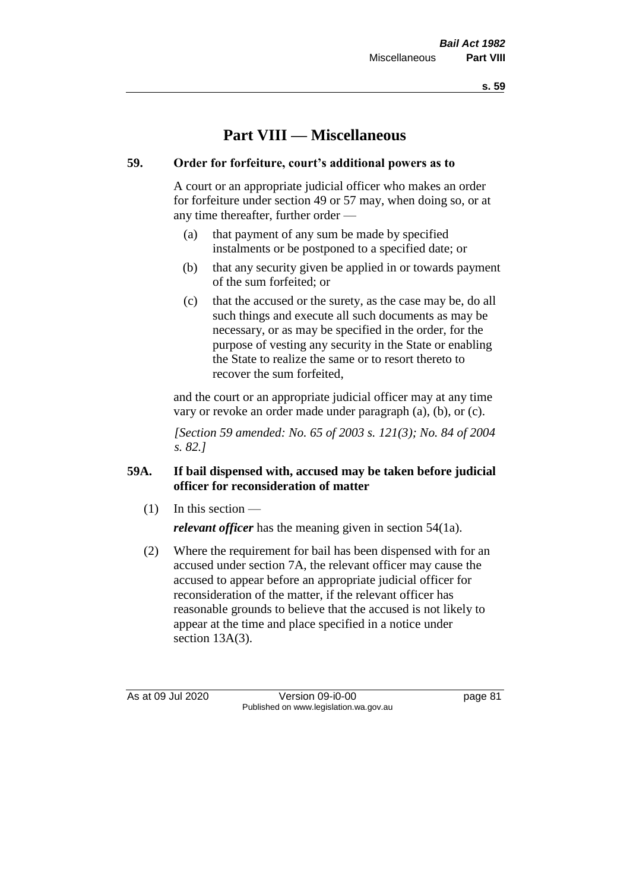# Part VIII — Miscellaneous

## 59. Order for forfeiture, court's additional powers as to

A court or an appropriate judicial officer who makes an order for forfeiture under section 49 or 57 may, when doing so, or at any time thereafter, further order —

- (a) that payment of any sum be made by specified instalments or be postponed to a specified date; or
- (b) that any security given be applied in or towards payment of the sum forfeited; or
- (c) that the accused or the surety, as the case may be, do all such things and execute all such documents as may be necessary, or as may be specified in the order, for the purpose of vesting any security in the State or enabling the State to realize the same or to resort thereto to recover the sum forfeited,

and the court or an appropriate judicial officer may at any time vary or revoke an order made under paragraph (a), (b), or (c).

*[Section 59 amended: No. 65 of 2003 s. 121(3); No. 84 of 2004 s. 82.]*

## 59A. If bail dispensed with, accused may be taken before judicial officer for reconsideration of matter

(1) In this section —

***relevant officer*** has the meaning given in section 54(1a).

(2) Where the requirement for bail has been dispensed with for an accused under section 7A, the relevant officer may cause the accused to appear before an appropriate judicial officer for reconsideration of the matter, if the relevant officer has reasonable grounds to believe that the accused is not likely to appear at the time and place specified in a notice under section 13A(3).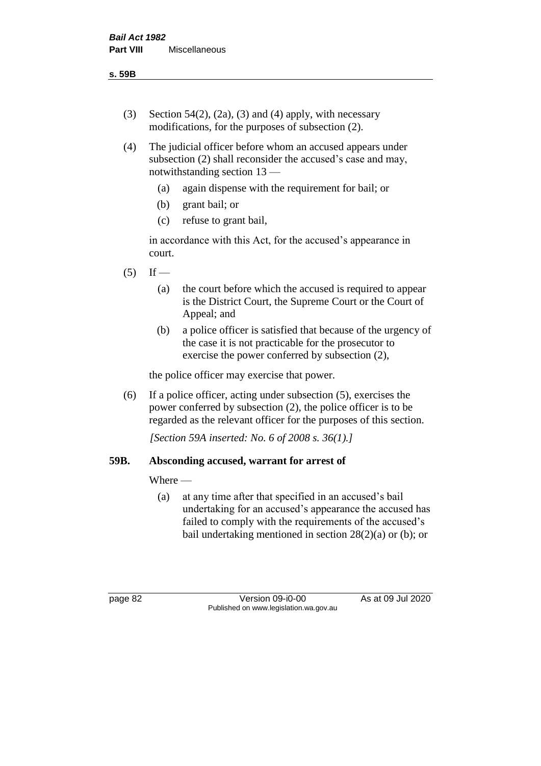(3) Section 54(2), (2a), (3) and (4) apply, with necessary modifications, for the purposes of subsection (2).

(4) The judicial officer before whom an accused appears under subsection (2) shall reconsider the accused's case and may, notwithstanding section 13 —

  (a) again dispense with the requirement for bail; or

  (b) grant bail; or

  (c) refuse to grant bail,

  in accordance with this Act, for the accused's appearance in court.

(5) If —

  (a) the court before which the accused is required to appear is the District Court, the Supreme Court or the Court of Appeal; and

  (b) a police officer is satisfied that because of the urgency of the case it is not practicable for the prosecutor to exercise the power conferred by subsection (2),

  the police officer may exercise that power.

(6) If a police officer, acting under subsection (5), exercises the power conferred by subsection (2), the police officer is to be regarded as the relevant officer for the purposes of this section.

*[Section 59A inserted: No. 6 of 2008 s. 36(1).]*

### 59B. Absconding accused, warrant for arrest of

Where —

  (a) at any time after that specified in an accused's bail undertaking for an accused's appearance the accused has failed to comply with the requirements of the accused's bail undertaking mentioned in section 28(2)(a) or (b); or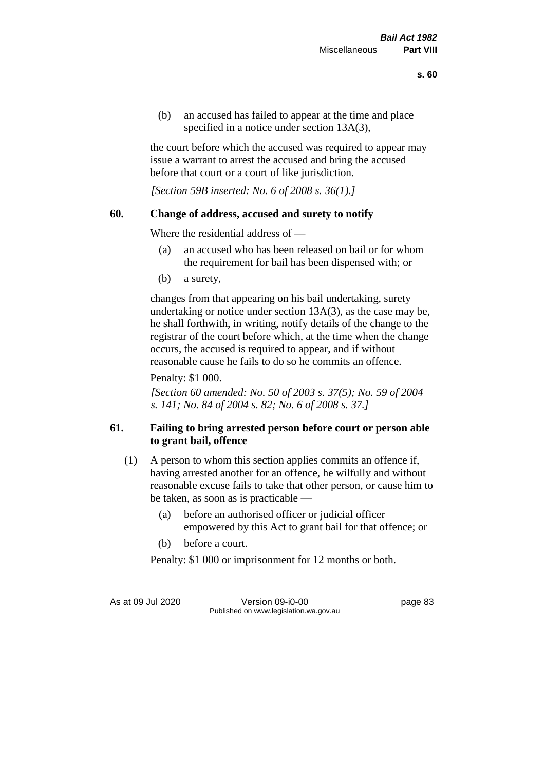(b) an accused has failed to appear at the time and place specified in a notice under section 13A(3),

the court before which the accused was required to appear may issue a warrant to arrest the accused and bring the accused before that court or a court of like jurisdiction.

*[Section 59B inserted: No. 6 of 2008 s. 36(1).]*

## 60. Change of address, accused and surety to notify

Where the residential address of —

(a) an accused who has been released on bail or for whom the requirement for bail has been dispensed with; or

(b) a surety,

changes from that appearing on his bail undertaking, surety undertaking or notice under section 13A(3), as the case may be, he shall forthwith, in writing, notify details of the change to the registrar of the court before which, at the time when the change occurs, the accused is required to appear, and if without reasonable cause he fails to do so he commits an offence.

Penalty: $1 000.

*[Section 60 amended: No. 50 of 2003 s. 37(5); No. 59 of 2004 s. 141; No. 84 of 2004 s. 82; No. 6 of 2008 s. 37.]*

## 61. Failing to bring arrested person before court or person able to grant bail, offence

(1) A person to whom this section applies commits an offence if, having arrested another for an offence, he wilfully and without reasonable excuse fails to take that other person, or cause him to be taken, as soon as is practicable —

(a) before an authorised officer or judicial officer empowered by this Act to grant bail for that offence; or

(b) before a court.

Penalty: $1 000 or imprisonment for 12 months or both.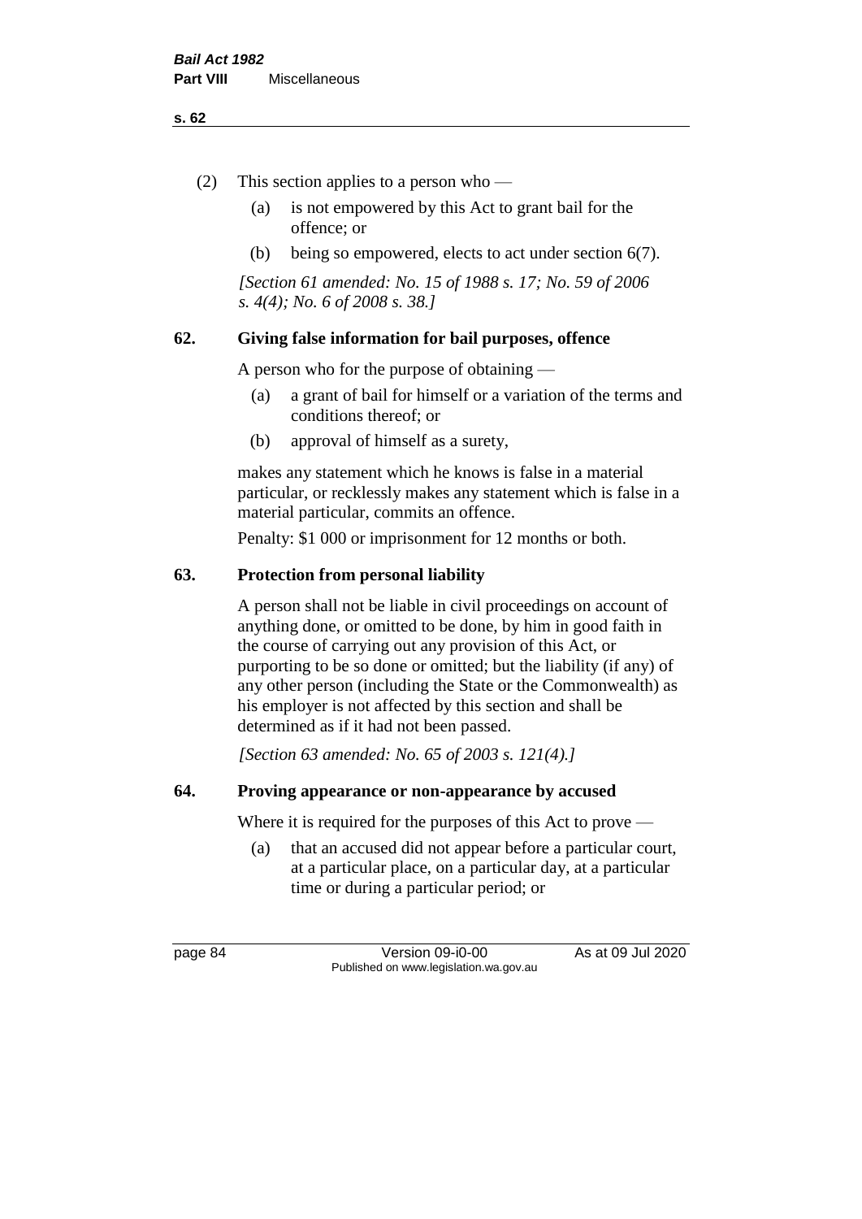(2) This section applies to a person who —

  (a) is not empowered by this Act to grant bail for the offence; or

  (b) being so empowered, elects to act under section 6(7).

*[Section 61 amended: No. 15 of 1988 s. 17; No. 59 of 2006 s. 4(4); No. 6 of 2008 s. 38.]*

## 62. Giving false information for bail purposes, offence

A person who for the purpose of obtaining —

  (a) a grant of bail for himself or a variation of the terms and conditions thereof; or

  (b) approval of himself as a surety,

makes any statement which he knows is false in a material particular, or recklessly makes any statement which is false in a material particular, commits an offence.

Penalty: $1 000 or imprisonment for 12 months or both.

## 63. Protection from personal liability

A person shall not be liable in civil proceedings on account of anything done, or omitted to be done, by him in good faith in the course of carrying out any provision of this Act, or purporting to be so done or omitted; but the liability (if any) of any other person (including the State or the Commonwealth) as his employer is not affected by this section and shall be determined as if it had not been passed.

*[Section 63 amended: No. 65 of 2003 s. 121(4).]*

## 64. Proving appearance or non-appearance by accused

Where it is required for the purposes of this Act to prove —

  (a) that an accused did not appear before a particular court, at a particular place, on a particular day, at a particular time or during a particular period; or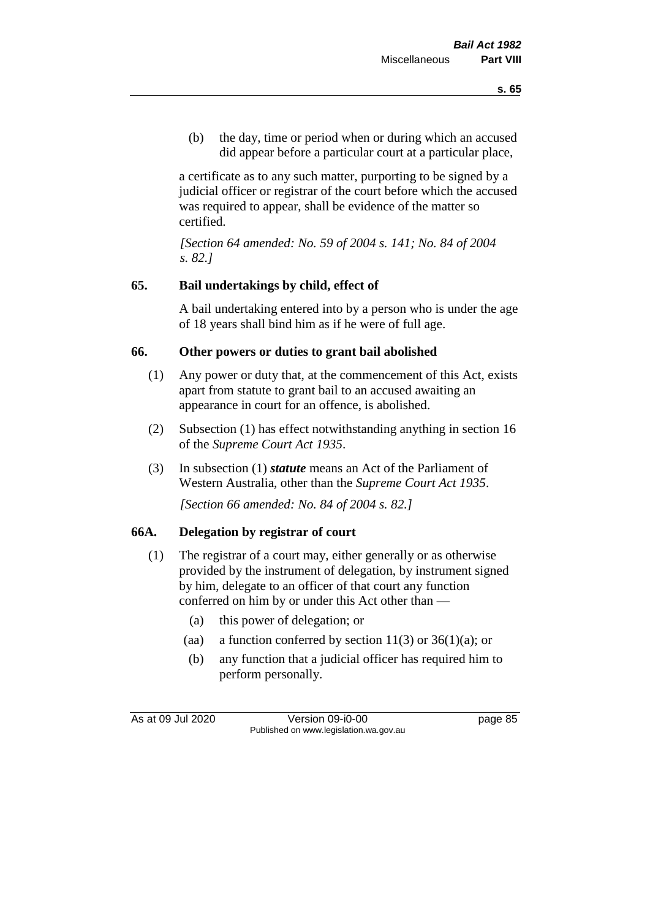(b) the day, time or period when or during which an accused did appear before a particular court at a particular place,

a certificate as to any such matter, purporting to be signed by a judicial officer or registrar of the court before which the accused was required to appear, shall be evidence of the matter so certified.

*[Section 64 amended: No. 59 of 2004 s. 141; No. 84 of 2004 s. 82.]*

## 65. Bail undertakings by child, effect of

A bail undertaking entered into by a person who is under the age of 18 years shall bind him as if he were of full age.

## 66. Other powers or duties to grant bail abolished

(1) Any power or duty that, at the commencement of this Act, exists apart from statute to grant bail to an accused awaiting an appearance in court for an offence, is abolished.

(2) Subsection (1) has effect notwithstanding anything in section 16 of the *Supreme Court Act 1935*.

(3) In subsection (1) ***statute*** means an Act of the Parliament of Western Australia, other than the *Supreme Court Act 1935*.

*[Section 66 amended: No. 84 of 2004 s. 82.]*

## 66A. Delegation by registrar of court

(1) The registrar of a court may, either generally or as otherwise provided by the instrument of delegation, by instrument signed by him, delegate to an officer of that court any function conferred on him by or under this Act other than —

(a) this power of delegation; or

(aa) a function conferred by section 11(3) or 36(1)(a); or

(b) any function that a judicial officer has required him to perform personally.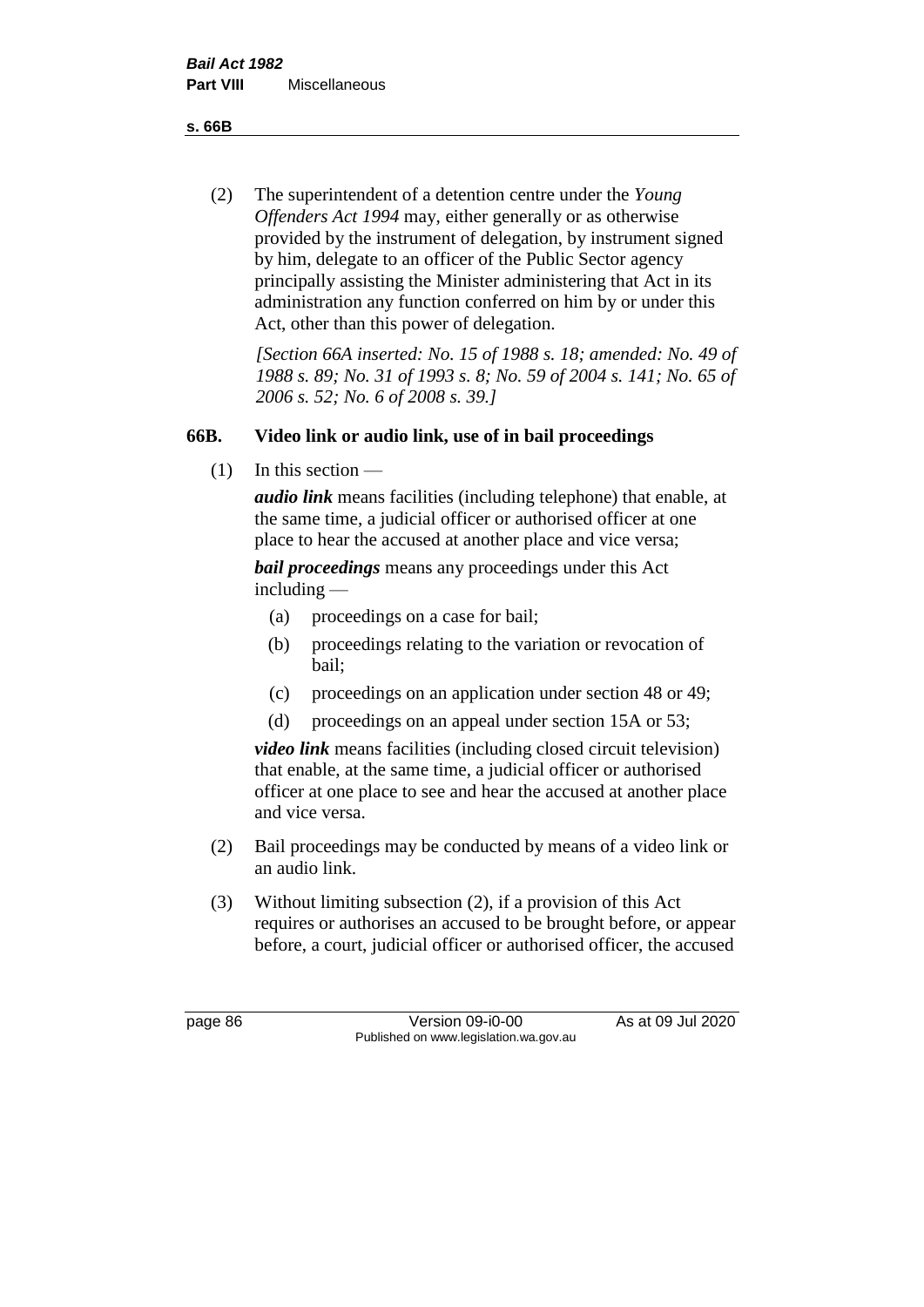(2) The superintendent of a detention centre under the *Young Offenders Act 1994* may, either generally or as otherwise provided by the instrument of delegation, by instrument signed by him, delegate to an officer of the Public Sector agency principally assisting the Minister administering that Act in its administration any function conferred on him by or under this Act, other than this power of delegation.

*[Section 66A inserted: No. 15 of 1988 s. 18; amended: No. 49 of 1988 s. 89; No. 31 of 1993 s. 8; No. 59 of 2004 s. 141; No. 65 of 2006 s. 52; No. 6 of 2008 s. 39.]*

### 66B. Video link or audio link, use of in bail proceedings

(1) In this section —

***audio link*** means facilities (including telephone) that enable, at the same time, a judicial officer or authorised officer at one place to hear the accused at another place and vice versa;

***bail proceedings*** means any proceedings under this Act including —

- (a) proceedings on a case for bail;
- (b) proceedings relating to the variation or revocation of bail;
- (c) proceedings on an application under section 48 or 49;
- (d) proceedings on an appeal under section 15A or 53;

***video link*** means facilities (including closed circuit television) that enable, at the same time, a judicial officer or authorised officer at one place to see and hear the accused at another place and vice versa.

(2) Bail proceedings may be conducted by means of a video link or an audio link.

(3) Without limiting subsection (2), if a provision of this Act requires or authorises an accused to be brought before, or appear before, a court, judicial officer or authorised officer, the accused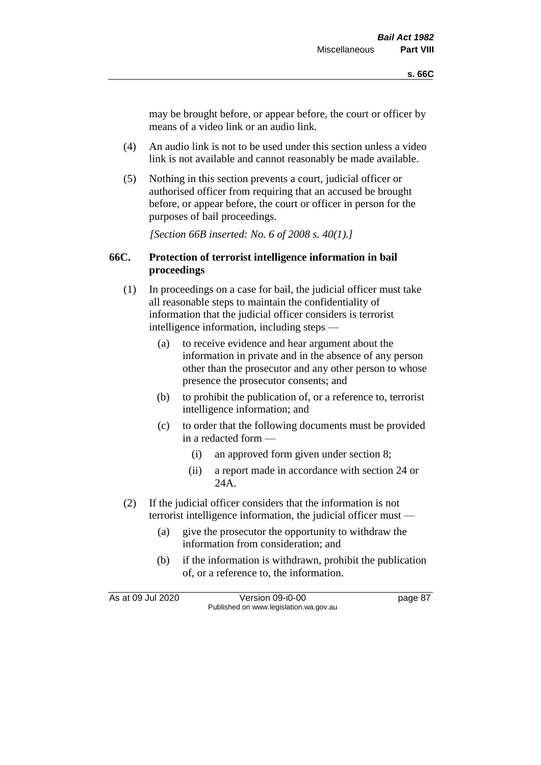may be brought before, or appear before, the court or officer by means of a video link or an audio link.

(4) An audio link is not to be used under this section unless a video link is not available and cannot reasonably be made available.

(5) Nothing in this section prevents a court, judicial officer or authorised officer from requiring that an accused be brought before, or appear before, the court or officer in person for the purposes of bail proceedings.

*[Section 66B inserted: No. 6 of 2008 s. 40(1).]*

### 66C. Protection of terrorist intelligence information in bail proceedings

(1) In proceedings on a case for bail, the judicial officer must take all reasonable steps to maintain the confidentiality of information that the judicial officer considers is terrorist intelligence information, including steps —

(a) to receive evidence and hear argument about the information in private and in the absence of any person other than the prosecutor and any other person to whose presence the prosecutor consents; and

(b) to prohibit the publication of, or a reference to, terrorist intelligence information; and

(c) to order that the following documents must be provided in a redacted form —

(i) an approved form given under section 8;

(ii) a report made in accordance with section 24 or 24A.

(2) If the judicial officer considers that the information is not terrorist intelligence information, the judicial officer must —

(a) give the prosecutor the opportunity to withdraw the information from consideration; and

(b) if the information is withdrawn, prohibit the publication of, or a reference to, the information.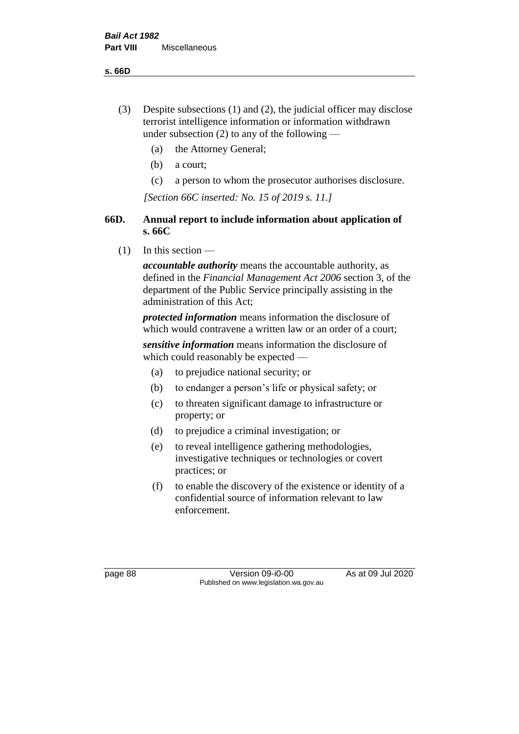(3) Despite subsections (1) and (2), the judicial officer may disclose terrorist intelligence information or information withdrawn under subsection (2) to any of the following —

(a) the Attorney General;

(b) a court;

(c) a person to whom the prosecutor authorises disclosure.

*[Section 66C inserted: No. 15 of 2019 s. 11.]*

### 66D. Annual report to include information about application of s. 66C

(1) In this section —

***accountable authority*** means the accountable authority, as defined in the *Financial Management Act 2006* section 3, of the department of the Public Service principally assisting in the administration of this Act;

***protected information*** means information the disclosure of which would contravene a written law or an order of a court;

***sensitive information*** means information the disclosure of which could reasonably be expected —

(a) to prejudice national security; or

(b) to endanger a person's life or physical safety; or

(c) to threaten significant damage to infrastructure or property; or

(d) to prejudice a criminal investigation; or

(e) to reveal intelligence gathering methodologies, investigative techniques or technologies or covert practices; or

(f) to enable the discovery of the existence or identity of a confidential source of information relevant to law enforcement.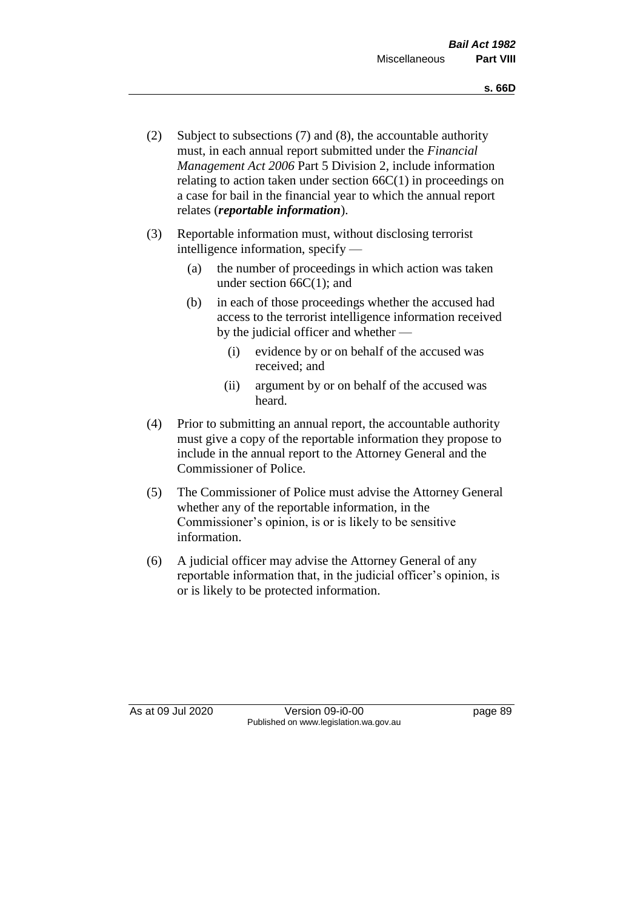(2) Subject to subsections (7) and (8), the accountable authority must, in each annual report submitted under the *Financial Management Act 2006* Part 5 Division 2, include information relating to action taken under section 66C(1) in proceedings on a case for bail in the financial year to which the annual report relates (***reportable information***).

(3) Reportable information must, without disclosing terrorist intelligence information, specify —

  (a) the number of proceedings in which action was taken under section 66C(1); and

  (b) in each of those proceedings whether the accused had access to the terrorist intelligence information received by the judicial officer and whether —

    (i) evidence by or on behalf of the accused was received; and

    (ii) argument by or on behalf of the accused was heard.

(4) Prior to submitting an annual report, the accountable authority must give a copy of the reportable information they propose to include in the annual report to the Attorney General and the Commissioner of Police.

(5) The Commissioner of Police must advise the Attorney General whether any of the reportable information, in the Commissioner's opinion, is or is likely to be sensitive information.

(6) A judicial officer may advise the Attorney General of any reportable information that, in the judicial officer's opinion, is or is likely to be protected information.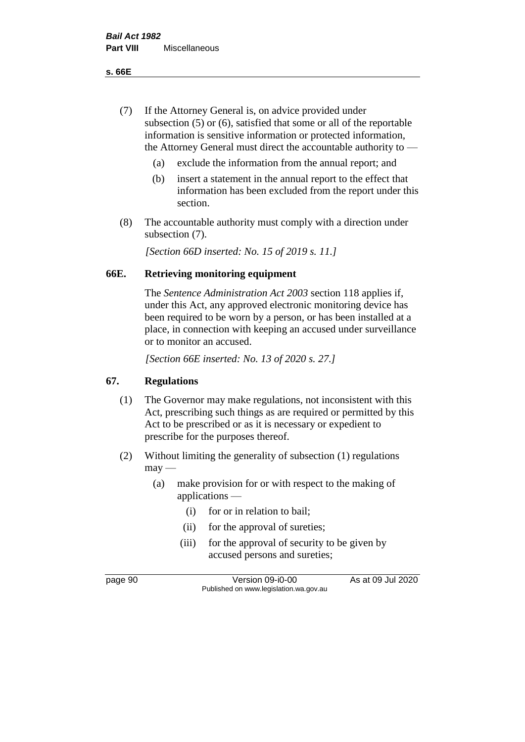(7) If the Attorney General is, on advice provided under subsection (5) or (6), satisfied that some or all of the reportable information is sensitive information or protected information, the Attorney General must direct the accountable authority to —

 (a) exclude the information from the annual report; and

 (b) insert a statement in the annual report to the effect that information has been excluded from the report under this section.

(8) The accountable authority must comply with a direction under subsection (7).

*[Section 66D inserted: No. 15 of 2019 s. 11.]*

## 66E. Retrieving monitoring equipment

The *Sentence Administration Act 2003* section 118 applies if, under this Act, any approved electronic monitoring device has been required to be worn by a person, or has been installed at a place, in connection with keeping an accused under surveillance or to monitor an accused.

*[Section 66E inserted: No. 13 of 2020 s. 27.]*

## 67. Regulations

(1) The Governor may make regulations, not inconsistent with this Act, prescribing such things as are required or permitted by this Act to be prescribed or as it is necessary or expedient to prescribe for the purposes thereof.

(2) Without limiting the generality of subsection (1) regulations may —

 (a) make provision for or with respect to the making of applications —

  (i) for or in relation to bail;

  (ii) for the approval of sureties;

  (iii) for the approval of security to be given by accused persons and sureties;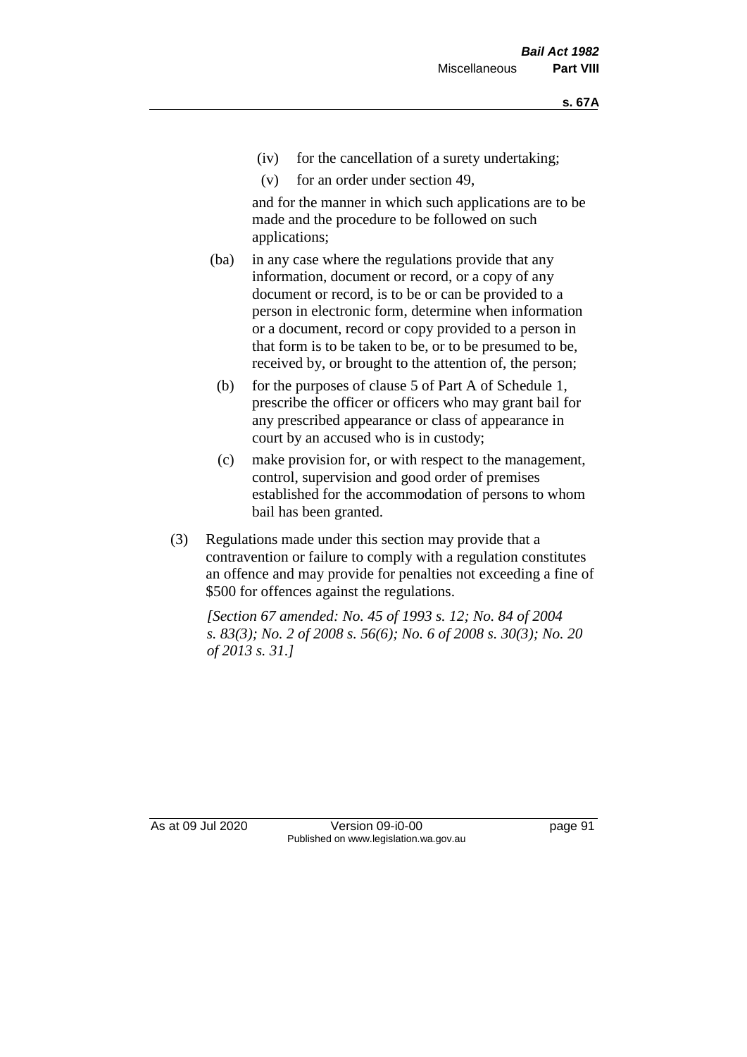(iv) for the cancellation of a surety undertaking;

(v) for an order under section 49,

and for the manner in which such applications are to be made and the procedure to be followed on such applications;

(ba) in any case where the regulations provide that any information, document or record, or a copy of any document or record, is to be or can be provided to a person in electronic form, determine when information or a document, record or copy provided to a person in that form is to be taken to be, or to be presumed to be, received by, or brought to the attention of, the person;

(b) for the purposes of clause 5 of Part A of Schedule 1, prescribe the officer or officers who may grant bail for any prescribed appearance or class of appearance in court by an accused who is in custody;

(c) make provision for, or with respect to the management, control, supervision and good order of premises established for the accommodation of persons to whom bail has been granted.

(3) Regulations made under this section may provide that a contravention or failure to comply with a regulation constitutes an offence and may provide for penalties not exceeding a fine of $500 for offences against the regulations.

*[Section 67 amended: No. 45 of 1993 s. 12; No. 84 of 2004 s. 83(3); No. 2 of 2008 s. 56(6); No. 6 of 2008 s. 30(3); No. 20 of 2013 s. 31.]*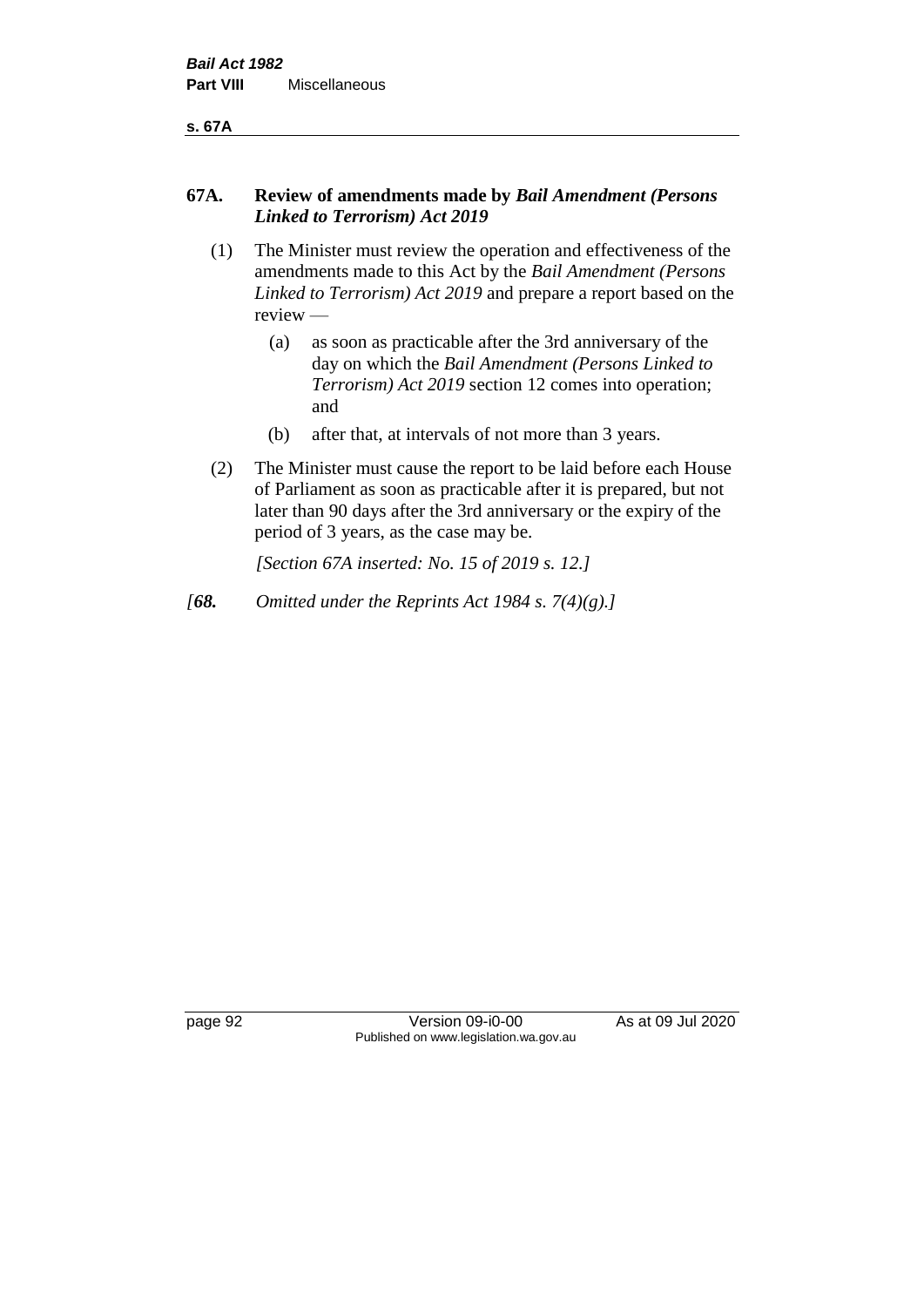## 67A. Review of amendments made by *Bail Amendment (Persons Linked to Terrorism) Act 2019*

(1) The Minister must review the operation and effectiveness of the amendments made to this Act by the *Bail Amendment (Persons Linked to Terrorism) Act 2019* and prepare a report based on the review —

(a) as soon as practicable after the 3rd anniversary of the day on which the *Bail Amendment (Persons Linked to Terrorism) Act 2019* section 12 comes into operation; and

(b) after that, at intervals of not more than 3 years.

(2) The Minister must cause the report to be laid before each House of Parliament as soon as practicable after it is prepared, but not later than 90 days after the 3rd anniversary or the expiry of the period of 3 years, as the case may be.

*[Section 67A inserted: No. 15 of 2019 s. 12.]*

*[**68.** Omitted under the Reprints Act 1984 s. 7(4)(g).]*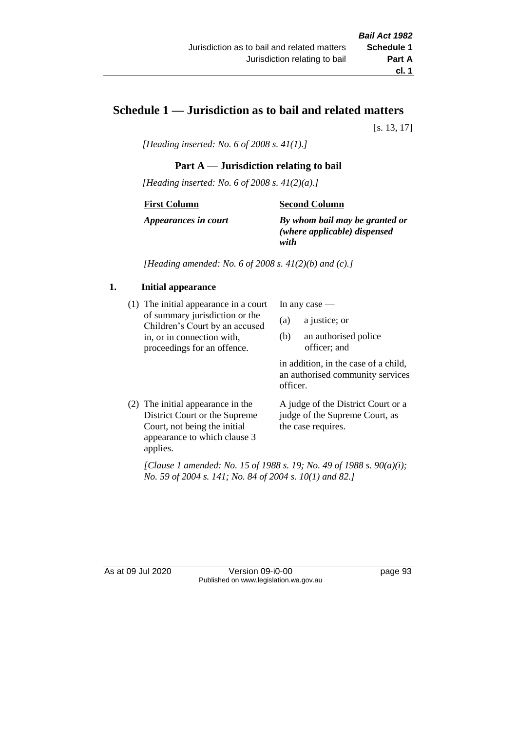# Schedule 1 — Jurisdiction as to bail and related matters

[s. 13, 17]

*[Heading inserted: No. 6 of 2008 s. 41(1).]*

## Part A — Jurisdiction relating to bail

*[Heading inserted: No. 6 of 2008 s. 41(2)(a).]*

| First Column | Second Column |
|---|---|
| ***Appearances in court*** | ***By whom bail may be granted or (where applicable) dispensed with*** |

*[Heading amended: No. 6 of 2008 s. 41(2)(b) and (c).]*

### 1. Initial appearance

| | |
|---|---|
| (1) The initial appearance in a court of summary jurisdiction or the Children's Court by an accused in, or in connection with, proceedings for an offence. | In any case — (a) a justice; or (b) an authorised police officer; and in addition, in the case of a child, an authorised community services officer. |
| (2) The initial appearance in the District Court or the Supreme Court, not being the initial appearance to which clause 3 applies. | A judge of the District Court or a judge of the Supreme Court, as the case requires. |

*[Clause 1 amended: No. 15 of 1988 s. 19; No. 49 of 1988 s. 90(a)(i); No. 59 of 2004 s. 141; No. 84 of 2004 s. 10(1) and 82.]*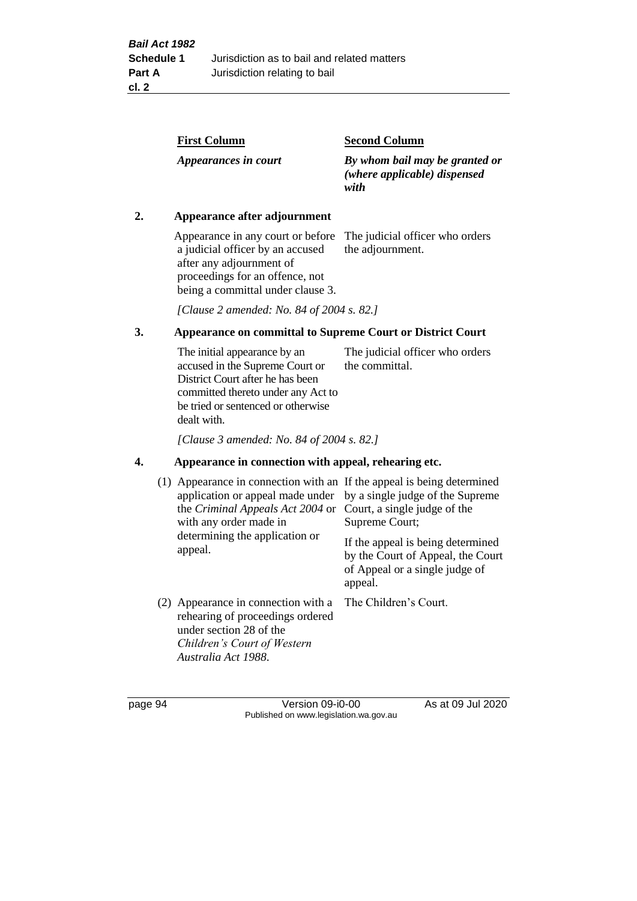| First Column | Second Column |
|---|---|
| *Appearances in court* | *By whom bail may be granted or (where applicable) dispensed with* |

**2. Appearance after adjournment**

| | |
|---|---|
| Appearance in any court or before a judicial officer by an accused after any adjournment of proceedings for an offence, not being a committal under clause 3. | The judicial officer who orders the adjournment. |

*[Clause 2 amended: No. 84 of 2004 s. 82.]*

**3. Appearance on committal to Supreme Court or District Court**

| | |
|---|---|
| The initial appearance by an accused in the Supreme Court or District Court after he has been committed thereto under any Act to be tried or sentenced or otherwise dealt with. | The judicial officer who orders the committal. |

*[Clause 3 amended: No. 84 of 2004 s. 82.]*

**4. Appearance in connection with appeal, rehearing etc.**

| | |
|---|---|
| (1) Appearance in connection with an application or appeal made under the *Criminal Appeals Act 2004* or with any order made in determining the application or appeal. | If the appeal is being determined by a single judge of the Supreme Court, a single judge of the Supreme Court;<br><br>If the appeal is being determined by the Court of Appeal, the Court of Appeal or a single judge of appeal. |
| (2) Appearance in connection with a rehearing of proceedings ordered under section 28 of the *Children's Court of Western Australia Act 1988*. | The Children's Court. |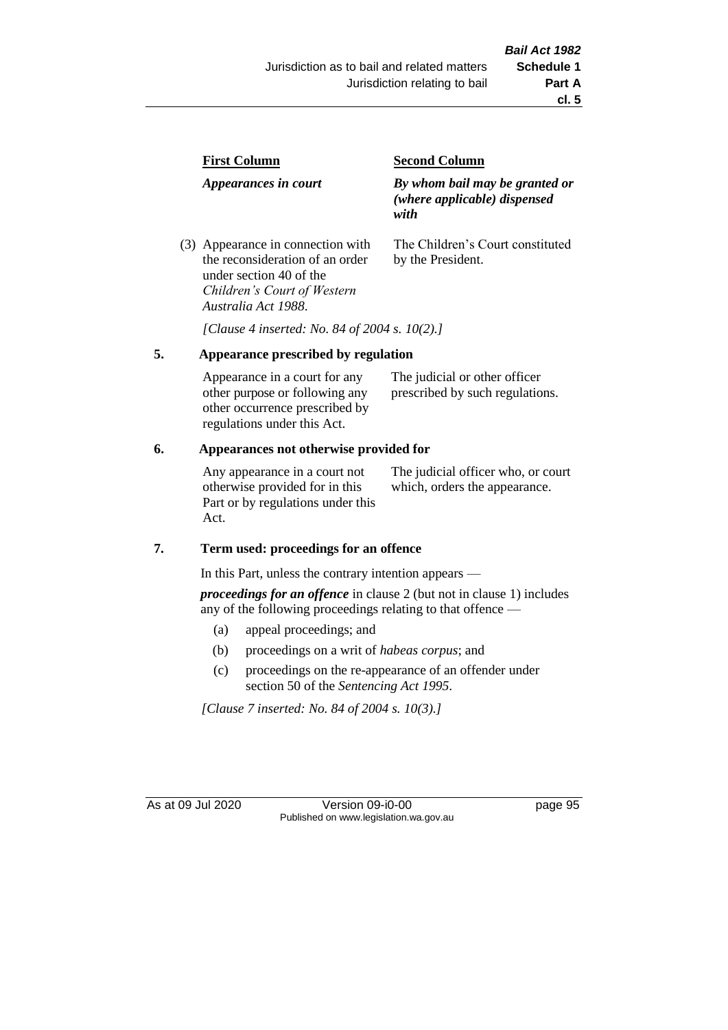| First Column | Second Column |
| --- | --- |
| *Appearances in court* | *By whom bail may be granted or (where applicable) dispensed with* |
| (3) Appearance in connection with the reconsideration of an order under section 40 of the *Children's Court of Western Australia Act 1988*. | The Children's Court constituted by the President. |

*[Clause 4 inserted: No. 84 of 2004 s. 10(2).]*

## 5. Appearance prescribed by regulation

| | |
| --- | --- |
| Appearance in a court for any other purpose or following any other occurrence prescribed by regulations under this Act. | The judicial or other officer prescribed by such regulations. |

## 6. Appearances not otherwise provided for

| | |
| --- | --- |
| Any appearance in a court not otherwise provided for in this Part or by regulations under this Act. | The judicial officer who, or court which, orders the appearance. |

## 7. Term used: proceedings for an offence

In this Part, unless the contrary intention appears —

***proceedings for an offence*** in clause 2 (but not in clause 1) includes any of the following proceedings relating to that offence —

(a) appeal proceedings; and

(b) proceedings on a writ of *habeas corpus*; and

(c) proceedings on the re-appearance of an offender under section 50 of the *Sentencing Act 1995*.

*[Clause 7 inserted: No. 84 of 2004 s. 10(3).]*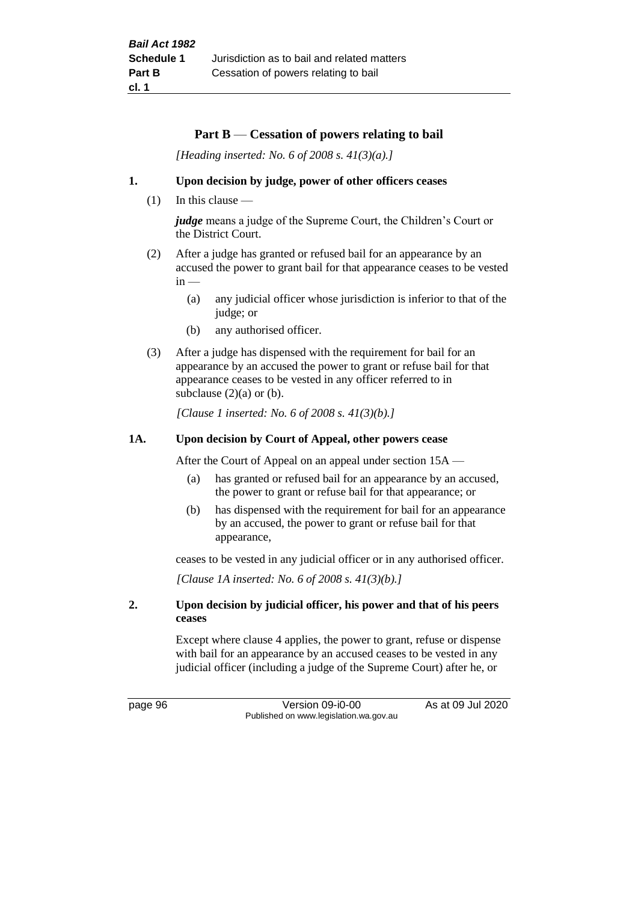## Part B — Cessation of powers relating to bail

*[Heading inserted: No. 6 of 2008 s. 41(3)(a).]*

### 1. Upon decision by judge, power of other officers ceases

(1) In this clause —

***judge*** means a judge of the Supreme Court, the Children's Court or the District Court.

(2) After a judge has granted or refused bail for an appearance by an accused the power to grant bail for that appearance ceases to be vested in —

(a) any judicial officer whose jurisdiction is inferior to that of the judge; or

(b) any authorised officer.

(3) After a judge has dispensed with the requirement for bail for an appearance by an accused the power to grant or refuse bail for that appearance ceases to be vested in any officer referred to in subclause (2)(a) or (b).

*[Clause 1 inserted: No. 6 of 2008 s. 41(3)(b).]*

### 1A. Upon decision by Court of Appeal, other powers cease

After the Court of Appeal on an appeal under section 15A —

(a) has granted or refused bail for an appearance by an accused, the power to grant or refuse bail for that appearance; or

(b) has dispensed with the requirement for bail for an appearance by an accused, the power to grant or refuse bail for that appearance,

ceases to be vested in any judicial officer or in any authorised officer.

*[Clause 1A inserted: No. 6 of 2008 s. 41(3)(b).]*

### 2. Upon decision by judicial officer, his power and that of his peers ceases

Except where clause 4 applies, the power to grant, refuse or dispense with bail for an appearance by an accused ceases to be vested in any judicial officer (including a judge of the Supreme Court) after he, or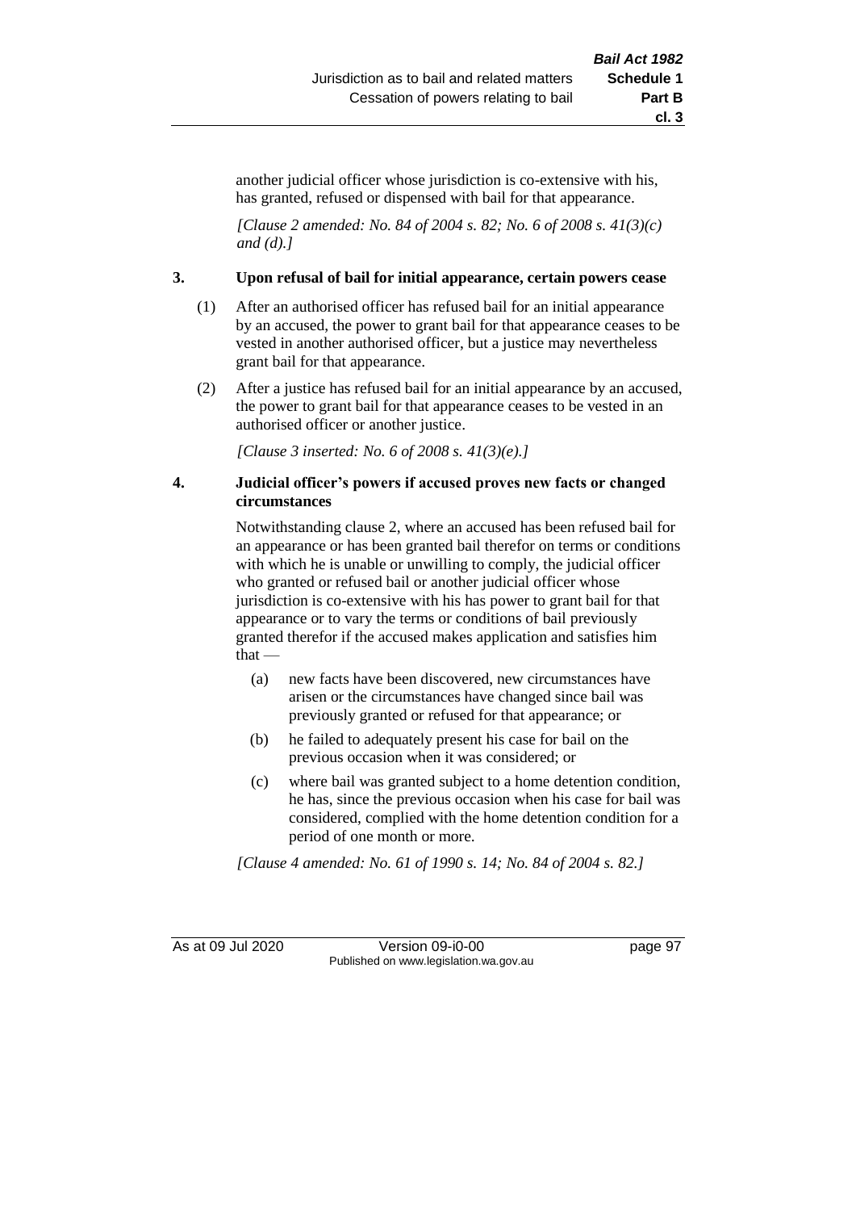another judicial officer whose jurisdiction is co-extensive with his, has granted, refused or dispensed with bail for that appearance.

*[Clause 2 amended: No. 84 of 2004 s. 82; No. 6 of 2008 s. 41(3)(c) and (d).]*

### 3. Upon refusal of bail for initial appearance, certain powers cease

(1) After an authorised officer has refused bail for an initial appearance by an accused, the power to grant bail for that appearance ceases to be vested in another authorised officer, but a justice may nevertheless grant bail for that appearance.

(2) After a justice has refused bail for an initial appearance by an accused, the power to grant bail for that appearance ceases to be vested in an authorised officer or another justice.

*[Clause 3 inserted: No. 6 of 2008 s. 41(3)(e).]*

### 4. Judicial officer's powers if accused proves new facts or changed circumstances

Notwithstanding clause 2, where an accused has been refused bail for an appearance or has been granted bail therefor on terms or conditions with which he is unable or unwilling to comply, the judicial officer who granted or refused bail or another judicial officer whose jurisdiction is co-extensive with his has power to grant bail for that appearance or to vary the terms or conditions of bail previously granted therefor if the accused makes application and satisfies him that —

(a) new facts have been discovered, new circumstances have arisen or the circumstances have changed since bail was previously granted or refused for that appearance; or

(b) he failed to adequately present his case for bail on the previous occasion when it was considered; or

(c) where bail was granted subject to a home detention condition, he has, since the previous occasion when his case for bail was considered, complied with the home detention condition for a period of one month or more.

*[Clause 4 amended: No. 61 of 1990 s. 14; No. 84 of 2004 s. 82.]*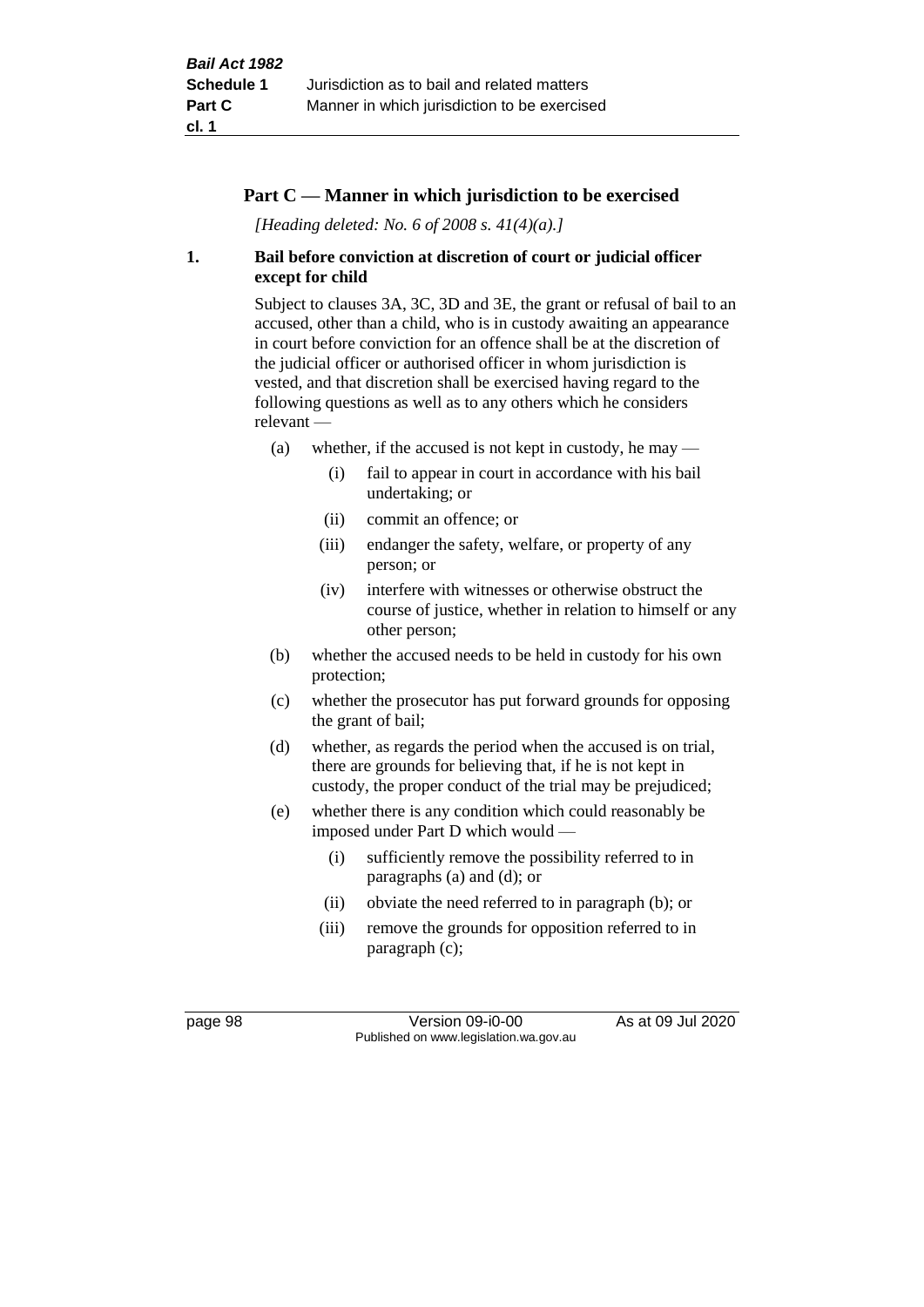## Part C — Manner in which jurisdiction to be exercised

*[Heading deleted: No. 6 of 2008 s. 41(4)(a).]*

### 1. Bail before conviction at discretion of court or judicial officer except for child

Subject to clauses 3A, 3C, 3D and 3E, the grant or refusal of bail to an accused, other than a child, who is in custody awaiting an appearance in court before conviction for an offence shall be at the discretion of the judicial officer or authorised officer in whom jurisdiction is vested, and that discretion shall be exercised having regard to the following questions as well as to any others which he considers relevant —

- (a) whether, if the accused is not kept in custody, he may —
  - (i) fail to appear in court in accordance with his bail undertaking; or
  - (ii) commit an offence; or
  - (iii) endanger the safety, welfare, or property of any person; or
  - (iv) interfere with witnesses or otherwise obstruct the course of justice, whether in relation to himself or any other person;
- (b) whether the accused needs to be held in custody for his own protection;
- (c) whether the prosecutor has put forward grounds for opposing the grant of bail;
- (d) whether, as regards the period when the accused is on trial, there are grounds for believing that, if he is not kept in custody, the proper conduct of the trial may be prejudiced;
- (e) whether there is any condition which could reasonably be imposed under Part D which would —
  - (i) sufficiently remove the possibility referred to in paragraphs (a) and (d); or
  - (ii) obviate the need referred to in paragraph (b); or
  - (iii) remove the grounds for opposition referred to in paragraph (c);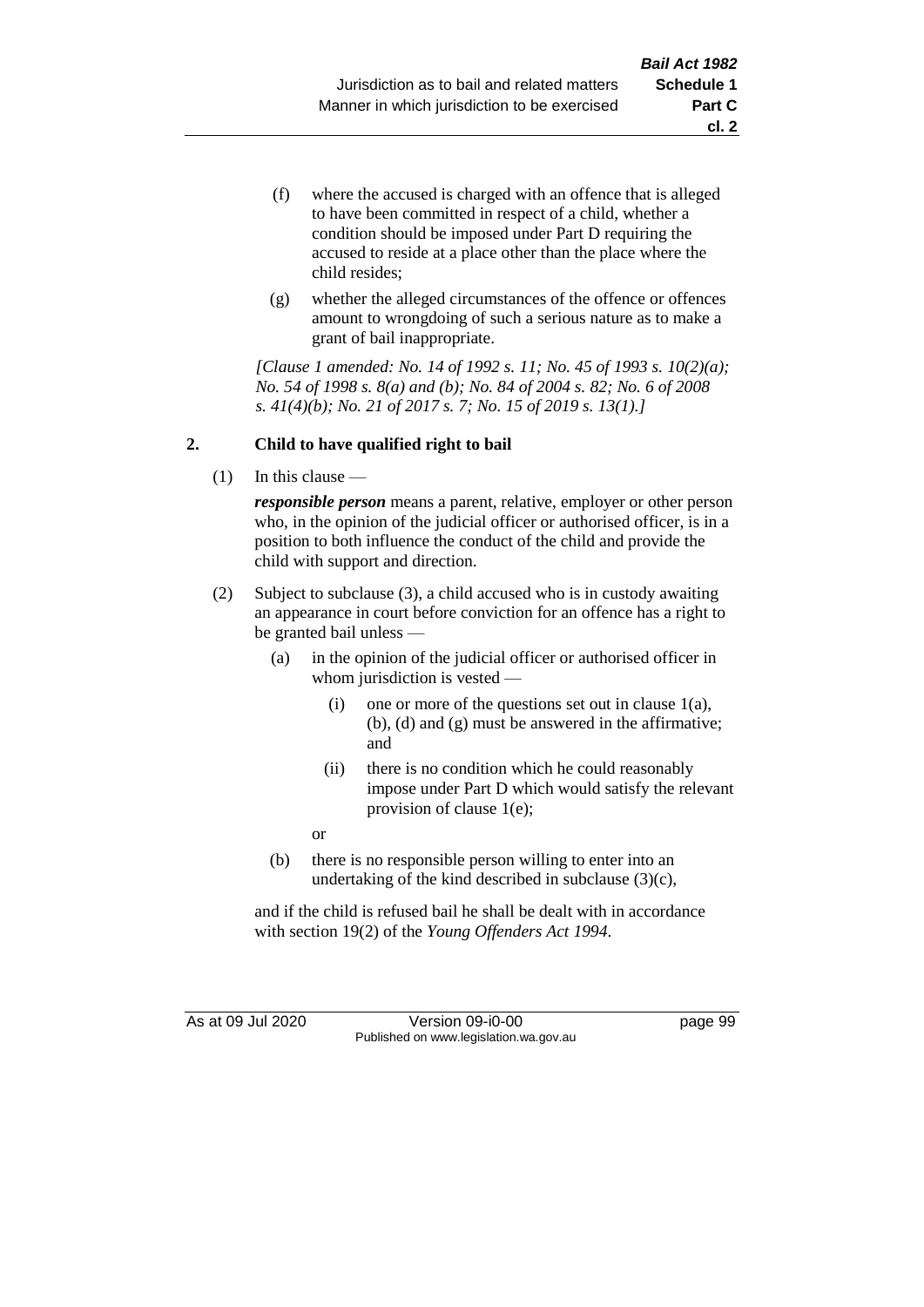(f) where the accused is charged with an offence that is alleged to have been committed in respect of a child, whether a condition should be imposed under Part D requiring the accused to reside at a place other than the place where the child resides;

(g) whether the alleged circumstances of the offence or offences amount to wrongdoing of such a serious nature as to make a grant of bail inappropriate.

*[Clause 1 amended: No. 14 of 1992 s. 11; No. 45 of 1993 s. 10(2)(a); No. 54 of 1998 s. 8(a) and (b); No. 84 of 2004 s. 82; No. 6 of 2008 s. 41(4)(b); No. 21 of 2017 s. 7; No. 15 of 2019 s. 13(1).]*

## 2. Child to have qualified right to bail

(1) In this clause —

***responsible person*** means a parent, relative, employer or other person who, in the opinion of the judicial officer or authorised officer, is in a position to both influence the conduct of the child and provide the child with support and direction.

(2) Subject to subclause (3), a child accused who is in custody awaiting an appearance in court before conviction for an offence has a right to be granted bail unless —

(a) in the opinion of the judicial officer or authorised officer in whom jurisdiction is vested —

(i) one or more of the questions set out in clause 1(a), (b), (d) and (g) must be answered in the affirmative; and

(ii) there is no condition which he could reasonably impose under Part D which would satisfy the relevant provision of clause 1(e);

or

(b) there is no responsible person willing to enter into an undertaking of the kind described in subclause (3)(c),

and if the child is refused bail he shall be dealt with in accordance with section 19(2) of the *Young Offenders Act 1994*.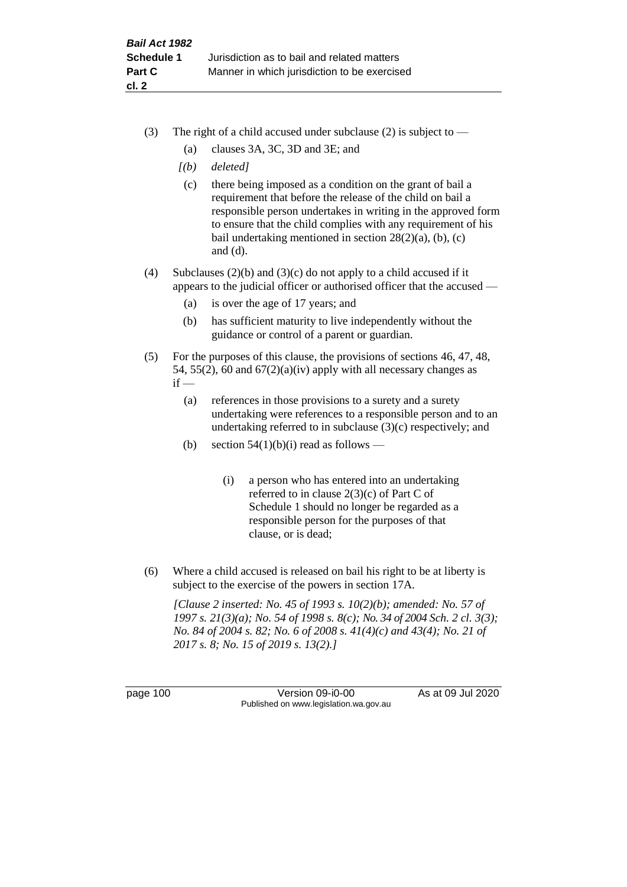(3) The right of a child accused under subclause (2) is subject to —

  (a) clauses 3A, 3C, 3D and 3E; and

  *[(b) deleted]*

  (c) there being imposed as a condition on the grant of bail a requirement that before the release of the child on bail a responsible person undertakes in writing in the approved form to ensure that the child complies with any requirement of his bail undertaking mentioned in section 28(2)(a), (b), (c) and (d).

(4) Subclauses (2)(b) and (3)(c) do not apply to a child accused if it appears to the judicial officer or authorised officer that the accused —

  (a) is over the age of 17 years; and

  (b) has sufficient maturity to live independently without the guidance or control of a parent or guardian.

(5) For the purposes of this clause, the provisions of sections 46, 47, 48, 54, 55(2), 60 and 67(2)(a)(iv) apply with all necessary changes as if —

  (a) references in those provisions to a surety and a surety undertaking were references to a responsible person and to an undertaking referred to in subclause (3)(c) respectively; and

  (b) section 54(1)(b)(i) read as follows —

    (i) a person who has entered into an undertaking referred to in clause 2(3)(c) of Part C of Schedule 1 should no longer be regarded as a responsible person for the purposes of that clause, or is dead;

(6) Where a child accused is released on bail his right to be at liberty is subject to the exercise of the powers in section 17A.

*[Clause 2 inserted: No. 45 of 1993 s. 10(2)(b); amended: No. 57 of 1997 s. 21(3)(a); No. 54 of 1998 s. 8(c); No. 34 of 2004 Sch. 2 cl. 3(3); No. 84 of 2004 s. 82; No. 6 of 2008 s. 41(4)(c) and 43(4); No. 21 of 2017 s. 8; No. 15 of 2019 s. 13(2).]*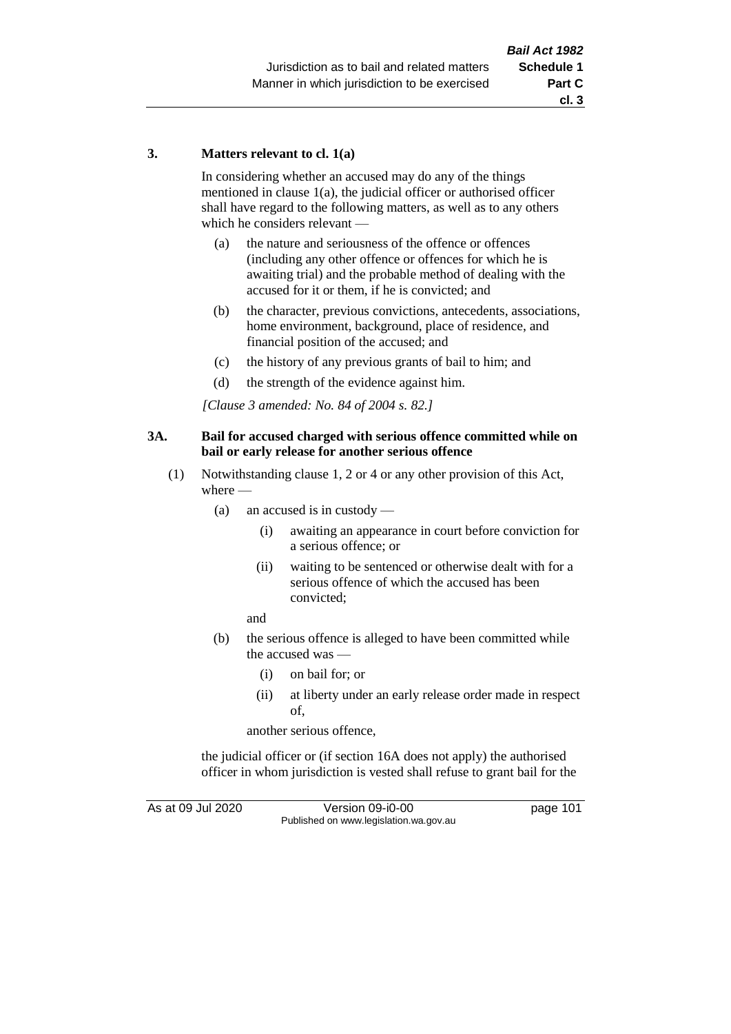### 3. Matters relevant to cl. 1(a)

In considering whether an accused may do any of the things mentioned in clause 1(a), the judicial officer or authorised officer shall have regard to the following matters, as well as to any others which he considers relevant —

- (a) the nature and seriousness of the offence or offences (including any other offence or offences for which he is awaiting trial) and the probable method of dealing with the accused for it or them, if he is convicted; and
- (b) the character, previous convictions, antecedents, associations, home environment, background, place of residence, and financial position of the accused; and
- (c) the history of any previous grants of bail to him; and
- (d) the strength of the evidence against him.

*[Clause 3 amended: No. 84 of 2004 s. 82.]*

### 3A. Bail for accused charged with serious offence committed while on bail or early release for another serious offence

(1) Notwithstanding clause 1, 2 or 4 or any other provision of this Act, where —

- (a) an accused is in custody —
  - (i) awaiting an appearance in court before conviction for a serious offence; or
  - (ii) waiting to be sentenced or otherwise dealt with for a serious offence of which the accused has been convicted;

  and

- (b) the serious offence is alleged to have been committed while the accused was —
  - (i) on bail for; or
  - (ii) at liberty under an early release order made in respect of,

  another serious offence,

the judicial officer or (if section 16A does not apply) the authorised officer in whom jurisdiction is vested shall refuse to grant bail for the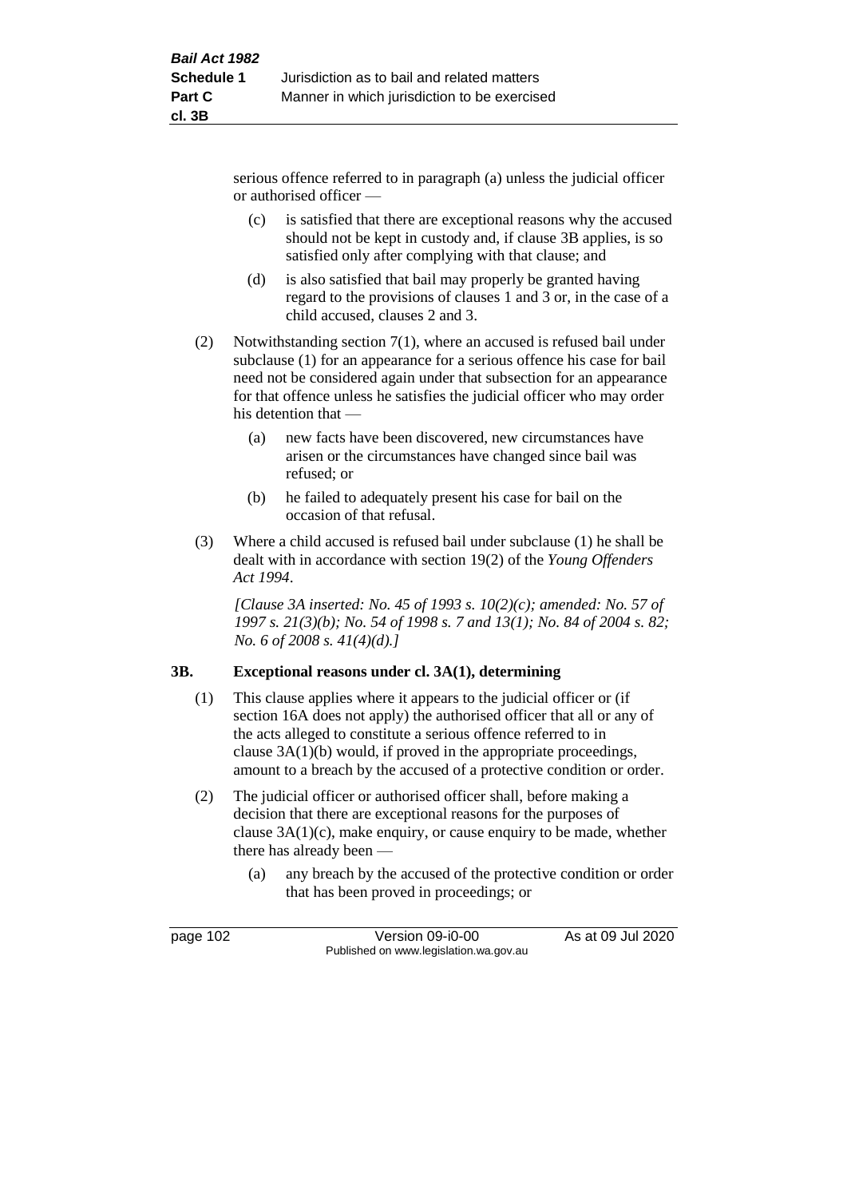serious offence referred to in paragraph (a) unless the judicial officer or authorised officer —

- (c) is satisfied that there are exceptional reasons why the accused should not be kept in custody and, if clause 3B applies, is so satisfied only after complying with that clause; and
- (d) is also satisfied that bail may properly be granted having regard to the provisions of clauses 1 and 3 or, in the case of a child accused, clauses 2 and 3.

(2) Notwithstanding section 7(1), where an accused is refused bail under subclause (1) for an appearance for a serious offence his case for bail need not be considered again under that subsection for an appearance for that offence unless he satisfies the judicial officer who may order his detention that —

- (a) new facts have been discovered, new circumstances have arisen or the circumstances have changed since bail was refused; or
- (b) he failed to adequately present his case for bail on the occasion of that refusal.

(3) Where a child accused is refused bail under subclause (1) he shall be dealt with in accordance with section 19(2) of the *Young Offenders Act 1994*.

*[Clause 3A inserted: No. 45 of 1993 s. 10(2)(c); amended: No. 57 of 1997 s. 21(3)(b); No. 54 of 1998 s. 7 and 13(1); No. 84 of 2004 s. 82; No. 6 of 2008 s. 41(4)(d).]*

## 3B. Exceptional reasons under cl. 3A(1), determining

(1) This clause applies where it appears to the judicial officer or (if section 16A does not apply) the authorised officer that all or any of the acts alleged to constitute a serious offence referred to in clause 3A(1)(b) would, if proved in the appropriate proceedings, amount to a breach by the accused of a protective condition or order.

(2) The judicial officer or authorised officer shall, before making a decision that there are exceptional reasons for the purposes of clause 3A(1)(c), make enquiry, or cause enquiry to be made, whether there has already been —

- (a) any breach by the accused of the protective condition or order that has been proved in proceedings; or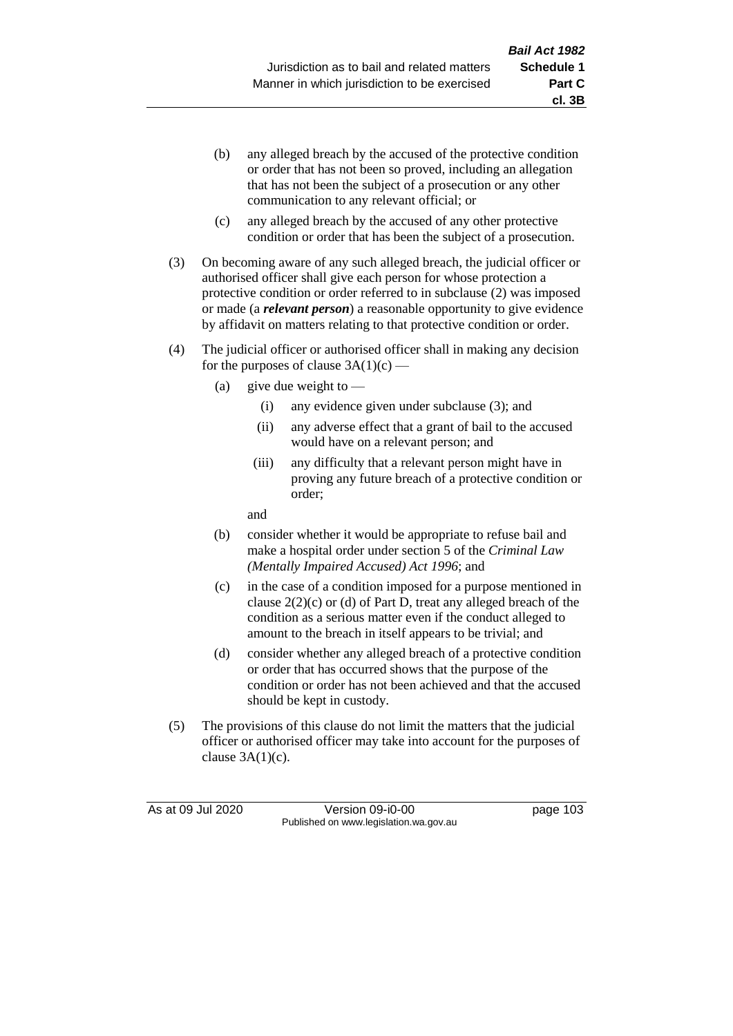(b) any alleged breach by the accused of the protective condition or order that has not been so proved, including an allegation that has not been the subject of a prosecution or any other communication to any relevant official; or

(c) any alleged breach by the accused of any other protective condition or order that has been the subject of a prosecution.

(3) On becoming aware of any such alleged breach, the judicial officer or authorised officer shall give each person for whose protection a protective condition or order referred to in subclause (2) was imposed or made (a ***relevant person***) a reasonable opportunity to give evidence by affidavit on matters relating to that protective condition or order.

(4) The judicial officer or authorised officer shall in making any decision for the purposes of clause 3A(1)(c) —

(a) give due weight to —

(i) any evidence given under subclause (3); and

(ii) any adverse effect that a grant of bail to the accused would have on a relevant person; and

(iii) any difficulty that a relevant person might have in proving any future breach of a protective condition or order;

and

(b) consider whether it would be appropriate to refuse bail and make a hospital order under section 5 of the *Criminal Law (Mentally Impaired Accused) Act 1996*; and

(c) in the case of a condition imposed for a purpose mentioned in clause 2(2)(c) or (d) of Part D, treat any alleged breach of the condition as a serious matter even if the conduct alleged to amount to the breach in itself appears to be trivial; and

(d) consider whether any alleged breach of a protective condition or order that has occurred shows that the purpose of the condition or order has not been achieved and that the accused should be kept in custody.

(5) The provisions of this clause do not limit the matters that the judicial officer or authorised officer may take into account for the purposes of clause 3A(1)(c).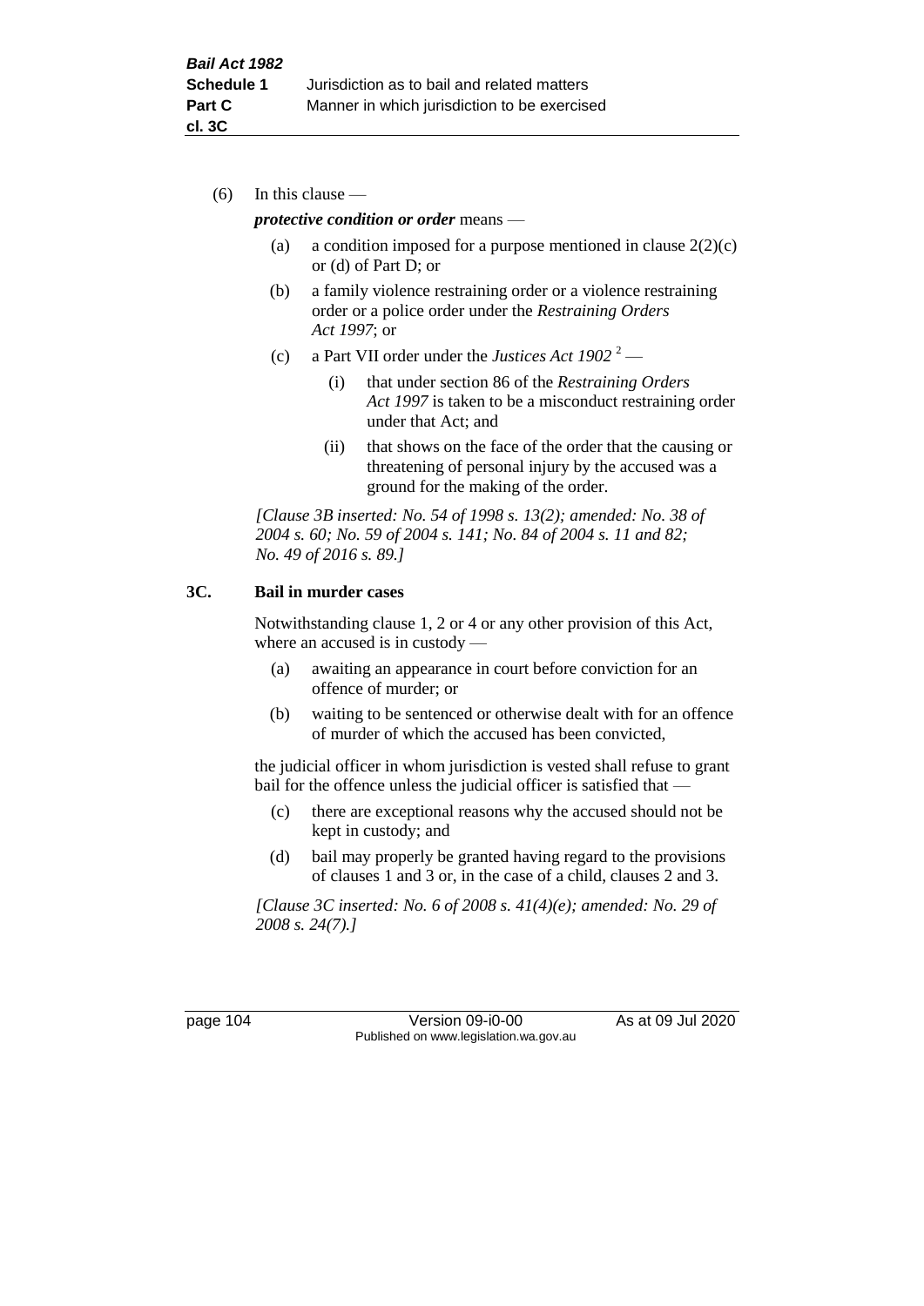(6) In this clause —

***protective condition or order*** means —

(a) a condition imposed for a purpose mentioned in clause 2(2)(c) or (d) of Part D; or

(b) a family violence restraining order or a violence restraining order or a police order under the *Restraining Orders Act 1997*; or

(c) a Part VII order under the *Justices Act 1902* [2] —

(i) that under section 86 of the *Restraining Orders Act 1997* is taken to be a misconduct restraining order under that Act; and

(ii) that shows on the face of the order that the causing or threatening of personal injury by the accused was a ground for the making of the order.

*[Clause 3B inserted: No. 54 of 1998 s. 13(2); amended: No. 38 of 2004 s. 60; No. 59 of 2004 s. 141; No. 84 of 2004 s. 11 and 82; No. 49 of 2016 s. 89.]*

### 3C. Bail in murder cases

Notwithstanding clause 1, 2 or 4 or any other provision of this Act, where an accused is in custody —

(a) awaiting an appearance in court before conviction for an offence of murder; or

(b) waiting to be sentenced or otherwise dealt with for an offence of murder of which the accused has been convicted,

the judicial officer in whom jurisdiction is vested shall refuse to grant bail for the offence unless the judicial officer is satisfied that —

(c) there are exceptional reasons why the accused should not be kept in custody; and

(d) bail may properly be granted having regard to the provisions of clauses 1 and 3 or, in the case of a child, clauses 2 and 3.

*[Clause 3C inserted: No. 6 of 2008 s. 41(4)(e); amended: No. 29 of 2008 s. 24(7).]*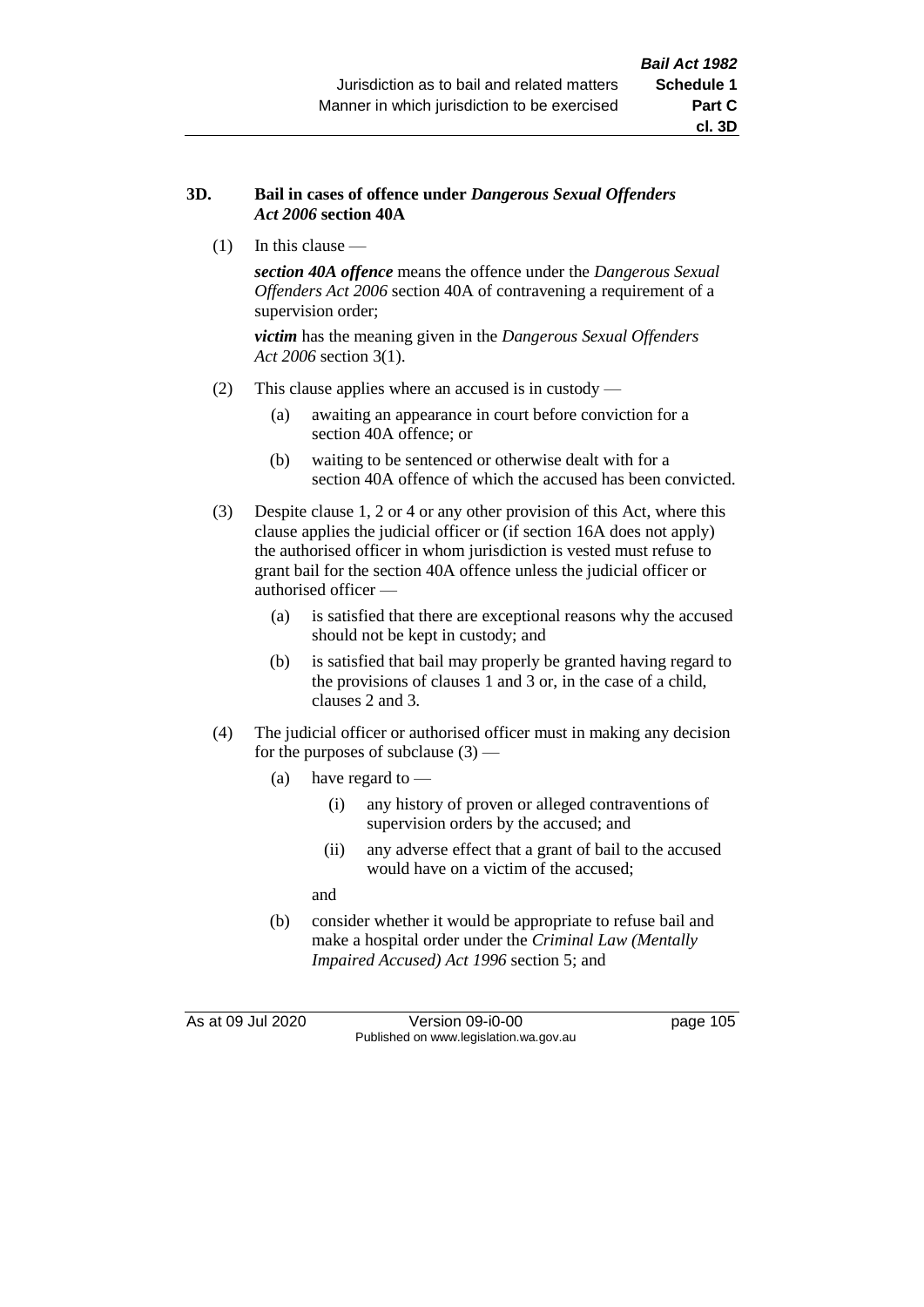### 3D. Bail in cases of offence under *Dangerous Sexual Offenders Act 2006* section 40A

(1) In this clause —

***section 40A offence*** means the offence under the *Dangerous Sexual Offenders Act 2006* section 40A of contravening a requirement of a supervision order;

***victim*** has the meaning given in the *Dangerous Sexual Offenders Act 2006* section 3(1).

(2) This clause applies where an accused is in custody —

- (a) awaiting an appearance in court before conviction for a section 40A offence; or
- (b) waiting to be sentenced or otherwise dealt with for a section 40A offence of which the accused has been convicted.

(3) Despite clause 1, 2 or 4 or any other provision of this Act, where this clause applies the judicial officer or (if section 16A does not apply) the authorised officer in whom jurisdiction is vested must refuse to grant bail for the section 40A offence unless the judicial officer or authorised officer —

- (a) is satisfied that there are exceptional reasons why the accused should not be kept in custody; and
- (b) is satisfied that bail may properly be granted having regard to the provisions of clauses 1 and 3 or, in the case of a child, clauses 2 and 3.

(4) The judicial officer or authorised officer must in making any decision for the purposes of subclause (3) —

- (a) have regard to —
  - (i) any history of proven or alleged contraventions of supervision orders by the accused; and
  - (ii) any adverse effect that a grant of bail to the accused would have on a victim of the accused;

  and
- (b) consider whether it would be appropriate to refuse bail and make a hospital order under the *Criminal Law (Mentally Impaired Accused) Act 1996* section 5; and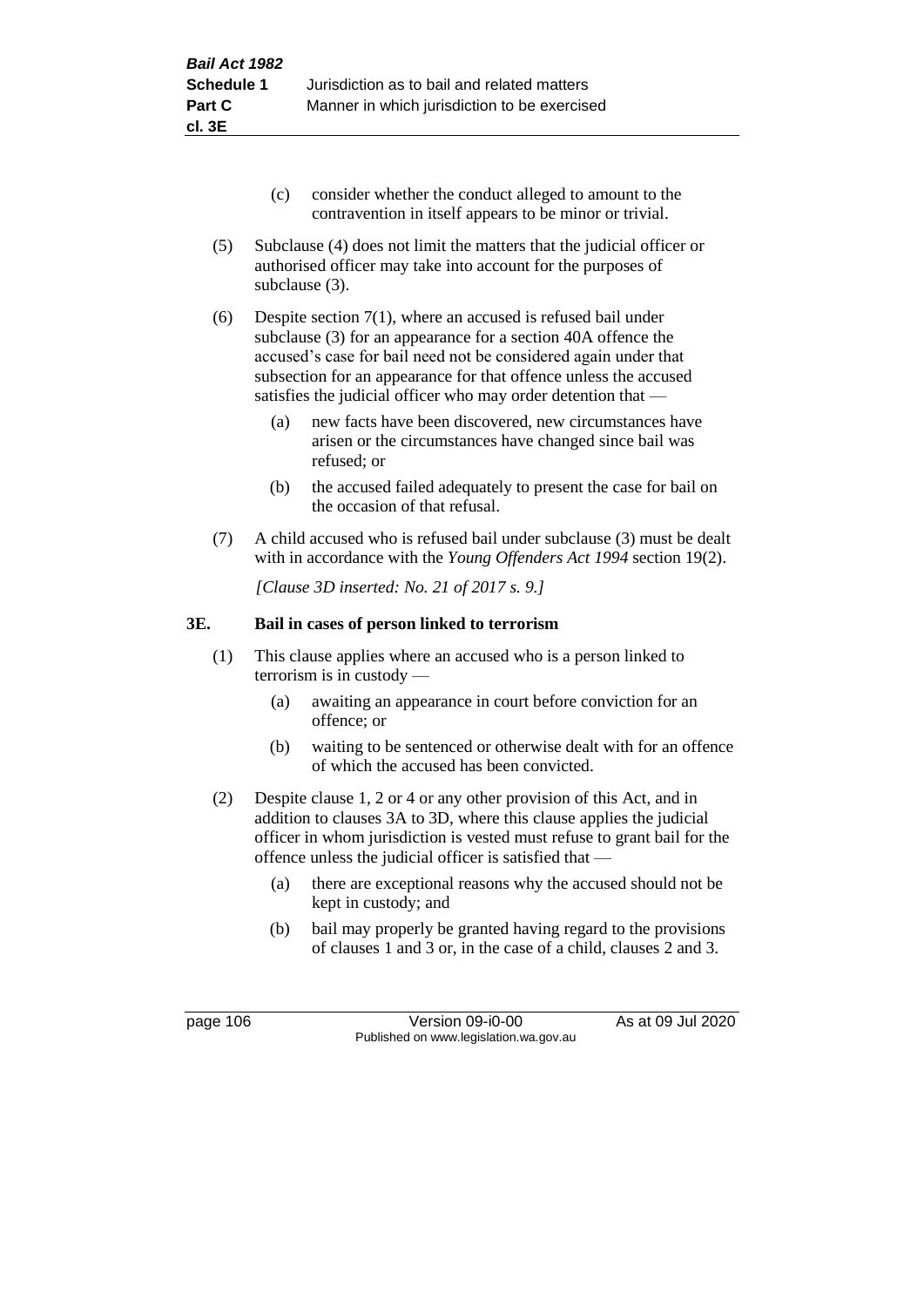- (c) consider whether the conduct alleged to amount to the contravention in itself appears to be minor or trivial.

(5) Subclause (4) does not limit the matters that the judicial officer or authorised officer may take into account for the purposes of subclause (3).

(6) Despite section 7(1), where an accused is refused bail under subclause (3) for an appearance for a section 40A offence the accused's case for bail need not be considered again under that subsection for an appearance for that offence unless the accused satisfies the judicial officer who may order detention that —

- (a) new facts have been discovered, new circumstances have arisen or the circumstances have changed since bail was refused; or
- (b) the accused failed adequately to present the case for bail on the occasion of that refusal.

(7) A child accused who is refused bail under subclause (3) must be dealt with in accordance with the *Young Offenders Act 1994* section 19(2).

*[Clause 3D inserted: No. 21 of 2017 s. 9.]*

### 3E. Bail in cases of person linked to terrorism

(1) This clause applies where an accused who is a person linked to terrorism is in custody —

- (a) awaiting an appearance in court before conviction for an offence; or
- (b) waiting to be sentenced or otherwise dealt with for an offence of which the accused has been convicted.

(2) Despite clause 1, 2 or 4 or any other provision of this Act, and in addition to clauses 3A to 3D, where this clause applies the judicial officer in whom jurisdiction is vested must refuse to grant bail for the offence unless the judicial officer is satisfied that —

- (a) there are exceptional reasons why the accused should not be kept in custody; and
- (b) bail may properly be granted having regard to the provisions of clauses 1 and 3 or, in the case of a child, clauses 2 and 3.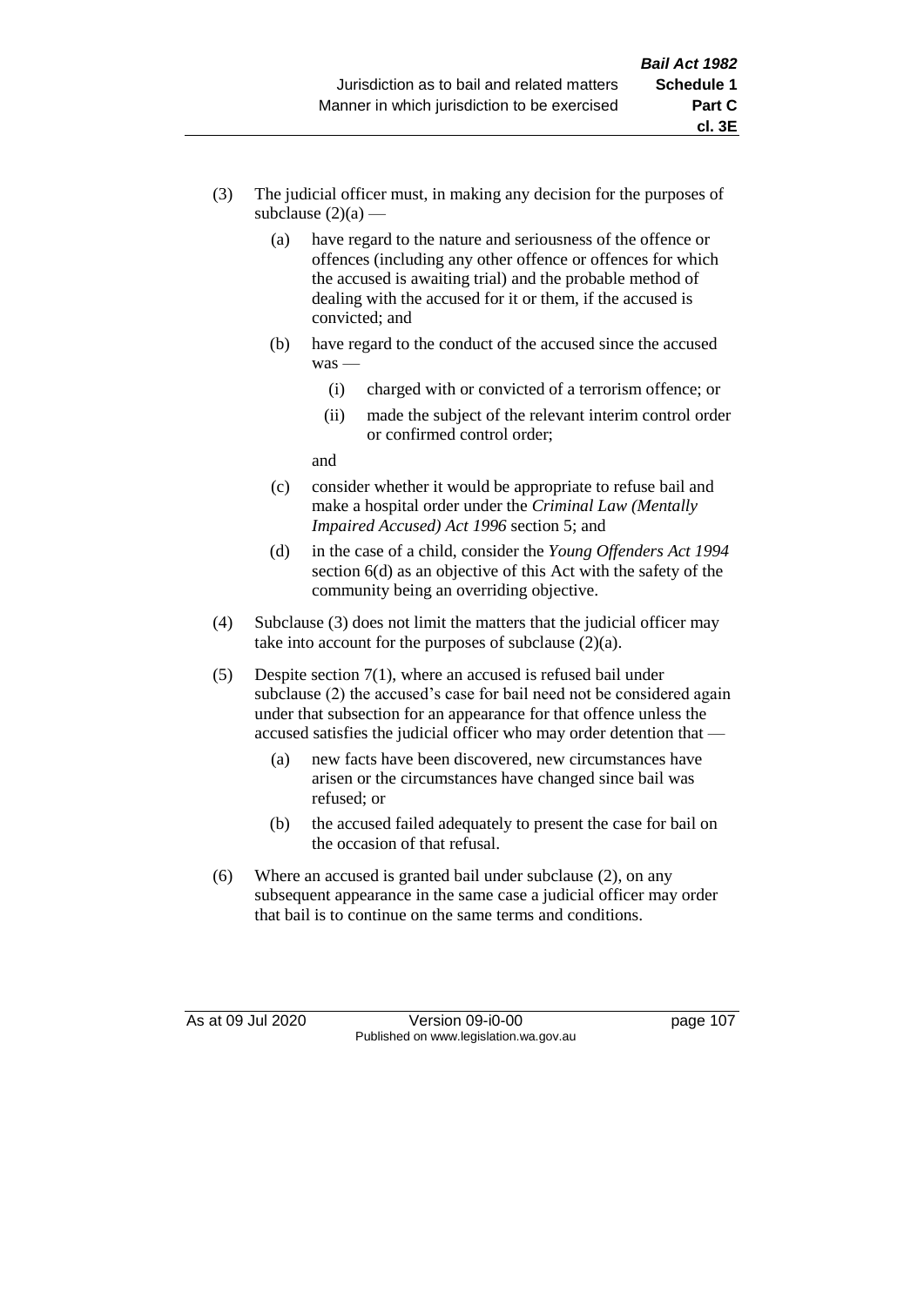(3) The judicial officer must, in making any decision for the purposes of subclause (2)(a) —

  (a) have regard to the nature and seriousness of the offence or offences (including any other offence or offences for which the accused is awaiting trial) and the probable method of dealing with the accused for it or them, if the accused is convicted; and

  (b) have regard to the conduct of the accused since the accused was —

    (i) charged with or convicted of a terrorism offence; or

    (ii) made the subject of the relevant interim control order or confirmed control order;

  and

  (c) consider whether it would be appropriate to refuse bail and make a hospital order under the *Criminal Law (Mentally Impaired Accused) Act 1996* section 5; and

  (d) in the case of a child, consider the *Young Offenders Act 1994* section 6(d) as an objective of this Act with the safety of the community being an overriding objective.

(4) Subclause (3) does not limit the matters that the judicial officer may take into account for the purposes of subclause (2)(a).

(5) Despite section 7(1), where an accused is refused bail under subclause (2) the accused's case for bail need not be considered again under that subsection for an appearance for that offence unless the accused satisfies the judicial officer who may order detention that —

  (a) new facts have been discovered, new circumstances have arisen or the circumstances have changed since bail was refused; or

  (b) the accused failed adequately to present the case for bail on the occasion of that refusal.

(6) Where an accused is granted bail under subclause (2), on any subsequent appearance in the same case a judicial officer may order that bail is to continue on the same terms and conditions.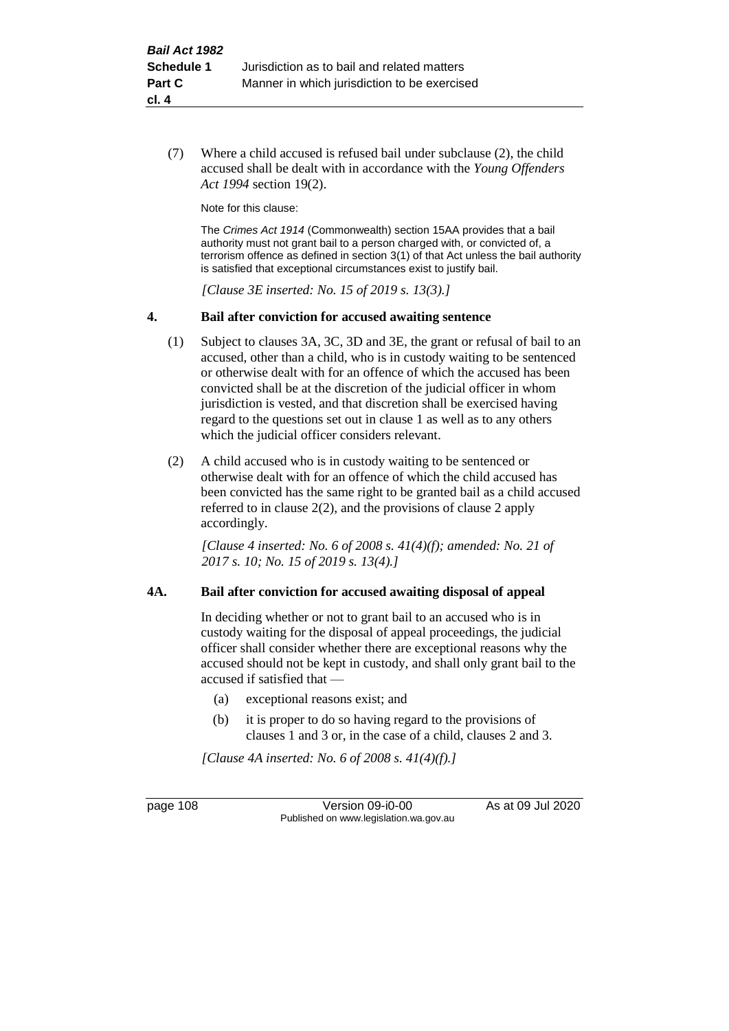(7) Where a child accused is refused bail under subclause (2), the child accused shall be dealt with in accordance with the *Young Offenders Act 1994* section 19(2).

Note for this clause:

The *Crimes Act 1914* (Commonwealth) section 15AA provides that a bail authority must not grant bail to a person charged with, or convicted of, a terrorism offence as defined in section 3(1) of that Act unless the bail authority is satisfied that exceptional circumstances exist to justify bail.

*[Clause 3E inserted: No. 15 of 2019 s. 13(3).]*

### 4. Bail after conviction for accused awaiting sentence

(1) Subject to clauses 3A, 3C, 3D and 3E, the grant or refusal of bail to an accused, other than a child, who is in custody waiting to be sentenced or otherwise dealt with for an offence of which the accused has been convicted shall be at the discretion of the judicial officer in whom jurisdiction is vested, and that discretion shall be exercised having regard to the questions set out in clause 1 as well as to any others which the judicial officer considers relevant.

(2) A child accused who is in custody waiting to be sentenced or otherwise dealt with for an offence of which the child accused has been convicted has the same right to be granted bail as a child accused referred to in clause 2(2), and the provisions of clause 2 apply accordingly.

*[Clause 4 inserted: No. 6 of 2008 s. 41(4)(f); amended: No. 21 of 2017 s. 10; No. 15 of 2019 s. 13(4).]*

### 4A. Bail after conviction for accused awaiting disposal of appeal

In deciding whether or not to grant bail to an accused who is in custody waiting for the disposal of appeal proceedings, the judicial officer shall consider whether there are exceptional reasons why the accused should not be kept in custody, and shall only grant bail to the accused if satisfied that —

(a) exceptional reasons exist; and

(b) it is proper to do so having regard to the provisions of clauses 1 and 3 or, in the case of a child, clauses 2 and 3.

*[Clause 4A inserted: No. 6 of 2008 s. 41(4)(f).]*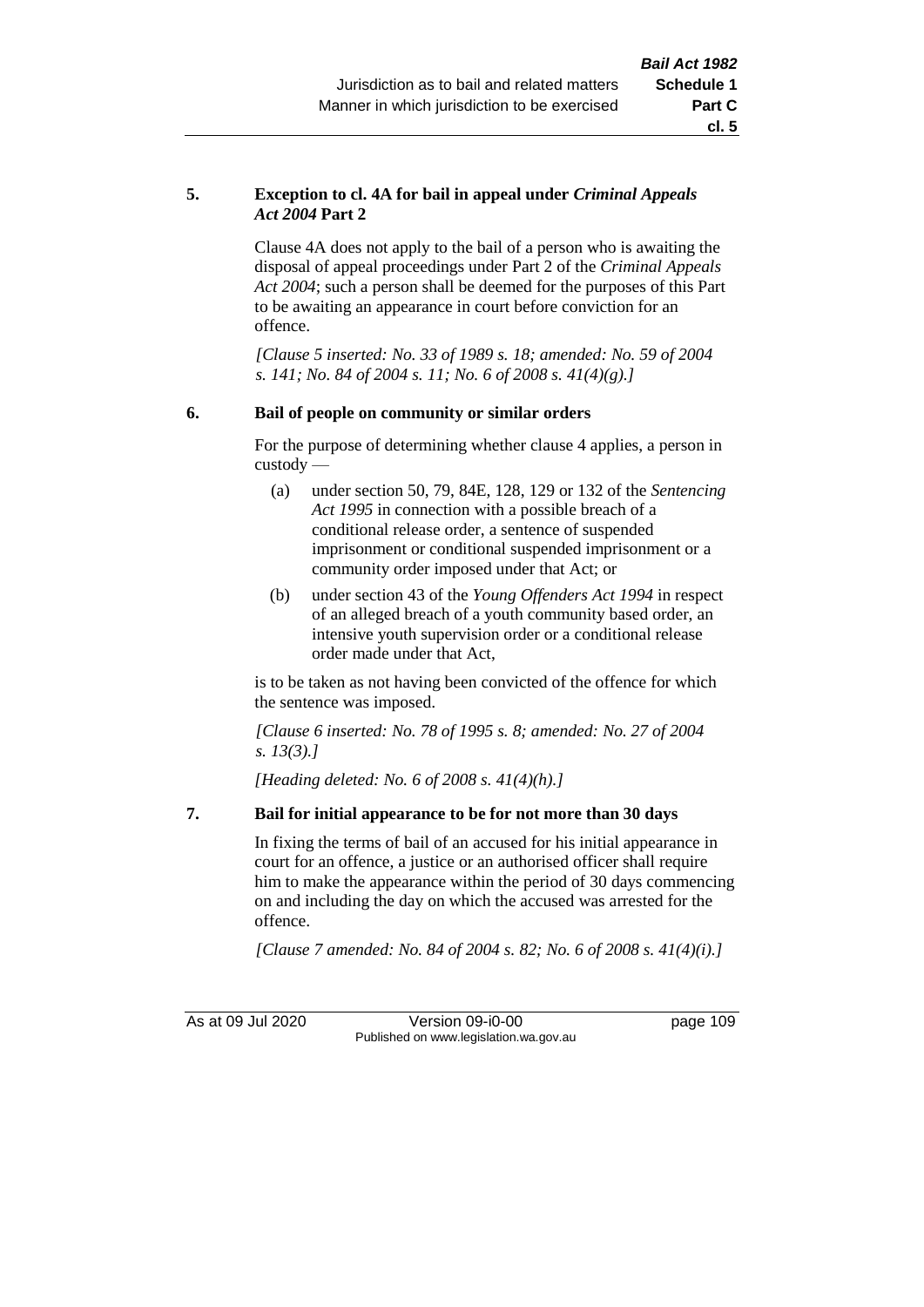**5. Exception to cl. 4A for bail in appeal under *Criminal Appeals Act 2004* Part 2**

Clause 4A does not apply to the bail of a person who is awaiting the disposal of appeal proceedings under Part 2 of the *Criminal Appeals Act 2004*; such a person shall be deemed for the purposes of this Part to be awaiting an appearance in court before conviction for an offence.

*[Clause 5 inserted: No. 33 of 1989 s. 18; amended: No. 59 of 2004 s. 141; No. 84 of 2004 s. 11; No. 6 of 2008 s. 41(4)(g).]*

**6. Bail of people on community or similar orders**

For the purpose of determining whether clause 4 applies, a person in custody —

(a) under section 50, 79, 84E, 128, 129 or 132 of the *Sentencing Act 1995* in connection with a possible breach of a conditional release order, a sentence of suspended imprisonment or conditional suspended imprisonment or a community order imposed under that Act; or

(b) under section 43 of the *Young Offenders Act 1994* in respect of an alleged breach of a youth community based order, an intensive youth supervision order or a conditional release order made under that Act,

is to be taken as not having been convicted of the offence for which the sentence was imposed.

*[Clause 6 inserted: No. 78 of 1995 s. 8; amended: No. 27 of 2004 s. 13(3).]*

*[Heading deleted: No. 6 of 2008 s. 41(4)(h).]*

**7. Bail for initial appearance to be for not more than 30 days**

In fixing the terms of bail of an accused for his initial appearance in court for an offence, a justice or an authorised officer shall require him to make the appearance within the period of 30 days commencing on and including the day on which the accused was arrested for the offence.

*[Clause 7 amended: No. 84 of 2004 s. 82; No. 6 of 2008 s. 41(4)(i).]*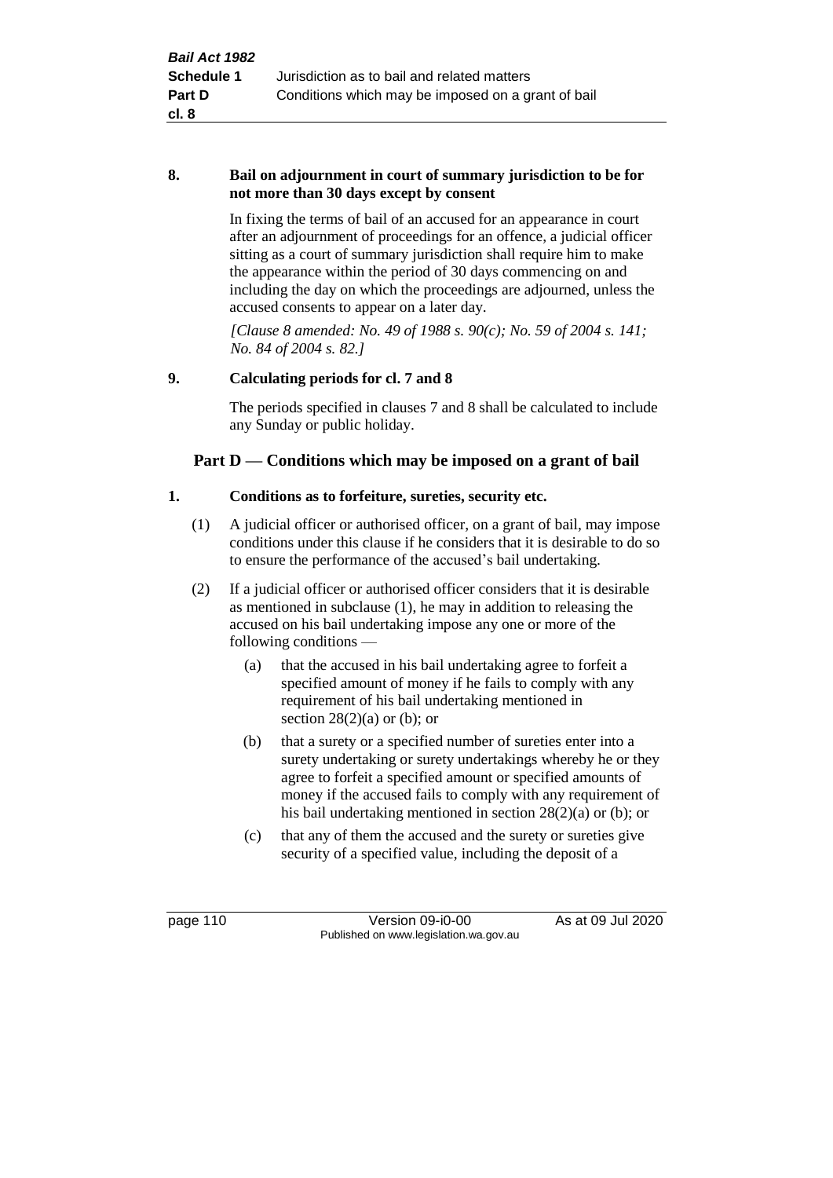**8. Bail on adjournment in court of summary jurisdiction to be for not more than 30 days except by consent**

In fixing the terms of bail of an accused for an appearance in court after an adjournment of proceedings for an offence, a judicial officer sitting as a court of summary jurisdiction shall require him to make the appearance within the period of 30 days commencing on and including the day on which the proceedings are adjourned, unless the accused consents to appear on a later day.

*[Clause 8 amended: No. 49 of 1988 s. 90(c); No. 59 of 2004 s. 141; No. 84 of 2004 s. 82.]*

**9. Calculating periods for cl. 7 and 8**

The periods specified in clauses 7 and 8 shall be calculated to include any Sunday or public holiday.

## Part D — Conditions which may be imposed on a grant of bail

**1. Conditions as to forfeiture, sureties, security etc.**

(1) A judicial officer or authorised officer, on a grant of bail, may impose conditions under this clause if he considers that it is desirable to do so to ensure the performance of the accused's bail undertaking.

(2) If a judicial officer or authorised officer considers that it is desirable as mentioned in subclause (1), he may in addition to releasing the accused on his bail undertaking impose any one or more of the following conditions —

(a) that the accused in his bail undertaking agree to forfeit a specified amount of money if he fails to comply with any requirement of his bail undertaking mentioned in section 28(2)(a) or (b); or

(b) that a surety or a specified number of sureties enter into a surety undertaking or surety undertakings whereby he or they agree to forfeit a specified amount or specified amounts of money if the accused fails to comply with any requirement of his bail undertaking mentioned in section 28(2)(a) or (b); or

(c) that any of them the accused and the surety or sureties give security of a specified value, including the deposit of a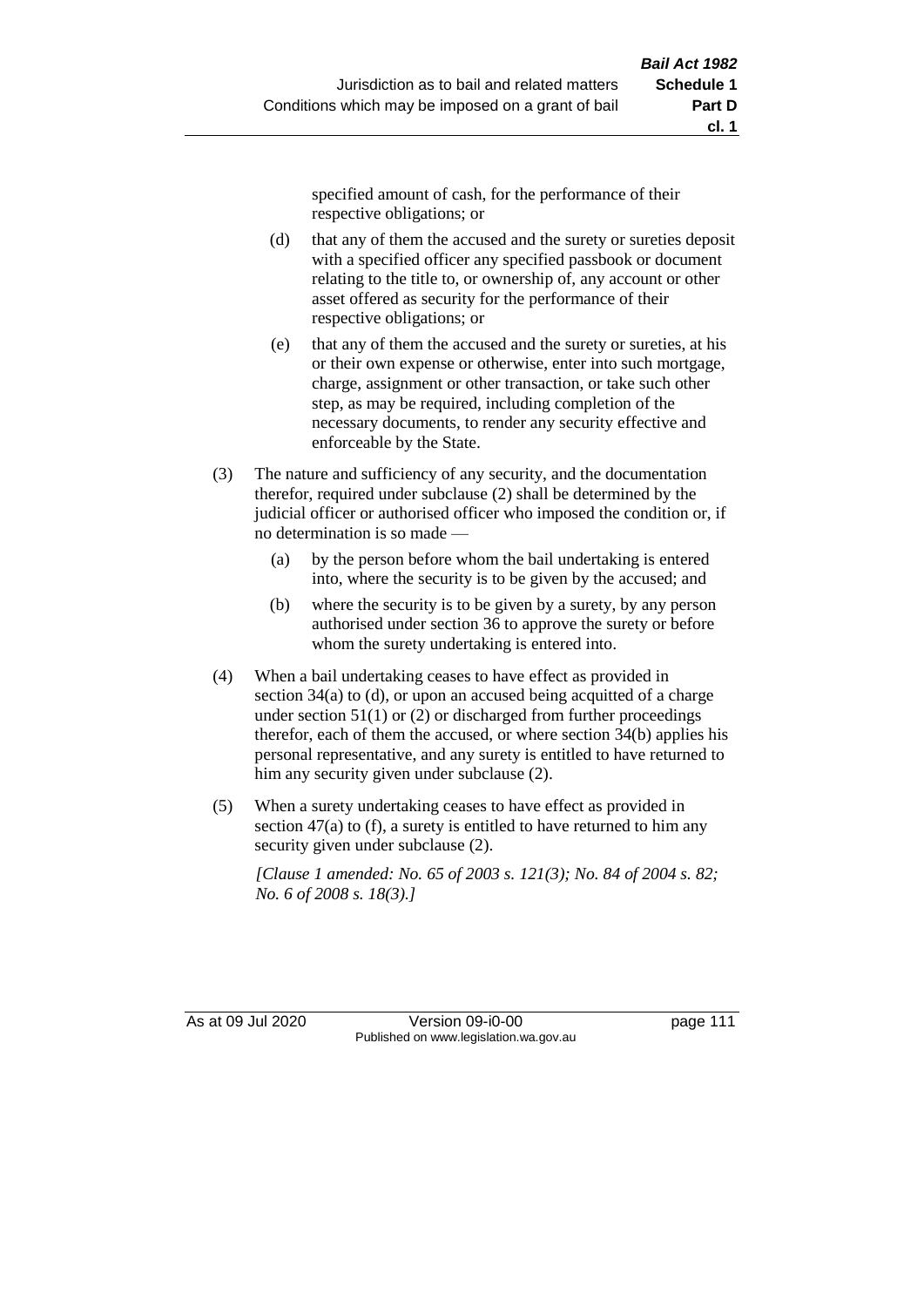specified amount of cash, for the performance of their respective obligations; or

(d) that any of them the accused and the surety or sureties deposit with a specified officer any specified passbook or document relating to the title to, or ownership of, any account or other asset offered as security for the performance of their respective obligations; or

(e) that any of them the accused and the surety or sureties, at his or their own expense or otherwise, enter into such mortgage, charge, assignment or other transaction, or take such other step, as may be required, including completion of the necessary documents, to render any security effective and enforceable by the State.

(3) The nature and sufficiency of any security, and the documentation therefor, required under subclause (2) shall be determined by the judicial officer or authorised officer who imposed the condition or, if no determination is so made —

(a) by the person before whom the bail undertaking is entered into, where the security is to be given by the accused; and

(b) where the security is to be given by a surety, by any person authorised under section 36 to approve the surety or before whom the surety undertaking is entered into.

(4) When a bail undertaking ceases to have effect as provided in section 34(a) to (d), or upon an accused being acquitted of a charge under section 51(1) or (2) or discharged from further proceedings therefor, each of them the accused, or where section 34(b) applies his personal representative, and any surety is entitled to have returned to him any security given under subclause (2).

(5) When a surety undertaking ceases to have effect as provided in section 47(a) to (f), a surety is entitled to have returned to him any security given under subclause (2).

*[Clause 1 amended: No. 65 of 2003 s. 121(3); No. 84 of 2004 s. 82; No. 6 of 2008 s. 18(3).]*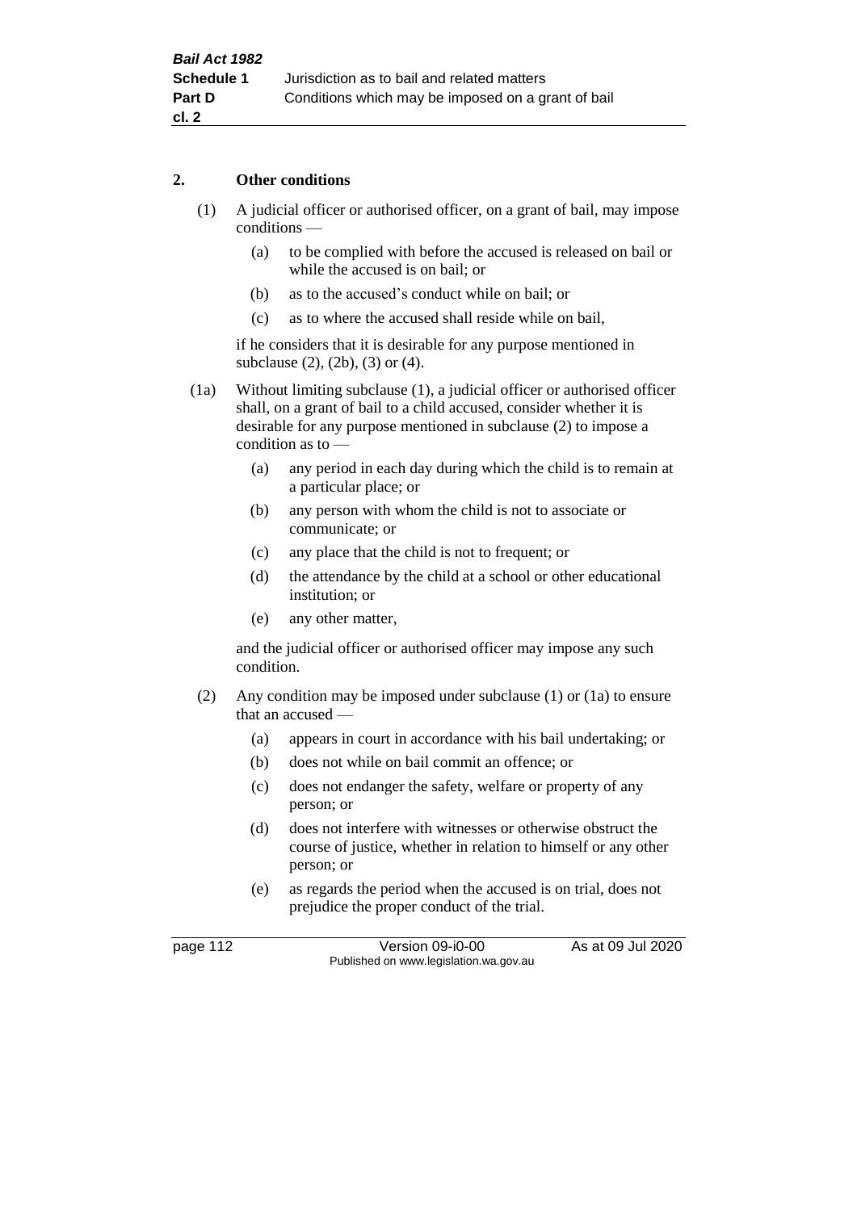## 2. Other conditions

(1) A judicial officer or authorised officer, on a grant of bail, may impose conditions —

   (a) to be complied with before the accused is released on bail or while the accused is on bail; or

   (b) as to the accused's conduct while on bail; or

   (c) as to where the accused shall reside while on bail,

   if he considers that it is desirable for any purpose mentioned in subclause (2), (2b), (3) or (4).

(1a) Without limiting subclause (1), a judicial officer or authorised officer shall, on a grant of bail to a child accused, consider whether it is desirable for any purpose mentioned in subclause (2) to impose a condition as to —

   (a) any period in each day during which the child is to remain at a particular place; or

   (b) any person with whom the child is not to associate or communicate; or

   (c) any place that the child is not to frequent; or

   (d) the attendance by the child at a school or other educational institution; or

   (e) any other matter,

   and the judicial officer or authorised officer may impose any such condition.

(2) Any condition may be imposed under subclause (1) or (1a) to ensure that an accused —

   (a) appears in court in accordance with his bail undertaking; or

   (b) does not while on bail commit an offence; or

   (c) does not endanger the safety, welfare or property of any person; or

   (d) does not interfere with witnesses or otherwise obstruct the course of justice, whether in relation to himself or any other person; or

   (e) as regards the period when the accused is on trial, does not prejudice the proper conduct of the trial.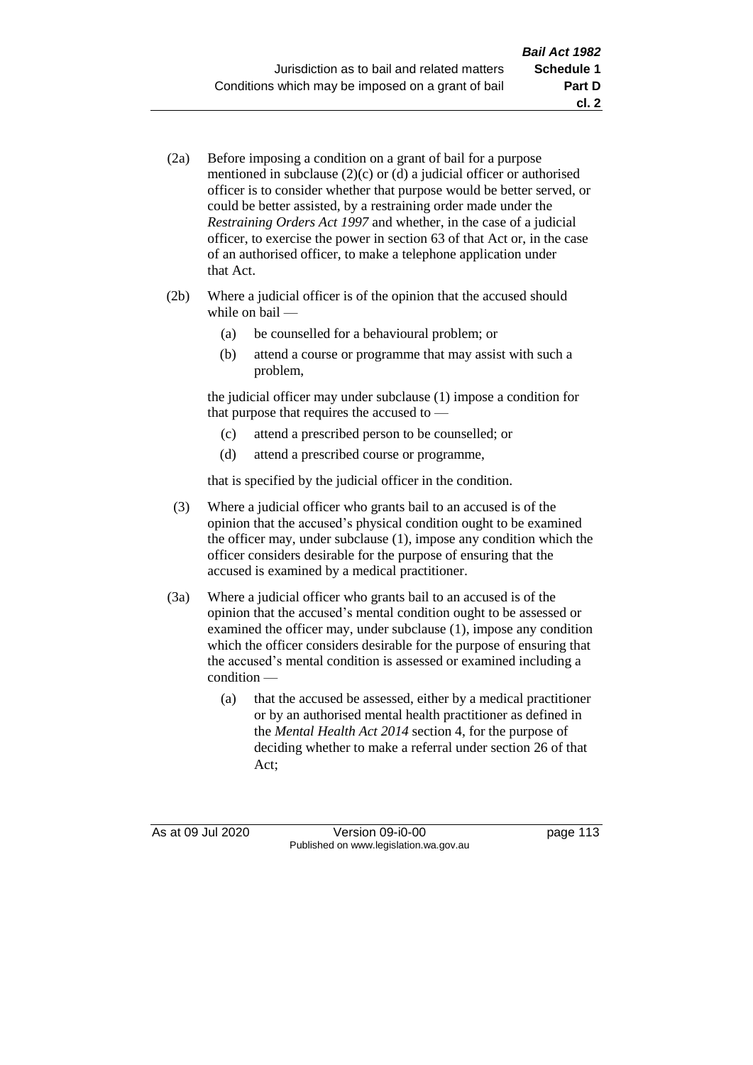(2a) Before imposing a condition on a grant of bail for a purpose mentioned in subclause (2)(c) or (d) a judicial officer or authorised officer is to consider whether that purpose would be better served, or could be better assisted, by a restraining order made under the *Restraining Orders Act 1997* and whether, in the case of a judicial officer, to exercise the power in section 63 of that Act or, in the case of an authorised officer, to make a telephone application under that Act.

(2b) Where a judicial officer is of the opinion that the accused should while on bail —

- (a) be counselled for a behavioural problem; or
- (b) attend a course or programme that may assist with such a problem,

the judicial officer may under subclause (1) impose a condition for that purpose that requires the accused to —

- (c) attend a prescribed person to be counselled; or
- (d) attend a prescribed course or programme,

that is specified by the judicial officer in the condition.

(3) Where a judicial officer who grants bail to an accused is of the opinion that the accused's physical condition ought to be examined the officer may, under subclause (1), impose any condition which the officer considers desirable for the purpose of ensuring that the accused is examined by a medical practitioner.

(3a) Where a judicial officer who grants bail to an accused is of the opinion that the accused's mental condition ought to be assessed or examined the officer may, under subclause (1), impose any condition which the officer considers desirable for the purpose of ensuring that the accused's mental condition is assessed or examined including a condition —

- (a) that the accused be assessed, either by a medical practitioner or by an authorised mental health practitioner as defined in the *Mental Health Act 2014* section 4, for the purpose of deciding whether to make a referral under section 26 of that Act;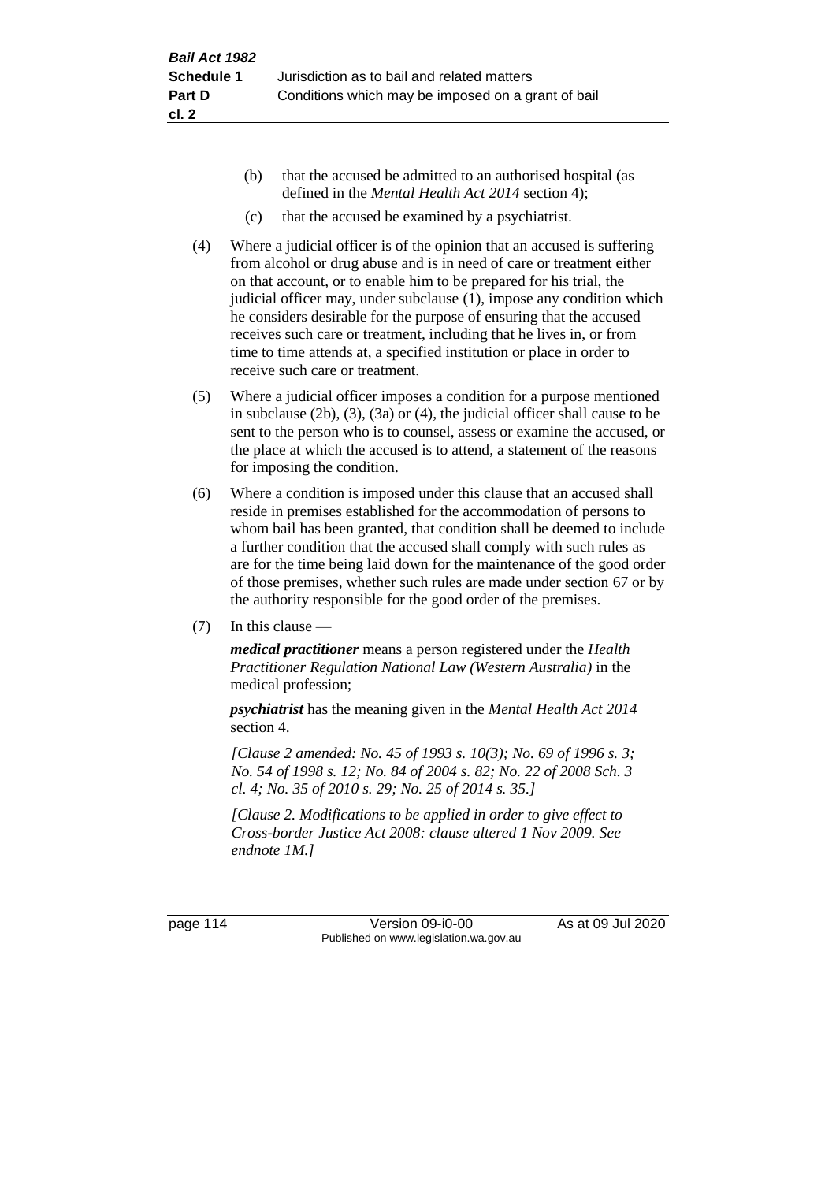(b) that the accused be admitted to an authorised hospital (as defined in the *Mental Health Act 2014* section 4);

(c) that the accused be examined by a psychiatrist.

(4) Where a judicial officer is of the opinion that an accused is suffering from alcohol or drug abuse and is in need of care or treatment either on that account, or to enable him to be prepared for his trial, the judicial officer may, under subclause (1), impose any condition which he considers desirable for the purpose of ensuring that the accused receives such care or treatment, including that he lives in, or from time to time attends at, a specified institution or place in order to receive such care or treatment.

(5) Where a judicial officer imposes a condition for a purpose mentioned in subclause (2b), (3), (3a) or (4), the judicial officer shall cause to be sent to the person who is to counsel, assess or examine the accused, or the place at which the accused is to attend, a statement of the reasons for imposing the condition.

(6) Where a condition is imposed under this clause that an accused shall reside in premises established for the accommodation of persons to whom bail has been granted, that condition shall be deemed to include a further condition that the accused shall comply with such rules as are for the time being laid down for the maintenance of the good order of those premises, whether such rules are made under section 67 or by the authority responsible for the good order of the premises.

(7) In this clause —

***medical practitioner*** means a person registered under the *Health Practitioner Regulation National Law (Western Australia)* in the medical profession;

***psychiatrist*** has the meaning given in the *Mental Health Act 2014* section 4.

*[Clause 2 amended: No. 45 of 1993 s. 10(3); No. 69 of 1996 s. 3; No. 54 of 1998 s. 12; No. 84 of 2004 s. 82; No. 22 of 2008 Sch. 3 cl. 4; No. 35 of 2010 s. 29; No. 25 of 2014 s. 35.]*

*[Clause 2. Modifications to be applied in order to give effect to Cross-border Justice Act 2008: clause altered 1 Nov 2009. See endnote 1M.]*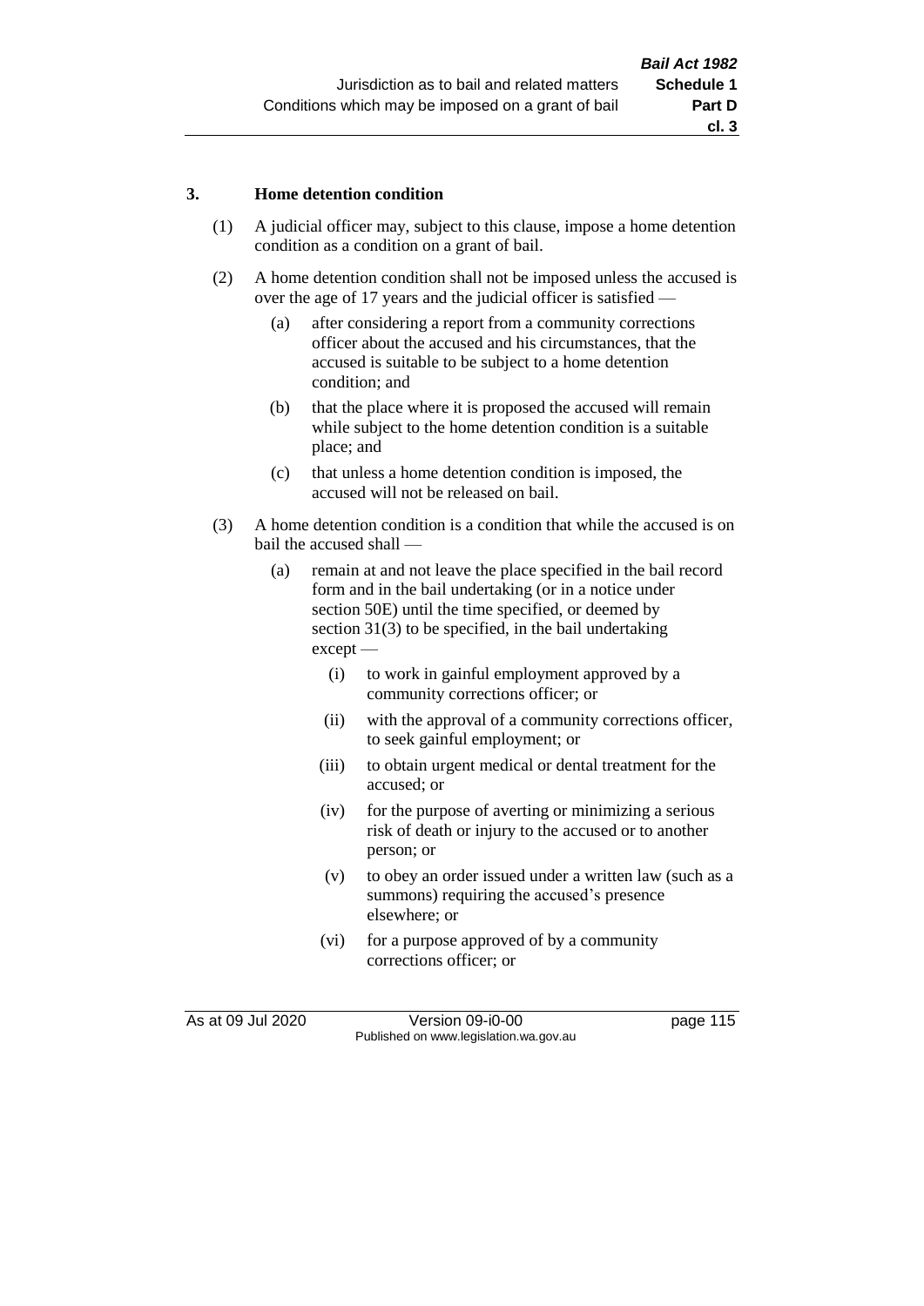### 3. Home detention condition

(1) A judicial officer may, subject to this clause, impose a home detention condition as a condition on a grant of bail.

(2) A home detention condition shall not be imposed unless the accused is over the age of 17 years and the judicial officer is satisfied —

- (a) after considering a report from a community corrections officer about the accused and his circumstances, that the accused is suitable to be subject to a home detention condition; and
- (b) that the place where it is proposed the accused will remain while subject to the home detention condition is a suitable place; and
- (c) that unless a home detention condition is imposed, the accused will not be released on bail.

(3) A home detention condition is a condition that while the accused is on bail the accused shall —

- (a) remain at and not leave the place specified in the bail record form and in the bail undertaking (or in a notice under section 50E) until the time specified, or deemed by section 31(3) to be specified, in the bail undertaking except —
  - (i) to work in gainful employment approved by a community corrections officer; or
  - (ii) with the approval of a community corrections officer, to seek gainful employment; or
  - (iii) to obtain urgent medical or dental treatment for the accused; or
  - (iv) for the purpose of averting or minimizing a serious risk of death or injury to the accused or to another person; or
  - (v) to obey an order issued under a written law (such as a summons) requiring the accused's presence elsewhere; or
  - (vi) for a purpose approved of by a community corrections officer; or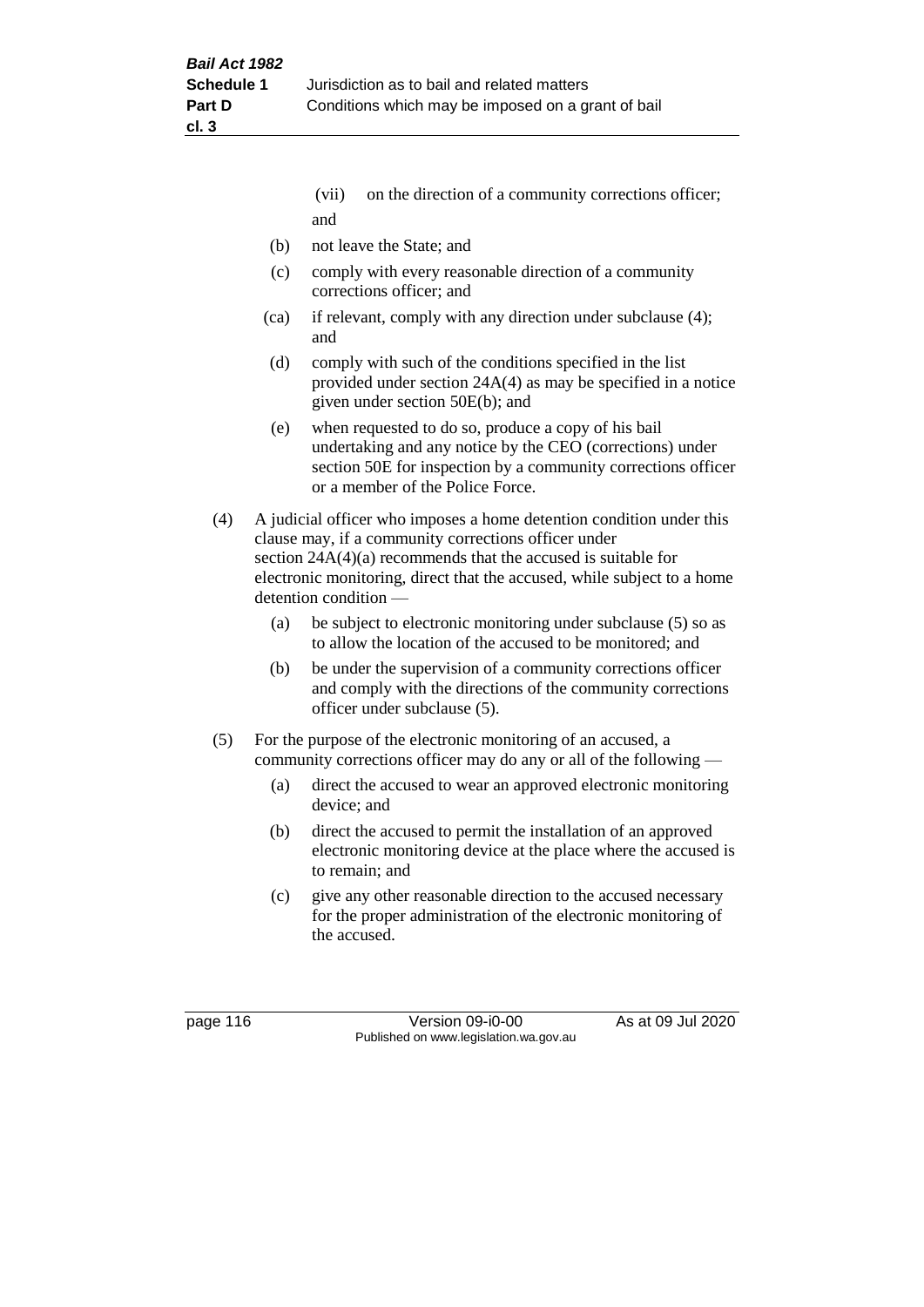(vii) on the direction of a community corrections officer; and

(b) not leave the State; and

(c) comply with every reasonable direction of a community corrections officer; and

(ca) if relevant, comply with any direction under subclause (4); and

(d) comply with such of the conditions specified in the list provided under section 24A(4) as may be specified in a notice given under section 50E(b); and

(e) when requested to do so, produce a copy of his bail undertaking and any notice by the CEO (corrections) under section 50E for inspection by a community corrections officer or a member of the Police Force.

(4) A judicial officer who imposes a home detention condition under this clause may, if a community corrections officer under section 24A(4)(a) recommends that the accused is suitable for electronic monitoring, direct that the accused, while subject to a home detention condition —

(a) be subject to electronic monitoring under subclause (5) so as to allow the location of the accused to be monitored; and

(b) be under the supervision of a community corrections officer and comply with the directions of the community corrections officer under subclause (5).

(5) For the purpose of the electronic monitoring of an accused, a community corrections officer may do any or all of the following —

(a) direct the accused to wear an approved electronic monitoring device; and

(b) direct the accused to permit the installation of an approved electronic monitoring device at the place where the accused is to remain; and

(c) give any other reasonable direction to the accused necessary for the proper administration of the electronic monitoring of the accused.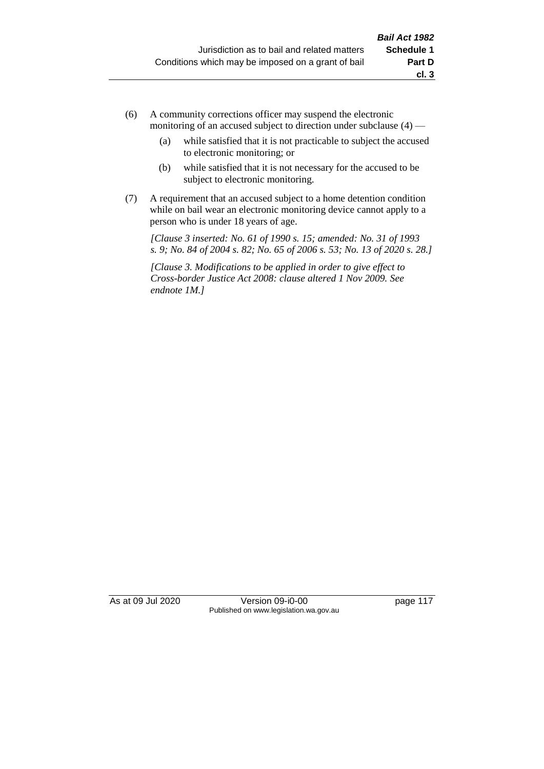(6) A community corrections officer may suspend the electronic monitoring of an accused subject to direction under subclause (4) —

(a) while satisfied that it is not practicable to subject the accused to electronic monitoring; or

(b) while satisfied that it is not necessary for the accused to be subject to electronic monitoring.

(7) A requirement that an accused subject to a home detention condition while on bail wear an electronic monitoring device cannot apply to a person who is under 18 years of age.

*[Clause 3 inserted: No. 61 of 1990 s. 15; amended: No. 31 of 1993 s. 9; No. 84 of 2004 s. 82; No. 65 of 2006 s. 53; No. 13 of 2020 s. 28.]*

*[Clause 3. Modifications to be applied in order to give effect to Cross-border Justice Act 2008: clause altered 1 Nov 2009. See endnote 1M.]*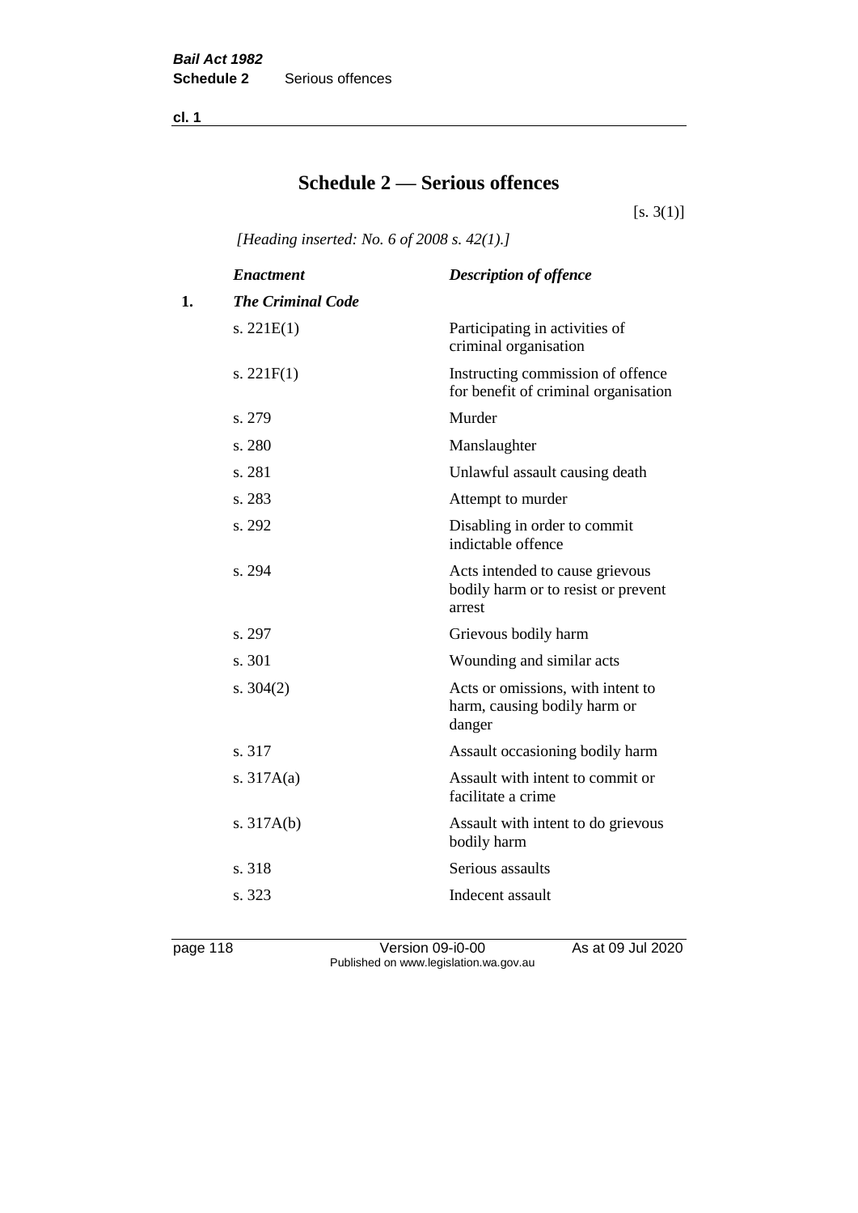# Schedule 2 — Serious offences

[s. 3(1)]

*[Heading inserted: No. 6 of 2008 s. 42(1).]*

| | *Enactment* | *Description of offence* |
|---|---|---|
| **1.** | ***The Criminal Code*** | |
| | s. 221E(1) | Participating in activities of criminal organisation |
| | s. 221F(1) | Instructing commission of offence for benefit of criminal organisation |
| | s. 279 | Murder |
| | s. 280 | Manslaughter |
| | s. 281 | Unlawful assault causing death |
| | s. 283 | Attempt to murder |
| | s. 292 | Disabling in order to commit indictable offence |
| | s. 294 | Acts intended to cause grievous bodily harm or to resist or prevent arrest |
| | s. 297 | Grievous bodily harm |
| | s. 301 | Wounding and similar acts |
| | s. 304(2) | Acts or omissions, with intent to harm, causing bodily harm or danger |
| | s. 317 | Assault occasioning bodily harm |
| | s. 317A(a) | Assault with intent to commit or facilitate a crime |
| | s. 317A(b) | Assault with intent to do grievous bodily harm |
| | s. 318 | Serious assaults |
| | s. 323 | Indecent assault |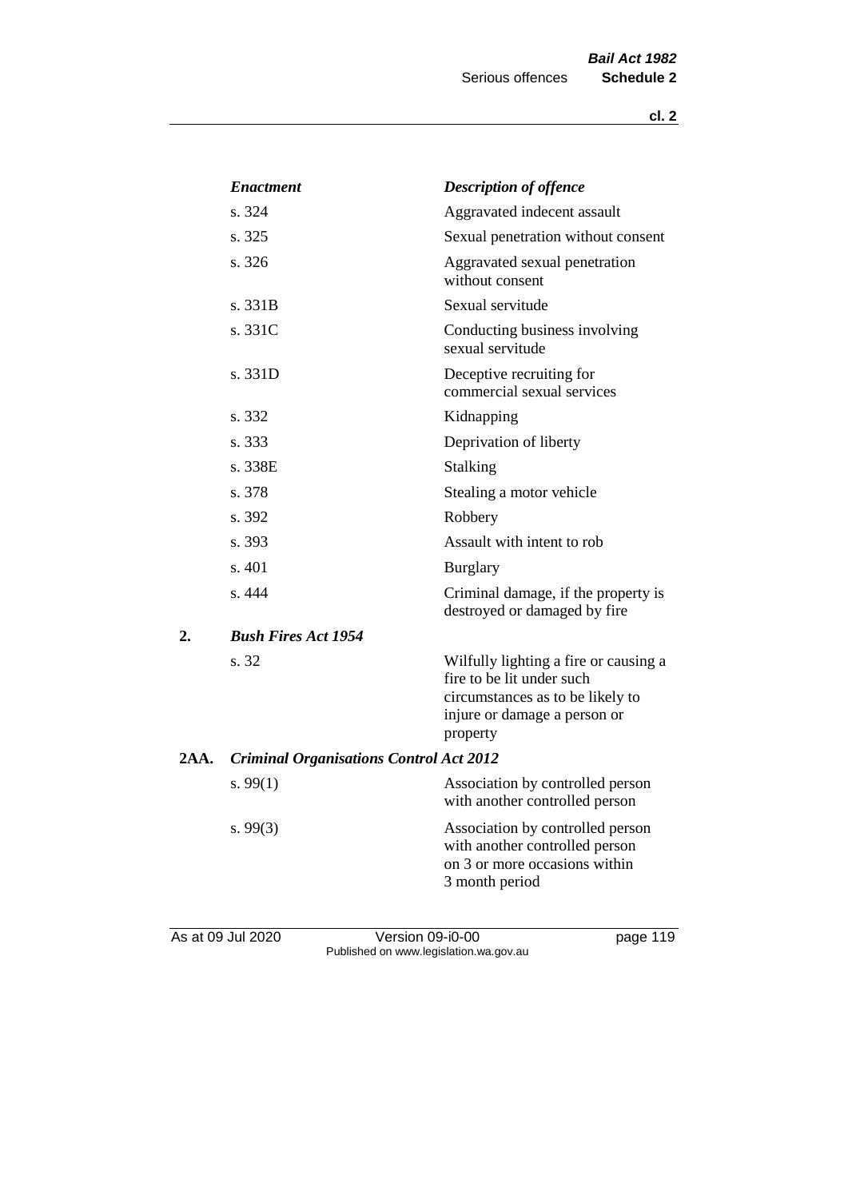| | *Enactment* | *Description of offence* |
|---|---|---|
| | s. 324 | Aggravated indecent assault |
| | s. 325 | Sexual penetration without consent |
| | s. 326 | Aggravated sexual penetration without consent |
| | s. 331B | Sexual servitude |
| | s. 331C | Conducting business involving sexual servitude |
| | s. 331D | Deceptive recruiting for commercial sexual services |
| | s. 332 | Kidnapping |
| | s. 333 | Deprivation of liberty |
| | s. 338E | Stalking |
| | s. 378 | Stealing a motor vehicle |
| | s. 392 | Robbery |
| | s. 393 | Assault with intent to rob |
| | s. 401 | Burglary |
| | s. 444 | Criminal damage, if the property is destroyed or damaged by fire |
| **2.** | ***Bush Fires Act 1954*** | |
| | s. 32 | Wilfully lighting a fire or causing a fire to be lit under such circumstances as to be likely to injure or damage a person or property |
| **2AA.** | ***Criminal Organisations Control Act 2012*** | |
| | s. 99(1) | Association by controlled person with another controlled person |
| | s. 99(3) | Association by controlled person with another controlled person on 3 or more occasions within 3 month period |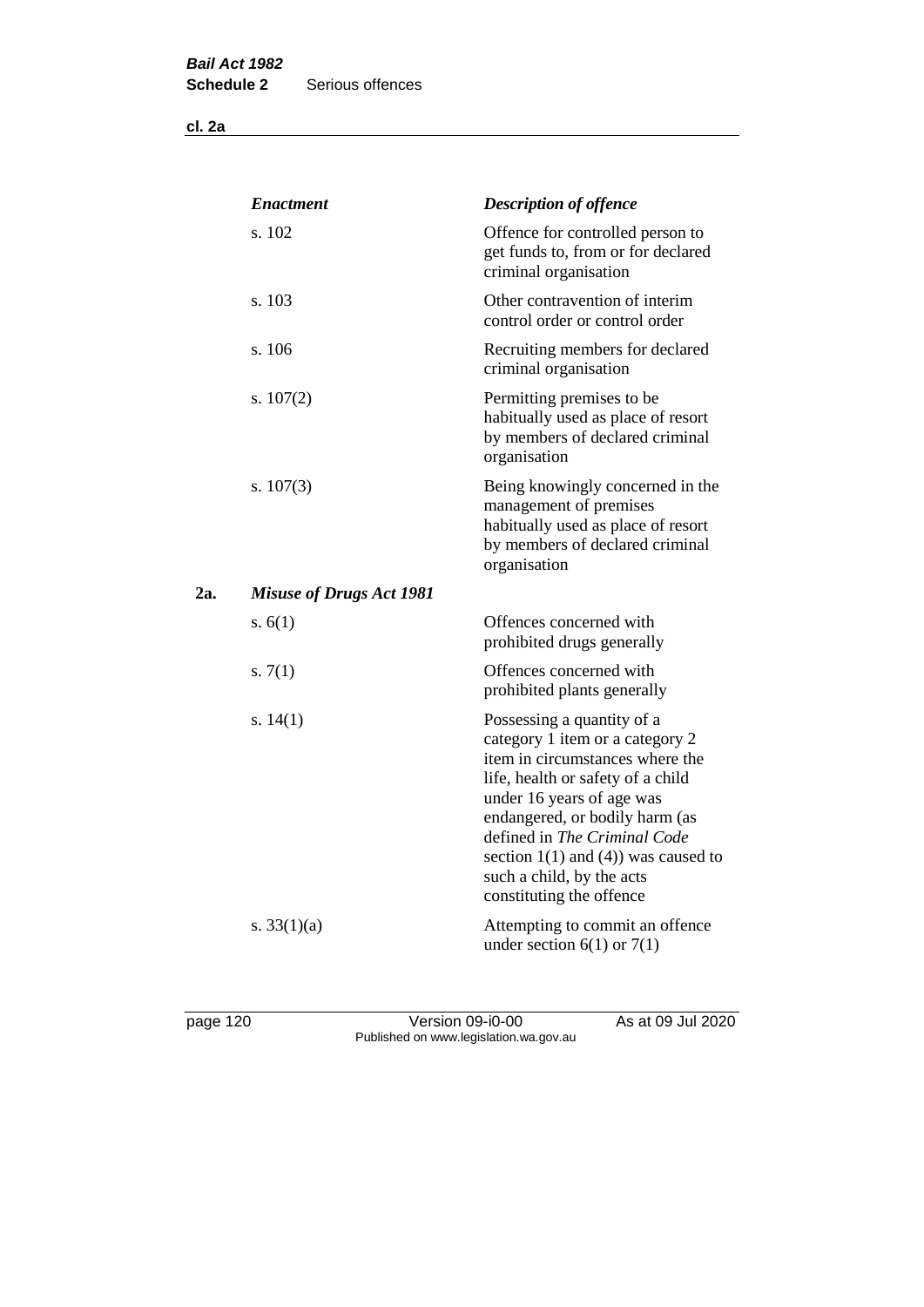| | *Enactment* | *Description of offence* |
|---|---|---|
| | s. 102 | Offence for controlled person to get funds to, from or for declared criminal organisation |
| | s. 103 | Other contravention of interim control order or control order |
| | s. 106 | Recruiting members for declared criminal organisation |
| | s. 107(2) | Permitting premises to be habitually used as place of resort by members of declared criminal organisation |
| | s. 107(3) | Being knowingly concerned in the management of premises habitually used as place of resort by members of declared criminal organisation |
| **2a.** | ***Misuse of Drugs Act 1981*** | |
| | s. 6(1) | Offences concerned with prohibited drugs generally |
| | s. 7(1) | Offences concerned with prohibited plants generally |
| | s. 14(1) | Possessing a quantity of a category 1 item or a category 2 item in circumstances where the life, health or safety of a child under 16 years of age was endangered, or bodily harm (as defined in *The Criminal Code* section 1(1) and (4)) was caused to such a child, by the acts constituting the offence |
| | s. 33(1)(a) | Attempting to commit an offence under section 6(1) or 7(1) |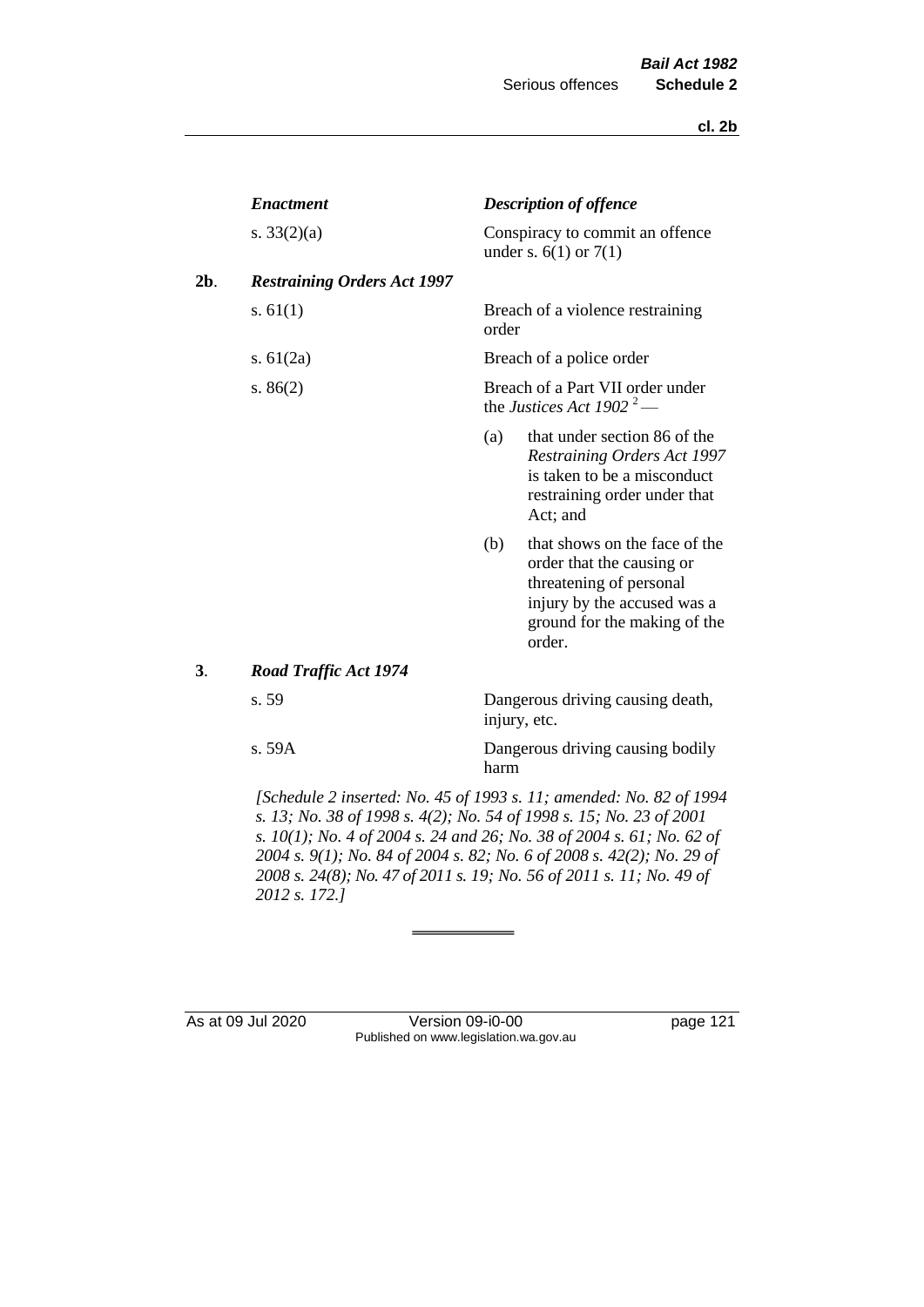| | *Enactment* | *Description of offence* |
|---|---|---|
| | s. 33(2)(a) | Conspiracy to commit an offence under s. 6(1) or 7(1) |
| **2b**. | ***Restraining Orders Act 1997*** | |
| | s. 61(1) | Breach of a violence restraining order |
| | s. 61(2a) | Breach of a police order |
| | s. 86(2) | Breach of a Part VII order under the *Justices Act 1902* [2] —<br>(a) that under section 86 of the *Restraining Orders Act 1997* is taken to be a misconduct restraining order under that Act; and<br>(b) that shows on the face of the order that the causing or threatening of personal injury by the accused was a ground for the making of the order. |
| **3**. | ***Road Traffic Act 1974*** | |
| | s. 59 | Dangerous driving causing death, injury, etc. |
| | s. 59A | Dangerous driving causing bodily harm |

*[Schedule 2 inserted: No. 45 of 1993 s. 11; amended: No. 82 of 1994 s. 13; No. 38 of 1998 s. 4(2); No. 54 of 1998 s. 15; No. 23 of 2001 s. 10(1); No. 4 of 2004 s. 24 and 26; No. 38 of 2004 s. 61; No. 62 of 2004 s. 9(1); No. 84 of 2004 s. 82; No. 6 of 2008 s. 42(2); No. 29 of 2008 s. 24(8); No. 47 of 2011 s. 19; No. 56 of 2011 s. 11; No. 49 of 2012 s. 172.]*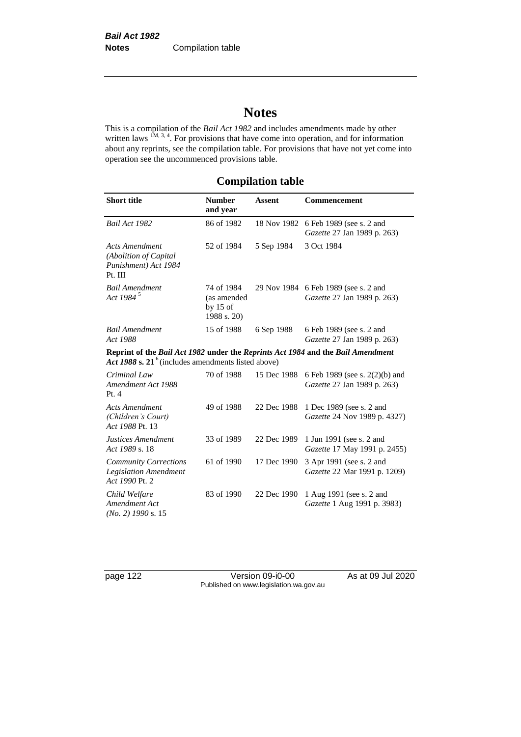# Notes

This is a compilation of the *Bail Act 1982* and includes amendments made by other written laws [1M, 3, 4]. For provisions that have come into operation, and for information about any reprints, see the compilation table. For provisions that have not yet come into operation see the uncommenced provisions table.

## Compilation table

| Short title | Number and year | Assent | Commencement |
|---|---|---|---|
| *Bail Act 1982* | 86 of 1982 | 18 Nov 1982 | 6 Feb 1989 (see s. 2 and *Gazette* 27 Jan 1989 p. 263) |
| *Acts Amendment (Abolition of Capital Punishment) Act 1984* Pt. III | 52 of 1984 | 5 Sep 1984 | 3 Oct 1984 |
| *Bail Amendment Act 1984* [5] | 74 of 1984 (as amended by 15 of 1988 s. 20) | 29 Nov 1984 | 6 Feb 1989 (see s. 2 and *Gazette* 27 Jan 1989 p. 263) |
| *Bail Amendment Act 1988* | 15 of 1988 | 6 Sep 1988 | 6 Feb 1989 (see s. 2 and *Gazette* 27 Jan 1989 p. 263) |
| **Reprint of the *Bail Act 1982* under the *Reprints Act 1984* and the *Bail Amendment Act 1988* s. 21** [6] (includes amendments listed above) | | | |
| *Criminal Law Amendment Act 1988* Pt. 4 | 70 of 1988 | 15 Dec 1988 | 6 Feb 1989 (see s. 2(2)(b) and *Gazette* 27 Jan 1989 p. 263) |
| *Acts Amendment (Children's Court) Act 1988* Pt. 13 | 49 of 1988 | 22 Dec 1988 | 1 Dec 1989 (see s. 2 and *Gazette* 24 Nov 1989 p. 4327) |
| *Justices Amendment Act 1989* s. 18 | 33 of 1989 | 22 Dec 1989 | 1 Jun 1991 (see s. 2 and *Gazette* 17 May 1991 p. 2455) |
| *Community Corrections Legislation Amendment Act 1990* Pt. 2 | 61 of 1990 | 17 Dec 1990 | 3 Apr 1991 (see s. 2 and *Gazette* 22 Mar 1991 p. 1209) |
| *Child Welfare Amendment Act (No. 2) 1990* s. 15 | 83 of 1990 | 22 Dec 1990 | 1 Aug 1991 (see s. 2 and *Gazette* 1 Aug 1991 p. 3983) |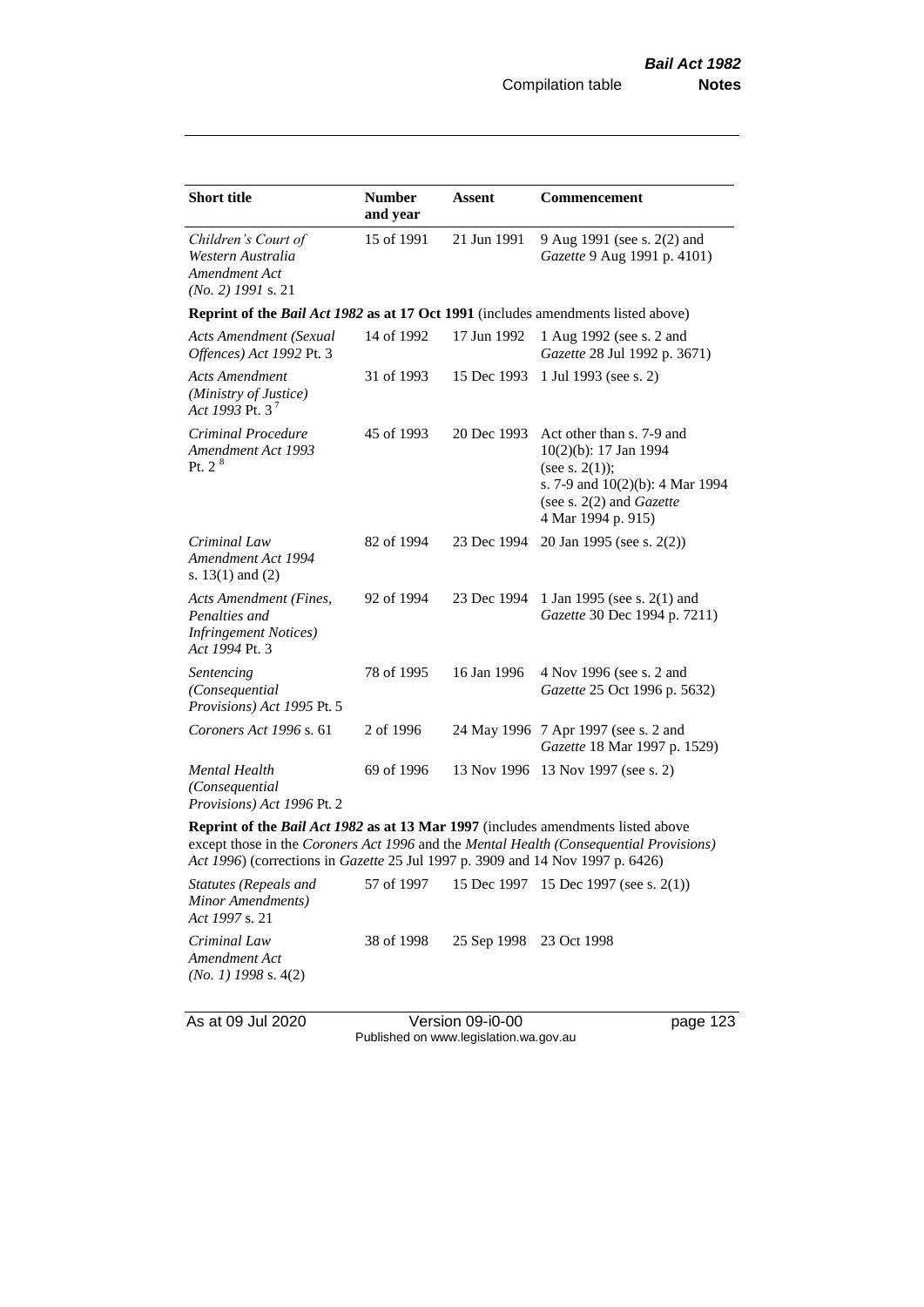| Short title | Number and year | Assent | Commencement |
|---|---|---|---|
| *Children's Court of Western Australia Amendment Act (No. 2) 1991* s. 21 | 15 of 1991 | 21 Jun 1991 | 9 Aug 1991 (see s. 2(2) and *Gazette* 9 Aug 1991 p. 4101) |
| **Reprint of the *Bail Act 1982* as at 17 Oct 1991** (includes amendments listed above) | | | |
| *Acts Amendment (Sexual Offences) Act 1992* Pt. 3 | 14 of 1992 | 17 Jun 1992 | 1 Aug 1992 (see s. 2 and *Gazette* 28 Jul 1992 p. 3671) |
| *Acts Amendment (Ministry of Justice) Act 1993* Pt. 3 [7] | 31 of 1993 | 15 Dec 1993 | 1 Jul 1993 (see s. 2) |
| *Criminal Procedure Amendment Act 1993* Pt. 2 [8] | 45 of 1993 | 20 Dec 1993 | Act other than s. 7-9 and 10(2)(b): 17 Jan 1994 (see s. 2(1)); s. 7-9 and 10(2)(b): 4 Mar 1994 (see s. 2(2) and *Gazette* 4 Mar 1994 p. 915) |
| *Criminal Law Amendment Act 1994* s. 13(1) and (2) | 82 of 1994 | 23 Dec 1994 | 20 Jan 1995 (see s. 2(2)) |
| *Acts Amendment (Fines, Penalties and Infringement Notices) Act 1994* Pt. 3 | 92 of 1994 | 23 Dec 1994 | 1 Jan 1995 (see s. 2(1) and *Gazette* 30 Dec 1994 p. 7211) |
| *Sentencing (Consequential Provisions) Act 1995* Pt. 5 | 78 of 1995 | 16 Jan 1996 | 4 Nov 1996 (see s. 2 and *Gazette* 25 Oct 1996 p. 5632) |
| *Coroners Act 1996* s. 61 | 2 of 1996 | 24 May 1996 | 7 Apr 1997 (see s. 2 and *Gazette* 18 Mar 1997 p. 1529) |
| *Mental Health (Consequential Provisions) Act 1996* Pt. 2 | 69 of 1996 | 13 Nov 1996 | 13 Nov 1997 (see s. 2) |
| **Reprint of the *Bail Act 1982* as at 13 Mar 1997** (includes amendments listed above except those in the *Coroners Act 1996* and the *Mental Health (Consequential Provisions) Act 1996*) (corrections in *Gazette* 25 Jul 1997 p. 3909 and 14 Nov 1997 p. 6426) | | | |
| *Statutes (Repeals and Minor Amendments) Act 1997* s. 21 | 57 of 1997 | 15 Dec 1997 | 15 Dec 1997 (see s. 2(1)) |
| *Criminal Law Amendment Act (No. 1) 1998* s. 4(2) | 38 of 1998 | 25 Sep 1998 | 23 Oct 1998 |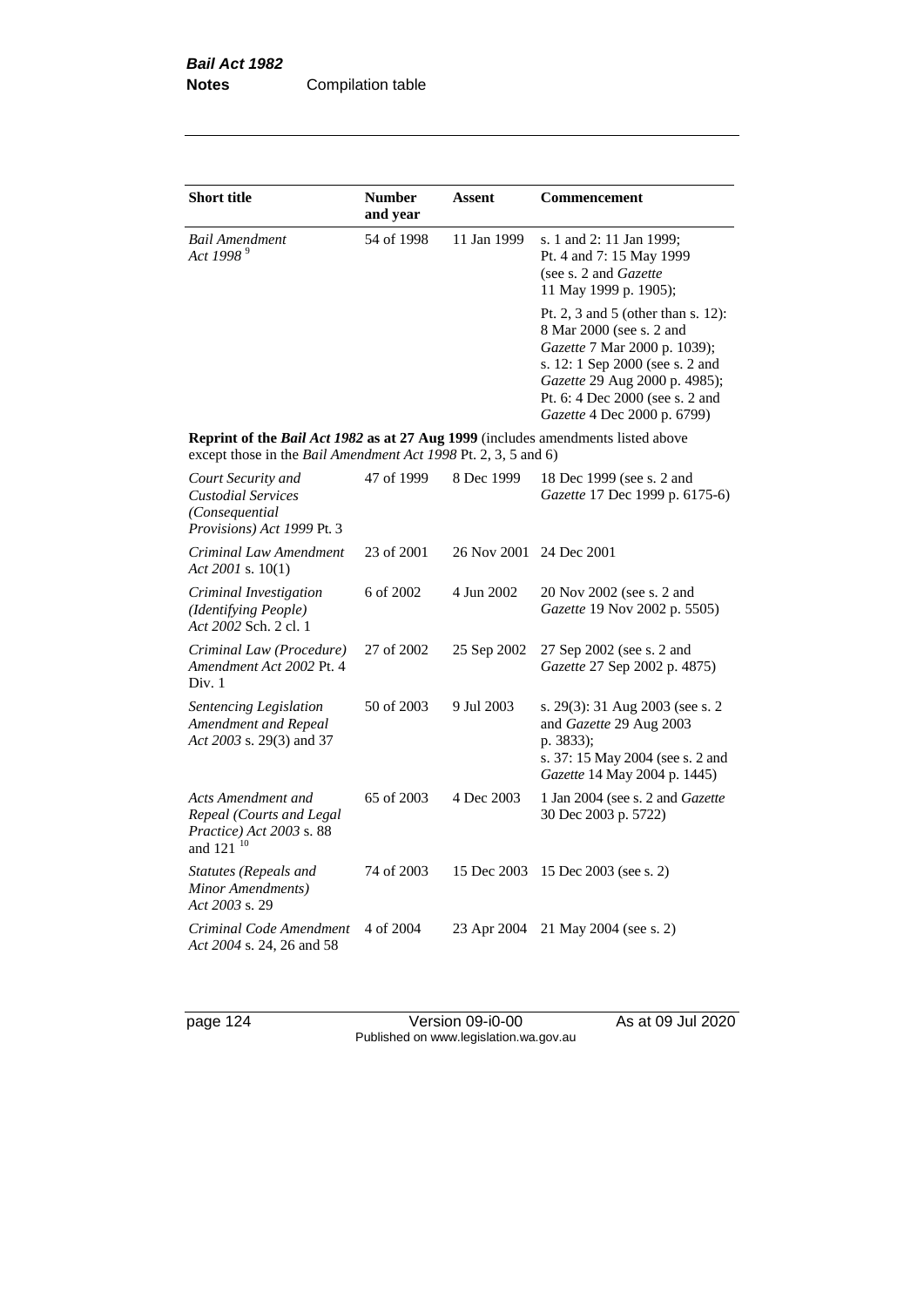| Short title | Number and year | Assent | Commencement |
|---|---|---|---|
| *Bail Amendment Act 1998* [9] | 54 of 1998 | 11 Jan 1999 | s. 1 and 2: 11 Jan 1999; Pt. 4 and 7: 15 May 1999 (see s. 2 and *Gazette* 11 May 1999 p. 1905); Pt. 2, 3 and 5 (other than s. 12): 8 Mar 2000 (see s. 2 and *Gazette* 7 Mar 2000 p. 1039); s. 12: 1 Sep 2000 (see s. 2 and *Gazette* 29 Aug 2000 p. 4985); Pt. 6: 4 Dec 2000 (see s. 2 and *Gazette* 4 Dec 2000 p. 6799) |
| **Reprint of the *Bail Act 1982* as at 27 Aug 1999** (includes amendments listed above except those in the *Bail Amendment Act 1998* Pt. 2, 3, 5 and 6) | | | |
| *Court Security and Custodial Services (Consequential Provisions) Act 1999* Pt. 3 | 47 of 1999 | 8 Dec 1999 | 18 Dec 1999 (see s. 2 and *Gazette* 17 Dec 1999 p. 6175-6) |
| *Criminal Law Amendment Act 2001* s. 10(1) | 23 of 2001 | 26 Nov 2001 | 24 Dec 2001 |
| *Criminal Investigation (Identifying People) Act 2002* Sch. 2 cl. 1 | 6 of 2002 | 4 Jun 2002 | 20 Nov 2002 (see s. 2 and *Gazette* 19 Nov 2002 p. 5505) |
| *Criminal Law (Procedure) Amendment Act 2002* Pt. 4 Div. 1 | 27 of 2002 | 25 Sep 2002 | 27 Sep 2002 (see s. 2 and *Gazette* 27 Sep 2002 p. 4875) |
| *Sentencing Legislation Amendment and Repeal Act 2003* s. 29(3) and 37 | 50 of 2003 | 9 Jul 2003 | s. 29(3): 31 Aug 2003 (see s. 2 and *Gazette* 29 Aug 2003 p. 3833); s. 37: 15 May 2004 (see s. 2 and *Gazette* 14 May 2004 p. 1445) |
| *Acts Amendment and Repeal (Courts and Legal Practice) Act 2003* s. 88 and 121 [10] | 65 of 2003 | 4 Dec 2003 | 1 Jan 2004 (see s. 2 and *Gazette* 30 Dec 2003 p. 5722) |
| *Statutes (Repeals and Minor Amendments) Act 2003* s. 29 | 74 of 2003 | 15 Dec 2003 | 15 Dec 2003 (see s. 2) |
| *Criminal Code Amendment Act 2004* s. 24, 26 and 58 | 4 of 2004 | 23 Apr 2004 | 21 May 2004 (see s. 2) |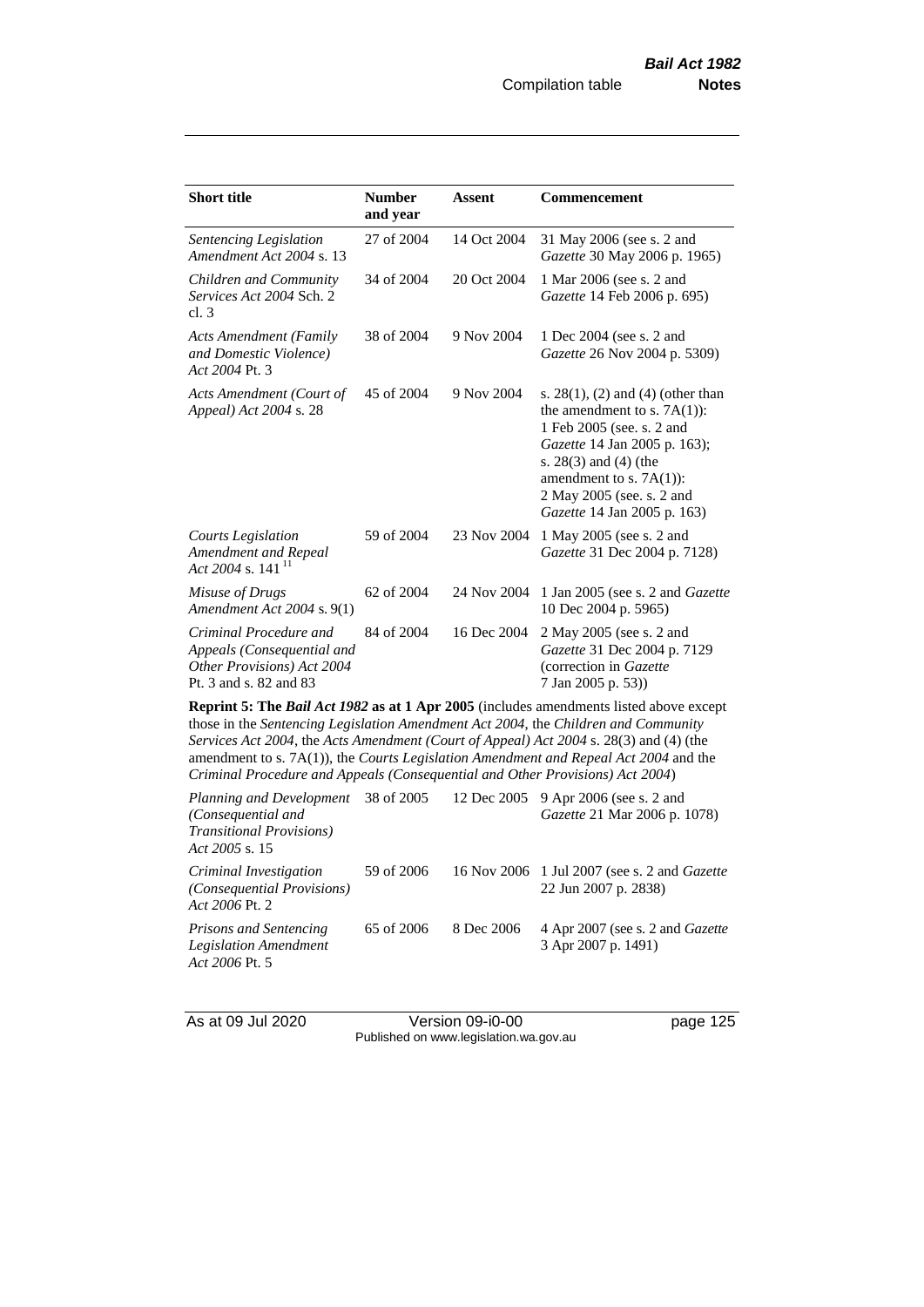| Short title | Number and year | Assent | Commencement |
|---|---|---|---|
| *Sentencing Legislation Amendment Act 2004* s. 13 | 27 of 2004 | 14 Oct 2004 | 31 May 2006 (see s. 2 and *Gazette* 30 May 2006 p. 1965) |
| *Children and Community Services Act 2004* Sch. 2 cl. 3 | 34 of 2004 | 20 Oct 2004 | 1 Mar 2006 (see s. 2 and *Gazette* 14 Feb 2006 p. 695) |
| *Acts Amendment (Family and Domestic Violence) Act 2004* Pt. 3 | 38 of 2004 | 9 Nov 2004 | 1 Dec 2004 (see s. 2 and *Gazette* 26 Nov 2004 p. 5309) |
| *Acts Amendment (Court of Appeal) Act 2004* s. 28 | 45 of 2004 | 9 Nov 2004 | s. 28(1), (2) and (4) (other than the amendment to s. 7A(1)): 1 Feb 2005 (see. s. 2 and *Gazette* 14 Jan 2005 p. 163); s. 28(3) and (4) (the amendment to s. 7A(1)): 2 May 2005 (see. s. 2 and *Gazette* 14 Jan 2005 p. 163) |
| *Courts Legislation Amendment and Repeal Act 2004* s. 141 [11] | 59 of 2004 | 23 Nov 2004 | 1 May 2005 (see s. 2 and *Gazette* 31 Dec 2004 p. 7128) |
| *Misuse of Drugs Amendment Act 2004* s. 9(1) | 62 of 2004 | 24 Nov 2004 | 1 Jan 2005 (see s. 2 and *Gazette* 10 Dec 2004 p. 5965) |
| *Criminal Procedure and Appeals (Consequential and Other Provisions) Act 2004* Pt. 3 and s. 82 and 83 | 84 of 2004 | 16 Dec 2004 | 2 May 2005 (see s. 2 and *Gazette* 31 Dec 2004 p. 7129 (correction in *Gazette* 7 Jan 2005 p. 53)) |
| **Reprint 5: The *Bail Act 1982* as at 1 Apr 2005** (includes amendments listed above except those in the *Sentencing Legislation Amendment Act 2004*, the *Children and Community Services Act 2004*, the *Acts Amendment (Court of Appeal) Act 2004* s. 28(3) and (4) (the amendment to s. 7A(1)), the *Courts Legislation Amendment and Repeal Act 2004* and the *Criminal Procedure and Appeals (Consequential and Other Provisions) Act 2004*) | | | |
| *Planning and Development (Consequential and Transitional Provisions) Act 2005* s. 15 | 38 of 2005 | 12 Dec 2005 | 9 Apr 2006 (see s. 2 and *Gazette* 21 Mar 2006 p. 1078) |
| *Criminal Investigation (Consequential Provisions) Act 2006* Pt. 2 | 59 of 2006 | 16 Nov 2006 | 1 Jul 2007 (see s. 2 and *Gazette* 22 Jun 2007 p. 2838) |
| *Prisons and Sentencing Legislation Amendment Act 2006* Pt. 5 | 65 of 2006 | 8 Dec 2006 | 4 Apr 2007 (see s. 2 and *Gazette* 3 Apr 2007 p. 1491) |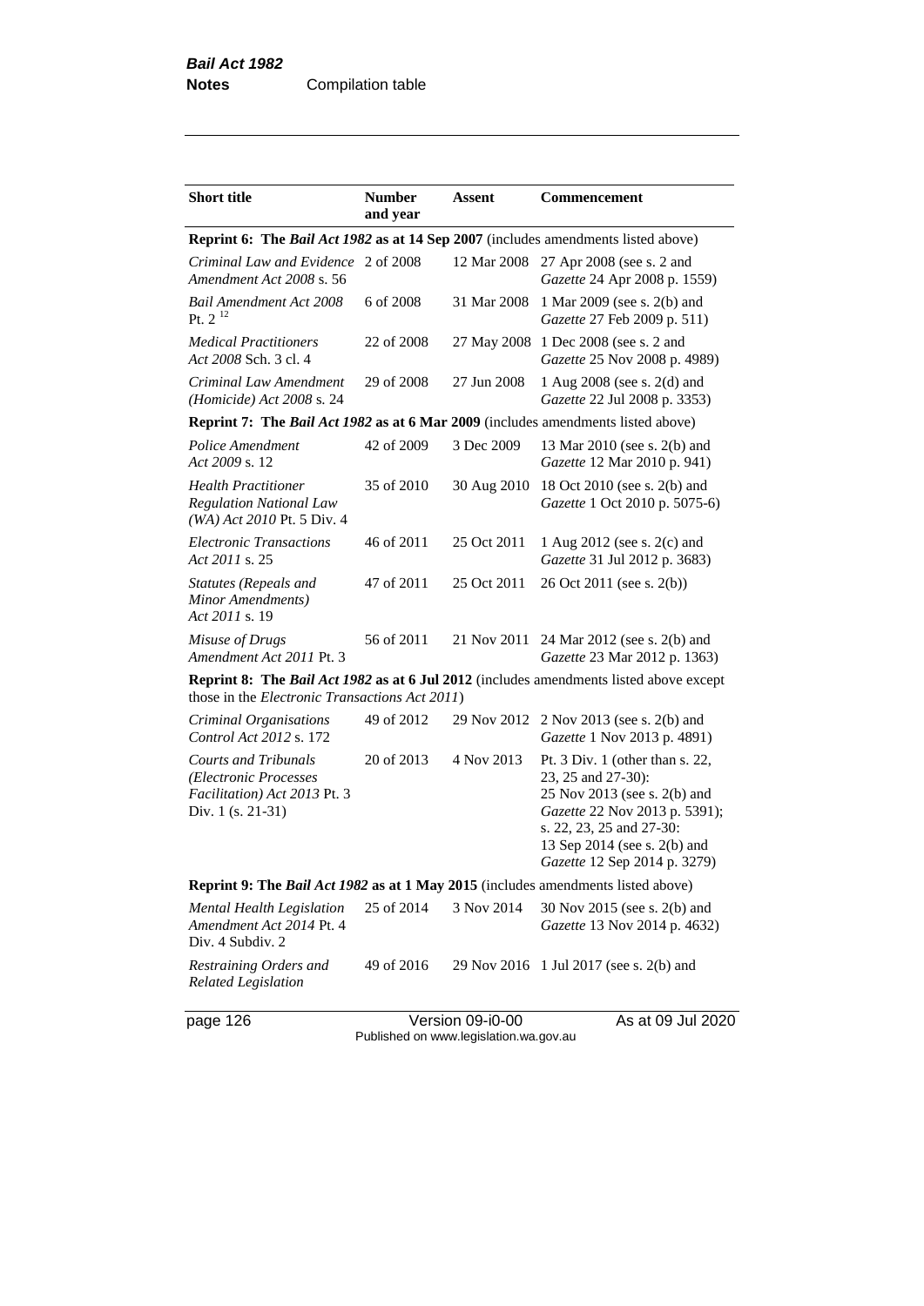| Short title | Number and year | Assent | Commencement |
|---|---|---|---|
| **Reprint 6: The *Bail Act 1982* as at 14 Sep 2007** (includes amendments listed above) | | | |
| *Criminal Law and Evidence Amendment Act 2008* s. 56 | 2 of 2008 | 12 Mar 2008 | 27 Apr 2008 (see s. 2 and *Gazette* 24 Apr 2008 p. 1559) |
| *Bail Amendment Act 2008* Pt. 2 [12] | 6 of 2008 | 31 Mar 2008 | 1 Mar 2009 (see s. 2(b) and *Gazette* 27 Feb 2009 p. 511) |
| *Medical Practitioners Act 2008* Sch. 3 cl. 4 | 22 of 2008 | 27 May 2008 | 1 Dec 2008 (see s. 2 and *Gazette* 25 Nov 2008 p. 4989) |
| *Criminal Law Amendment (Homicide) Act 2008* s. 24 | 29 of 2008 | 27 Jun 2008 | 1 Aug 2008 (see s. 2(d) and *Gazette* 22 Jul 2008 p. 3353) |
| **Reprint 7: The *Bail Act 1982* as at 6 Mar 2009** (includes amendments listed above) | | | |
| *Police Amendment Act 2009* s. 12 | 42 of 2009 | 3 Dec 2009 | 13 Mar 2010 (see s. 2(b) and *Gazette* 12 Mar 2010 p. 941) |
| *Health Practitioner Regulation National Law (WA) Act 2010* Pt. 5 Div. 4 | 35 of 2010 | 30 Aug 2010 | 18 Oct 2010 (see s. 2(b) and *Gazette* 1 Oct 2010 p. 5075-6) |
| *Electronic Transactions Act 2011* s. 25 | 46 of 2011 | 25 Oct 2011 | 1 Aug 2012 (see s. 2(c) and *Gazette* 31 Jul 2012 p. 3683) |
| *Statutes (Repeals and Minor Amendments) Act 2011* s. 19 | 47 of 2011 | 25 Oct 2011 | 26 Oct 2011 (see s. 2(b)) |
| *Misuse of Drugs Amendment Act 2011* Pt. 3 | 56 of 2011 | 21 Nov 2011 | 24 Mar 2012 (see s. 2(b) and *Gazette* 23 Mar 2012 p. 1363) |
| **Reprint 8: The *Bail Act 1982* as at 6 Jul 2012** (includes amendments listed above except those in the *Electronic Transactions Act 2011*) | | | |
| *Criminal Organisations Control Act 2012* s. 172 | 49 of 2012 | 29 Nov 2012 | 2 Nov 2013 (see s. 2(b) and *Gazette* 1 Nov 2013 p. 4891) |
| *Courts and Tribunals (Electronic Processes Facilitation) Act 2013* Pt. 3 Div. 1 (s. 21-31) | 20 of 2013 | 4 Nov 2013 | Pt. 3 Div. 1 (other than s. 22, 23, 25 and 27-30): 25 Nov 2013 (see s. 2(b) and *Gazette* 22 Nov 2013 p. 5391); s. 22, 23, 25 and 27-30: 13 Sep 2014 (see s. 2(b) and *Gazette* 12 Sep 2014 p. 3279) |
| **Reprint 9: The *Bail Act 1982* as at 1 May 2015** (includes amendments listed above) | | | |
| *Mental Health Legislation Amendment Act 2014* Pt. 4 Div. 4 Subdiv. 2 | 25 of 2014 | 3 Nov 2014 | 30 Nov 2015 (see s. 2(b) and *Gazette* 13 Nov 2014 p. 4632) |
| *Restraining Orders and Related Legislation* | 49 of 2016 | 29 Nov 2016 | 1 Jul 2017 (see s. 2(b) and |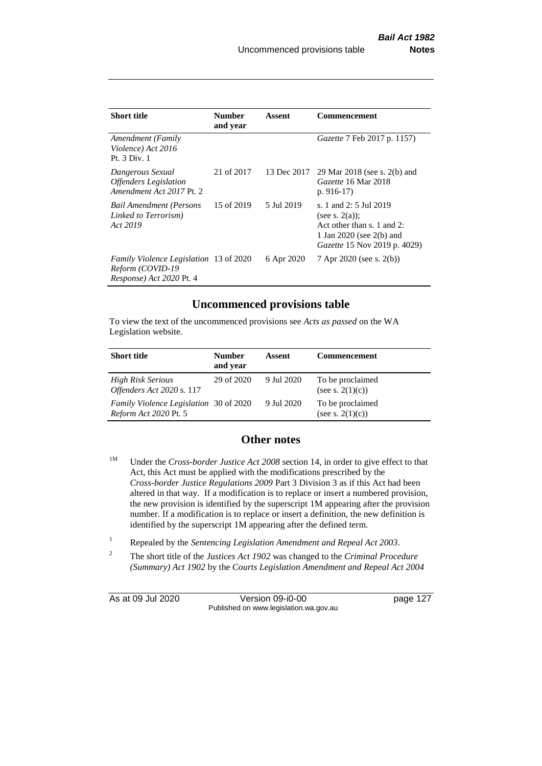| Short title | Number and year | Assent | Commencement |
|---|---|---|---|
| *Amendment (Family Violence) Act 2016* Pt. 3 Div. 1 | | | *Gazette* 7 Feb 2017 p. 1157) |
| *Dangerous Sexual Offenders Legislation Amendment Act 2017* Pt. 2 | 21 of 2017 | 13 Dec 2017 | 29 Mar 2018 (see s. 2(b) and *Gazette* 16 Mar 2018 p. 916-17) |
| *Bail Amendment (Persons Linked to Terrorism) Act 2019* | 15 of 2019 | 5 Jul 2019 | s. 1 and 2: 5 Jul 2019 (see s. 2(a)); Act other than s. 1 and 2: 1 Jan 2020 (see 2(b) and *Gazette* 15 Nov 2019 p. 4029) |
| *Family Violence Legislation Reform (COVID-19 Response) Act 2020* Pt. 4 | 13 of 2020 | 6 Apr 2020 | 7 Apr 2020 (see s. 2(b)) |

## Uncommenced provisions table

To view the text of the uncommenced provisions see *Acts as passed* on the WA Legislation website.

| Short title | Number and year | Assent | Commencement |
|---|---|---|---|
| *High Risk Serious Offenders Act 2020* s. 117 | 29 of 2020 | 9 Jul 2020 | To be proclaimed (see s. 2(1)(c)) |
| *Family Violence Legislation Reform Act 2020* Pt. 5 | 30 of 2020 | 9 Jul 2020 | To be proclaimed (see s. 2(1)(c)) |

## Other notes

[1M] Under the *Cross-border Justice Act 2008* section 14, in order to give effect to that Act, this Act must be applied with the modifications prescribed by the *Cross-border Justice Regulations 2009* Part 3 Division 3 as if this Act had been altered in that way. If a modification is to replace or insert a numbered provision, the new provision is identified by the superscript 1M appearing after the provision number. If a modification is to replace or insert a definition, the new definition is identified by the superscript 1M appearing after the defined term.

[1] Repealed by the *Sentencing Legislation Amendment and Repeal Act 2003*.

[2] The short title of the *Justices Act 1902* was changed to the *Criminal Procedure (Summary) Act 1902* by the *Courts Legislation Amendment and Repeal Act 2004*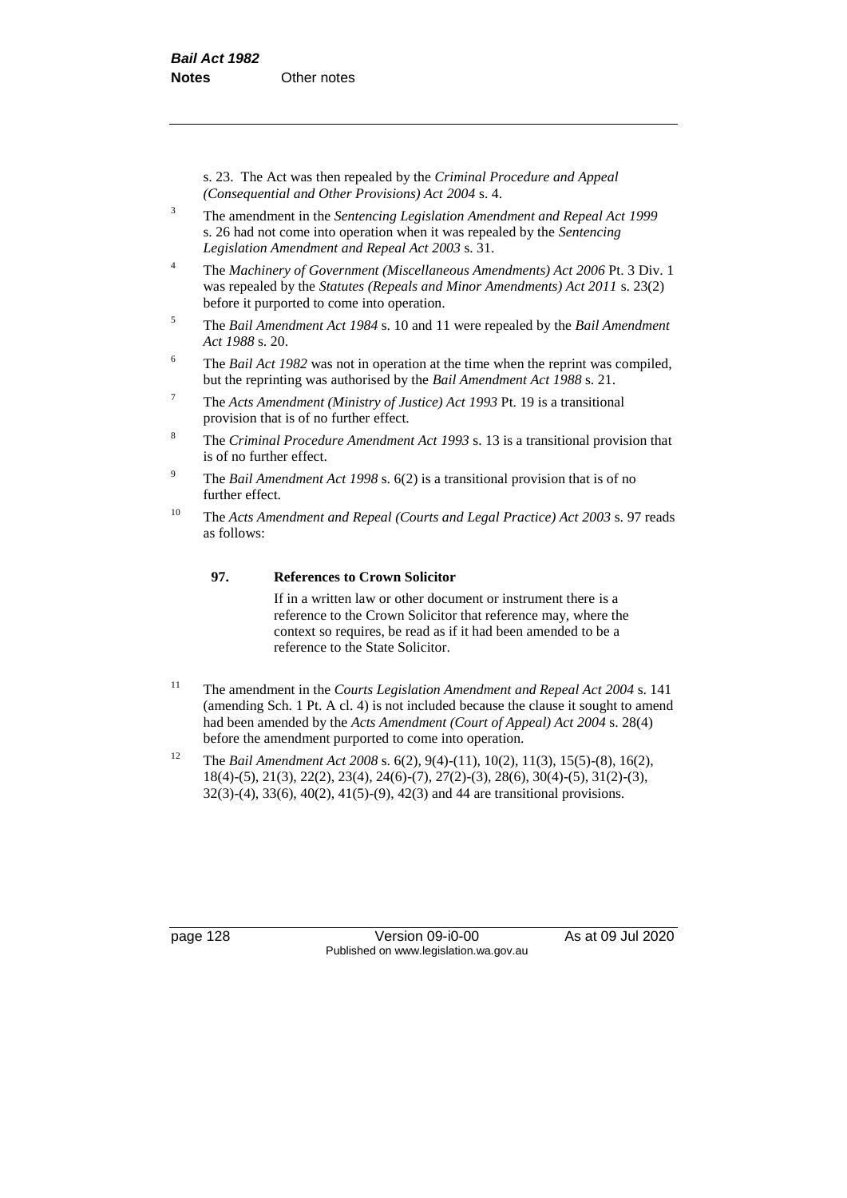s. 23. The Act was then repealed by the *Criminal Procedure and Appeal (Consequential and Other Provisions) Act 2004* s. 4.

[3] The amendment in the *Sentencing Legislation Amendment and Repeal Act 1999* s. 26 had not come into operation when it was repealed by the *Sentencing Legislation Amendment and Repeal Act 2003* s. 31.

[4] The *Machinery of Government (Miscellaneous Amendments) Act 2006* Pt. 3 Div. 1 was repealed by the *Statutes (Repeals and Minor Amendments) Act 2011* s. 23(2) before it purported to come into operation.

[5] The *Bail Amendment Act 1984* s. 10 and 11 were repealed by the *Bail Amendment Act 1988* s. 20.

[6] The *Bail Act 1982* was not in operation at the time when the reprint was compiled, but the reprinting was authorised by the *Bail Amendment Act 1988* s. 21.

[7] The *Acts Amendment (Ministry of Justice) Act 1993* Pt. 19 is a transitional provision that is of no further effect.

[8] The *Criminal Procedure Amendment Act 1993* s. 13 is a transitional provision that is of no further effect.

[9] The *Bail Amendment Act 1998* s. 6(2) is a transitional provision that is of no further effect.

[10] The *Acts Amendment and Repeal (Courts and Legal Practice) Act 2003* s. 97 reads as follows:

> **97. References to Crown Solicitor**
>
> If in a written law or other document or instrument there is a reference to the Crown Solicitor that reference may, where the context so requires, be read as if it had been amended to be a reference to the State Solicitor.

[11] The amendment in the *Courts Legislation Amendment and Repeal Act 2004* s. 141 (amending Sch. 1 Pt. A cl. 4) is not included because the clause it sought to amend had been amended by the *Acts Amendment (Court of Appeal) Act 2004* s. 28(4) before the amendment purported to come into operation.

[12] The *Bail Amendment Act 2008* s. 6(2), 9(4)-(11), 10(2), 11(3), 15(5)-(8), 16(2), 18(4)-(5), 21(3), 22(2), 23(4), 24(6)-(7), 27(2)-(3), 28(6), 30(4)-(5), 31(2)-(3), 32(3)-(4), 33(6), 40(2), 41(5)-(9), 42(3) and 44 are transitional provisions.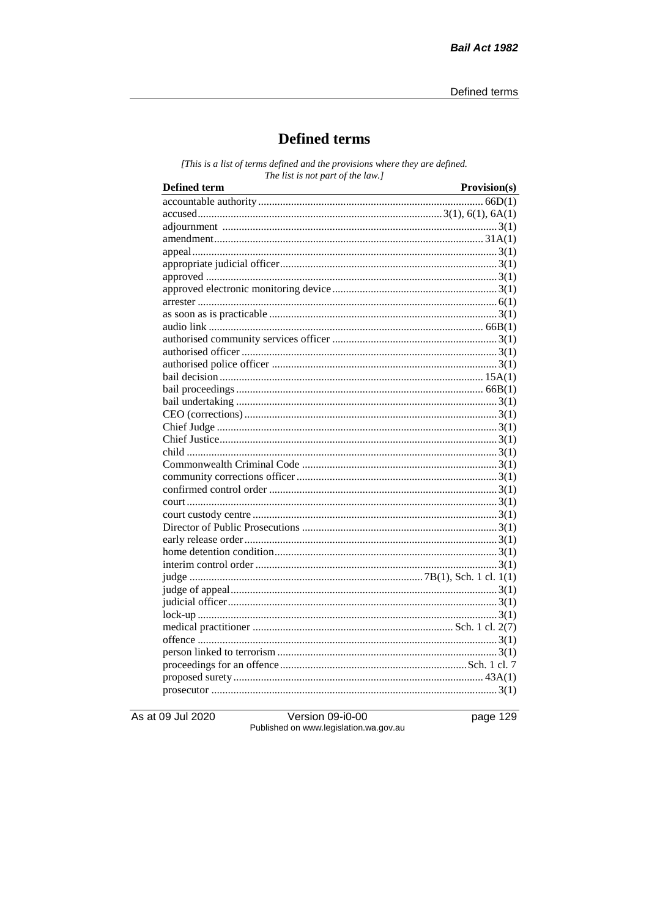# Defined terms

*[This is a list of terms defined and the provisions where they are defined. The list is not part of the law.]*

| Defined term | Provision(s) |
|---|---|
| accountable authority | 66D(1) |
| accused | 3(1), 6(1), 6A(1) |
| adjournment | 3(1) |
| amendment | 31A(1) |
| appeal | 3(1) |
| appropriate judicial officer | 3(1) |
| approved | 3(1) |
| approved electronic monitoring device | 3(1) |
| arrester | 6(1) |
| as soon as is practicable | 3(1) |
| audio link | 66B(1) |
| authorised community services officer | 3(1) |
| authorised officer | 3(1) |
| authorised police officer | 3(1) |
| bail decision | 15A(1) |
| bail proceedings | 66B(1) |
| bail undertaking | 3(1) |
| CEO (corrections) | 3(1) |
| Chief Judge | 3(1) |
| Chief Justice | 3(1) |
| child | 3(1) |
| Commonwealth Criminal Code | 3(1) |
| community corrections officer | 3(1) |
| confirmed control order | 3(1) |
| court | 3(1) |
| court custody centre | 3(1) |
| Director of Public Prosecutions | 3(1) |
| early release order | 3(1) |
| home detention condition | 3(1) |
| interim control order | 3(1) |
| judge | 7B(1), Sch. 1 cl. 1(1) |
| judge of appeal | 3(1) |
| judicial officer | 3(1) |
| lock-up | 3(1) |
| medical practitioner | Sch. 1 cl. 2(7) |
| offence | 3(1) |
| person linked to terrorism | 3(1) |
| proceedings for an offence | Sch. 1 cl. 7 |
| proposed surety | 43A(1) |
| prosecutor | 3(1) |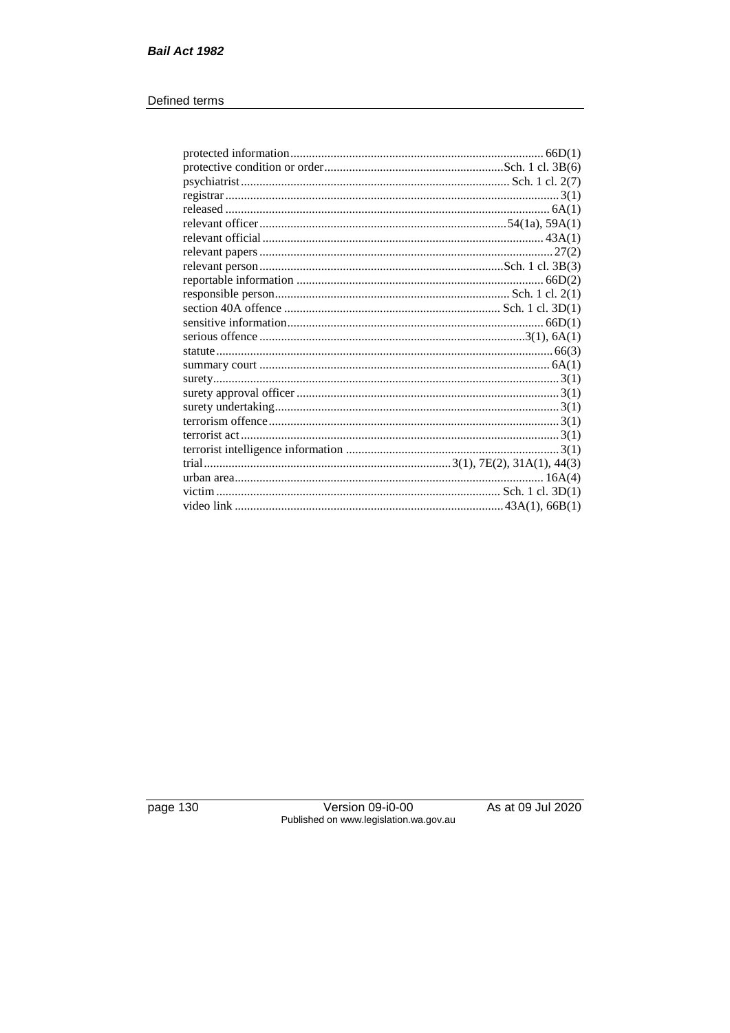protected information ............................................................................... 66D(1)
protective condition or order........................................................Sch. 1 cl. 3B(6)
psychiatrist ..................................................................................... Sch. 1 cl. 2(7)
registrar .......................................................................................................... 3(1)
released ......................................................................................................... 6A(1)
relevant officer ........................................................................... 54(1a), 59A(1)
relevant official ........................................................................................ 43A(1)
relevant papers ............................................................................................ 27(2)
relevant person .............................................................................Sch. 1 cl. 3B(3)
reportable information ............................................................................ 66D(2)
responsible person ........................................................................ Sch. 1 cl. 2(1)
section 40A offence .................................................................... Sch. 1 cl. 3D(1)
sensitive information ................................................................................ 66D(1)
serious offence ...................................................................................3(1), 6A(1)
statute ........................................................................................................... 66(3)
summary court ............................................................................................ 6A(1)
surety .............................................................................................................. 3(1)
surety approval officer ................................................................................... 3(1)
surety undertaking .......................................................................................... 3(1)
terrorism offence ............................................................................................ 3(1)
terrorist act ..................................................................................................... 3(1)
terrorist intelligence information ................................................................... 3(1)
trial ............................................................................ 3(1), 7E(2), 31A(1), 44(3)
urban area ................................................................................................. 16A(4)
victim ......................................................................................... Sch. 1 cl. 3D(1)
video link .................................................................................... 43A(1), 66B(1)